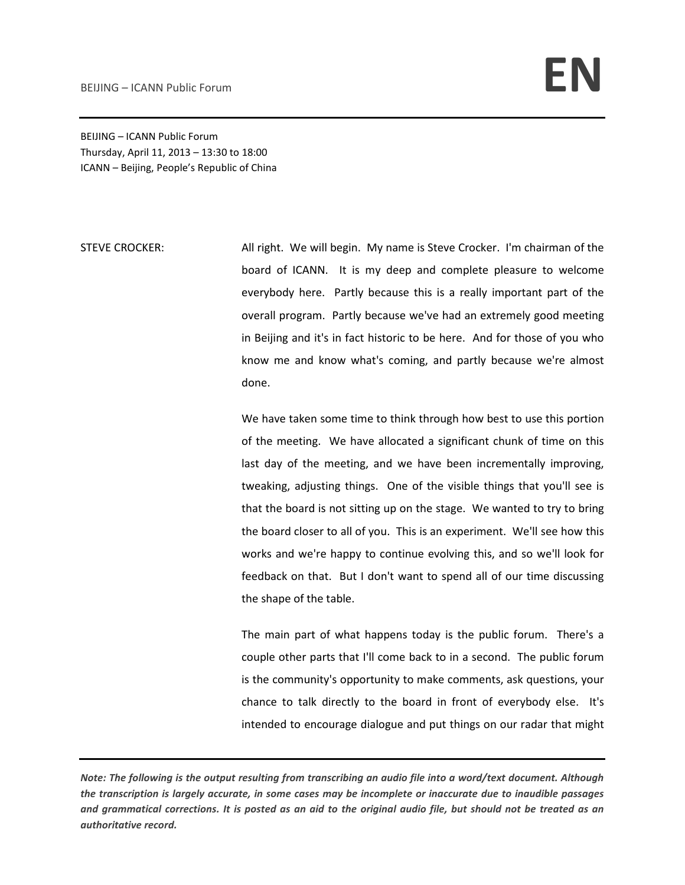BEIJING – ICANN Public Forum
Thursday, April 11, 2013 – 13:30 to 18:00
ICANN – Beijing, People's Republic of China

STEVE CROCKER: All right. We will begin. My name is Steve Crocker. I'm chairman of the board of ICANN. It is my deep and complete pleasure to welcome everybody here. Partly because this is a really important part of the overall program. Partly because we've had an extremely good meeting in Beijing and it's in fact historic to be here. And for those of you who know me and know what's coming, and partly because we're almost done.

We have taken some time to think through how best to use this portion of the meeting. We have allocated a significant chunk of time on this last day of the meeting, and we have been incrementally improving, tweaking, adjusting things. One of the visible things that you'll see is that the board is not sitting up on the stage. We wanted to try to bring the board closer to all of you. This is an experiment. We'll see how this works and we're happy to continue evolving this, and so we'll look for feedback on that. But I don't want to spend all of our time discussing the shape of the table.

The main part of what happens today is the public forum. There's a couple other parts that I'll come back to in a second. The public forum is the community's opportunity to make comments, ask questions, your chance to talk directly to the board in front of everybody else. It's intended to encourage dialogue and put things on our radar that might

***Note: The following is the output resulting from transcribing an audio file into a word/text document. Although the transcription is largely accurate, in some cases may be incomplete or inaccurate due to inaudible passages and grammatical corrections. It is posted as an aid to the original audio file, but should not be treated as an authoritative record.***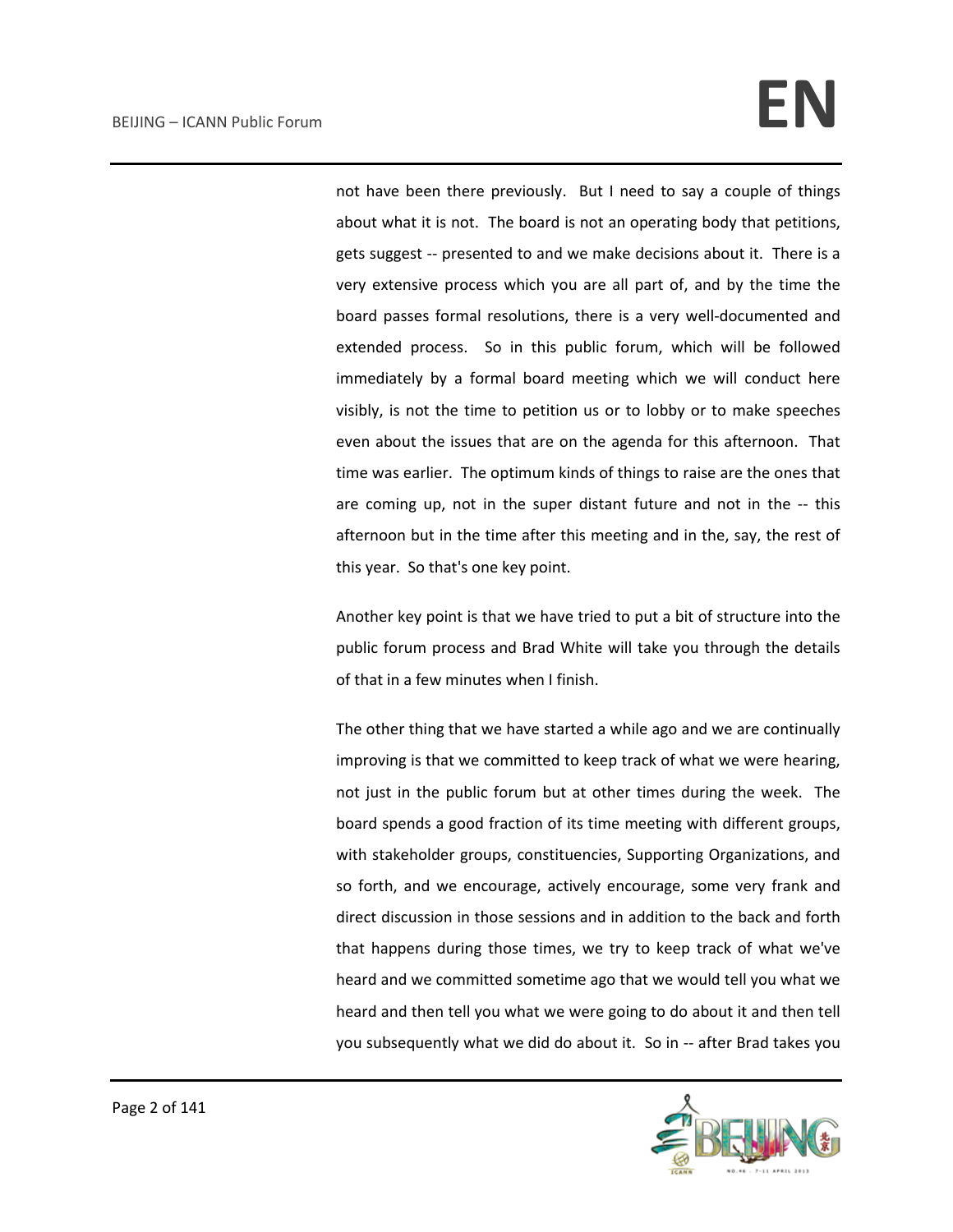not have been there previously. But I need to say a couple of things about what it is not. The board is not an operating body that petitions, gets suggest -- presented to and we make decisions about it. There is a very extensive process which you are all part of, and by the time the board passes formal resolutions, there is a very well-documented and extended process. So in this public forum, which will be followed immediately by a formal board meeting which we will conduct here visibly, is not the time to petition us or to lobby or to make speeches even about the issues that are on the agenda for this afternoon. That time was earlier. The optimum kinds of things to raise are the ones that are coming up, not in the super distant future and not in the -- this afternoon but in the time after this meeting and in the, say, the rest of this year. So that's one key point.

Another key point is that we have tried to put a bit of structure into the public forum process and Brad White will take you through the details of that in a few minutes when I finish.

The other thing that we have started a while ago and we are continually improving is that we committed to keep track of what we were hearing, not just in the public forum but at other times during the week. The board spends a good fraction of its time meeting with different groups, with stakeholder groups, constituencies, Supporting Organizations, and so forth, and we encourage, actively encourage, some very frank and direct discussion in those sessions and in addition to the back and forth that happens during those times, we try to keep track of what we've heard and we committed sometime ago that we would tell you what we heard and then tell you what we were going to do about it and then tell you subsequently what we did do about it. So in -- after Brad takes you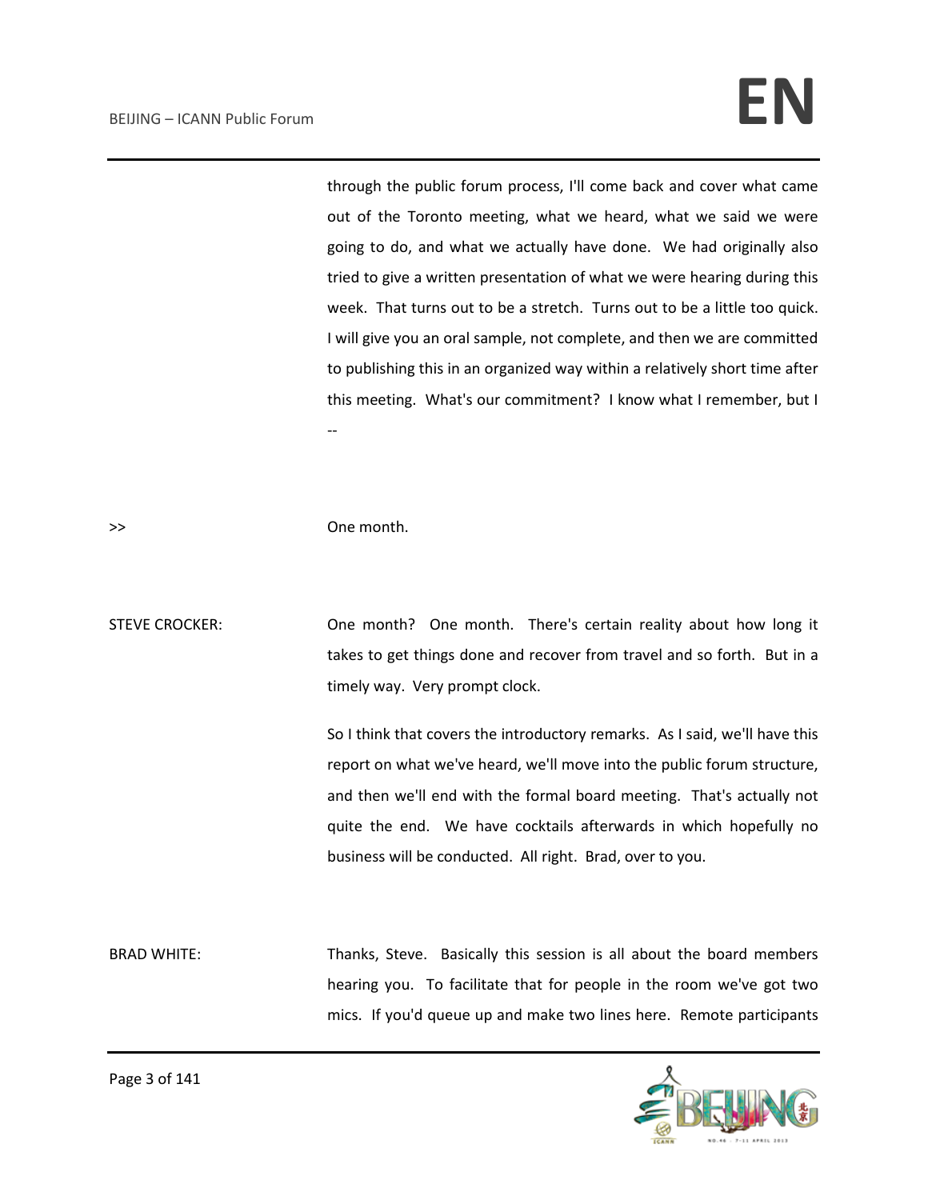through the public forum process, I'll come back and cover what came out of the Toronto meeting, what we heard, what we said we were going to do, and what we actually have done. We had originally also tried to give a written presentation of what we were hearing during this week. That turns out to be a stretch. Turns out to be a little too quick. I will give you an oral sample, not complete, and then we are committed to publishing this in an organized way within a relatively short time after this meeting. What's our commitment? I know what I remember, but I --

>> One month.

STEVE CROCKER: One month? One month. There's certain reality about how long it takes to get things done and recover from travel and so forth. But in a timely way. Very prompt clock.

So I think that covers the introductory remarks. As I said, we'll have this report on what we've heard, we'll move into the public forum structure, and then we'll end with the formal board meeting. That's actually not quite the end. We have cocktails afterwards in which hopefully no business will be conducted. All right. Brad, over to you.

BRAD WHITE: Thanks, Steve. Basically this session is all about the board members hearing you. To facilitate that for people in the room we've got two mics. If you'd queue up and make two lines here. Remote participants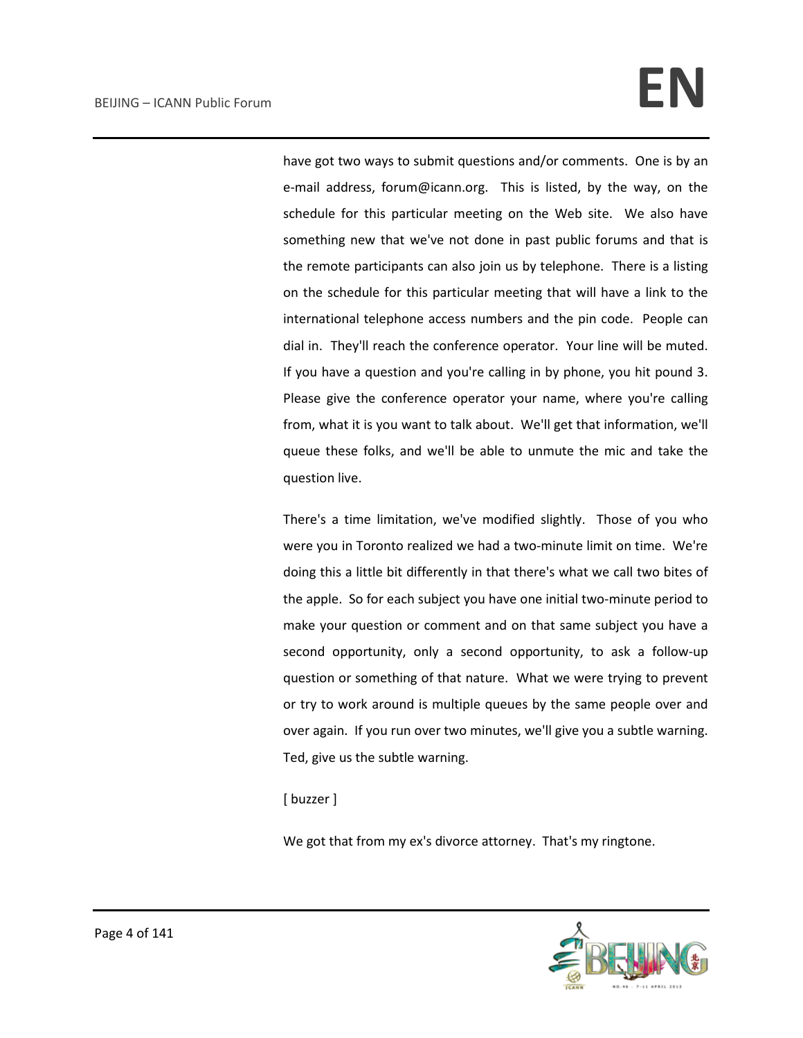have got two ways to submit questions and/or comments. One is by an e-mail address, forum@icann.org. This is listed, by the way, on the schedule for this particular meeting on the Web site. We also have something new that we've not done in past public forums and that is the remote participants can also join us by telephone. There is a listing on the schedule for this particular meeting that will have a link to the international telephone access numbers and the pin code. People can dial in. They'll reach the conference operator. Your line will be muted. If you have a question and you're calling in by phone, you hit pound 3. Please give the conference operator your name, where you're calling from, what it is you want to talk about. We'll get that information, we'll queue these folks, and we'll be able to unmute the mic and take the question live.

There's a time limitation, we've modified slightly. Those of you who were you in Toronto realized we had a two-minute limit on time. We're doing this a little bit differently in that there's what we call two bites of the apple. So for each subject you have one initial two-minute period to make your question or comment and on that same subject you have a second opportunity, only a second opportunity, to ask a follow-up question or something of that nature. What we were trying to prevent or try to work around is multiple queues by the same people over and over again. If you run over two minutes, we'll give you a subtle warning. Ted, give us the subtle warning.

[ buzzer ]

We got that from my ex's divorce attorney. That's my ringtone.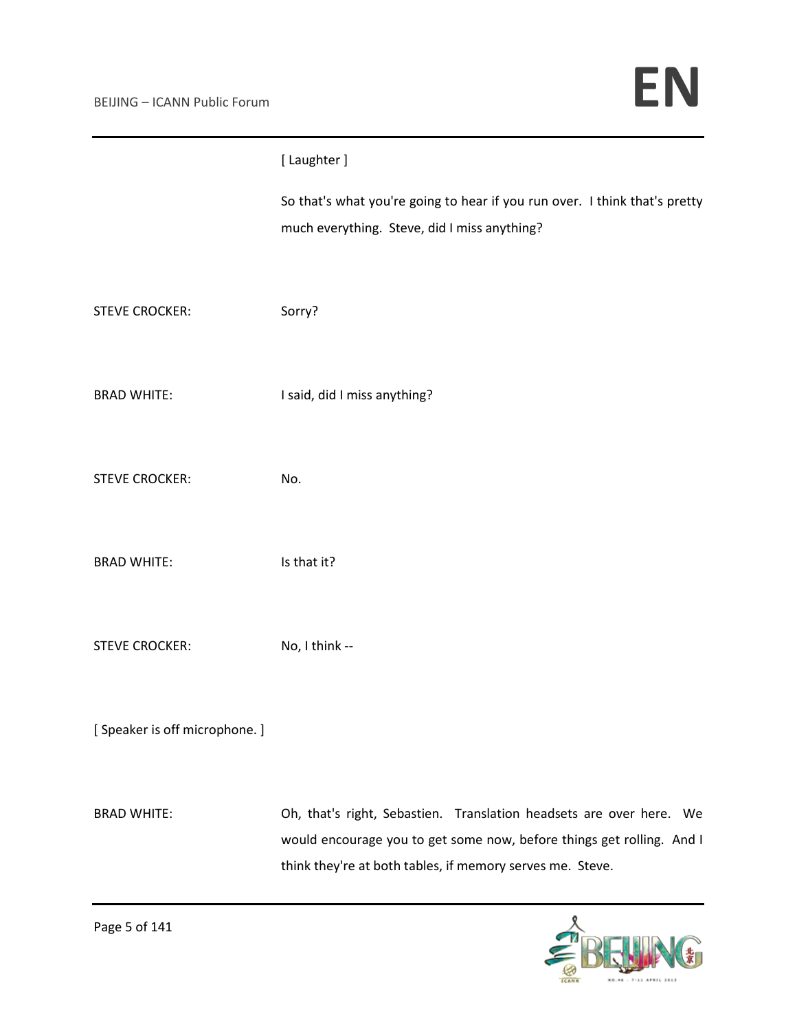[ Laughter ]

So that's what you're going to hear if you run over. I think that's pretty much everything. Steve, did I miss anything?

STEVE CROCKER: Sorry?

BRAD WHITE: I said, did I miss anything?

STEVE CROCKER: No.

BRAD WHITE: Is that it?

STEVE CROCKER: No, I think --

[ Speaker is off microphone. ]

BRAD WHITE: Oh, that's right, Sebastien. Translation headsets are over here. We would encourage you to get some now, before things get rolling. And I think they're at both tables, if memory serves me. Steve.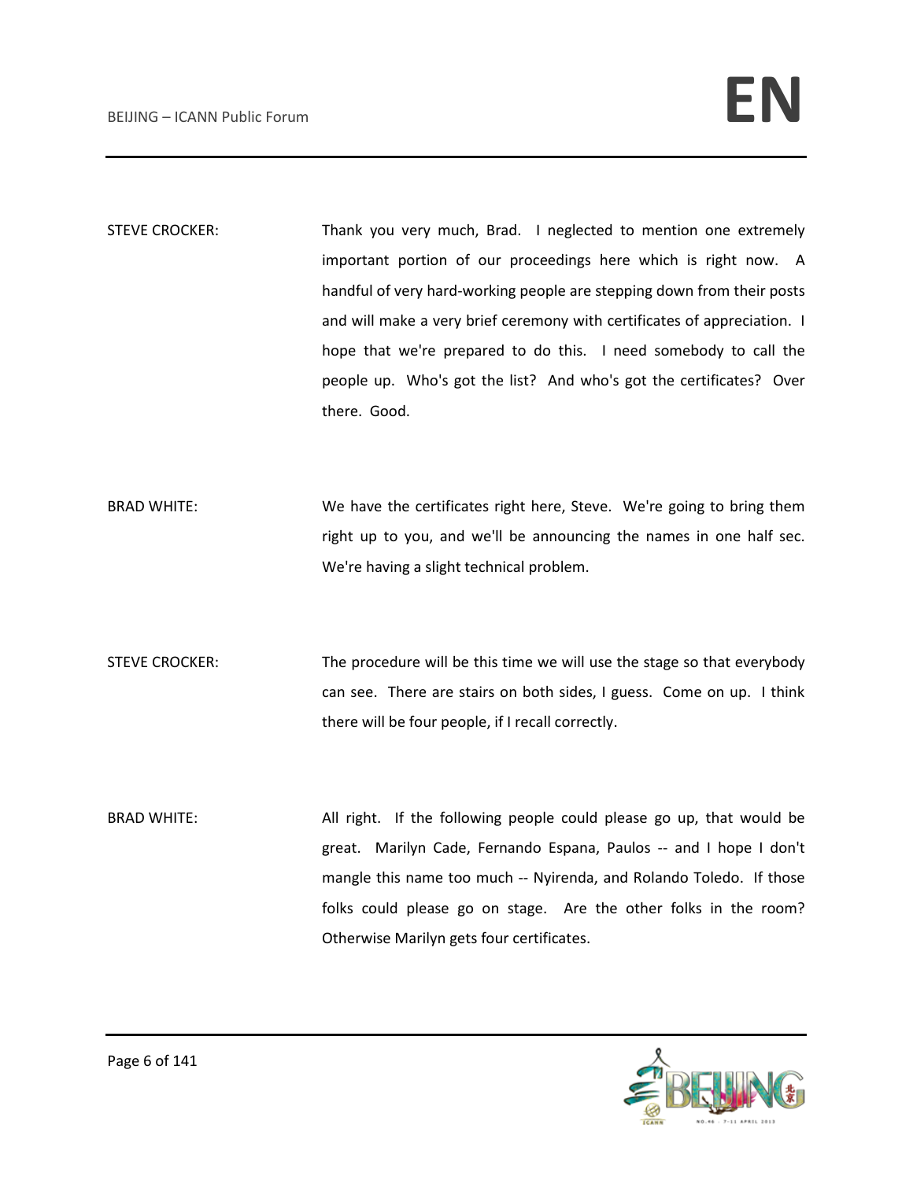STEVE CROCKER: Thank you very much, Brad. I neglected to mention one extremely important portion of our proceedings here which is right now. A handful of very hard-working people are stepping down from their posts and will make a very brief ceremony with certificates of appreciation. I hope that we're prepared to do this. I need somebody to call the people up. Who's got the list? And who's got the certificates? Over there. Good.

BRAD WHITE: We have the certificates right here, Steve. We're going to bring them right up to you, and we'll be announcing the names in one half sec. We're having a slight technical problem.

STEVE CROCKER: The procedure will be this time we will use the stage so that everybody can see. There are stairs on both sides, I guess. Come on up. I think there will be four people, if I recall correctly.

BRAD WHITE: All right. If the following people could please go up, that would be great. Marilyn Cade, Fernando Espana, Paulos -- and I hope I don't mangle this name too much -- Nyirenda, and Rolando Toledo. If those folks could please go on stage. Are the other folks in the room? Otherwise Marilyn gets four certificates.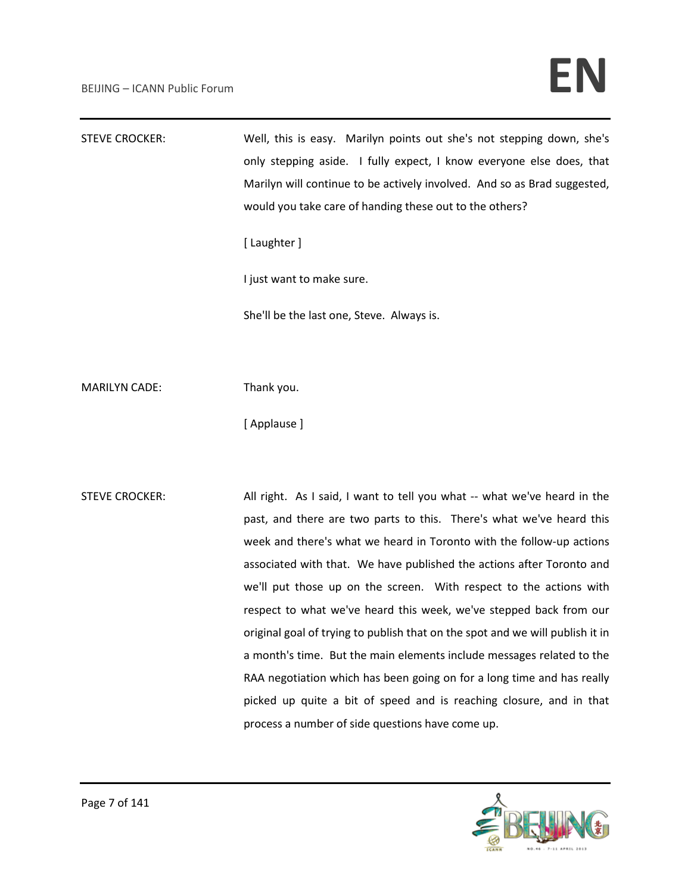STEVE CROCKER: Well, this is easy. Marilyn points out she's not stepping down, she's only stepping aside. I fully expect, I know everyone else does, that Marilyn will continue to be actively involved. And so as Brad suggested, would you take care of handing these out to the others?

[ Laughter ]

I just want to make sure.

She'll be the last one, Steve. Always is.

MARILYN CADE: Thank you.

[ Applause ]

STEVE CROCKER: All right. As I said, I want to tell you what -- what we've heard in the past, and there are two parts to this. There's what we've heard this week and there's what we heard in Toronto with the follow-up actions associated with that. We have published the actions after Toronto and we'll put those up on the screen. With respect to the actions with respect to what we've heard this week, we've stepped back from our original goal of trying to publish that on the spot and we will publish it in a month's time. But the main elements include messages related to the RAA negotiation which has been going on for a long time and has really picked up quite a bit of speed and is reaching closure, and in that process a number of side questions have come up.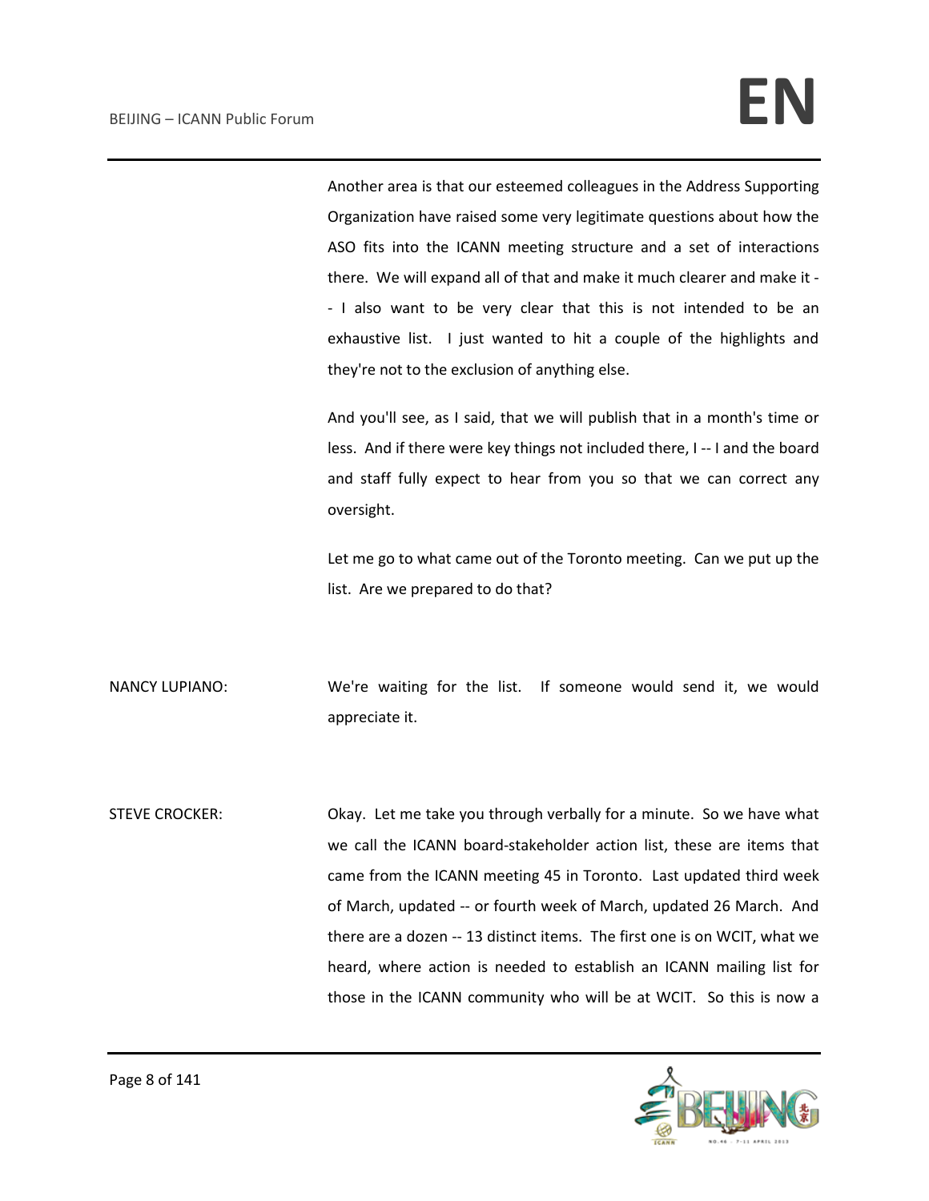Another area is that our esteemed colleagues in the Address Supporting Organization have raised some very legitimate questions about how the ASO fits into the ICANN meeting structure and a set of interactions there. We will expand all of that and make it much clearer and make it -- I also want to be very clear that this is not intended to be an exhaustive list. I just wanted to hit a couple of the highlights and they're not to the exclusion of anything else.

And you'll see, as I said, that we will publish that in a month's time or less. And if there were key things not included there, I -- I and the board and staff fully expect to hear from you so that we can correct any oversight.

Let me go to what came out of the Toronto meeting. Can we put up the list. Are we prepared to do that?

NANCY LUPIANO: We're waiting for the list. If someone would send it, we would appreciate it.

STEVE CROCKER: Okay. Let me take you through verbally for a minute. So we have what we call the ICANN board-stakeholder action list, these are items that came from the ICANN meeting 45 in Toronto. Last updated third week of March, updated -- or fourth week of March, updated 26 March. And there are a dozen -- 13 distinct items. The first one is on WCIT, what we heard, where action is needed to establish an ICANN mailing list for those in the ICANN community who will be at WCIT. So this is now a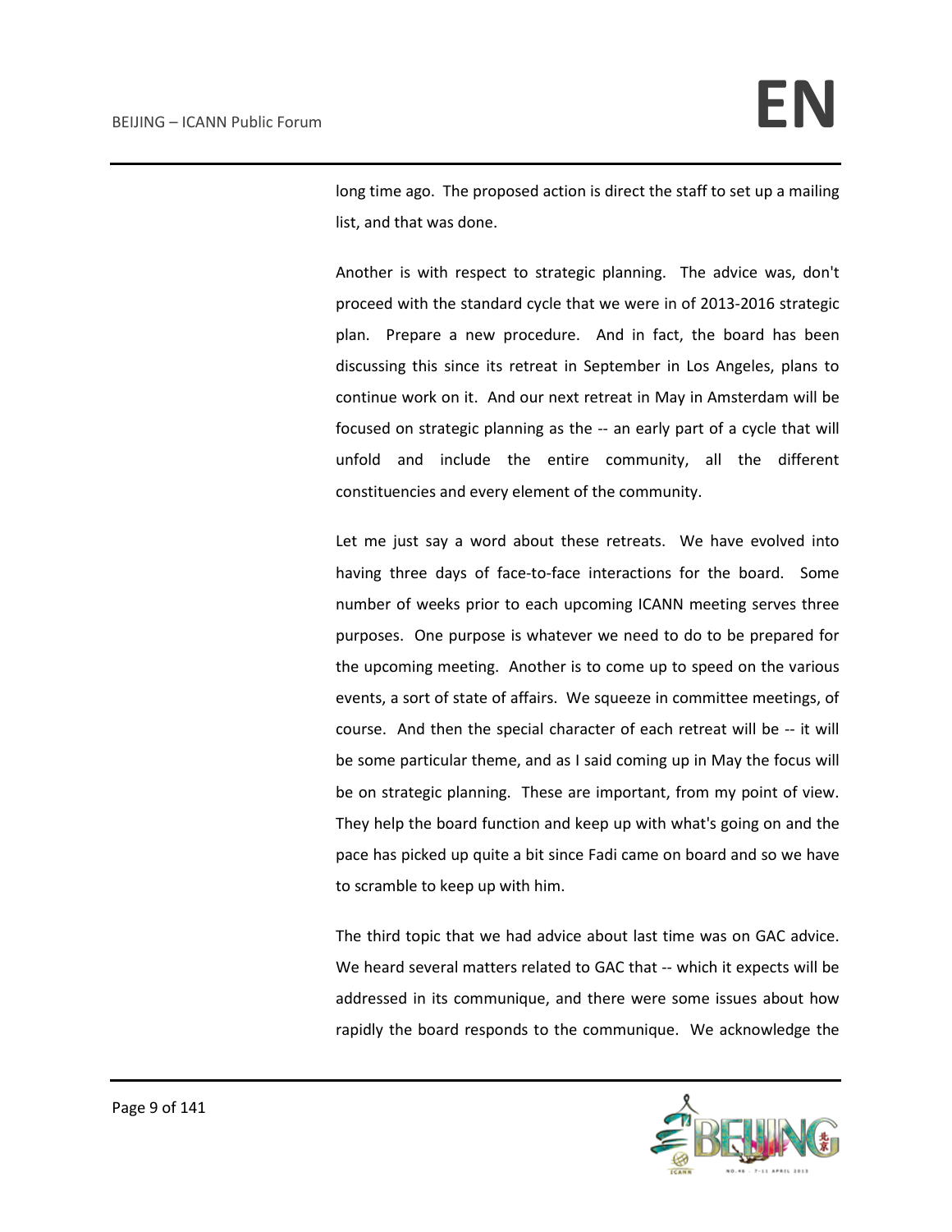long time ago. The proposed action is direct the staff to set up a mailing list, and that was done.

Another is with respect to strategic planning. The advice was, don't proceed with the standard cycle that we were in of 2013-2016 strategic plan. Prepare a new procedure. And in fact, the board has been discussing this since its retreat in September in Los Angeles, plans to continue work on it. And our next retreat in May in Amsterdam will be focused on strategic planning as the -- an early part of a cycle that will unfold and include the entire community, all the different constituencies and every element of the community.

Let me just say a word about these retreats. We have evolved into having three days of face-to-face interactions for the board. Some number of weeks prior to each upcoming ICANN meeting serves three purposes. One purpose is whatever we need to do to be prepared for the upcoming meeting. Another is to come up to speed on the various events, a sort of state of affairs. We squeeze in committee meetings, of course. And then the special character of each retreat will be -- it will be some particular theme, and as I said coming up in May the focus will be on strategic planning. These are important, from my point of view. They help the board function and keep up with what's going on and the pace has picked up quite a bit since Fadi came on board and so we have to scramble to keep up with him.

The third topic that we had advice about last time was on GAC advice. We heard several matters related to GAC that -- which it expects will be addressed in its communique, and there were some issues about how rapidly the board responds to the communique. We acknowledge the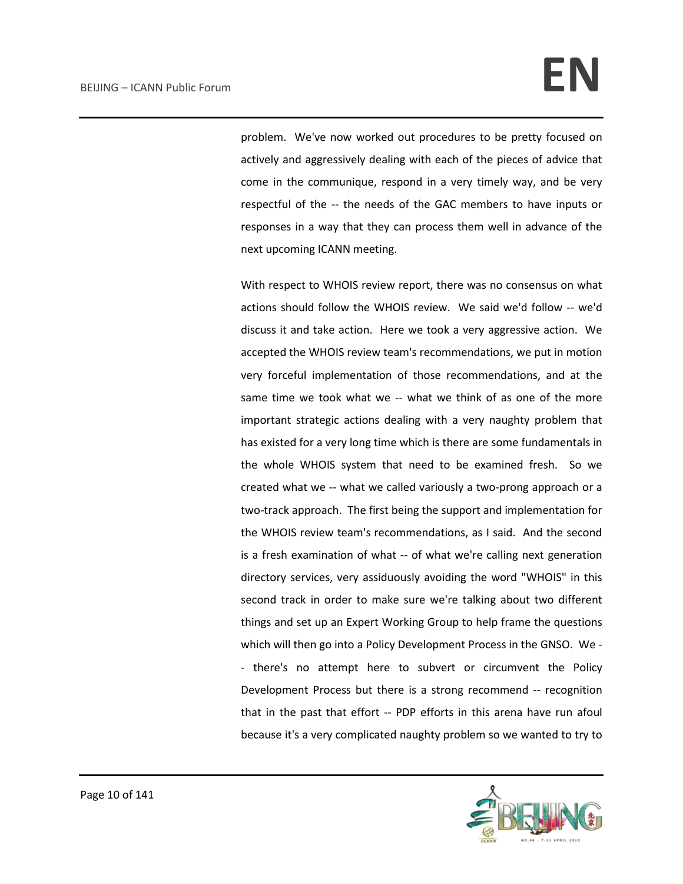problem. We've now worked out procedures to be pretty focused on actively and aggressively dealing with each of the pieces of advice that come in the communique, respond in a very timely way, and be very respectful of the -- the needs of the GAC members to have inputs or responses in a way that they can process them well in advance of the next upcoming ICANN meeting.

With respect to WHOIS review report, there was no consensus on what actions should follow the WHOIS review. We said we'd follow -- we'd discuss it and take action. Here we took a very aggressive action. We accepted the WHOIS review team's recommendations, we put in motion very forceful implementation of those recommendations, and at the same time we took what we -- what we think of as one of the more important strategic actions dealing with a very naughty problem that has existed for a very long time which is there are some fundamentals in the whole WHOIS system that need to be examined fresh. So we created what we -- what we called variously a two-prong approach or a two-track approach. The first being the support and implementation for the WHOIS review team's recommendations, as I said. And the second is a fresh examination of what -- of what we're calling next generation directory services, very assiduously avoiding the word "WHOIS" in this second track in order to make sure we're talking about two different things and set up an Expert Working Group to help frame the questions which will then go into a Policy Development Process in the GNSO. We -- there's no attempt here to subvert or circumvent the Policy Development Process but there is a strong recommend -- recognition that in the past that effort -- PDP efforts in this arena have run afoul because it's a very complicated naughty problem so we wanted to try to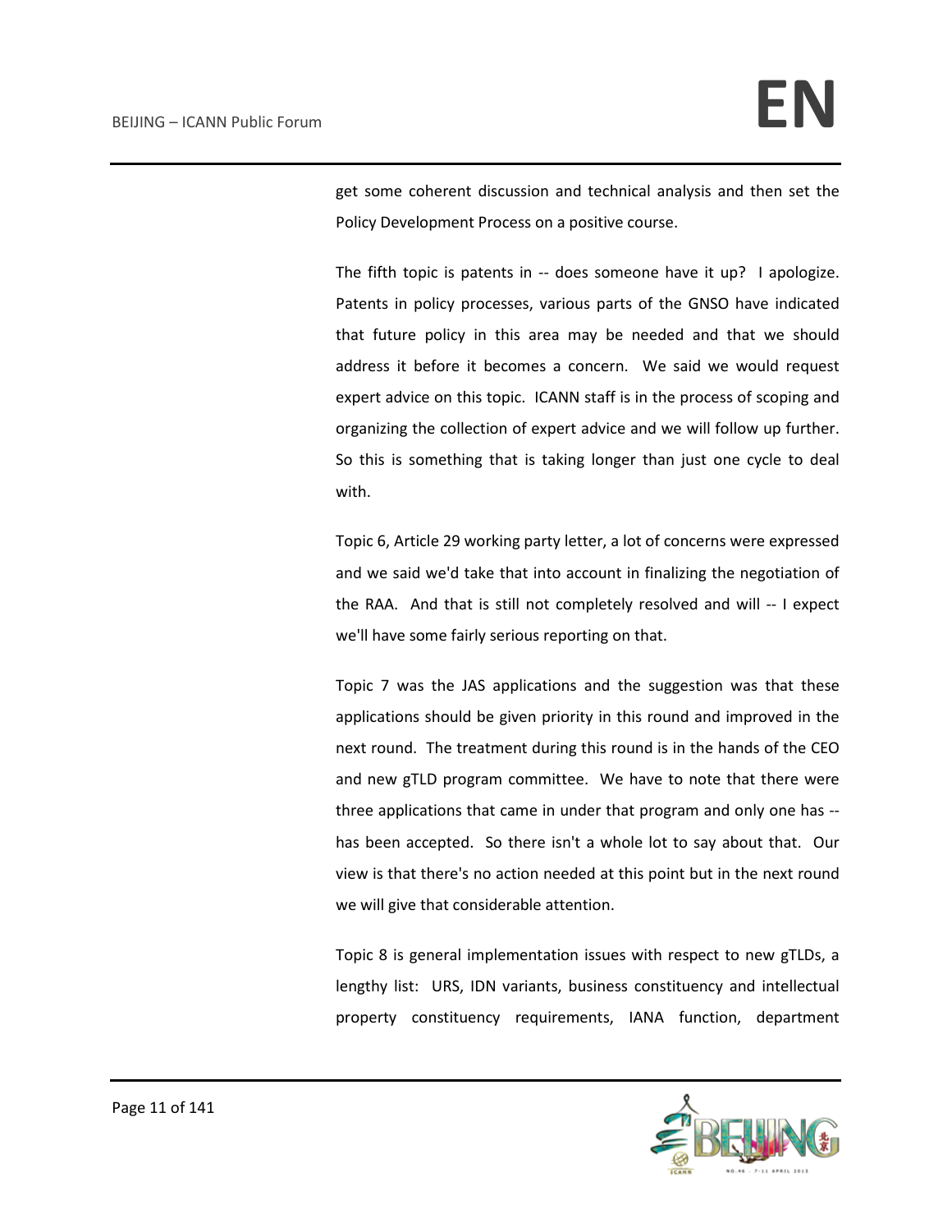get some coherent discussion and technical analysis and then set the Policy Development Process on a positive course.

The fifth topic is patents in -- does someone have it up? I apologize. Patents in policy processes, various parts of the GNSO have indicated that future policy in this area may be needed and that we should address it before it becomes a concern. We said we would request expert advice on this topic. ICANN staff is in the process of scoping and organizing the collection of expert advice and we will follow up further. So this is something that is taking longer than just one cycle to deal with.

Topic 6, Article 29 working party letter, a lot of concerns were expressed and we said we'd take that into account in finalizing the negotiation of the RAA. And that is still not completely resolved and will -- I expect we'll have some fairly serious reporting on that.

Topic 7 was the JAS applications and the suggestion was that these applications should be given priority in this round and improved in the next round. The treatment during this round is in the hands of the CEO and new gTLD program committee. We have to note that there were three applications that came in under that program and only one has -- has been accepted. So there isn't a whole lot to say about that. Our view is that there's no action needed at this point but in the next round we will give that considerable attention.

Topic 8 is general implementation issues with respect to new gTLDs, a lengthy list: URS, IDN variants, business constituency and intellectual property constituency requirements, IANA function, department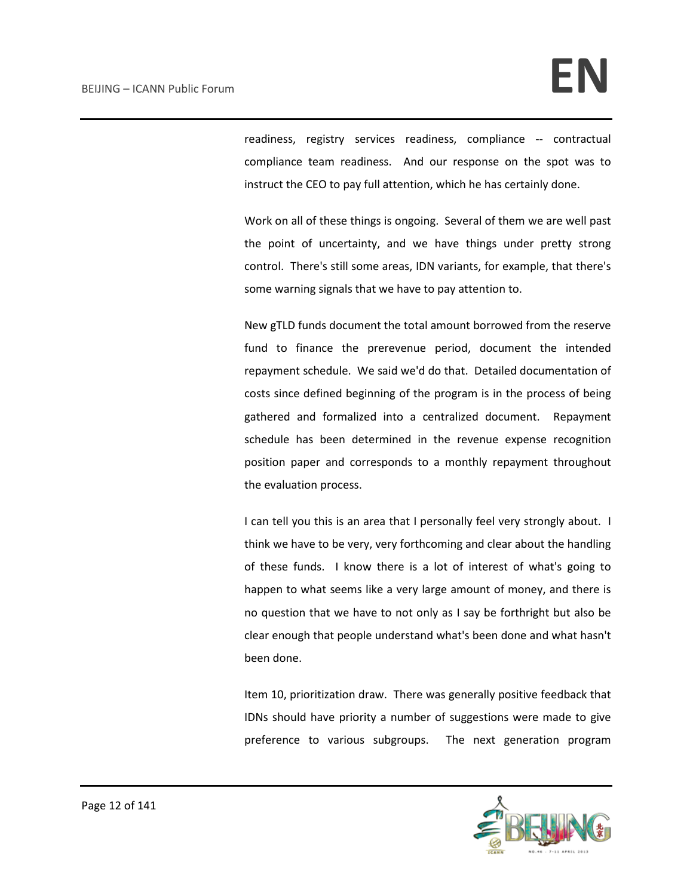readiness, registry services readiness, compliance -- contractual compliance team readiness. And our response on the spot was to instruct the CEO to pay full attention, which he has certainly done.

Work on all of these things is ongoing. Several of them we are well past the point of uncertainty, and we have things under pretty strong control. There's still some areas, IDN variants, for example, that there's some warning signals that we have to pay attention to.

New gTLD funds document the total amount borrowed from the reserve fund to finance the prerevenue period, document the intended repayment schedule. We said we'd do that. Detailed documentation of costs since defined beginning of the program is in the process of being gathered and formalized into a centralized document. Repayment schedule has been determined in the revenue expense recognition position paper and corresponds to a monthly repayment throughout the evaluation process.

I can tell you this is an area that I personally feel very strongly about. I think we have to be very, very forthcoming and clear about the handling of these funds. I know there is a lot of interest of what's going to happen to what seems like a very large amount of money, and there is no question that we have to not only as I say be forthright but also be clear enough that people understand what's been done and what hasn't been done.

Item 10, prioritization draw. There was generally positive feedback that IDNs should have priority a number of suggestions were made to give preference to various subgroups. The next generation program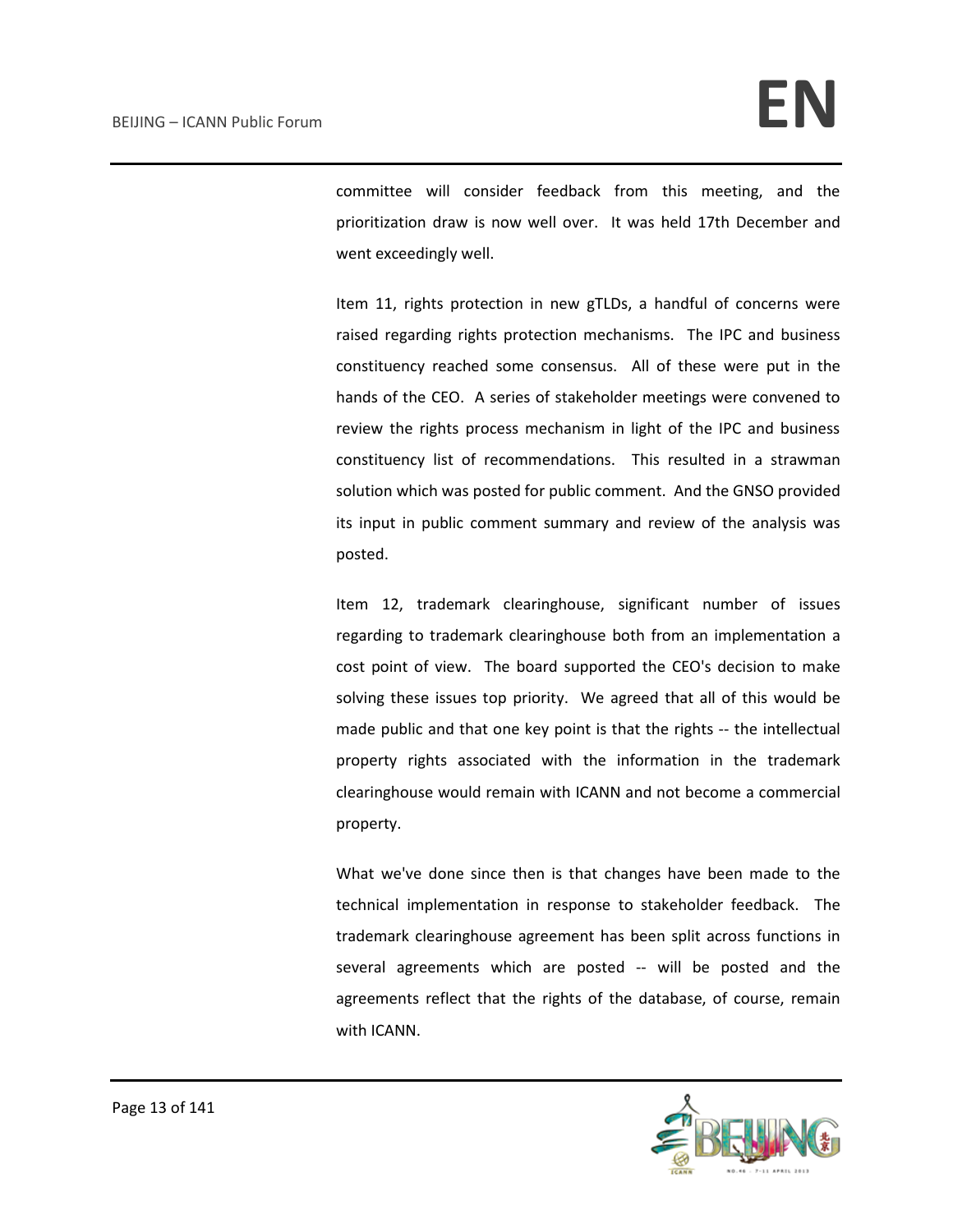committee will consider feedback from this meeting, and the prioritization draw is now well over. It was held 17th December and went exceedingly well.

Item 11, rights protection in new gTLDs, a handful of concerns were raised regarding rights protection mechanisms. The IPC and business constituency reached some consensus. All of these were put in the hands of the CEO. A series of stakeholder meetings were convened to review the rights process mechanism in light of the IPC and business constituency list of recommendations. This resulted in a strawman solution which was posted for public comment. And the GNSO provided its input in public comment summary and review of the analysis was posted.

Item 12, trademark clearinghouse, significant number of issues regarding to trademark clearinghouse both from an implementation a cost point of view. The board supported the CEO's decision to make solving these issues top priority. We agreed that all of this would be made public and that one key point is that the rights -- the intellectual property rights associated with the information in the trademark clearinghouse would remain with ICANN and not become a commercial property.

What we've done since then is that changes have been made to the technical implementation in response to stakeholder feedback. The trademark clearinghouse agreement has been split across functions in several agreements which are posted -- will be posted and the agreements reflect that the rights of the database, of course, remain with ICANN.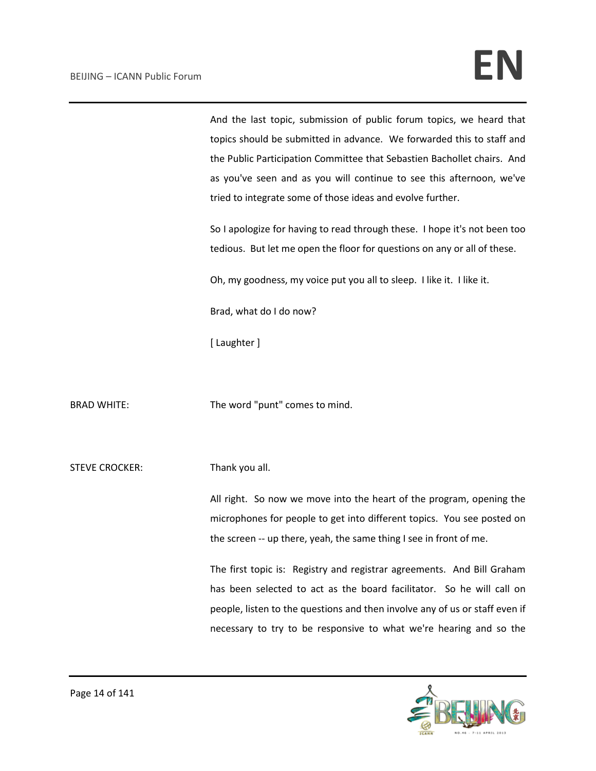And the last topic, submission of public forum topics, we heard that topics should be submitted in advance. We forwarded this to staff and the Public Participation Committee that Sebastien Bachollet chairs. And as you've seen and as you will continue to see this afternoon, we've tried to integrate some of those ideas and evolve further.

So I apologize for having to read through these. I hope it's not been too tedious. But let me open the floor for questions on any or all of these.

Oh, my goodness, my voice put you all to sleep. I like it. I like it.

Brad, what do I do now?

[ Laughter ]

BRAD WHITE: The word "punt" comes to mind.

STEVE CROCKER: Thank you all.

All right. So now we move into the heart of the program, opening the microphones for people to get into different topics. You see posted on the screen -- up there, yeah, the same thing I see in front of me.

The first topic is: Registry and registrar agreements. And Bill Graham has been selected to act as the board facilitator. So he will call on people, listen to the questions and then involve any of us or staff even if necessary to try to be responsive to what we're hearing and so the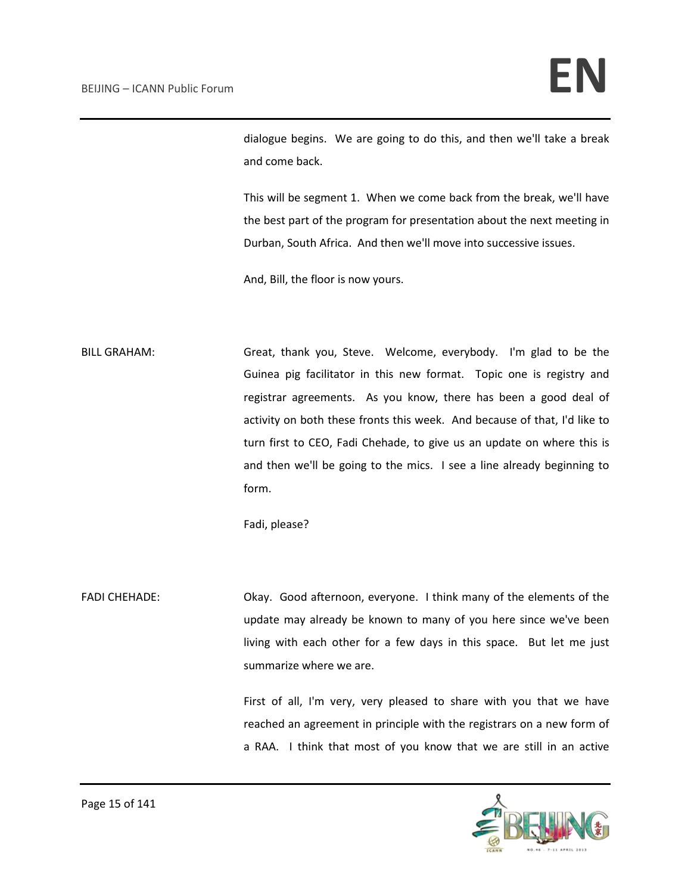dialogue begins. We are going to do this, and then we'll take a break and come back.

This will be segment 1. When we come back from the break, we'll have the best part of the program for presentation about the next meeting in Durban, South Africa. And then we'll move into successive issues.

And, Bill, the floor is now yours.

BILL GRAHAM: Great, thank you, Steve. Welcome, everybody. I'm glad to be the Guinea pig facilitator in this new format. Topic one is registry and registrar agreements. As you know, there has been a good deal of activity on both these fronts this week. And because of that, I'd like to turn first to CEO, Fadi Chehade, to give us an update on where this is and then we'll be going to the mics. I see a line already beginning to form.

Fadi, please?

FADI CHEHADE: Okay. Good afternoon, everyone. I think many of the elements of the update may already be known to many of you here since we've been living with each other for a few days in this space. But let me just summarize where we are.

First of all, I'm very, very pleased to share with you that we have reached an agreement in principle with the registrars on a new form of a RAA. I think that most of you know that we are still in an active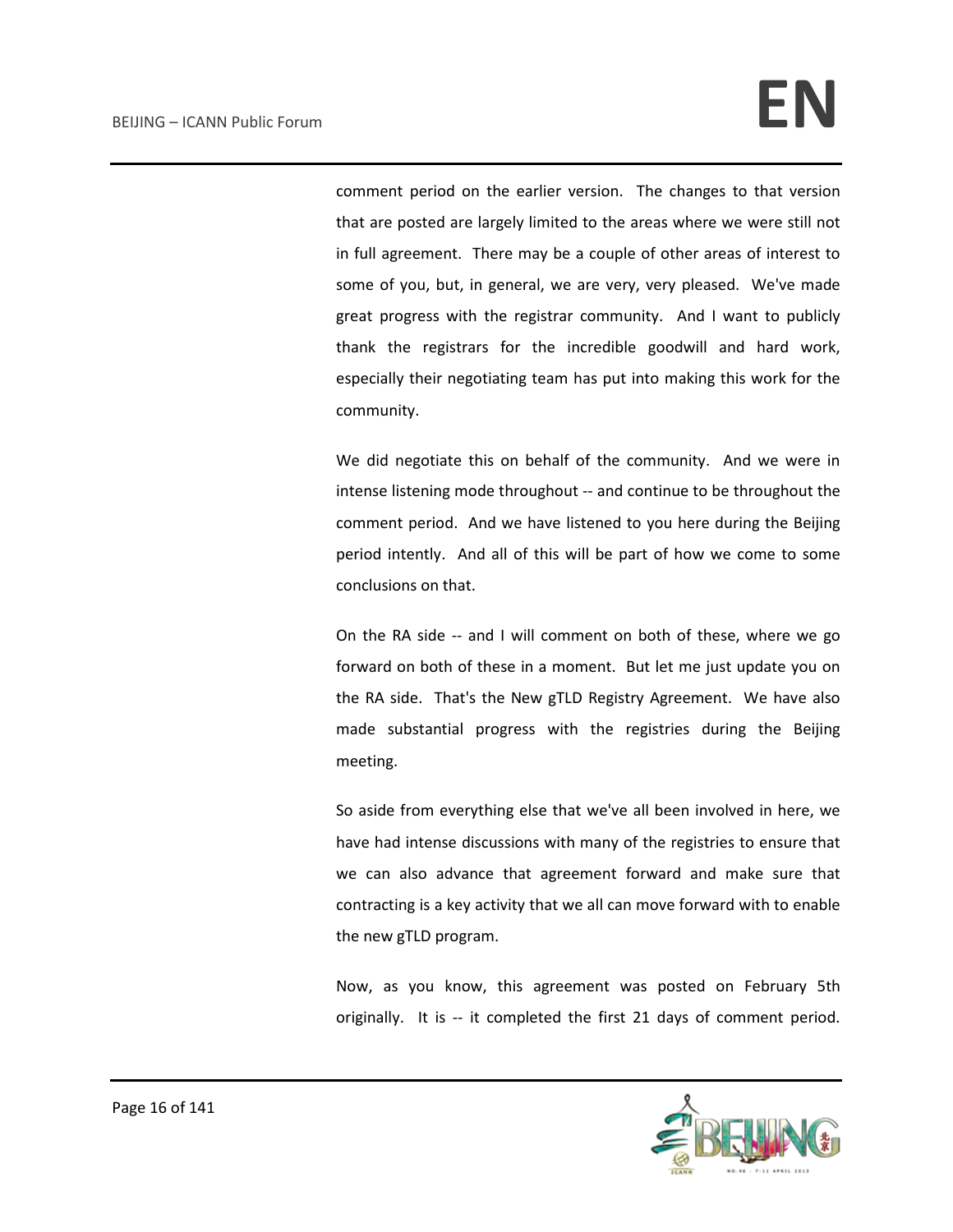comment period on the earlier version. The changes to that version that are posted are largely limited to the areas where we were still not in full agreement. There may be a couple of other areas of interest to some of you, but, in general, we are very, very pleased. We've made great progress with the registrar community. And I want to publicly thank the registrars for the incredible goodwill and hard work, especially their negotiating team has put into making this work for the community.

We did negotiate this on behalf of the community. And we were in intense listening mode throughout -- and continue to be throughout the comment period. And we have listened to you here during the Beijing period intently. And all of this will be part of how we come to some conclusions on that.

On the RA side -- and I will comment on both of these, where we go forward on both of these in a moment. But let me just update you on the RA side. That's the New gTLD Registry Agreement. We have also made substantial progress with the registries during the Beijing meeting.

So aside from everything else that we've all been involved in here, we have had intense discussions with many of the registries to ensure that we can also advance that agreement forward and make sure that contracting is a key activity that we all can move forward with to enable the new gTLD program.

Now, as you know, this agreement was posted on February 5th originally. It is -- it completed the first 21 days of comment period.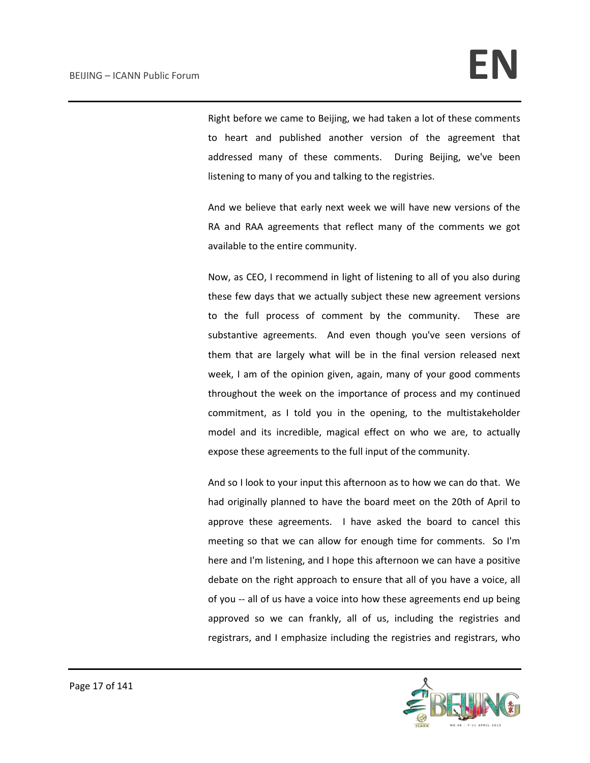Right before we came to Beijing, we had taken a lot of these comments to heart and published another version of the agreement that addressed many of these comments. During Beijing, we've been listening to many of you and talking to the registries.

And we believe that early next week we will have new versions of the RA and RAA agreements that reflect many of the comments we got available to the entire community.

Now, as CEO, I recommend in light of listening to all of you also during these few days that we actually subject these new agreement versions to the full process of comment by the community. These are substantive agreements. And even though you've seen versions of them that are largely what will be in the final version released next week, I am of the opinion given, again, many of your good comments throughout the week on the importance of process and my continued commitment, as I told you in the opening, to the multistakeholder model and its incredible, magical effect on who we are, to actually expose these agreements to the full input of the community.

And so I look to your input this afternoon as to how we can do that. We had originally planned to have the board meet on the 20th of April to approve these agreements. I have asked the board to cancel this meeting so that we can allow for enough time for comments. So I'm here and I'm listening, and I hope this afternoon we can have a positive debate on the right approach to ensure that all of you have a voice, all of you -- all of us have a voice into how these agreements end up being approved so we can frankly, all of us, including the registries and registrars, and I emphasize including the registries and registrars, who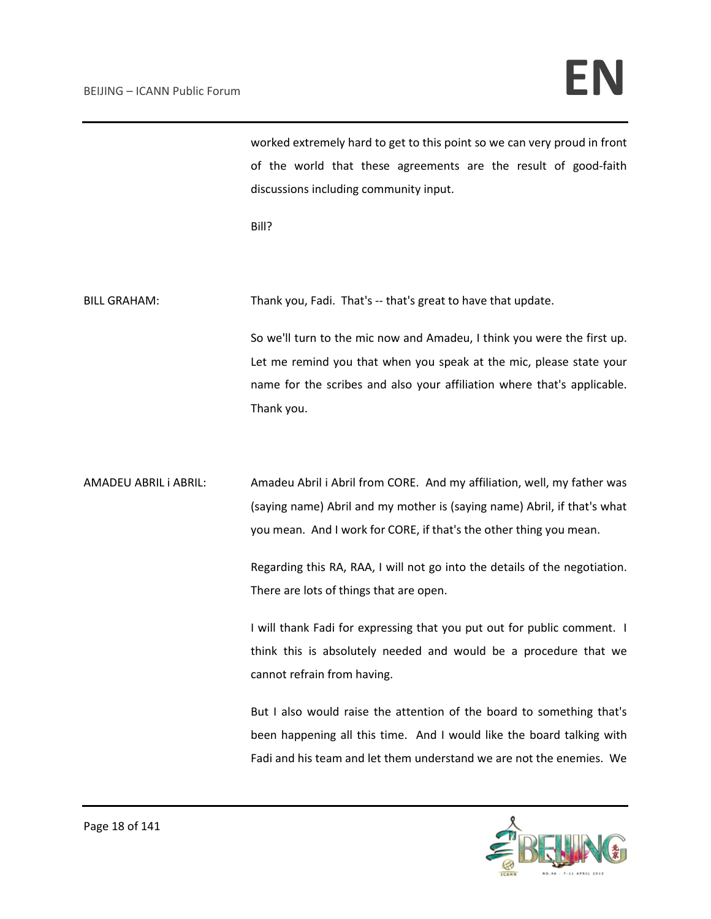worked extremely hard to get to this point so we can very proud in front of the world that these agreements are the result of good-faith discussions including community input.

Bill?

BILL GRAHAM: Thank you, Fadi. That's -- that's great to have that update.

So we'll turn to the mic now and Amadeu, I think you were the first up. Let me remind you that when you speak at the mic, please state your name for the scribes and also your affiliation where that's applicable. Thank you.

AMADEU ABRIL i ABRIL: Amadeu Abril i Abril from CORE. And my affiliation, well, my father was (saying name) Abril and my mother is (saying name) Abril, if that's what you mean. And I work for CORE, if that's the other thing you mean.

Regarding this RA, RAA, I will not go into the details of the negotiation. There are lots of things that are open.

I will thank Fadi for expressing that you put out for public comment. I think this is absolutely needed and would be a procedure that we cannot refrain from having.

But I also would raise the attention of the board to something that's been happening all this time. And I would like the board talking with Fadi and his team and let them understand we are not the enemies. We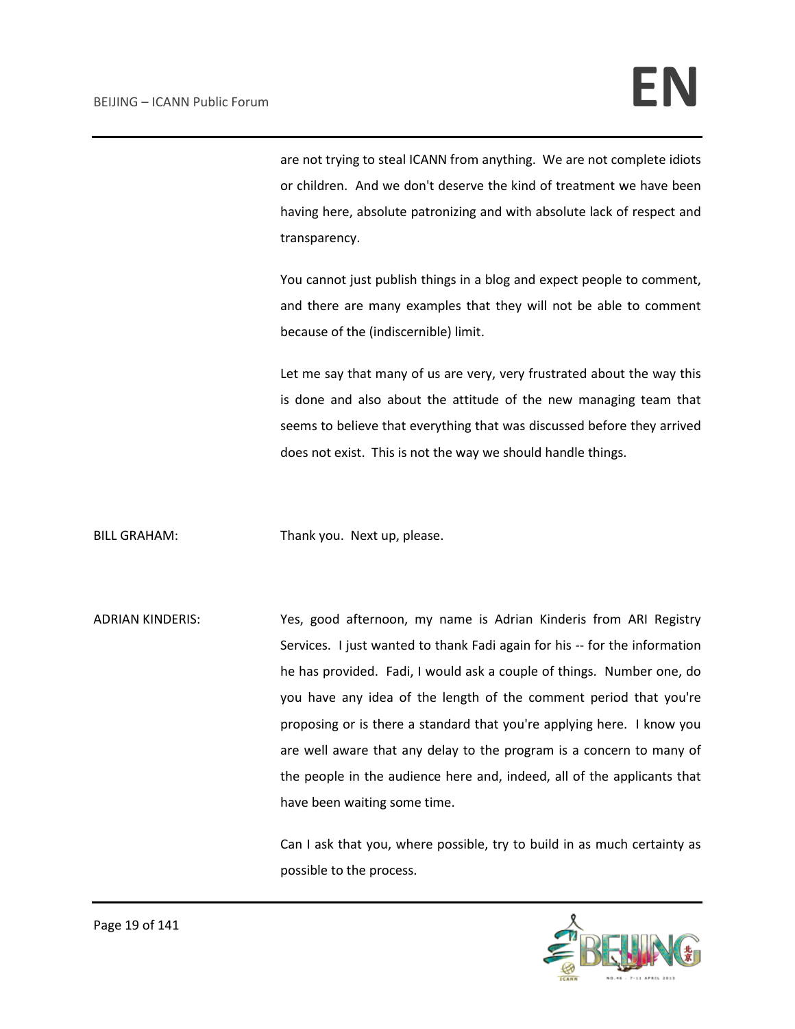are not trying to steal ICANN from anything. We are not complete idiots or children. And we don't deserve the kind of treatment we have been having here, absolute patronizing and with absolute lack of respect and transparency.

You cannot just publish things in a blog and expect people to comment, and there are many examples that they will not be able to comment because of the (indiscernible) limit.

Let me say that many of us are very, very frustrated about the way this is done and also about the attitude of the new managing team that seems to believe that everything that was discussed before they arrived does not exist. This is not the way we should handle things.

BILL GRAHAM: Thank you. Next up, please.

ADRIAN KINDERIS: Yes, good afternoon, my name is Adrian Kinderis from ARI Registry Services. I just wanted to thank Fadi again for his -- for the information he has provided. Fadi, I would ask a couple of things. Number one, do you have any idea of the length of the comment period that you're proposing or is there a standard that you're applying here. I know you are well aware that any delay to the program is a concern to many of the people in the audience here and, indeed, all of the applicants that have been waiting some time.

Can I ask that you, where possible, try to build in as much certainty as possible to the process.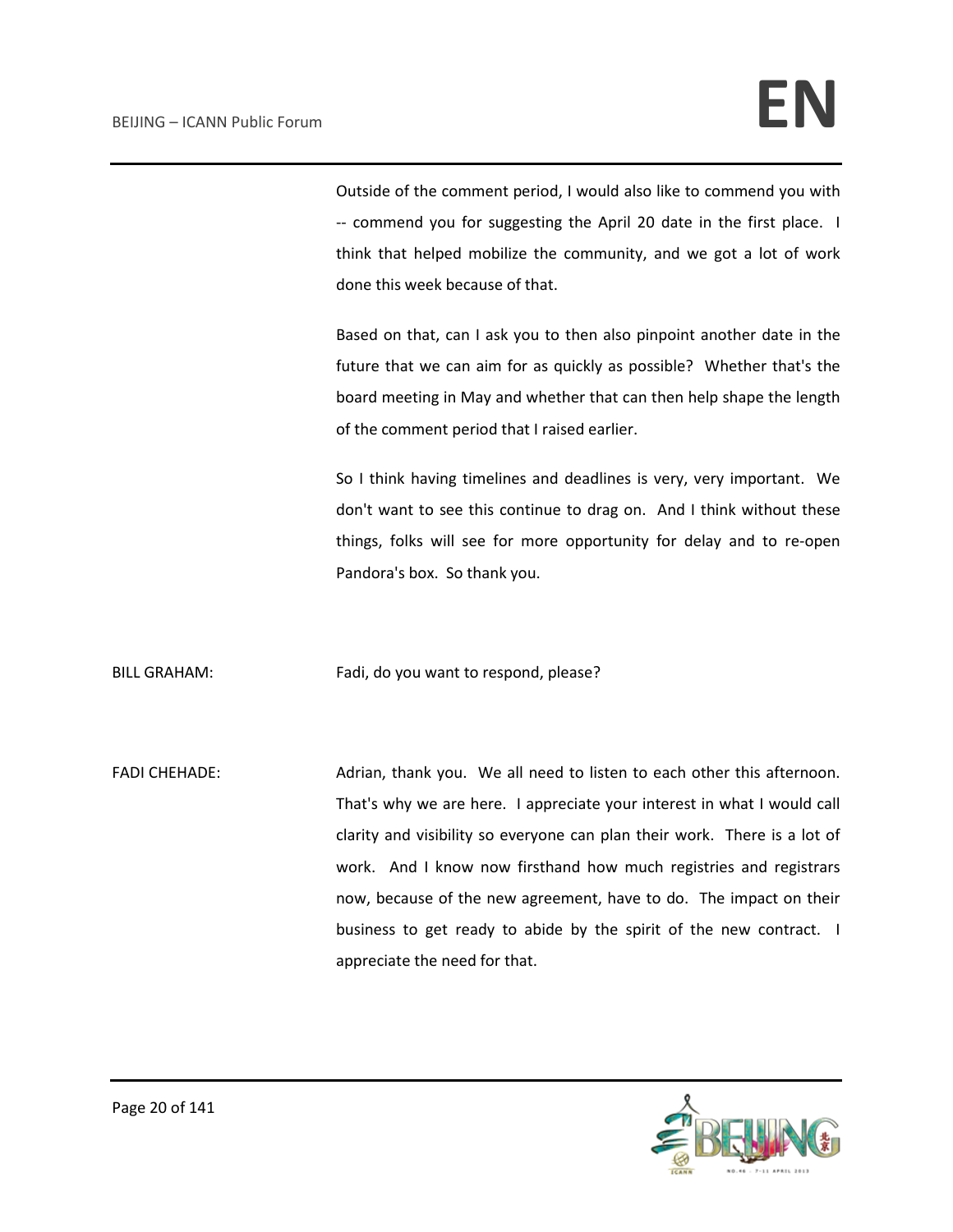Outside of the comment period, I would also like to commend you with -- commend you for suggesting the April 20 date in the first place. I think that helped mobilize the community, and we got a lot of work done this week because of that.

Based on that, can I ask you to then also pinpoint another date in the future that we can aim for as quickly as possible? Whether that's the board meeting in May and whether that can then help shape the length of the comment period that I raised earlier.

So I think having timelines and deadlines is very, very important. We don't want to see this continue to drag on. And I think without these things, folks will see for more opportunity for delay and to re-open Pandora's box. So thank you.

BILL GRAHAM: Fadi, do you want to respond, please?

FADI CHEHADE: Adrian, thank you. We all need to listen to each other this afternoon. That's why we are here. I appreciate your interest in what I would call clarity and visibility so everyone can plan their work. There is a lot of work. And I know now firsthand how much registries and registrars now, because of the new agreement, have to do. The impact on their business to get ready to abide by the spirit of the new contract. I appreciate the need for that.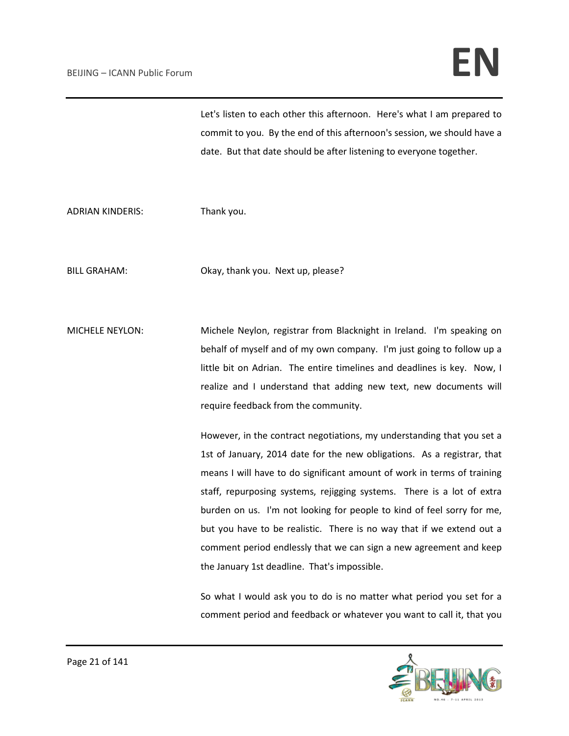Let's listen to each other this afternoon. Here's what I am prepared to commit to you. By the end of this afternoon's session, we should have a date. But that date should be after listening to everyone together.

ADRIAN KINDERIS: Thank you.

BILL GRAHAM: Okay, thank you. Next up, please?

MICHELE NEYLON: Michele Neylon, registrar from Blacknight in Ireland. I'm speaking on behalf of myself and of my own company. I'm just going to follow up a little bit on Adrian. The entire timelines and deadlines is key. Now, I realize and I understand that adding new text, new documents will require feedback from the community.

However, in the contract negotiations, my understanding that you set a 1st of January, 2014 date for the new obligations. As a registrar, that means I will have to do significant amount of work in terms of training staff, repurposing systems, rejigging systems. There is a lot of extra burden on us. I'm not looking for people to kind of feel sorry for me, but you have to be realistic. There is no way that if we extend out a comment period endlessly that we can sign a new agreement and keep the January 1st deadline. That's impossible.

So what I would ask you to do is no matter what period you set for a comment period and feedback or whatever you want to call it, that you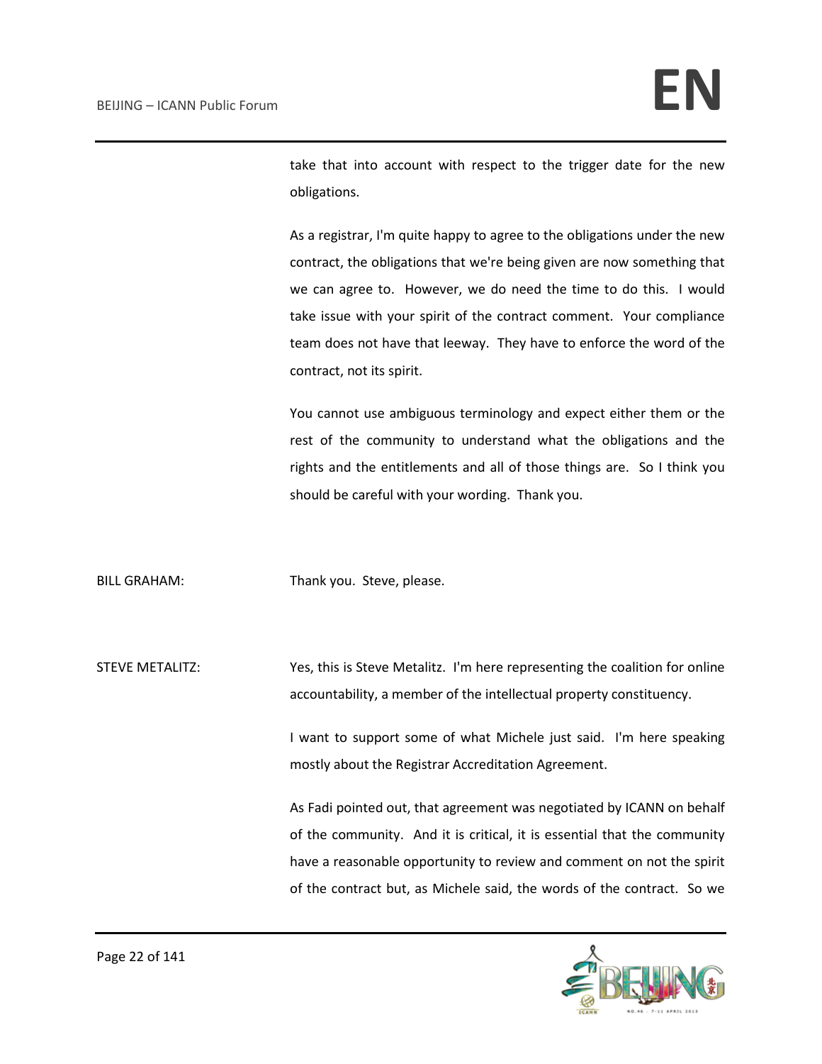take that into account with respect to the trigger date for the new obligations.

As a registrar, I'm quite happy to agree to the obligations under the new contract, the obligations that we're being given are now something that we can agree to. However, we do need the time to do this. I would take issue with your spirit of the contract comment. Your compliance team does not have that leeway. They have to enforce the word of the contract, not its spirit.

You cannot use ambiguous terminology and expect either them or the rest of the community to understand what the obligations and the rights and the entitlements and all of those things are. So I think you should be careful with your wording. Thank you.

BILL GRAHAM: Thank you. Steve, please.

STEVE METALITZ: Yes, this is Steve Metalitz. I'm here representing the coalition for online accountability, a member of the intellectual property constituency.

I want to support some of what Michele just said. I'm here speaking mostly about the Registrar Accreditation Agreement.

As Fadi pointed out, that agreement was negotiated by ICANN on behalf of the community. And it is critical, it is essential that the community have a reasonable opportunity to review and comment on not the spirit of the contract but, as Michele said, the words of the contract. So we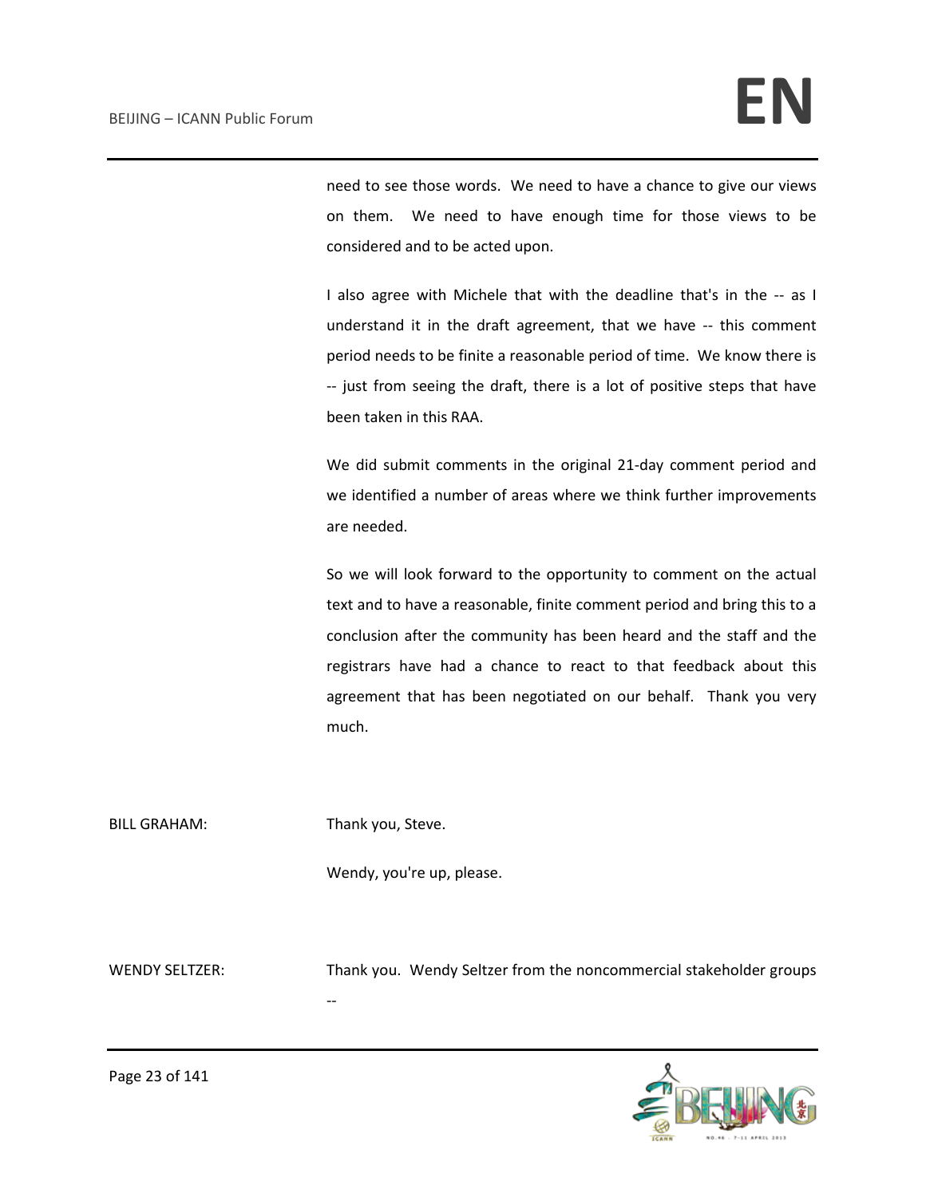need to see those words. We need to have a chance to give our views on them. We need to have enough time for those views to be considered and to be acted upon.

I also agree with Michele that with the deadline that's in the -- as I understand it in the draft agreement, that we have -- this comment period needs to be finite a reasonable period of time. We know there is -- just from seeing the draft, there is a lot of positive steps that have been taken in this RAA.

We did submit comments in the original 21-day comment period and we identified a number of areas where we think further improvements are needed.

So we will look forward to the opportunity to comment on the actual text and to have a reasonable, finite comment period and bring this to a conclusion after the community has been heard and the staff and the registrars have had a chance to react to that feedback about this agreement that has been negotiated on our behalf. Thank you very much.

BILL GRAHAM: Thank you, Steve.

Wendy, you're up, please.

WENDY SELTZER: Thank you. Wendy Seltzer from the noncommercial stakeholder groups --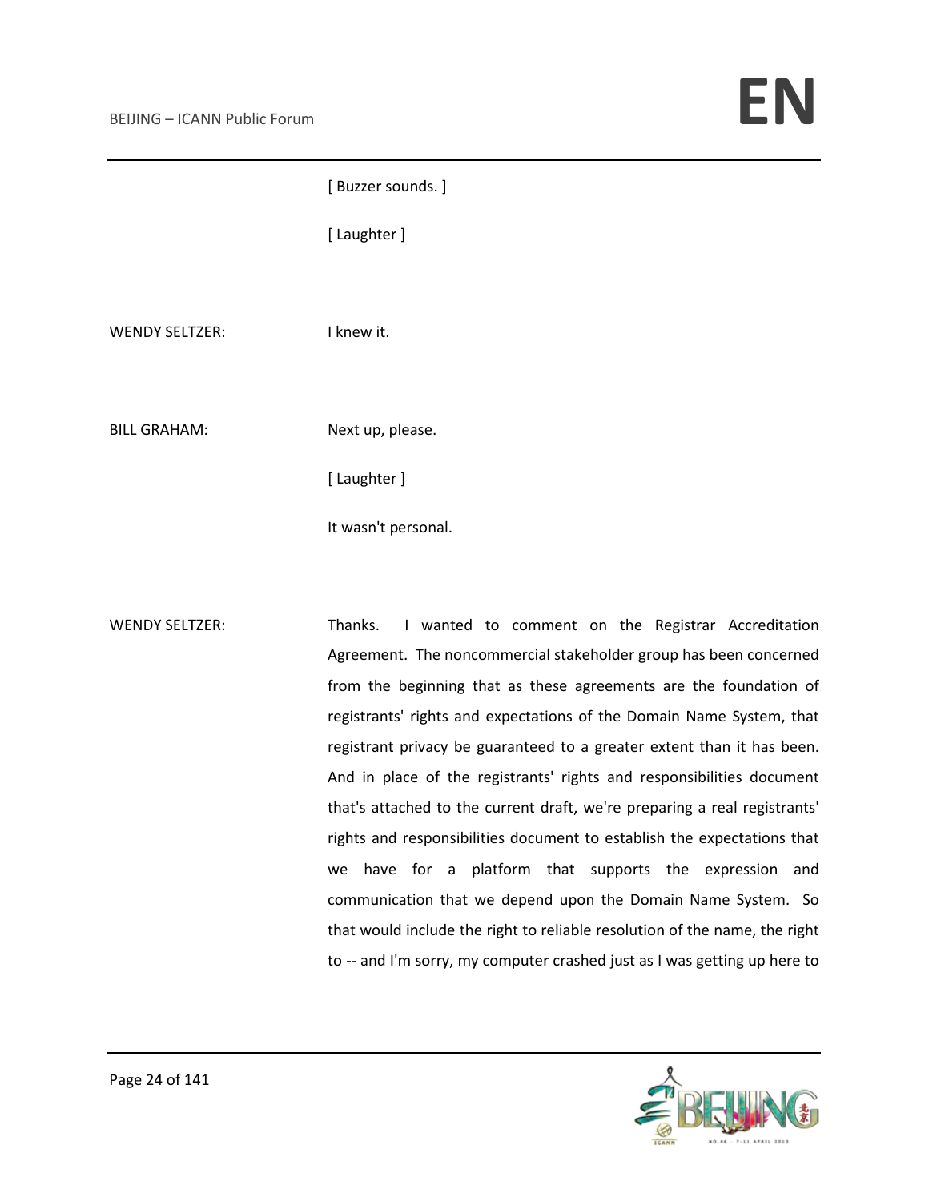[ Buzzer sounds. ]

[ Laughter ]

WENDY SELTZER: I knew it.

BILL GRAHAM: Next up, please.

[ Laughter ]

It wasn't personal.

WENDY SELTZER: Thanks. I wanted to comment on the Registrar Accreditation Agreement. The noncommercial stakeholder group has been concerned from the beginning that as these agreements are the foundation of registrants' rights and expectations of the Domain Name System, that registrant privacy be guaranteed to a greater extent than it has been. And in place of the registrants' rights and responsibilities document that's attached to the current draft, we're preparing a real registrants' rights and responsibilities document to establish the expectations that we have for a platform that supports the expression and communication that we depend upon the Domain Name System. So that would include the right to reliable resolution of the name, the right to -- and I'm sorry, my computer crashed just as I was getting up here to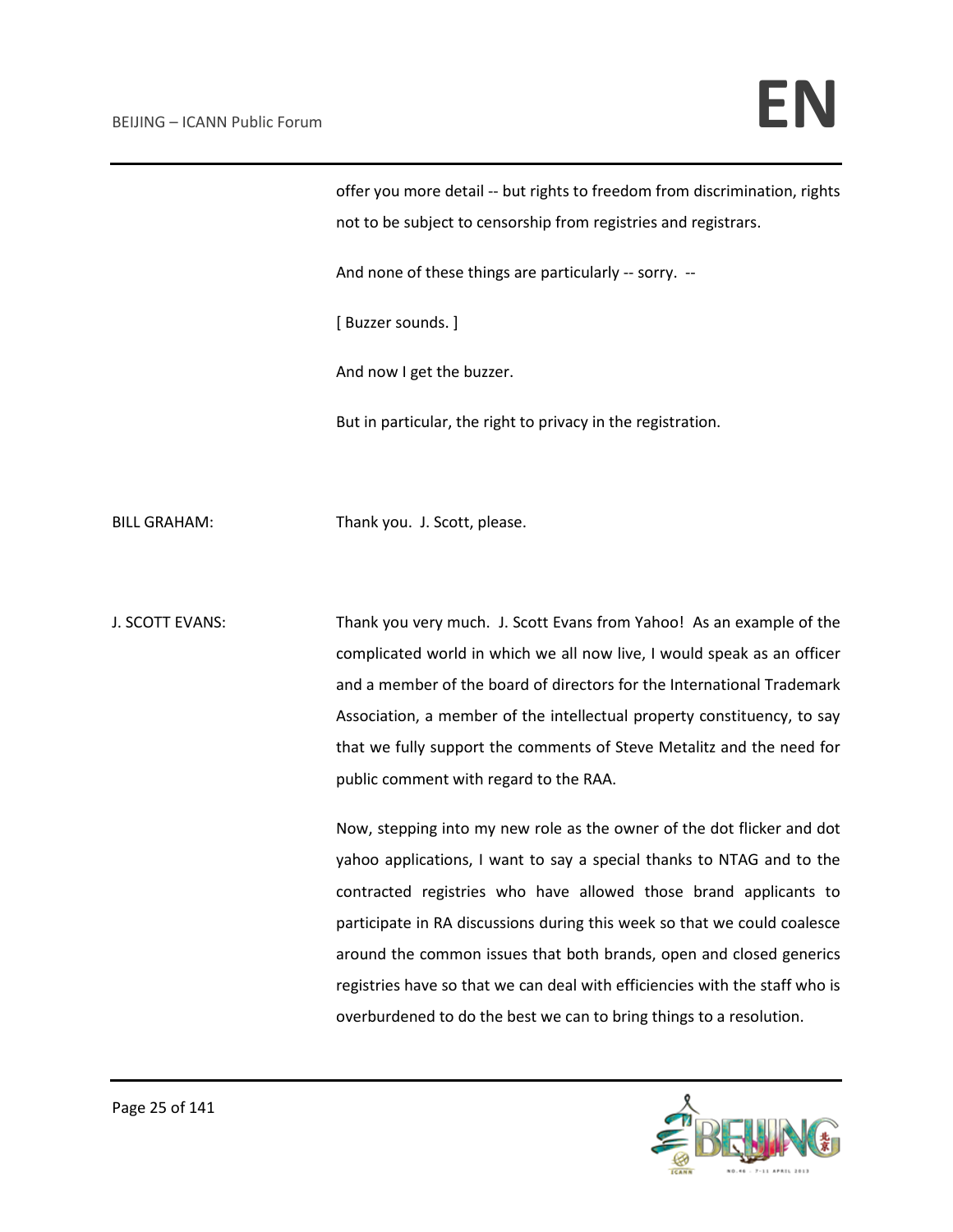offer you more detail -- but rights to freedom from discrimination, rights not to be subject to censorship from registries and registrars.

And none of these things are particularly -- sorry. --

[ Buzzer sounds. ]

And now I get the buzzer.

But in particular, the right to privacy in the registration.

BILL GRAHAM: Thank you. J. Scott, please.

J. SCOTT EVANS: Thank you very much. J. Scott Evans from Yahoo! As an example of the complicated world in which we all now live, I would speak as an officer and a member of the board of directors for the International Trademark Association, a member of the intellectual property constituency, to say that we fully support the comments of Steve Metalitz and the need for public comment with regard to the RAA.

Now, stepping into my new role as the owner of the dot flicker and dot yahoo applications, I want to say a special thanks to NTAG and to the contracted registries who have allowed those brand applicants to participate in RA discussions during this week so that we could coalesce around the common issues that both brands, open and closed generics registries have so that we can deal with efficiencies with the staff who is overburdened to do the best we can to bring things to a resolution.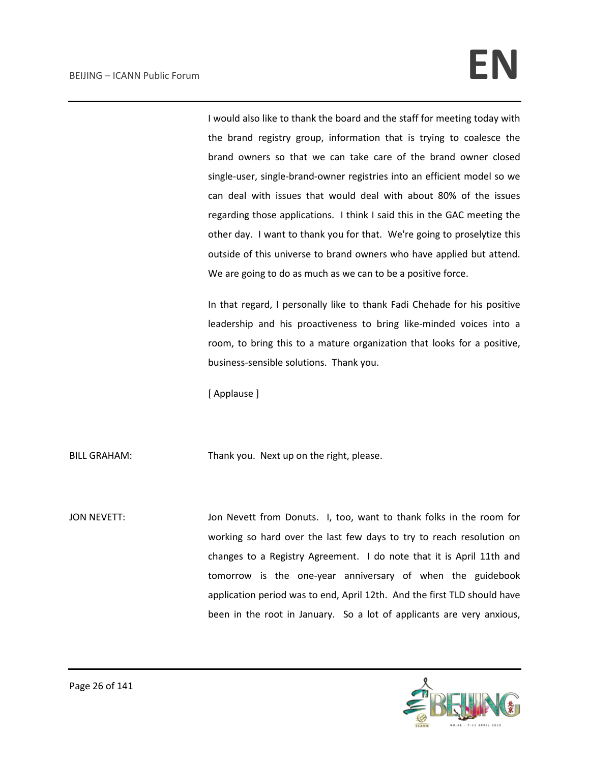I would also like to thank the board and the staff for meeting today with the brand registry group, information that is trying to coalesce the brand owners so that we can take care of the brand owner closed single-user, single-brand-owner registries into an efficient model so we can deal with issues that would deal with about 80% of the issues regarding those applications. I think I said this in the GAC meeting the other day. I want to thank you for that. We're going to proselytize this outside of this universe to brand owners who have applied but attend. We are going to do as much as we can to be a positive force.

In that regard, I personally like to thank Fadi Chehade for his positive leadership and his proactiveness to bring like-minded voices into a room, to bring this to a mature organization that looks for a positive, business-sensible solutions. Thank you.

[ Applause ]

BILL GRAHAM: Thank you. Next up on the right, please.

JON NEVETT: Jon Nevett from Donuts. I, too, want to thank folks in the room for working so hard over the last few days to try to reach resolution on changes to a Registry Agreement. I do note that it is April 11th and tomorrow is the one-year anniversary of when the guidebook application period was to end, April 12th. And the first TLD should have been in the root in January. So a lot of applicants are very anxious,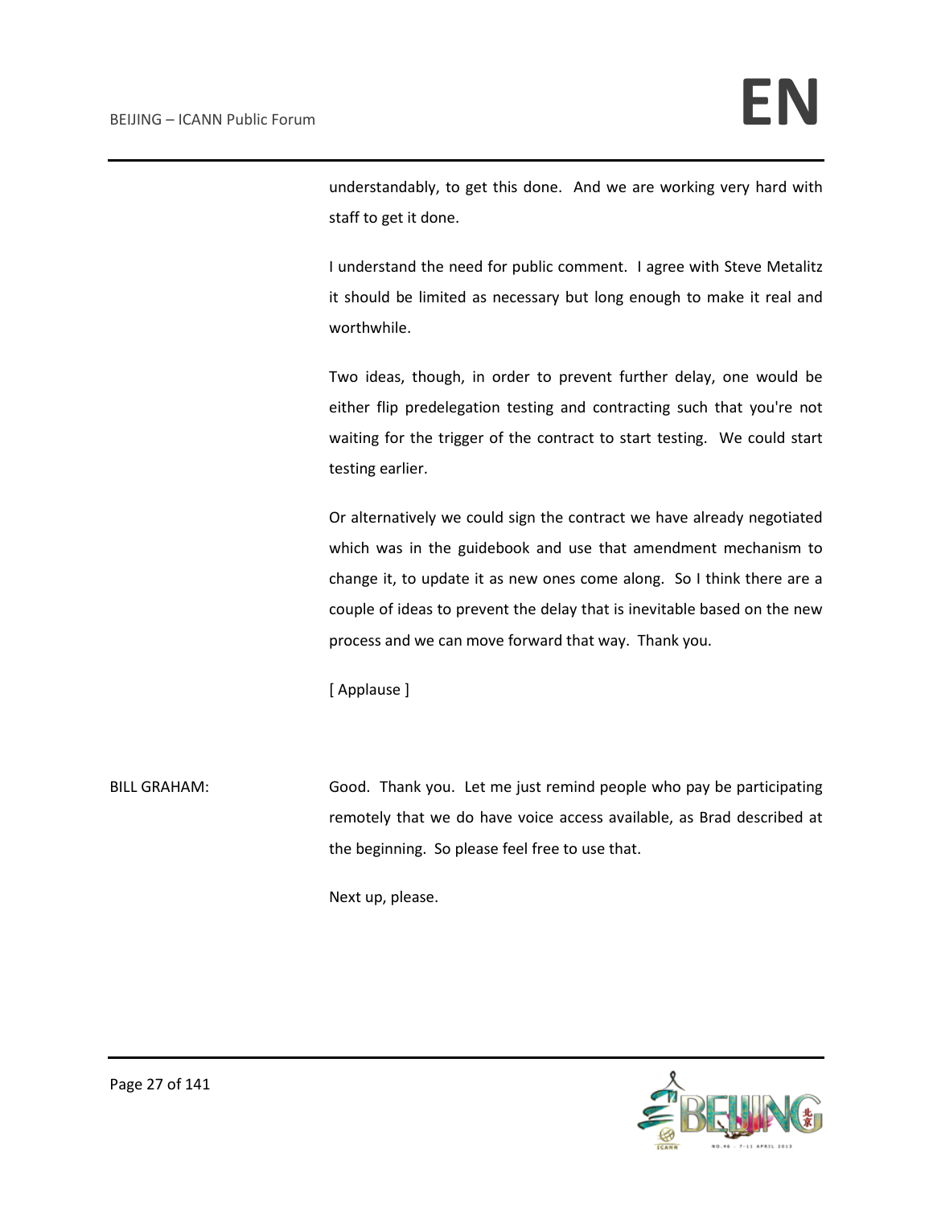understandably, to get this done. And we are working very hard with staff to get it done.

I understand the need for public comment. I agree with Steve Metalitz it should be limited as necessary but long enough to make it real and worthwhile.

Two ideas, though, in order to prevent further delay, one would be either flip predelegation testing and contracting such that you're not waiting for the trigger of the contract to start testing. We could start testing earlier.

Or alternatively we could sign the contract we have already negotiated which was in the guidebook and use that amendment mechanism to change it, to update it as new ones come along. So I think there are a couple of ideas to prevent the delay that is inevitable based on the new process and we can move forward that way. Thank you.

[ Applause ]

BILL GRAHAM: Good. Thank you. Let me just remind people who pay be participating remotely that we do have voice access available, as Brad described at the beginning. So please feel free to use that.

Next up, please.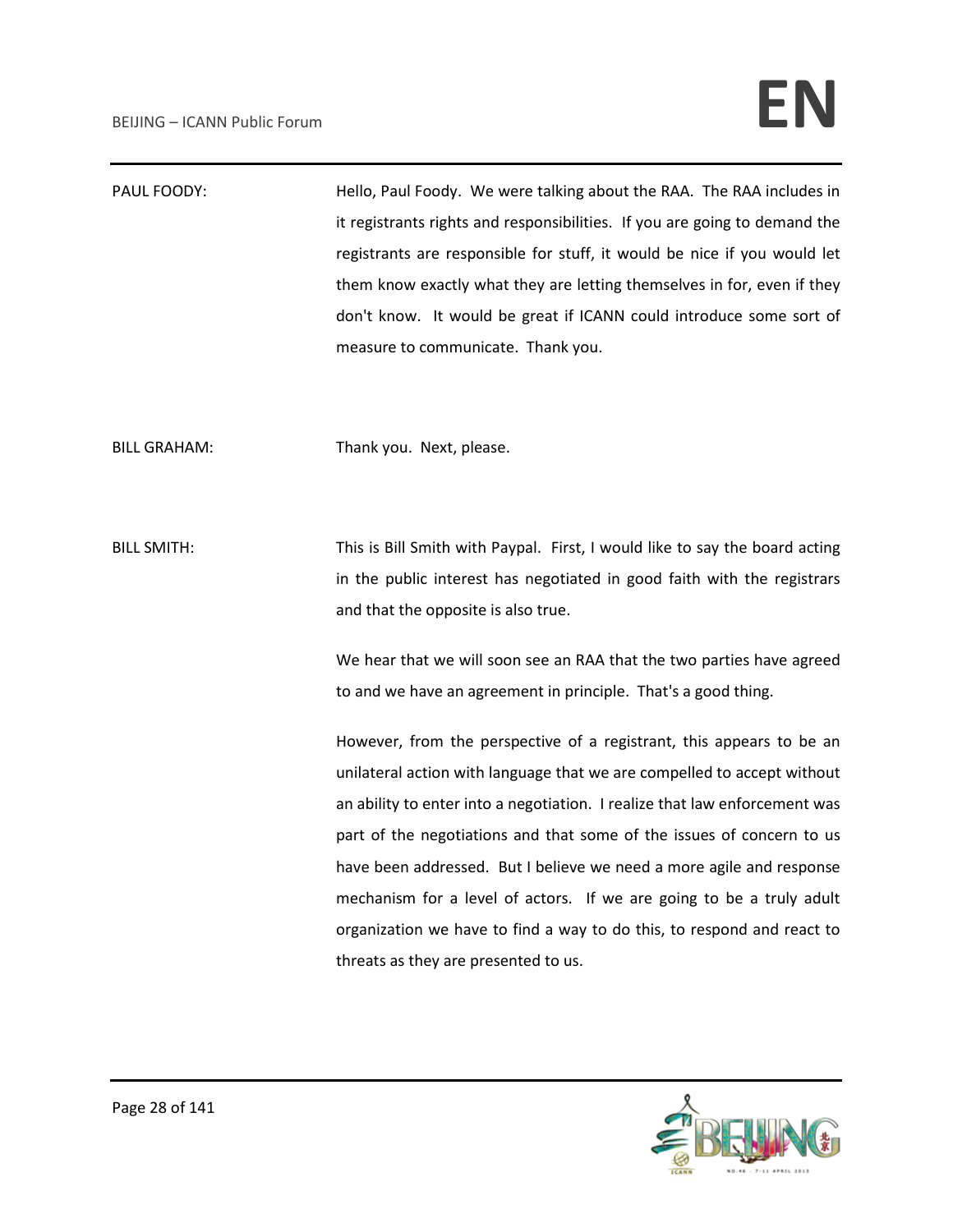PAUL FOODY: Hello, Paul Foody. We were talking about the RAA. The RAA includes in it registrants rights and responsibilities. If you are going to demand the registrants are responsible for stuff, it would be nice if you would let them know exactly what they are letting themselves in for, even if they don't know. It would be great if ICANN could introduce some sort of measure to communicate. Thank you.

BILL GRAHAM: Thank you. Next, please.

BILL SMITH: This is Bill Smith with Paypal. First, I would like to say the board acting in the public interest has negotiated in good faith with the registrars and that the opposite is also true.

We hear that we will soon see an RAA that the two parties have agreed to and we have an agreement in principle. That's a good thing.

However, from the perspective of a registrant, this appears to be an unilateral action with language that we are compelled to accept without an ability to enter into a negotiation. I realize that law enforcement was part of the negotiations and that some of the issues of concern to us have been addressed. But I believe we need a more agile and response mechanism for a level of actors. If we are going to be a truly adult organization we have to find a way to do this, to respond and react to threats as they are presented to us.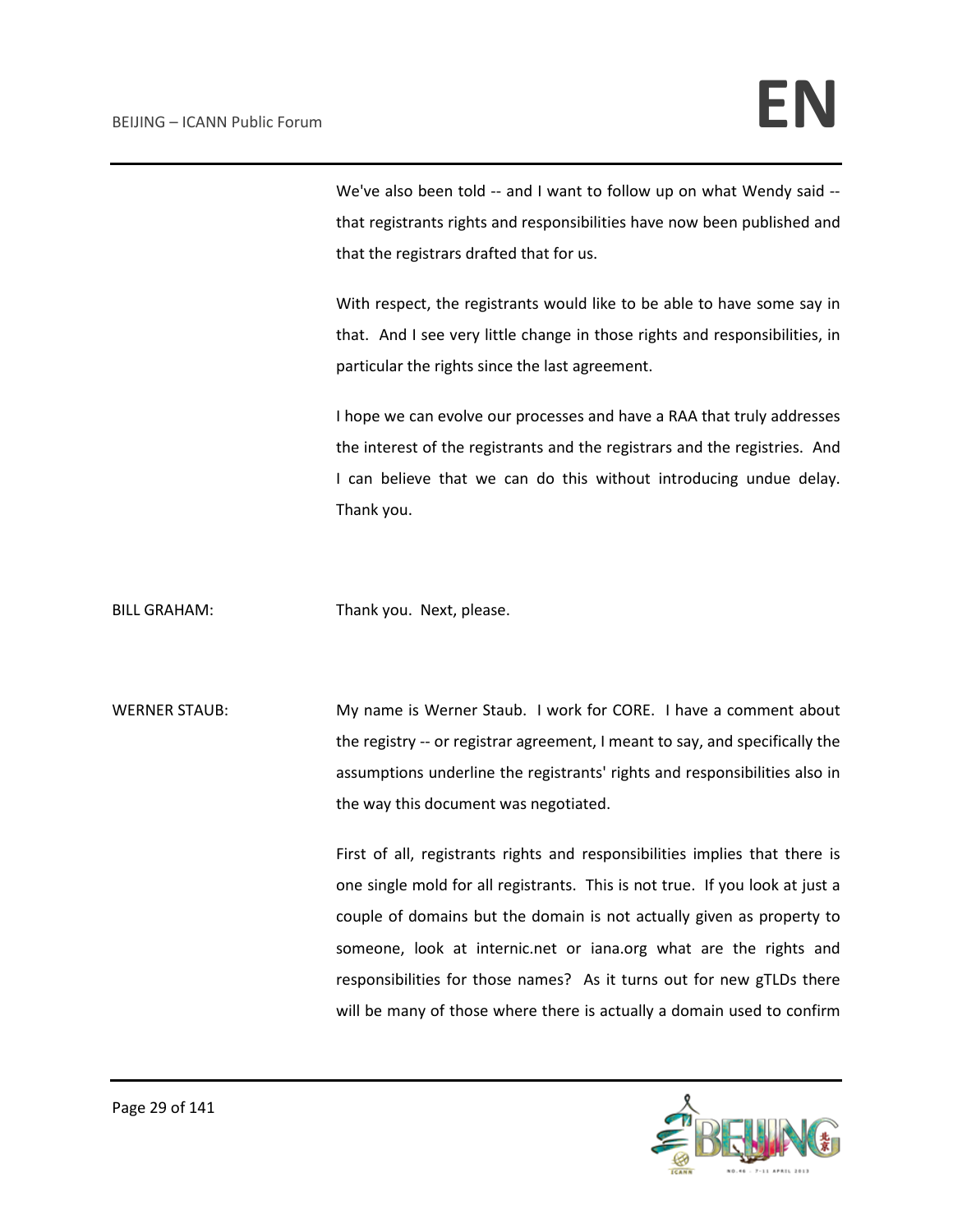We've also been told -- and I want to follow up on what Wendy said -- that registrants rights and responsibilities have now been published and that the registrars drafted that for us.

With respect, the registrants would like to be able to have some say in that. And I see very little change in those rights and responsibilities, in particular the rights since the last agreement.

I hope we can evolve our processes and have a RAA that truly addresses the interest of the registrants and the registrars and the registries. And I can believe that we can do this without introducing undue delay. Thank you.

BILL GRAHAM: Thank you. Next, please.

WERNER STAUB: My name is Werner Staub. I work for CORE. I have a comment about the registry -- or registrar agreement, I meant to say, and specifically the assumptions underline the registrants' rights and responsibilities also in the way this document was negotiated.

First of all, registrants rights and responsibilities implies that there is one single mold for all registrants. This is not true. If you look at just a couple of domains but the domain is not actually given as property to someone, look at internic.net or iana.org what are the rights and responsibilities for those names? As it turns out for new gTLDs there will be many of those where there is actually a domain used to confirm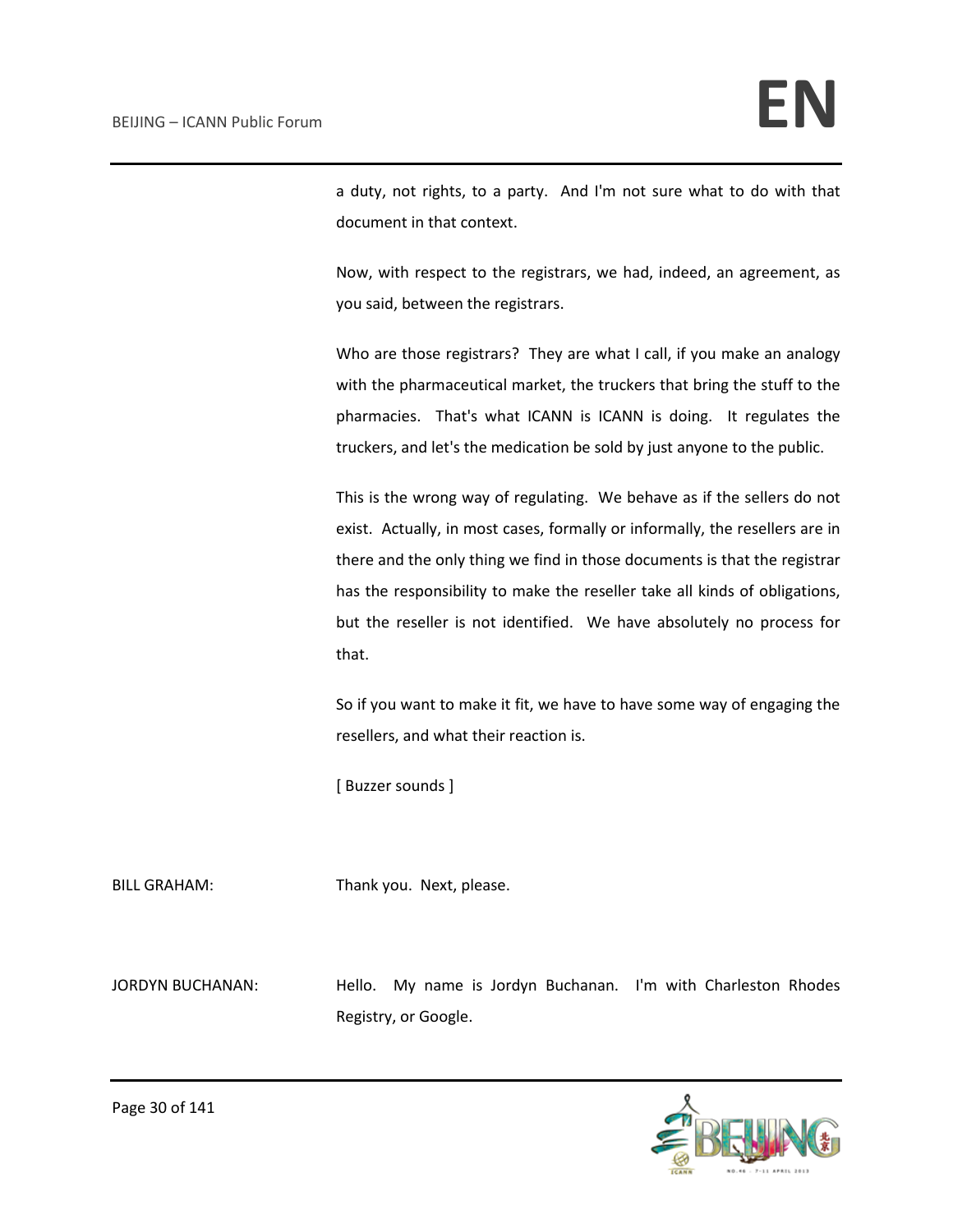a duty, not rights, to a party. And I'm not sure what to do with that document in that context.

Now, with respect to the registrars, we had, indeed, an agreement, as you said, between the registrars.

Who are those registrars? They are what I call, if you make an analogy with the pharmaceutical market, the truckers that bring the stuff to the pharmacies. That's what ICANN is ICANN is doing. It regulates the truckers, and let's the medication be sold by just anyone to the public.

This is the wrong way of regulating. We behave as if the sellers do not exist. Actually, in most cases, formally or informally, the resellers are in there and the only thing we find in those documents is that the registrar has the responsibility to make the reseller take all kinds of obligations, but the reseller is not identified. We have absolutely no process for that.

So if you want to make it fit, we have to have some way of engaging the resellers, and what their reaction is.

[ Buzzer sounds ]

BILL GRAHAM: Thank you. Next, please.

JORDYN BUCHANAN: Hello. My name is Jordyn Buchanan. I'm with Charleston Rhodes Registry, or Google.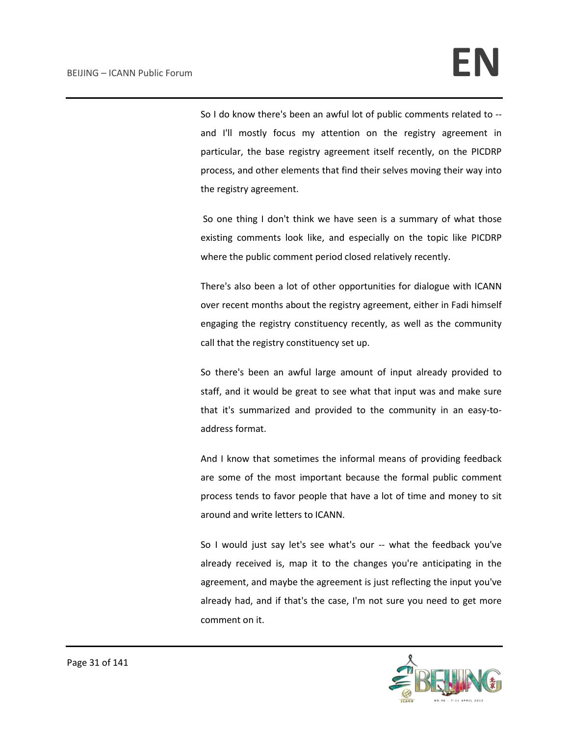So I do know there's been an awful lot of public comments related to -- and I'll mostly focus my attention on the registry agreement in particular, the base registry agreement itself recently, on the PICDRP process, and other elements that find their selves moving their way into the registry agreement.

So one thing I don't think we have seen is a summary of what those existing comments look like, and especially on the topic like PICDRP where the public comment period closed relatively recently.

There's also been a lot of other opportunities for dialogue with ICANN over recent months about the registry agreement, either in Fadi himself engaging the registry constituency recently, as well as the community call that the registry constituency set up.

So there's been an awful large amount of input already provided to staff, and it would be great to see what that input was and make sure that it's summarized and provided to the community in an easy-to-address format.

And I know that sometimes the informal means of providing feedback are some of the most important because the formal public comment process tends to favor people that have a lot of time and money to sit around and write letters to ICANN.

So I would just say let's see what's our -- what the feedback you've already received is, map it to the changes you're anticipating in the agreement, and maybe the agreement is just reflecting the input you've already had, and if that's the case, I'm not sure you need to get more comment on it.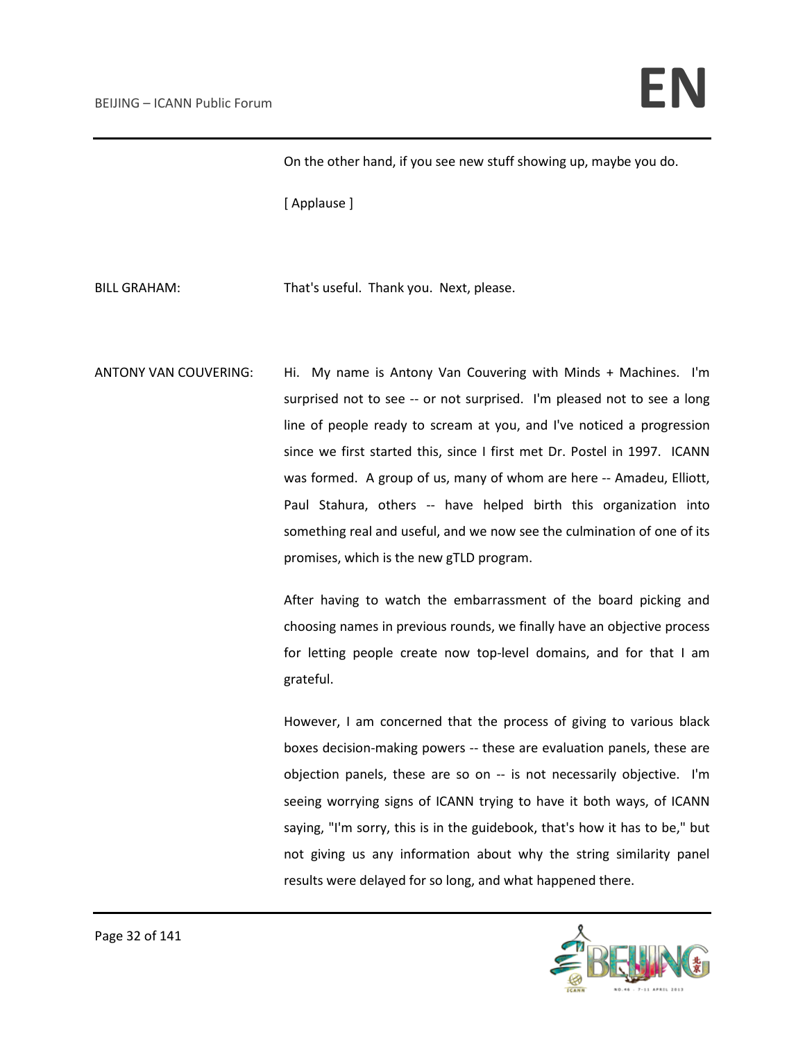On the other hand, if you see new stuff showing up, maybe you do.

[ Applause ]

BILL GRAHAM: That's useful. Thank you. Next, please.

ANTONY VAN COUVERING: Hi. My name is Antony Van Couvering with Minds + Machines. I'm surprised not to see -- or not surprised. I'm pleased not to see a long line of people ready to scream at you, and I've noticed a progression since we first started this, since I first met Dr. Postel in 1997. ICANN was formed. A group of us, many of whom are here -- Amadeu, Elliott, Paul Stahura, others -- have helped birth this organization into something real and useful, and we now see the culmination of one of its promises, which is the new gTLD program.

After having to watch the embarrassment of the board picking and choosing names in previous rounds, we finally have an objective process for letting people create now top-level domains, and for that I am grateful.

However, I am concerned that the process of giving to various black boxes decision-making powers -- these are evaluation panels, these are objection panels, these are so on -- is not necessarily objective. I'm seeing worrying signs of ICANN trying to have it both ways, of ICANN saying, "I'm sorry, this is in the guidebook, that's how it has to be," but not giving us any information about why the string similarity panel results were delayed for so long, and what happened there.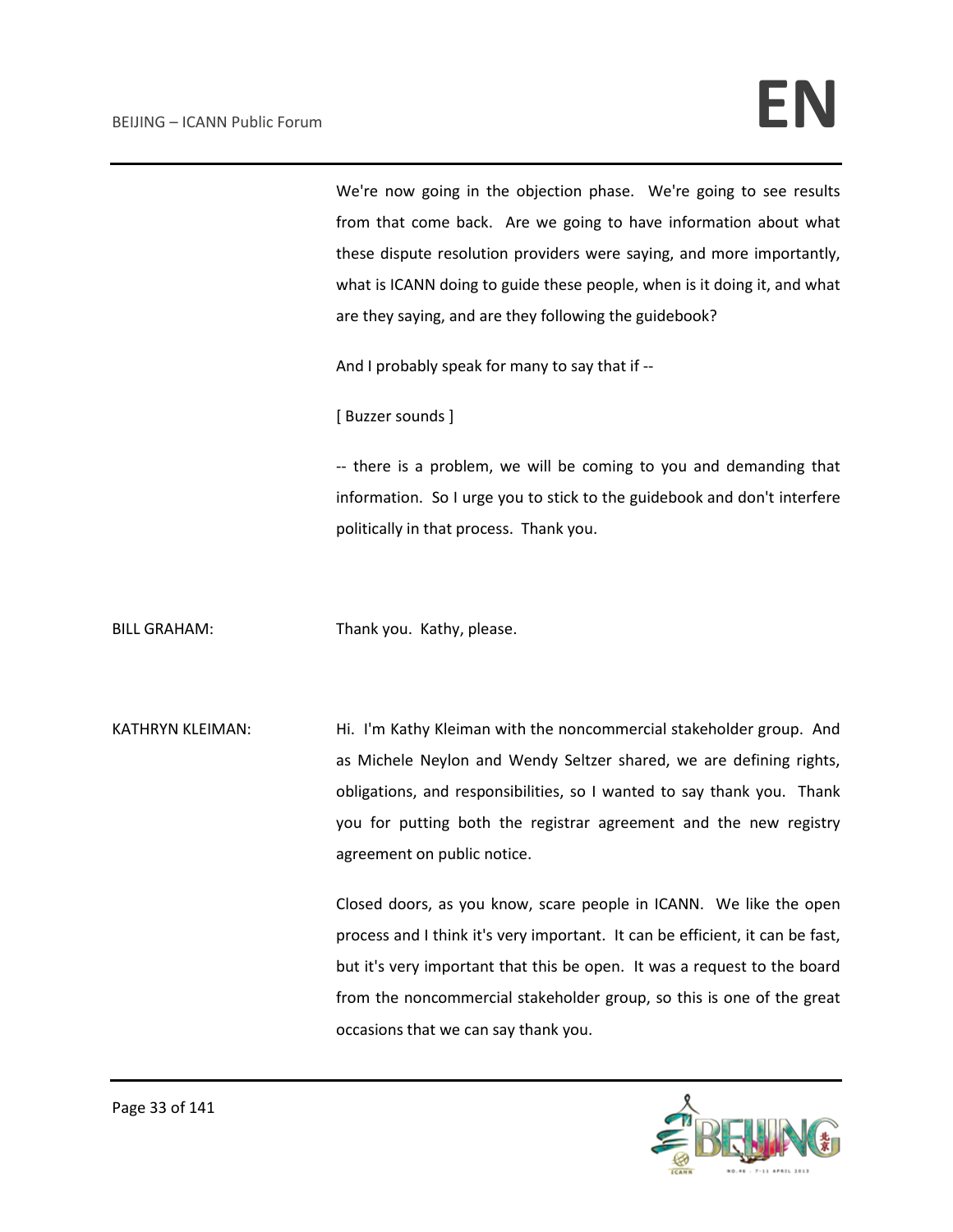We're now going in the objection phase. We're going to see results from that come back. Are we going to have information about what these dispute resolution providers were saying, and more importantly, what is ICANN doing to guide these people, when is it doing it, and what are they saying, and are they following the guidebook?

And I probably speak for many to say that if --

[ Buzzer sounds ]

-- there is a problem, we will be coming to you and demanding that information. So I urge you to stick to the guidebook and don't interfere politically in that process. Thank you.

BILL GRAHAM: Thank you. Kathy, please.

KATHRYN KLEIMAN: Hi. I'm Kathy Kleiman with the noncommercial stakeholder group. And as Michele Neylon and Wendy Seltzer shared, we are defining rights, obligations, and responsibilities, so I wanted to say thank you. Thank you for putting both the registrar agreement and the new registry agreement on public notice.

Closed doors, as you know, scare people in ICANN. We like the open process and I think it's very important. It can be efficient, it can be fast, but it's very important that this be open. It was a request to the board from the noncommercial stakeholder group, so this is one of the great occasions that we can say thank you.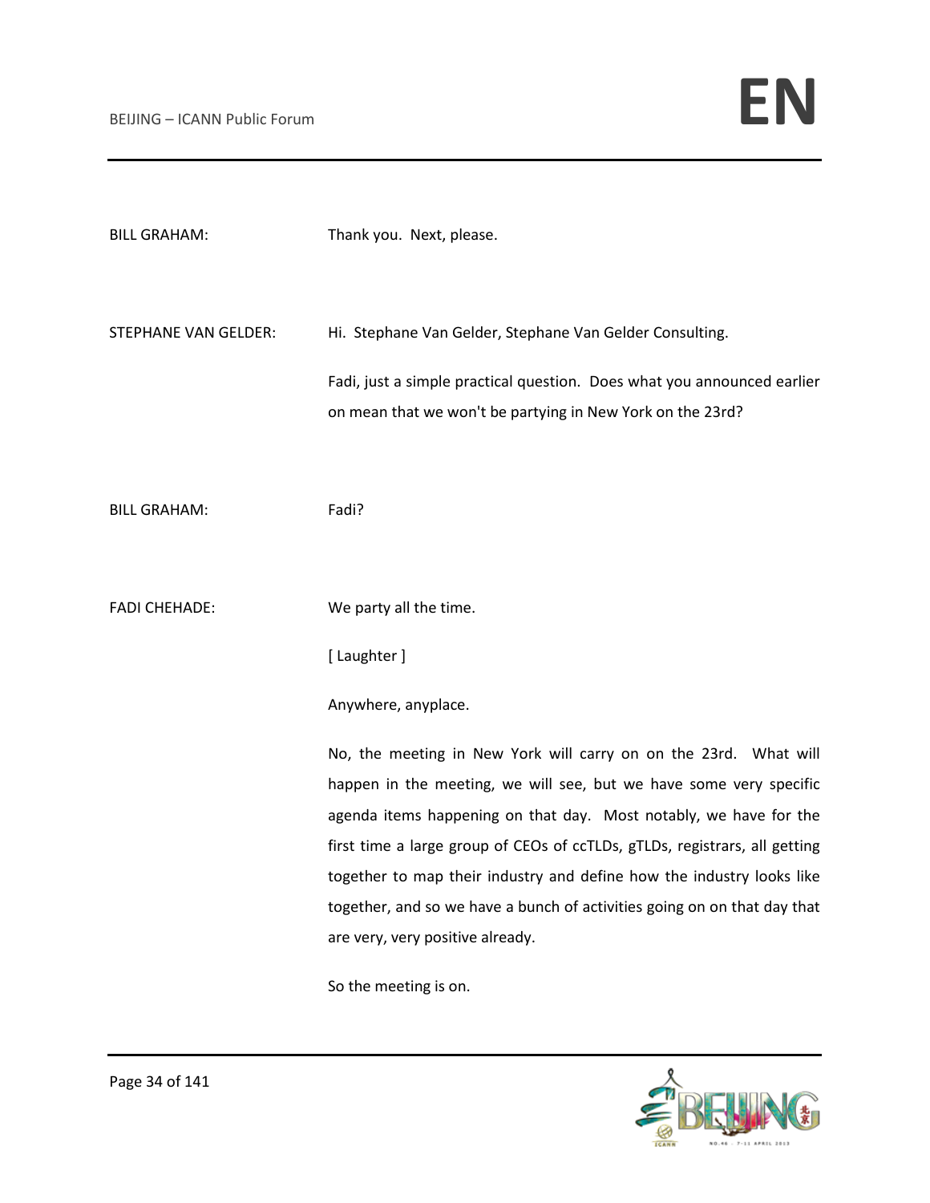BILL GRAHAM: Thank you. Next, please.

STEPHANE VAN GELDER: Hi. Stephane Van Gelder, Stephane Van Gelder Consulting.

Fadi, just a simple practical question. Does what you announced earlier on mean that we won't be partying in New York on the 23rd?

BILL GRAHAM: Fadi?

FADI CHEHADE: We party all the time.

[ Laughter ]

Anywhere, anyplace.

No, the meeting in New York will carry on on the 23rd. What will happen in the meeting, we will see, but we have some very specific agenda items happening on that day. Most notably, we have for the first time a large group of CEOs of ccTLDs, gTLDs, registrars, all getting together to map their industry and define how the industry looks like together, and so we have a bunch of activities going on on that day that are very, very positive already.

So the meeting is on.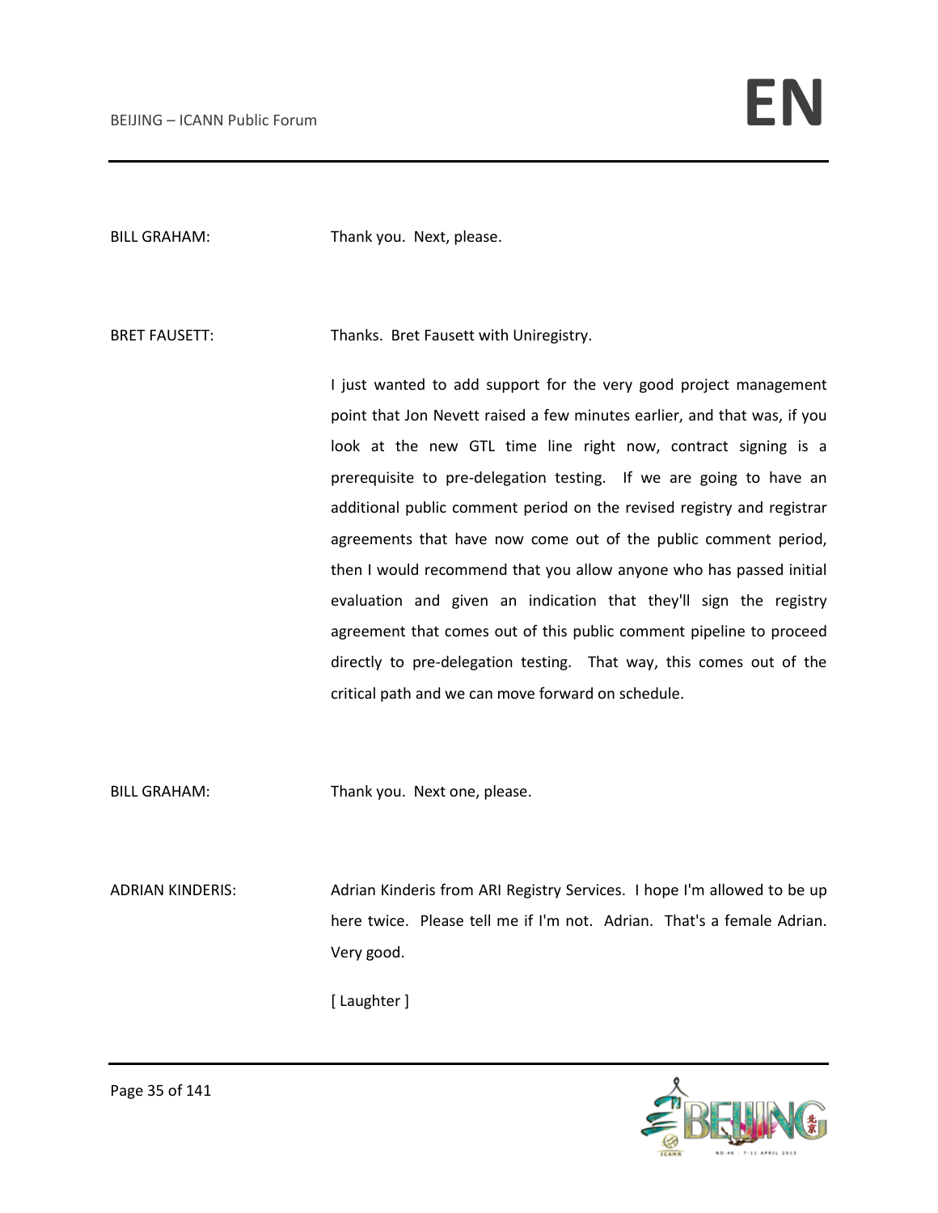BILL GRAHAM: Thank you. Next, please.

BRET FAUSETT: Thanks. Bret Fausett with Uniregistry.

I just wanted to add support for the very good project management point that Jon Nevett raised a few minutes earlier, and that was, if you look at the new GTL time line right now, contract signing is a prerequisite to pre-delegation testing. If we are going to have an additional public comment period on the revised registry and registrar agreements that have now come out of the public comment period, then I would recommend that you allow anyone who has passed initial evaluation and given an indication that they'll sign the registry agreement that comes out of this public comment pipeline to proceed directly to pre-delegation testing. That way, this comes out of the critical path and we can move forward on schedule.

BILL GRAHAM: Thank you. Next one, please.

ADRIAN KINDERIS: Adrian Kinderis from ARI Registry Services. I hope I'm allowed to be up here twice. Please tell me if I'm not. Adrian. That's a female Adrian. Very good.

[ Laughter ]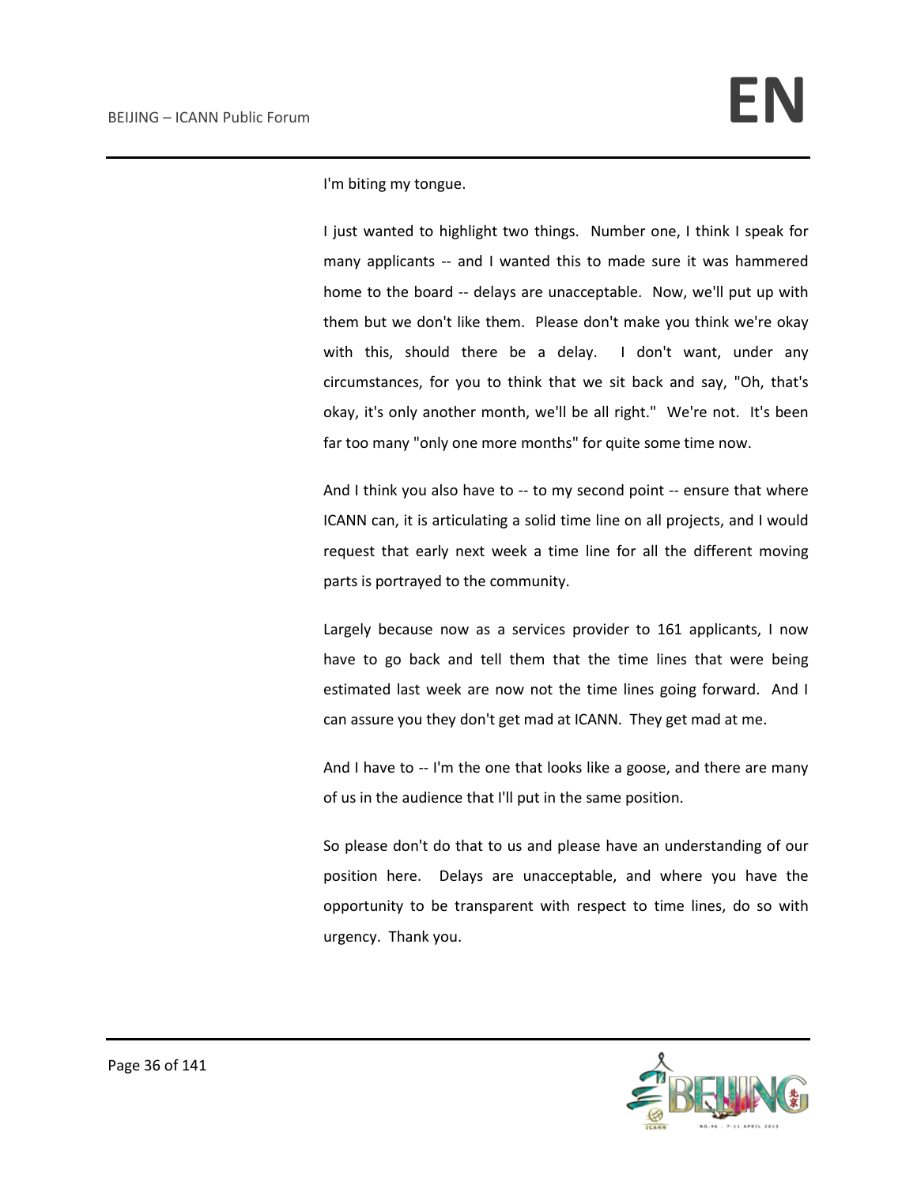I'm biting my tongue.

I just wanted to highlight two things. Number one, I think I speak for many applicants -- and I wanted this to made sure it was hammered home to the board -- delays are unacceptable. Now, we'll put up with them but we don't like them. Please don't make you think we're okay with this, should there be a delay. I don't want, under any circumstances, for you to think that we sit back and say, "Oh, that's okay, it's only another month, we'll be all right." We're not. It's been far too many "only one more months" for quite some time now.

And I think you also have to -- to my second point -- ensure that where ICANN can, it is articulating a solid time line on all projects, and I would request that early next week a time line for all the different moving parts is portrayed to the community.

Largely because now as a services provider to 161 applicants, I now have to go back and tell them that the time lines that were being estimated last week are now not the time lines going forward. And I can assure you they don't get mad at ICANN. They get mad at me.

And I have to -- I'm the one that looks like a goose, and there are many of us in the audience that I'll put in the same position.

So please don't do that to us and please have an understanding of our position here. Delays are unacceptable, and where you have the opportunity to be transparent with respect to time lines, do so with urgency. Thank you.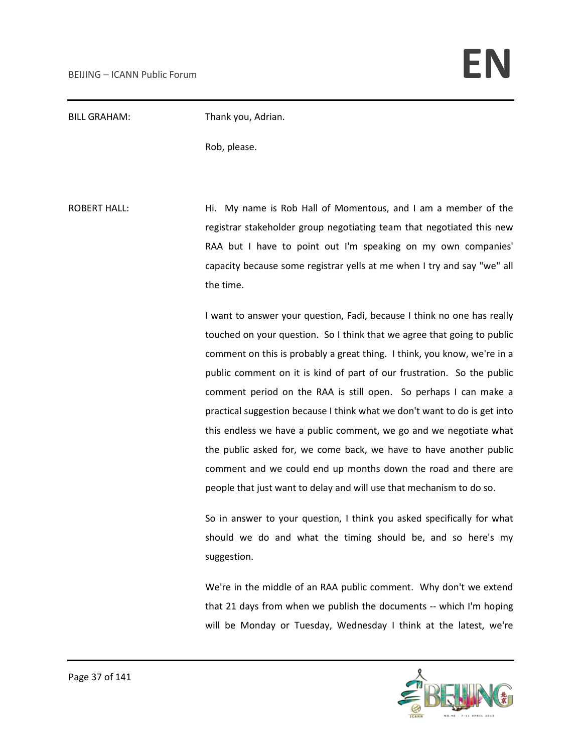BILL GRAHAM: Thank you, Adrian.

Rob, please.

ROBERT HALL: Hi. My name is Rob Hall of Momentous, and I am a member of the registrar stakeholder group negotiating team that negotiated this new RAA but I have to point out I'm speaking on my own companies' capacity because some registrar yells at me when I try and say "we" all the time.

I want to answer your question, Fadi, because I think no one has really touched on your question. So I think that we agree that going to public comment on this is probably a great thing. I think, you know, we're in a public comment on it is kind of part of our frustration. So the public comment period on the RAA is still open. So perhaps I can make a practical suggestion because I think what we don't want to do is get into this endless we have a public comment, we go and we negotiate what the public asked for, we come back, we have to have another public comment and we could end up months down the road and there are people that just want to delay and will use that mechanism to do so.

So in answer to your question, I think you asked specifically for what should we do and what the timing should be, and so here's my suggestion.

We're in the middle of an RAA public comment. Why don't we extend that 21 days from when we publish the documents -- which I'm hoping will be Monday or Tuesday, Wednesday I think at the latest, we're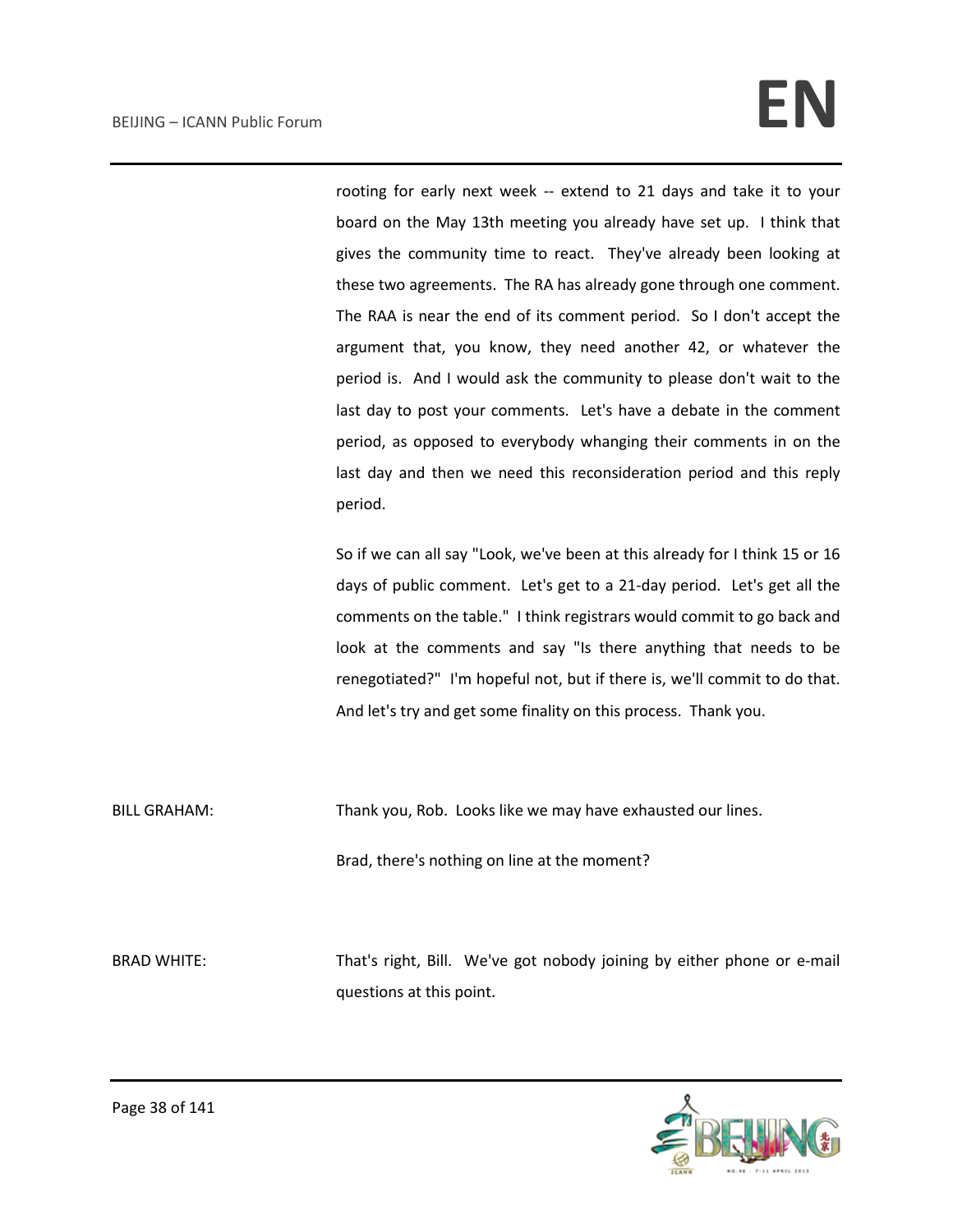rooting for early next week -- extend to 21 days and take it to your board on the May 13th meeting you already have set up. I think that gives the community time to react. They've already been looking at these two agreements. The RA has already gone through one comment. The RAA is near the end of its comment period. So I don't accept the argument that, you know, they need another 42, or whatever the period is. And I would ask the community to please don't wait to the last day to post your comments. Let's have a debate in the comment period, as opposed to everybody whanging their comments in on the last day and then we need this reconsideration period and this reply period.

So if we can all say "Look, we've been at this already for I think 15 or 16 days of public comment. Let's get to a 21-day period. Let's get all the comments on the table." I think registrars would commit to go back and look at the comments and say "Is there anything that needs to be renegotiated?" I'm hopeful not, but if there is, we'll commit to do that. And let's try and get some finality on this process. Thank you.

BILL GRAHAM: Thank you, Rob. Looks like we may have exhausted our lines.

Brad, there's nothing on line at the moment?

BRAD WHITE: That's right, Bill. We've got nobody joining by either phone or e-mail questions at this point.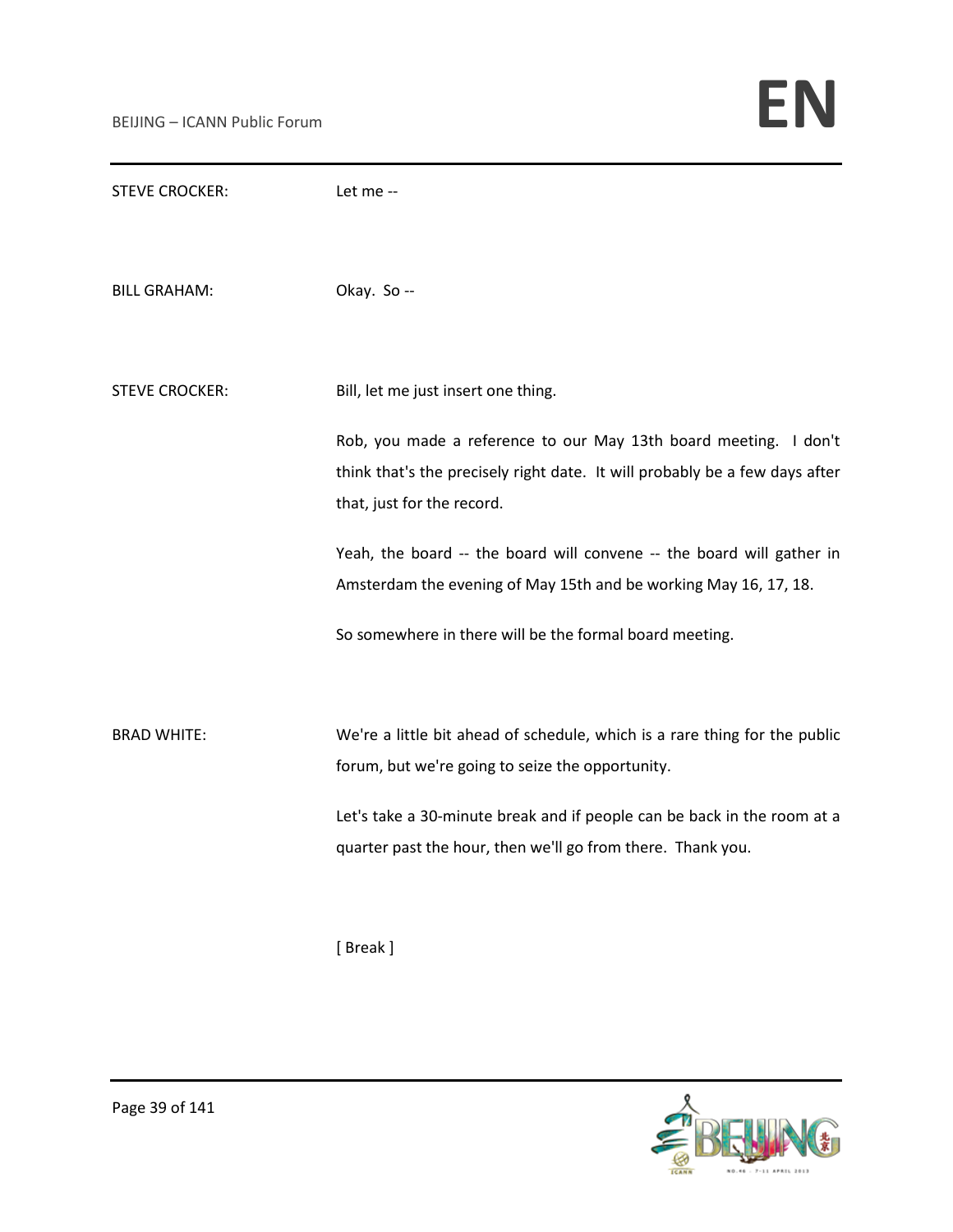STEVE CROCKER: Let me --

BILL GRAHAM: Okay. So --

STEVE CROCKER: Bill, let me just insert one thing.

Rob, you made a reference to our May 13th board meeting. I don't think that's the precisely right date. It will probably be a few days after that, just for the record.

Yeah, the board -- the board will convene -- the board will gather in Amsterdam the evening of May 15th and be working May 16, 17, 18.

So somewhere in there will be the formal board meeting.

BRAD WHITE: We're a little bit ahead of schedule, which is a rare thing for the public forum, but we're going to seize the opportunity.

Let's take a 30-minute break and if people can be back in the room at a quarter past the hour, then we'll go from there. Thank you.

[ Break ]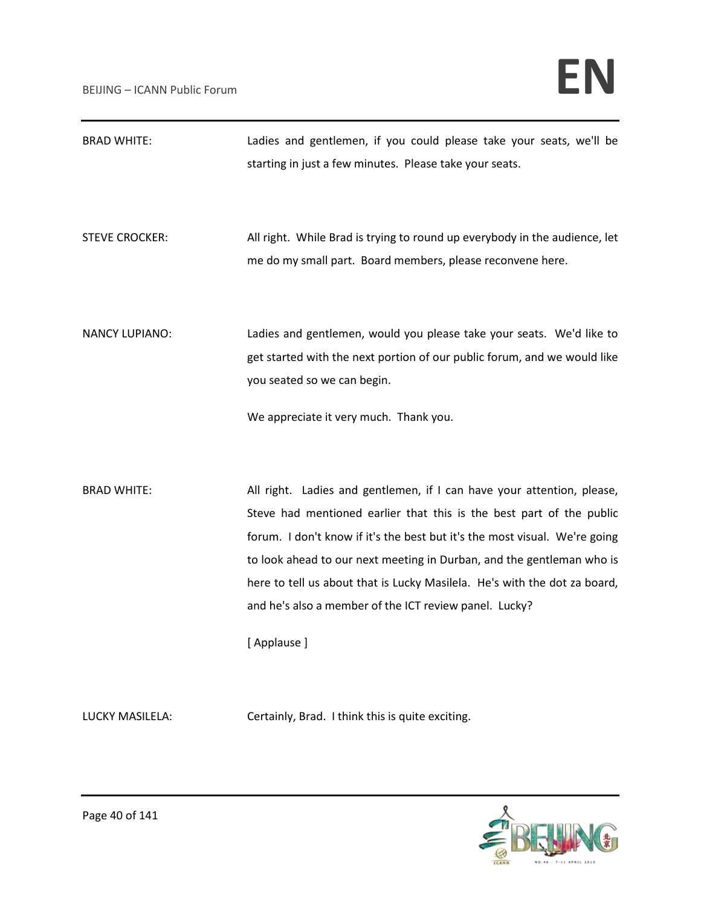BRAD WHITE: Ladies and gentlemen, if you could please take your seats, we'll be starting in just a few minutes. Please take your seats.

STEVE CROCKER: All right. While Brad is trying to round up everybody in the audience, let me do my small part. Board members, please reconvene here.

NANCY LUPIANO: Ladies and gentlemen, would you please take your seats. We'd like to get started with the next portion of our public forum, and we would like you seated so we can begin.

We appreciate it very much. Thank you.

BRAD WHITE: All right. Ladies and gentlemen, if I can have your attention, please, Steve had mentioned earlier that this is the best part of the public forum. I don't know if it's the best but it's the most visual. We're going to look ahead to our next meeting in Durban, and the gentleman who is here to tell us about that is Lucky Masilela. He's with the dot za board, and he's also a member of the ICT review panel. Lucky?

[ Applause ]

LUCKY MASILELA: Certainly, Brad. I think this is quite exciting.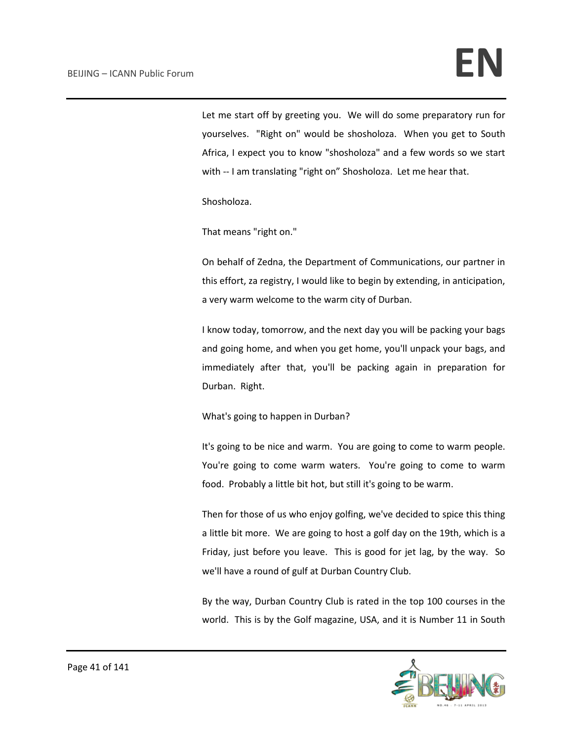Let me start off by greeting you. We will do some preparatory run for yourselves. "Right on" would be shosholoza. When you get to South Africa, I expect you to know "shosholoza" and a few words so we start with -- I am translating "right on" Shosholoza. Let me hear that.

Shosholoza.

That means "right on."

On behalf of Zedna, the Department of Communications, our partner in this effort, za registry, I would like to begin by extending, in anticipation, a very warm welcome to the warm city of Durban.

I know today, tomorrow, and the next day you will be packing your bags and going home, and when you get home, you'll unpack your bags, and immediately after that, you'll be packing again in preparation for Durban. Right.

What's going to happen in Durban?

It's going to be nice and warm. You are going to come to warm people. You're going to come warm waters. You're going to come to warm food. Probably a little bit hot, but still it's going to be warm.

Then for those of us who enjoy golfing, we've decided to spice this thing a little bit more. We are going to host a golf day on the 19th, which is a Friday, just before you leave. This is good for jet lag, by the way. So we'll have a round of gulf at Durban Country Club.

By the way, Durban Country Club is rated in the top 100 courses in the world. This is by the Golf magazine, USA, and it is Number 11 in South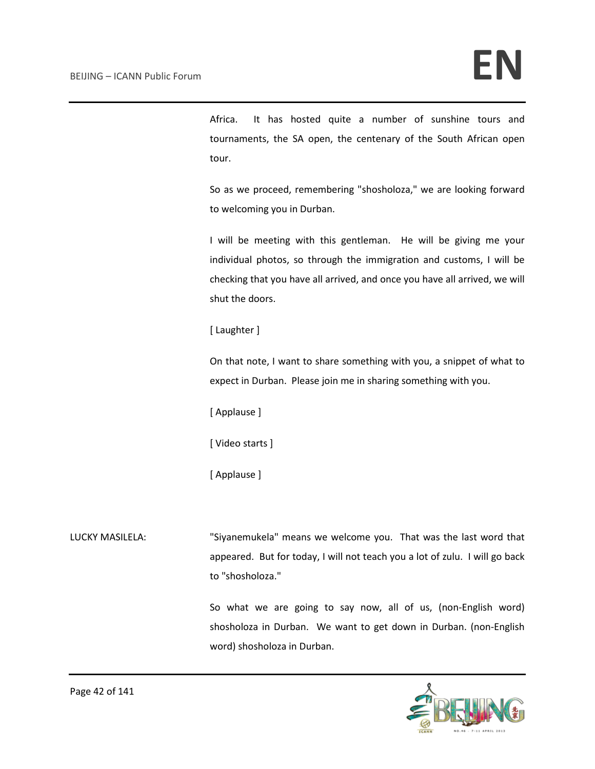Africa. It has hosted quite a number of sunshine tours and tournaments, the SA open, the centenary of the South African open tour.

So as we proceed, remembering "shosholoza," we are looking forward to welcoming you in Durban.

I will be meeting with this gentleman. He will be giving me your individual photos, so through the immigration and customs, I will be checking that you have all arrived, and once you have all arrived, we will shut the doors.

[ Laughter ]

On that note, I want to share something with you, a snippet of what to expect in Durban. Please join me in sharing something with you.

[ Applause ]

[ Video starts ]

[ Applause ]

LUCKY MASILELA: "Siyanemukela" means we welcome you. That was the last word that appeared. But for today, I will not teach you a lot of zulu. I will go back to "shosholoza."

So what we are going to say now, all of us, (non-English word) shosholoza in Durban. We want to get down in Durban. (non-English word) shosholoza in Durban.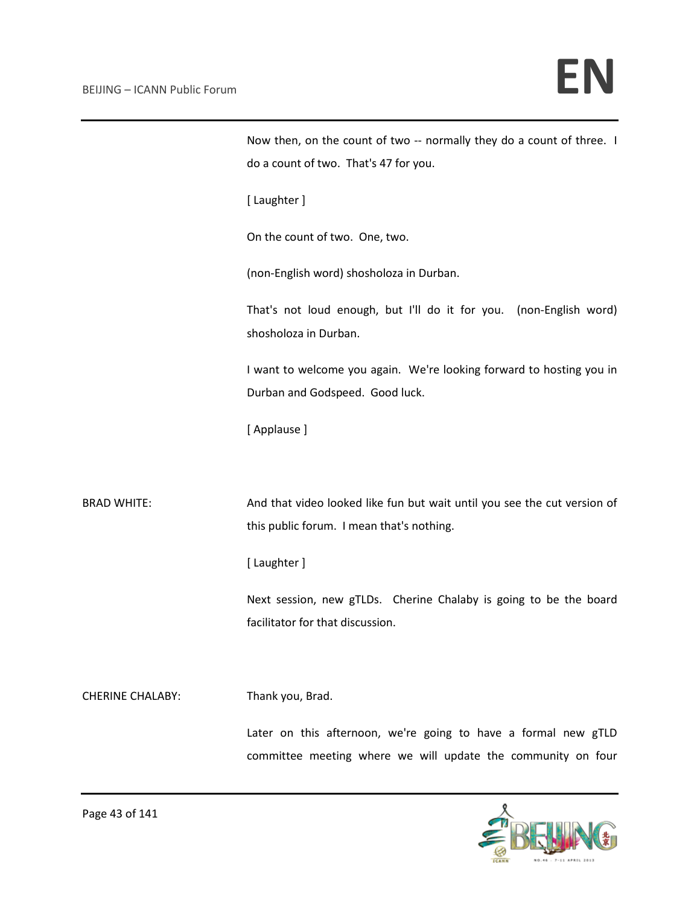Now then, on the count of two -- normally they do a count of three. I do a count of two. That's 47 for you.

[ Laughter ]

On the count of two. One, two.

(non-English word) shosholoza in Durban.

That's not loud enough, but I'll do it for you. (non-English word) shosholoza in Durban.

I want to welcome you again. We're looking forward to hosting you in Durban and Godspeed. Good luck.

[ Applause ]

BRAD WHITE: And that video looked like fun but wait until you see the cut version of this public forum. I mean that's nothing.

[ Laughter ]

Next session, new gTLDs. Cherine Chalaby is going to be the board facilitator for that discussion.

CHERINE CHALABY: Thank you, Brad.

Later on this afternoon, we're going to have a formal new gTLD committee meeting where we will update the community on four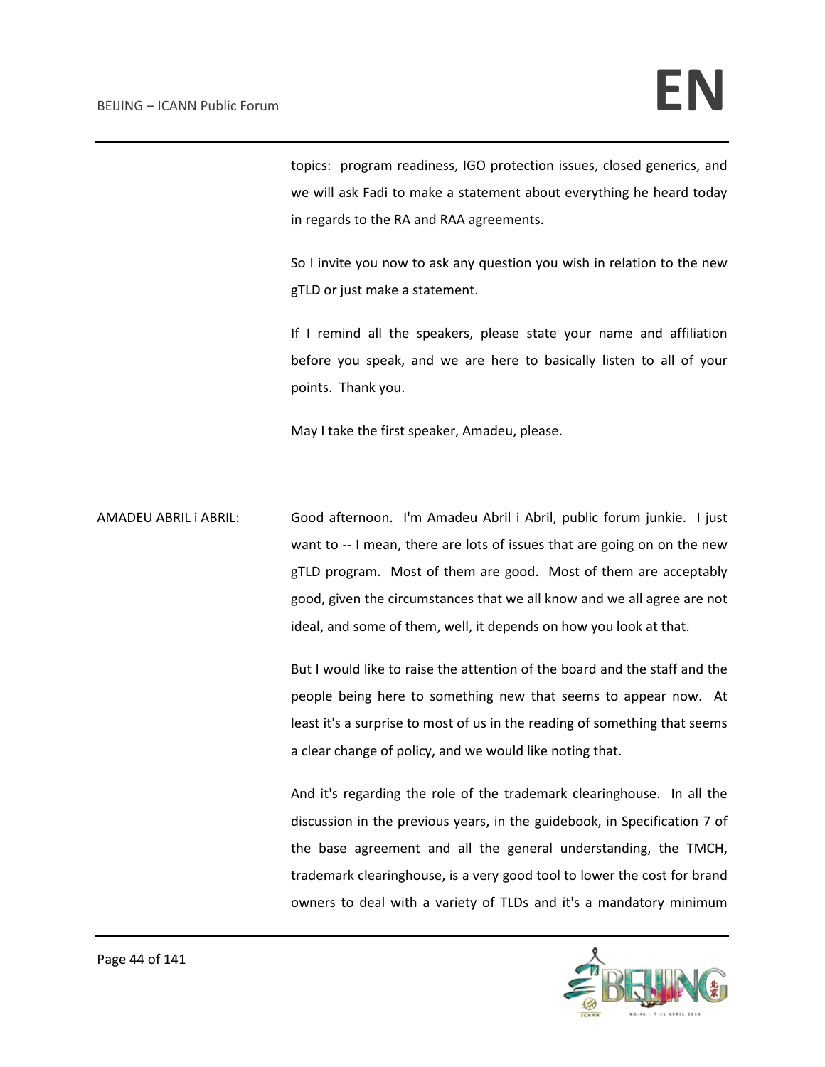topics: program readiness, IGO protection issues, closed generics, and we will ask Fadi to make a statement about everything he heard today in regards to the RA and RAA agreements.

So I invite you now to ask any question you wish in relation to the new gTLD or just make a statement.

If I remind all the speakers, please state your name and affiliation before you speak, and we are here to basically listen to all of your points. Thank you.

May I take the first speaker, Amadeu, please.

AMADEU ABRIL i ABRIL: Good afternoon. I'm Amadeu Abril i Abril, public forum junkie. I just want to -- I mean, there are lots of issues that are going on on the new gTLD program. Most of them are good. Most of them are acceptably good, given the circumstances that we all know and we all agree are not ideal, and some of them, well, it depends on how you look at that.

But I would like to raise the attention of the board and the staff and the people being here to something new that seems to appear now. At least it's a surprise to most of us in the reading of something that seems a clear change of policy, and we would like noting that.

And it's regarding the role of the trademark clearinghouse. In all the discussion in the previous years, in the guidebook, in Specification 7 of the base agreement and all the general understanding, the TMCH, trademark clearinghouse, is a very good tool to lower the cost for brand owners to deal with a variety of TLDs and it's a mandatory minimum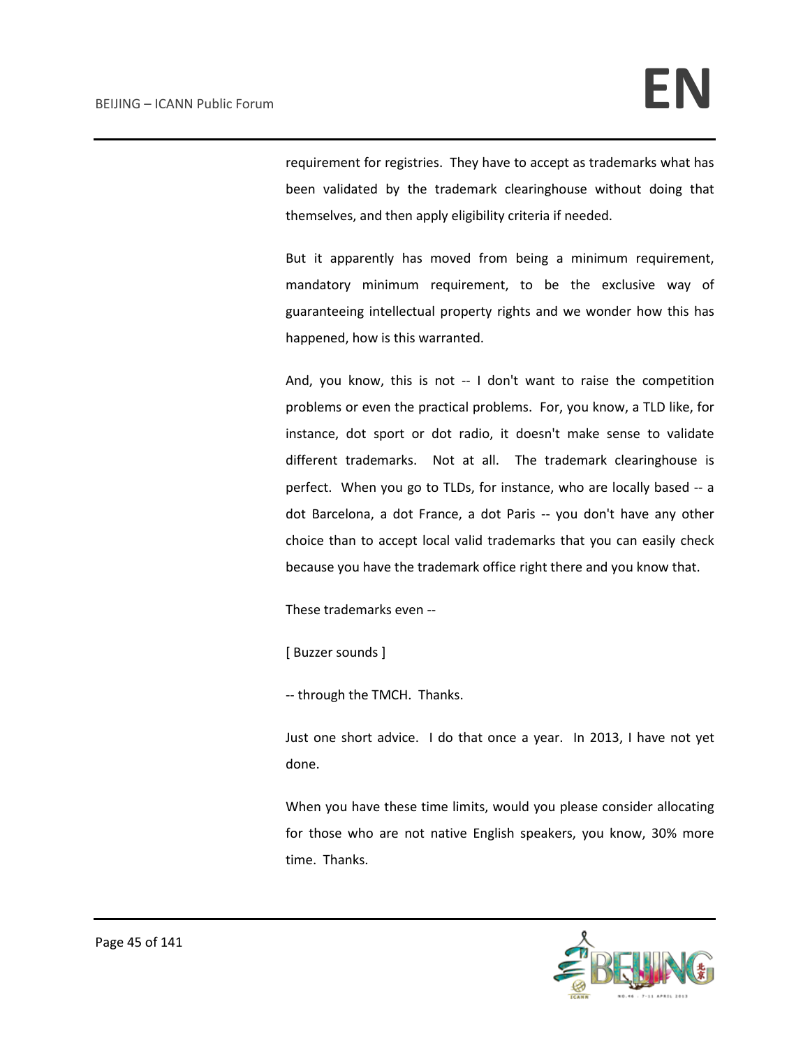requirement for registries. They have to accept as trademarks what has been validated by the trademark clearinghouse without doing that themselves, and then apply eligibility criteria if needed.

But it apparently has moved from being a minimum requirement, mandatory minimum requirement, to be the exclusive way of guaranteeing intellectual property rights and we wonder how this has happened, how is this warranted.

And, you know, this is not -- I don't want to raise the competition problems or even the practical problems. For, you know, a TLD like, for instance, dot sport or dot radio, it doesn't make sense to validate different trademarks. Not at all. The trademark clearinghouse is perfect. When you go to TLDs, for instance, who are locally based -- a dot Barcelona, a dot France, a dot Paris -- you don't have any other choice than to accept local valid trademarks that you can easily check because you have the trademark office right there and you know that.

These trademarks even --

[ Buzzer sounds ]

-- through the TMCH. Thanks.

Just one short advice. I do that once a year. In 2013, I have not yet done.

When you have these time limits, would you please consider allocating for those who are not native English speakers, you know, 30% more time. Thanks.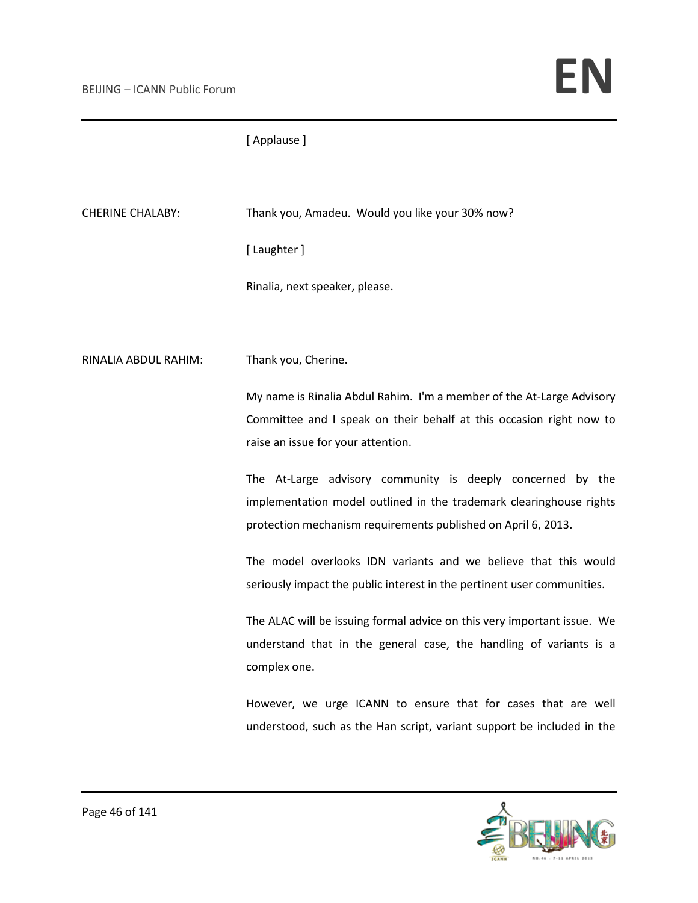[ Applause ]

CHERINE CHALABY: Thank you, Amadeu. Would you like your 30% now?

[ Laughter ]

Rinalia, next speaker, please.

RINALIA ABDUL RAHIM: Thank you, Cherine.

My name is Rinalia Abdul Rahim. I'm a member of the At-Large Advisory Committee and I speak on their behalf at this occasion right now to raise an issue for your attention.

The At-Large advisory community is deeply concerned by the implementation model outlined in the trademark clearinghouse rights protection mechanism requirements published on April 6, 2013.

The model overlooks IDN variants and we believe that this would seriously impact the public interest in the pertinent user communities.

The ALAC will be issuing formal advice on this very important issue. We understand that in the general case, the handling of variants is a complex one.

However, we urge ICANN to ensure that for cases that are well understood, such as the Han script, variant support be included in the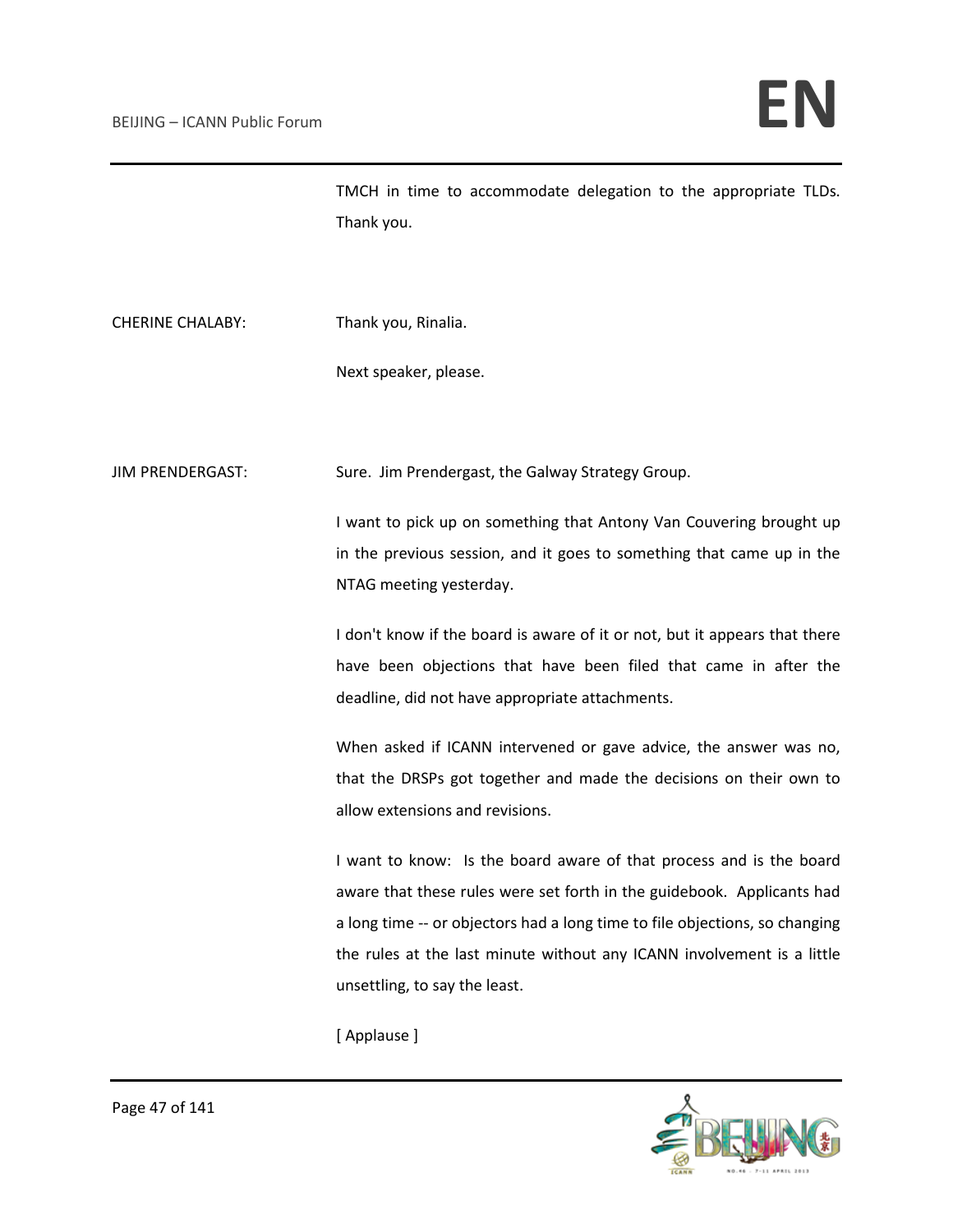TMCH in time to accommodate delegation to the appropriate TLDs. Thank you.

CHERINE CHALABY: Thank you, Rinalia.

Next speaker, please.

JIM PRENDERGAST: Sure. Jim Prendergast, the Galway Strategy Group.

I want to pick up on something that Antony Van Couvering brought up in the previous session, and it goes to something that came up in the NTAG meeting yesterday.

I don't know if the board is aware of it or not, but it appears that there have been objections that have been filed that came in after the deadline, did not have appropriate attachments.

When asked if ICANN intervened or gave advice, the answer was no, that the DRSPs got together and made the decisions on their own to allow extensions and revisions.

I want to know: Is the board aware of that process and is the board aware that these rules were set forth in the guidebook. Applicants had a long time -- or objectors had a long time to file objections, so changing the rules at the last minute without any ICANN involvement is a little unsettling, to say the least.

[ Applause ]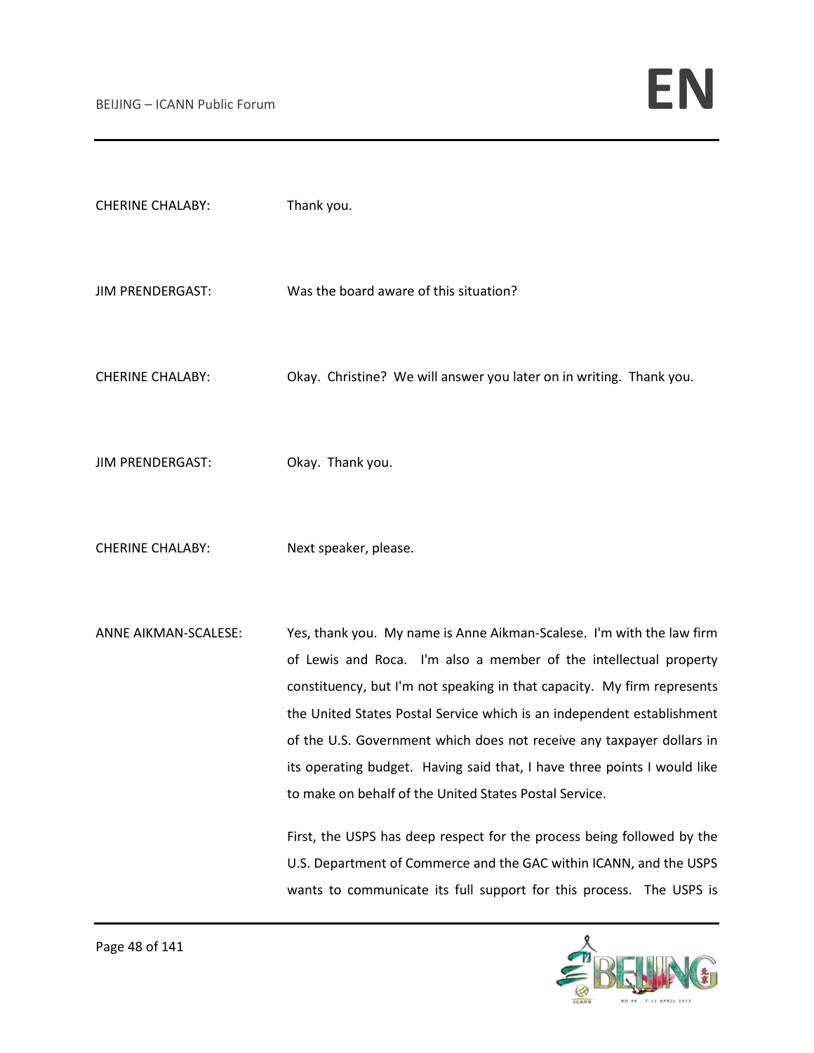CHERINE CHALABY: Thank you.

JIM PRENDERGAST: Was the board aware of this situation?

CHERINE CHALABY: Okay. Christine? We will answer you later on in writing. Thank you.

JIM PRENDERGAST: Okay. Thank you.

CHERINE CHALABY: Next speaker, please.

ANNE AIKMAN-SCALESE: Yes, thank you. My name is Anne Aikman-Scalese. I'm with the law firm of Lewis and Roca. I'm also a member of the intellectual property constituency, but I'm not speaking in that capacity. My firm represents the United States Postal Service which is an independent establishment of the U.S. Government which does not receive any taxpayer dollars in its operating budget. Having said that, I have three points I would like to make on behalf of the United States Postal Service.

First, the USPS has deep respect for the process being followed by the U.S. Department of Commerce and the GAC within ICANN, and the USPS wants to communicate its full support for this process. The USPS is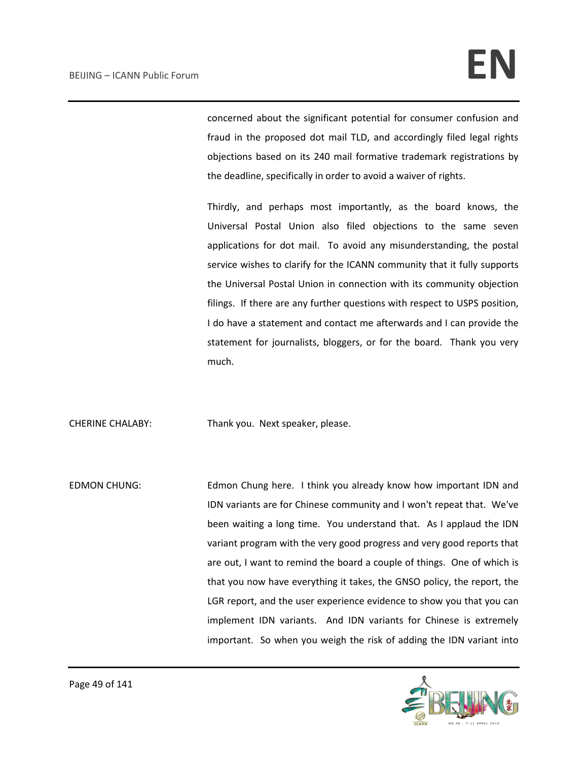concerned about the significant potential for consumer confusion and fraud in the proposed dot mail TLD, and accordingly filed legal rights objections based on its 240 mail formative trademark registrations by the deadline, specifically in order to avoid a waiver of rights.

Thirdly, and perhaps most importantly, as the board knows, the Universal Postal Union also filed objections to the same seven applications for dot mail. To avoid any misunderstanding, the postal service wishes to clarify for the ICANN community that it fully supports the Universal Postal Union in connection with its community objection filings. If there are any further questions with respect to USPS position, I do have a statement and contact me afterwards and I can provide the statement for journalists, bloggers, or for the board. Thank you very much.

CHERINE CHALABY: Thank you. Next speaker, please.

EDMON CHUNG: Edmon Chung here. I think you already know how important IDN and IDN variants are for Chinese community and I won't repeat that. We've been waiting a long time. You understand that. As I applaud the IDN variant program with the very good progress and very good reports that are out, I want to remind the board a couple of things. One of which is that you now have everything it takes, the GNSO policy, the report, the LGR report, and the user experience evidence to show you that you can implement IDN variants. And IDN variants for Chinese is extremely important. So when you weigh the risk of adding the IDN variant into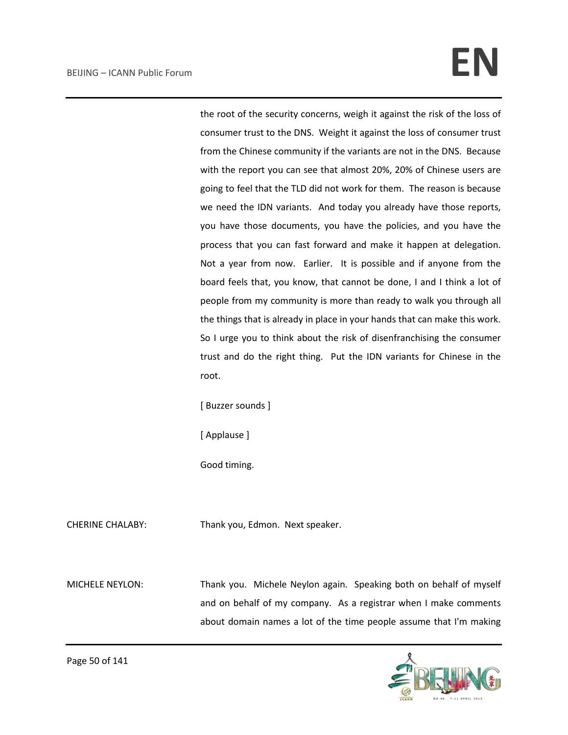the root of the security concerns, weigh it against the risk of the loss of consumer trust to the DNS. Weight it against the loss of consumer trust from the Chinese community if the variants are not in the DNS. Because with the report you can see that almost 20%, 20% of Chinese users are going to feel that the TLD did not work for them. The reason is because we need the IDN variants. And today you already have those reports, you have those documents, you have the policies, and you have the process that you can fast forward and make it happen at delegation. Not a year from now. Earlier. It is possible and if anyone from the board feels that, you know, that cannot be done, I and I think a lot of people from my community is more than ready to walk you through all the things that is already in place in your hands that can make this work. So I urge you to think about the risk of disenfranchising the consumer trust and do the right thing. Put the IDN variants for Chinese in the root.

[ Buzzer sounds ]

[ Applause ]

Good timing.

CHERINE CHALABY: Thank you, Edmon. Next speaker.

MICHELE NEYLON: Thank you. Michele Neylon again. Speaking both on behalf of myself and on behalf of my company. As a registrar when I make comments about domain names a lot of the time people assume that I'm making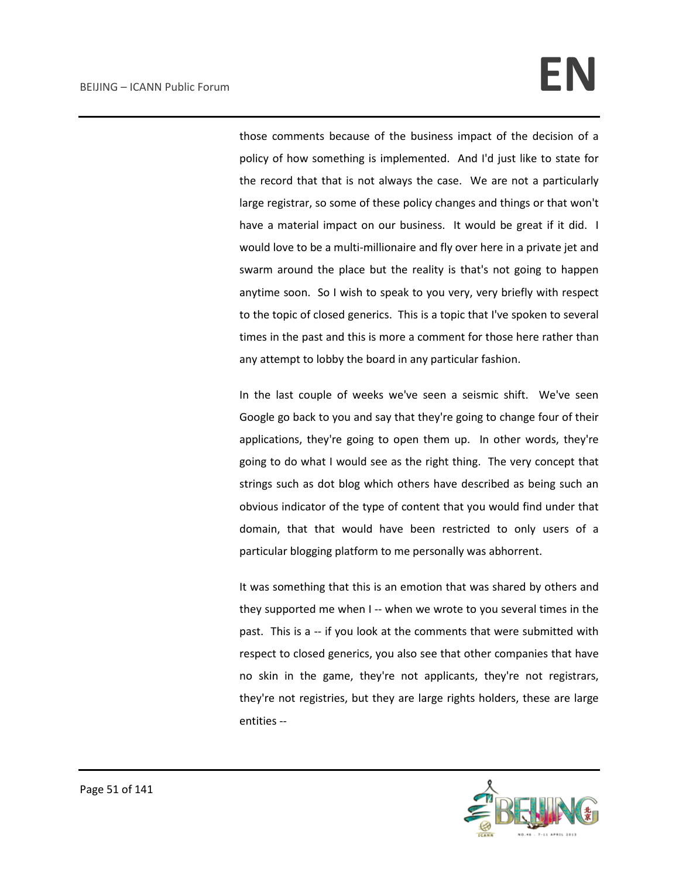those comments because of the business impact of the decision of a policy of how something is implemented. And I'd just like to state for the record that that is not always the case. We are not a particularly large registrar, so some of these policy changes and things or that won't have a material impact on our business. It would be great if it did. I would love to be a multi-millionaire and fly over here in a private jet and swarm around the place but the reality is that's not going to happen anytime soon. So I wish to speak to you very, very briefly with respect to the topic of closed generics. This is a topic that I've spoken to several times in the past and this is more a comment for those here rather than any attempt to lobby the board in any particular fashion.

In the last couple of weeks we've seen a seismic shift. We've seen Google go back to you and say that they're going to change four of their applications, they're going to open them up. In other words, they're going to do what I would see as the right thing. The very concept that strings such as dot blog which others have described as being such an obvious indicator of the type of content that you would find under that domain, that that would have been restricted to only users of a particular blogging platform to me personally was abhorrent.

It was something that this is an emotion that was shared by others and they supported me when I -- when we wrote to you several times in the past. This is a -- if you look at the comments that were submitted with respect to closed generics, you also see that other companies that have no skin in the game, they're not applicants, they're not registrars, they're not registries, but they are large rights holders, these are large entities --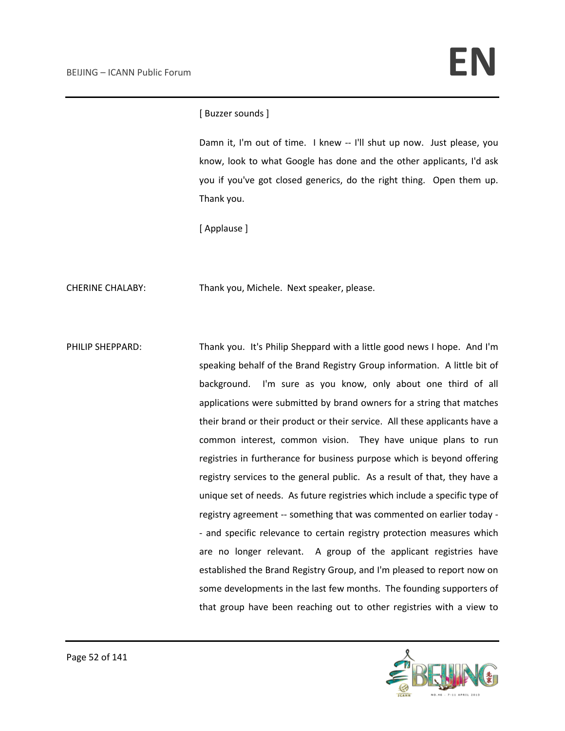[ Buzzer sounds ]

Damn it, I'm out of time. I knew -- I'll shut up now. Just please, you know, look to what Google has done and the other applicants, I'd ask you if you've got closed generics, do the right thing. Open them up. Thank you.

[ Applause ]

CHERINE CHALABY: Thank you, Michele. Next speaker, please.

PHILIP SHEPPARD: Thank you. It's Philip Sheppard with a little good news I hope. And I'm speaking behalf of the Brand Registry Group information. A little bit of background. I'm sure as you know, only about one third of all applications were submitted by brand owners for a string that matches their brand or their product or their service. All these applicants have a common interest, common vision. They have unique plans to run registries in furtherance for business purpose which is beyond offering registry services to the general public. As a result of that, they have a unique set of needs. As future registries which include a specific type of registry agreement -- something that was commented on earlier today -- and specific relevance to certain registry protection measures which are no longer relevant. A group of the applicant registries have established the Brand Registry Group, and I'm pleased to report now on some developments in the last few months. The founding supporters of that group have been reaching out to other registries with a view to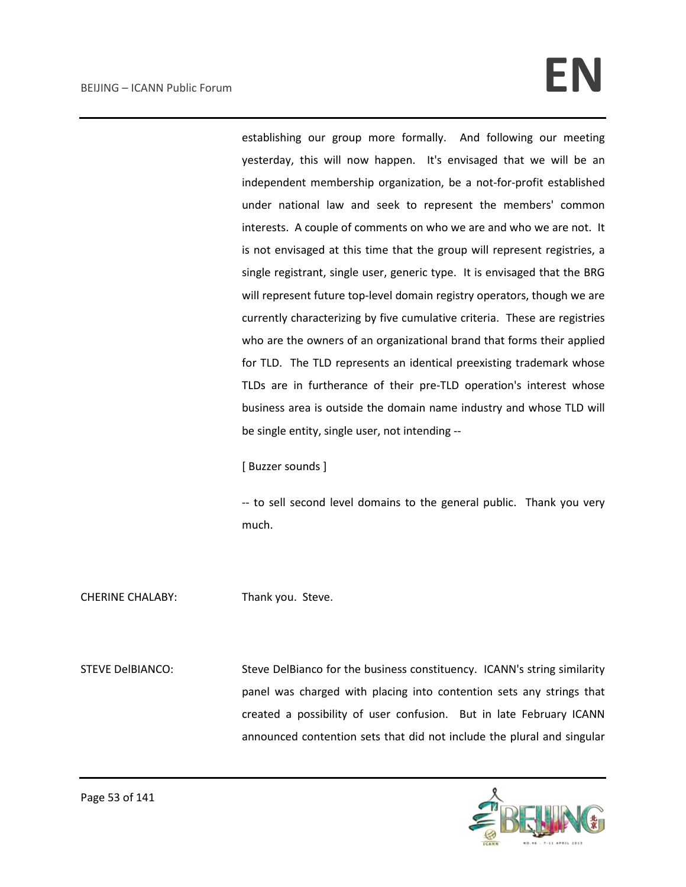establishing our group more formally. And following our meeting yesterday, this will now happen. It's envisaged that we will be an independent membership organization, be a not-for-profit established under national law and seek to represent the members' common interests. A couple of comments on who we are and who we are not. It is not envisaged at this time that the group will represent registries, a single registrant, single user, generic type. It is envisaged that the BRG will represent future top-level domain registry operators, though we are currently characterizing by five cumulative criteria. These are registries who are the owners of an organizational brand that forms their applied for TLD. The TLD represents an identical preexisting trademark whose TLDs are in furtherance of their pre-TLD operation's interest whose business area is outside the domain name industry and whose TLD will be single entity, single user, not intending --

[ Buzzer sounds ]

-- to sell second level domains to the general public. Thank you very much.

CHERINE CHALABY: Thank you. Steve.

STEVE DelBIANCO: Steve DelBianco for the business constituency. ICANN's string similarity panel was charged with placing into contention sets any strings that created a possibility of user confusion. But in late February ICANN announced contention sets that did not include the plural and singular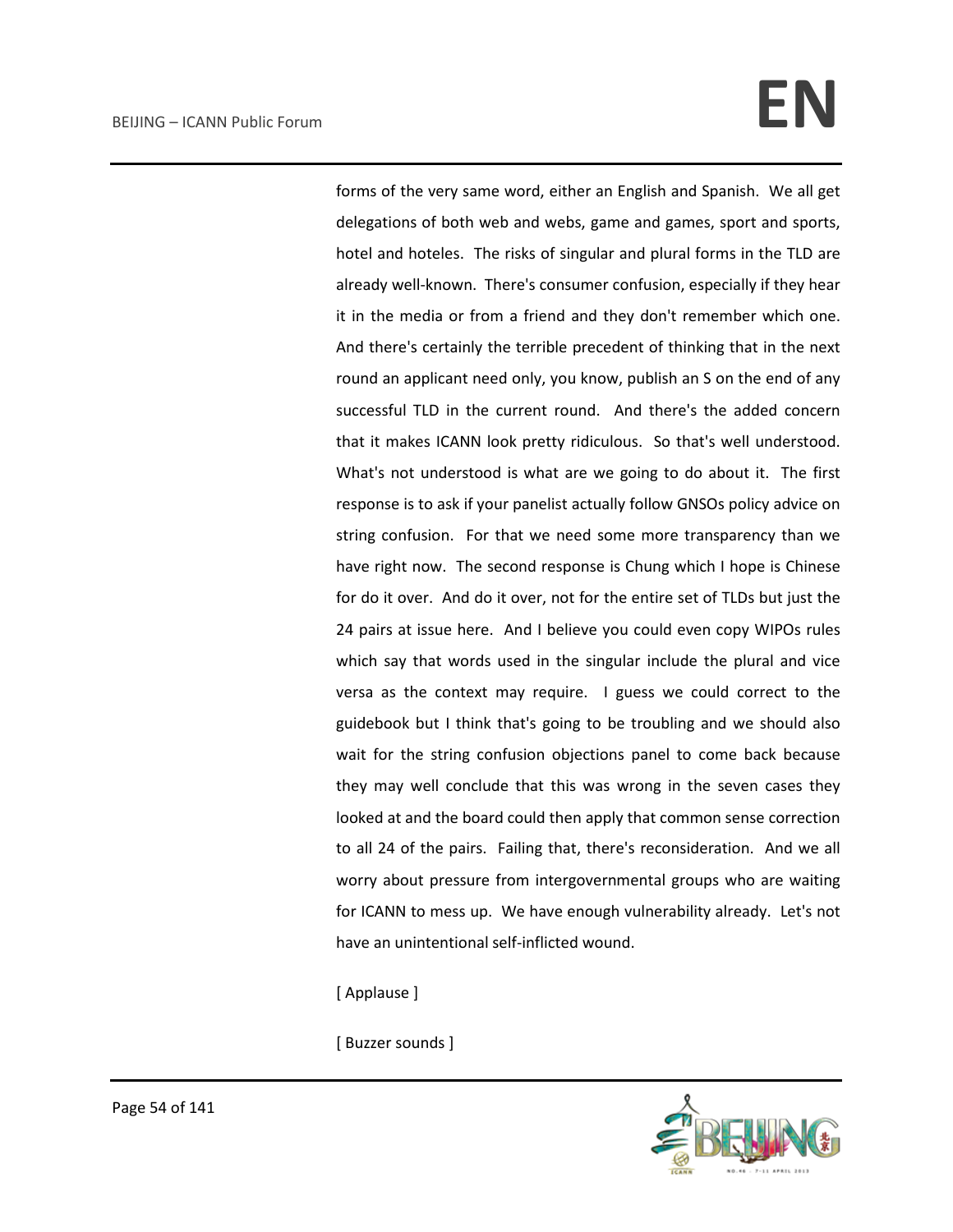forms of the very same word, either an English and Spanish. We all get delegations of both web and webs, game and games, sport and sports, hotel and hoteles. The risks of singular and plural forms in the TLD are already well-known. There's consumer confusion, especially if they hear it in the media or from a friend and they don't remember which one. And there's certainly the terrible precedent of thinking that in the next round an applicant need only, you know, publish an S on the end of any successful TLD in the current round. And there's the added concern that it makes ICANN look pretty ridiculous. So that's well understood. What's not understood is what are we going to do about it. The first response is to ask if your panelist actually follow GNSOs policy advice on string confusion. For that we need some more transparency than we have right now. The second response is Chung which I hope is Chinese for do it over. And do it over, not for the entire set of TLDs but just the 24 pairs at issue here. And I believe you could even copy WIPOs rules which say that words used in the singular include the plural and vice versa as the context may require. I guess we could correct to the guidebook but I think that's going to be troubling and we should also wait for the string confusion objections panel to come back because they may well conclude that this was wrong in the seven cases they looked at and the board could then apply that common sense correction to all 24 of the pairs. Failing that, there's reconsideration. And we all worry about pressure from intergovernmental groups who are waiting for ICANN to mess up. We have enough vulnerability already. Let's not have an unintentional self-inflicted wound.

[ Applause ]

[ Buzzer sounds ]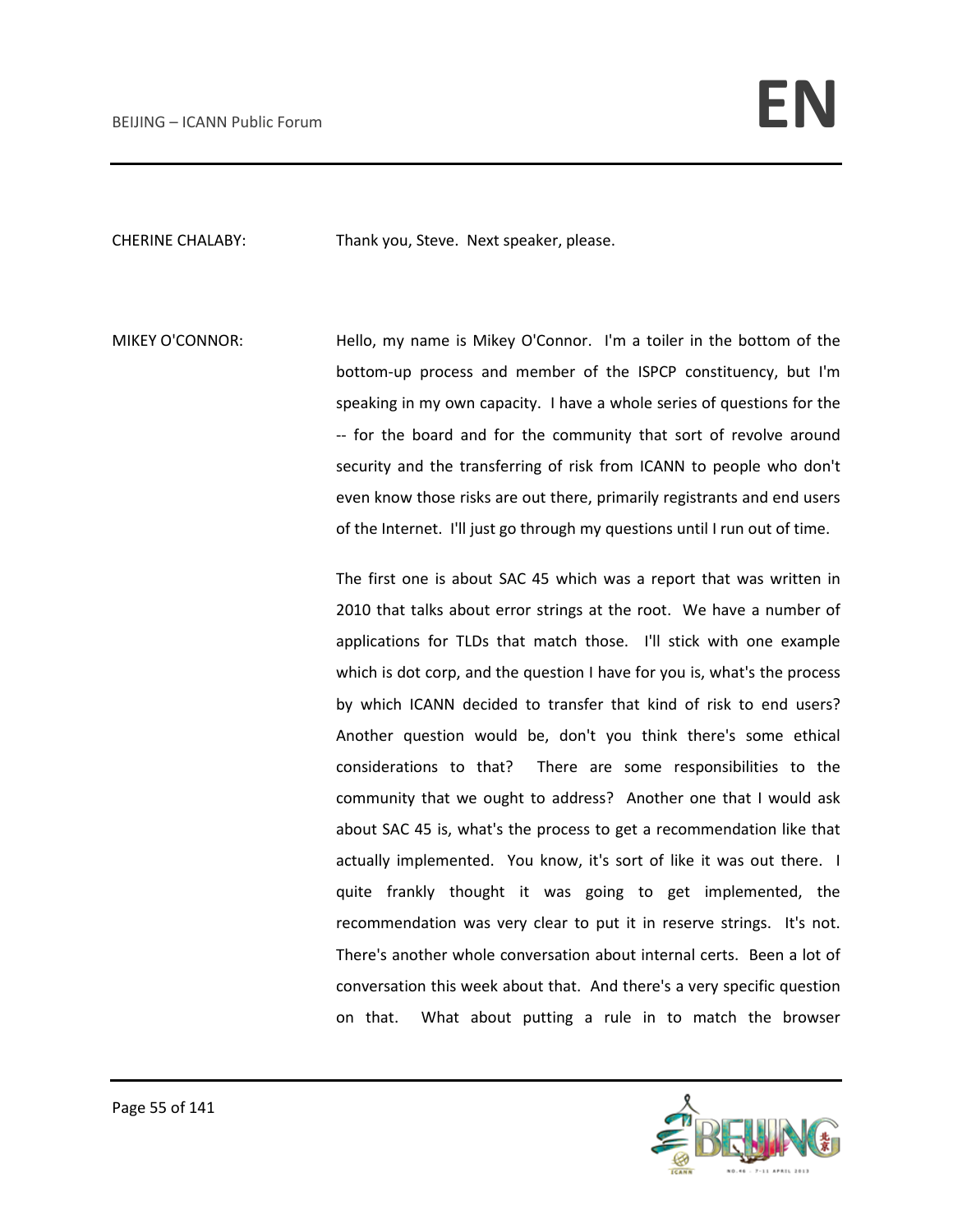CHERINE CHALABY: Thank you, Steve. Next speaker, please.

MIKEY O'CONNOR: Hello, my name is Mikey O'Connor. I'm a toiler in the bottom of the bottom-up process and member of the ISPCP constituency, but I'm speaking in my own capacity. I have a whole series of questions for the -- for the board and for the community that sort of revolve around security and the transferring of risk from ICANN to people who don't even know those risks are out there, primarily registrants and end users of the Internet. I'll just go through my questions until I run out of time.

The first one is about SAC 45 which was a report that was written in 2010 that talks about error strings at the root. We have a number of applications for TLDs that match those. I'll stick with one example which is dot corp, and the question I have for you is, what's the process by which ICANN decided to transfer that kind of risk to end users? Another question would be, don't you think there's some ethical considerations to that? There are some responsibilities to the community that we ought to address? Another one that I would ask about SAC 45 is, what's the process to get a recommendation like that actually implemented. You know, it's sort of like it was out there. I quite frankly thought it was going to get implemented, the recommendation was very clear to put it in reserve strings. It's not. There's another whole conversation about internal certs. Been a lot of conversation this week about that. And there's a very specific question on that. What about putting a rule in to match the browser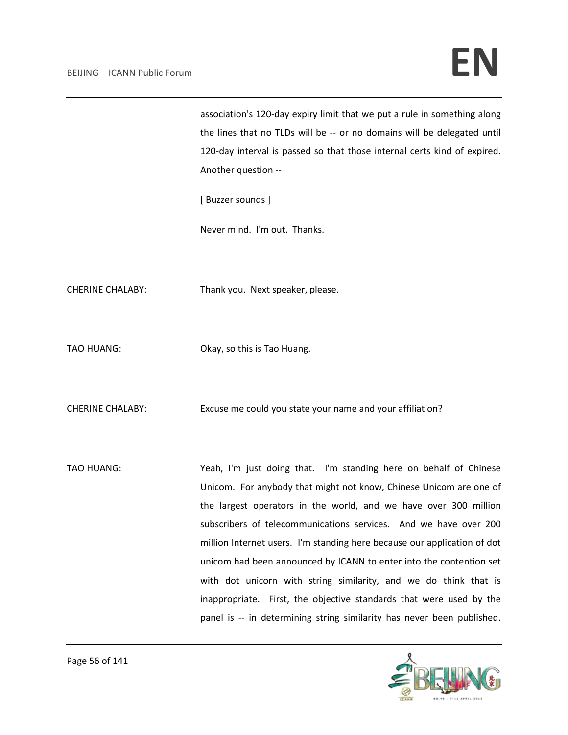association's 120-day expiry limit that we put a rule in something along the lines that no TLDs will be -- or no domains will be delegated until 120-day interval is passed so that those internal certs kind of expired. Another question --

[ Buzzer sounds ]

Never mind. I'm out. Thanks.

CHERINE CHALABY: Thank you. Next speaker, please.

TAO HUANG: Okay, so this is Tao Huang.

CHERINE CHALABY: Excuse me could you state your name and your affiliation?

TAO HUANG: Yeah, I'm just doing that. I'm standing here on behalf of Chinese Unicom. For anybody that might not know, Chinese Unicom are one of the largest operators in the world, and we have over 300 million subscribers of telecommunications services. And we have over 200 million Internet users. I'm standing here because our application of dot unicom had been announced by ICANN to enter into the contention set with dot unicorn with string similarity, and we do think that is inappropriate. First, the objective standards that were used by the panel is -- in determining string similarity has never been published.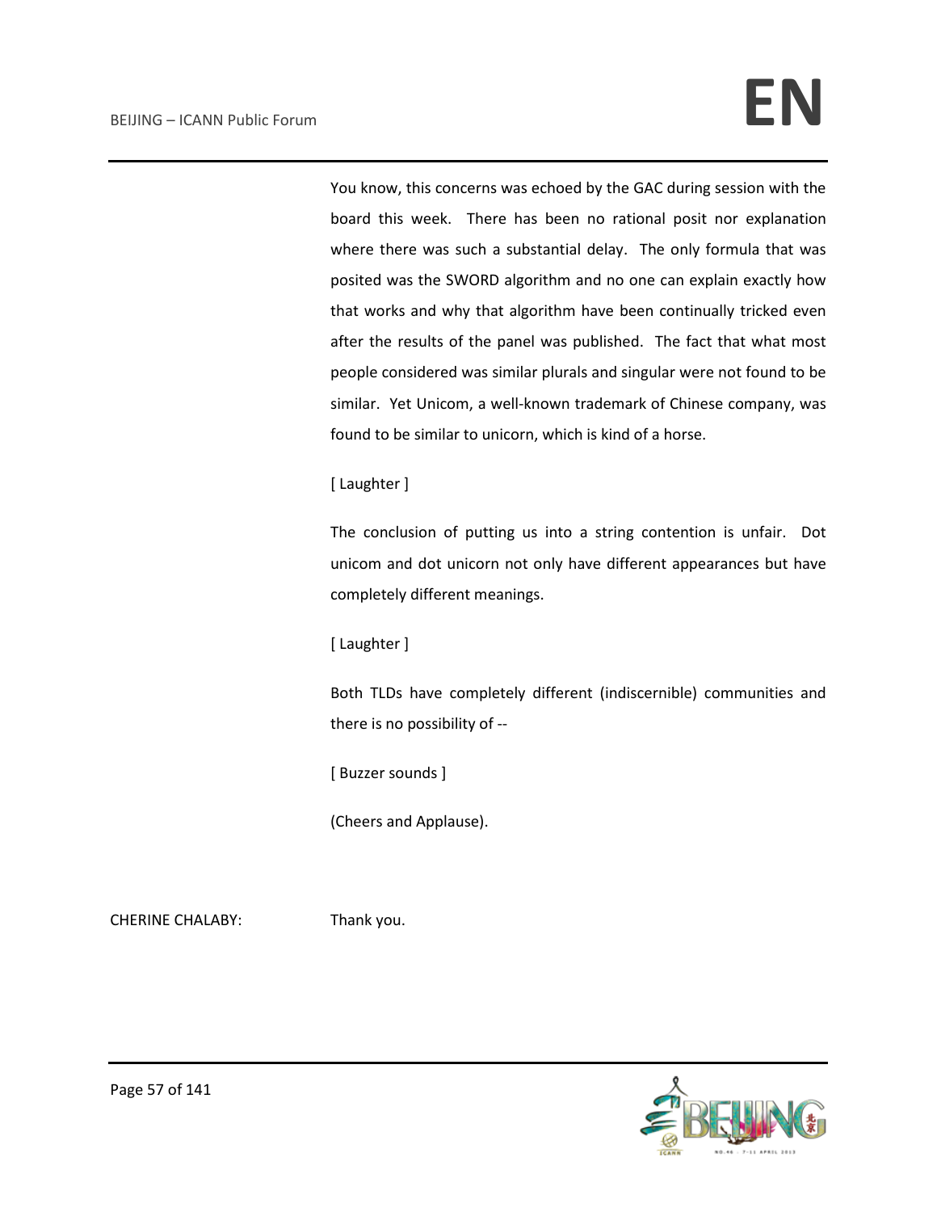You know, this concerns was echoed by the GAC during session with the board this week. There has been no rational posit nor explanation where there was such a substantial delay. The only formula that was posited was the SWORD algorithm and no one can explain exactly how that works and why that algorithm have been continually tricked even after the results of the panel was published. The fact that what most people considered was similar plurals and singular were not found to be similar. Yet Unicom, a well-known trademark of Chinese company, was found to be similar to unicorn, which is kind of a horse.

[ Laughter ]

The conclusion of putting us into a string contention is unfair. Dot unicom and dot unicorn not only have different appearances but have completely different meanings.

[ Laughter ]

Both TLDs have completely different (indiscernible) communities and there is no possibility of --

[ Buzzer sounds ]

(Cheers and Applause).

CHERINE CHALABY: Thank you.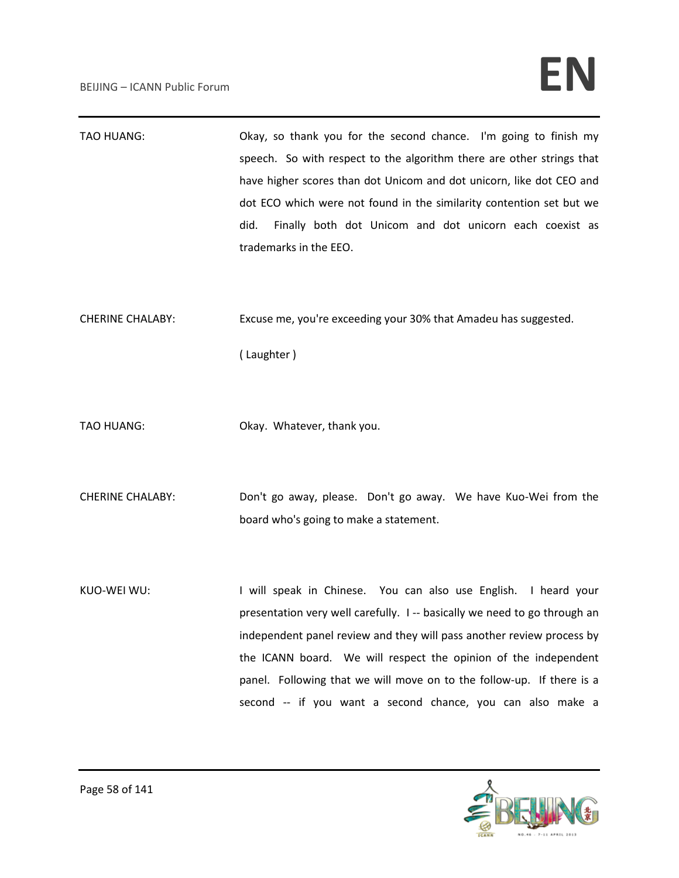TAO HUANG: Okay, so thank you for the second chance. I'm going to finish my speech. So with respect to the algorithm there are other strings that have higher scores than dot Unicom and dot unicorn, like dot CEO and dot ECO which were not found in the similarity contention set but we did. Finally both dot Unicom and dot unicorn each coexist as trademarks in the EEO.

CHERINE CHALABY: Excuse me, you're exceeding your 30% that Amadeu has suggested.

( Laughter )

TAO HUANG: Okay. Whatever, thank you.

CHERINE CHALABY: Don't go away, please. Don't go away. We have Kuo-Wei from the board who's going to make a statement.

KUO-WEI WU: I will speak in Chinese. You can also use English. I heard your presentation very well carefully. I -- basically we need to go through an independent panel review and they will pass another review process by the ICANN board. We will respect the opinion of the independent panel. Following that we will move on to the follow-up. If there is a second -- if you want a second chance, you can also make a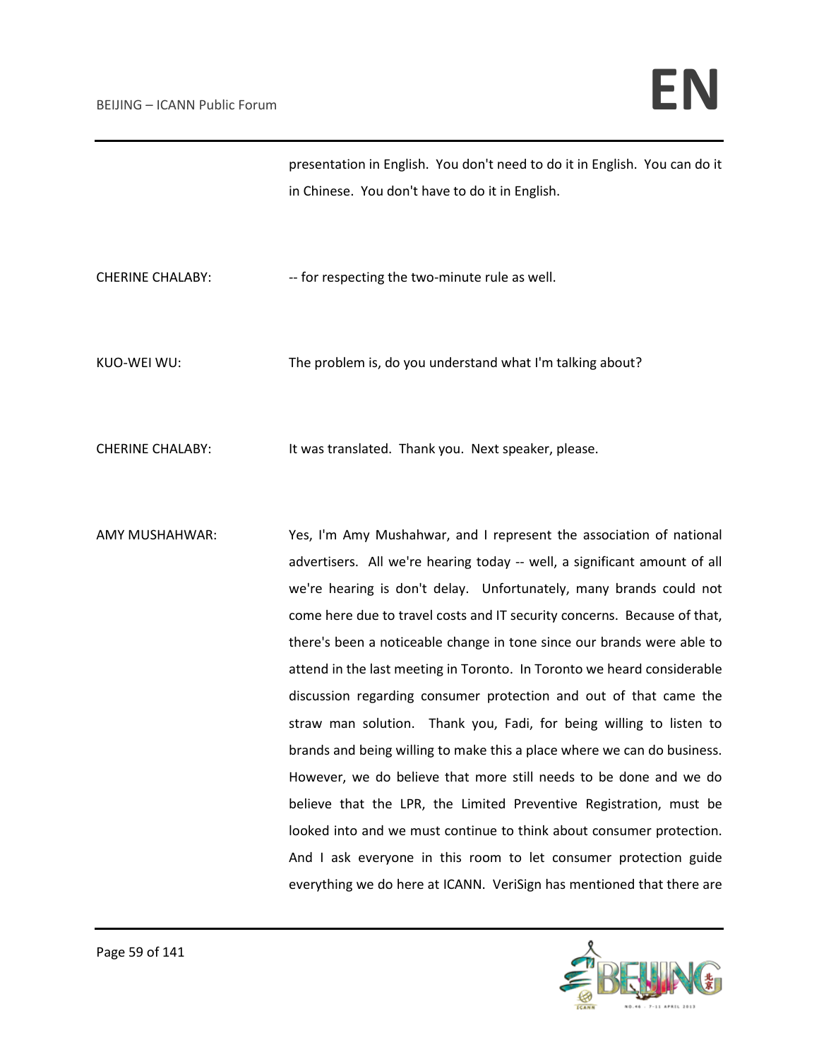presentation in English. You don't need to do it in English. You can do it in Chinese. You don't have to do it in English.

CHERINE CHALABY: -- for respecting the two-minute rule as well.

KUO-WEI WU: The problem is, do you understand what I'm talking about?

CHERINE CHALABY: It was translated. Thank you. Next speaker, please.

AMY MUSHAHWAR: Yes, I'm Amy Mushahwar, and I represent the association of national advertisers. All we're hearing today -- well, a significant amount of all we're hearing is don't delay. Unfortunately, many brands could not come here due to travel costs and IT security concerns. Because of that, there's been a noticeable change in tone since our brands were able to attend in the last meeting in Toronto. In Toronto we heard considerable discussion regarding consumer protection and out of that came the straw man solution. Thank you, Fadi, for being willing to listen to brands and being willing to make this a place where we can do business. However, we do believe that more still needs to be done and we do believe that the LPR, the Limited Preventive Registration, must be looked into and we must continue to think about consumer protection. And I ask everyone in this room to let consumer protection guide everything we do here at ICANN. VeriSign has mentioned that there are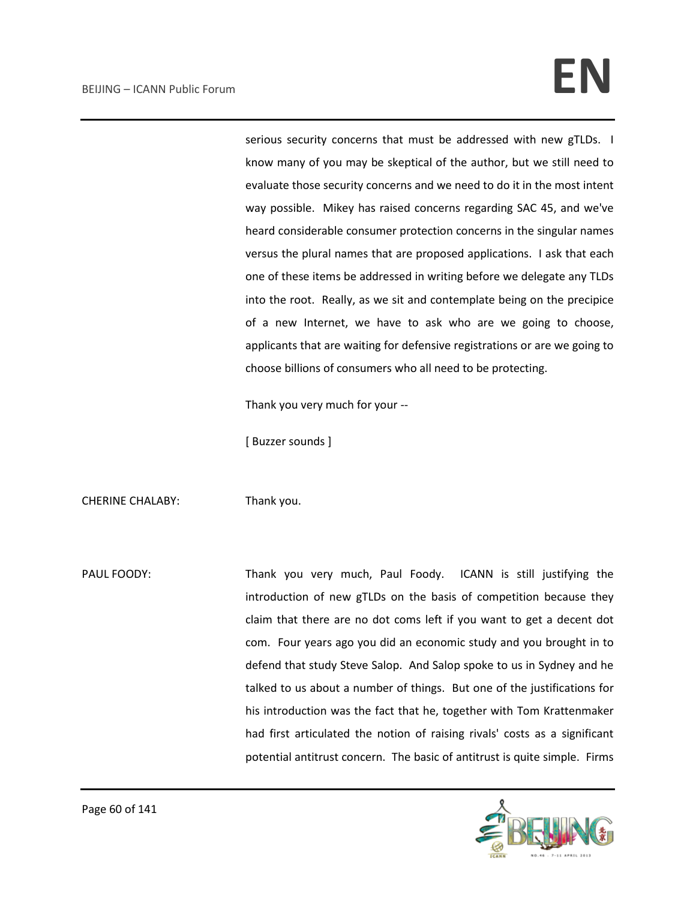serious security concerns that must be addressed with new gTLDs. I know many of you may be skeptical of the author, but we still need to evaluate those security concerns and we need to do it in the most intent way possible. Mikey has raised concerns regarding SAC 45, and we've heard considerable consumer protection concerns in the singular names versus the plural names that are proposed applications. I ask that each one of these items be addressed in writing before we delegate any TLDs into the root. Really, as we sit and contemplate being on the precipice of a new Internet, we have to ask who are we going to choose, applicants that are waiting for defensive registrations or are we going to choose billions of consumers who all need to be protecting.

Thank you very much for your --

[ Buzzer sounds ]

CHERINE CHALABY: Thank you.

PAUL FOODY: Thank you very much, Paul Foody. ICANN is still justifying the introduction of new gTLDs on the basis of competition because they claim that there are no dot coms left if you want to get a decent dot com. Four years ago you did an economic study and you brought in to defend that study Steve Salop. And Salop spoke to us in Sydney and he talked to us about a number of things. But one of the justifications for his introduction was the fact that he, together with Tom Krattenmaker had first articulated the notion of raising rivals' costs as a significant potential antitrust concern. The basic of antitrust is quite simple. Firms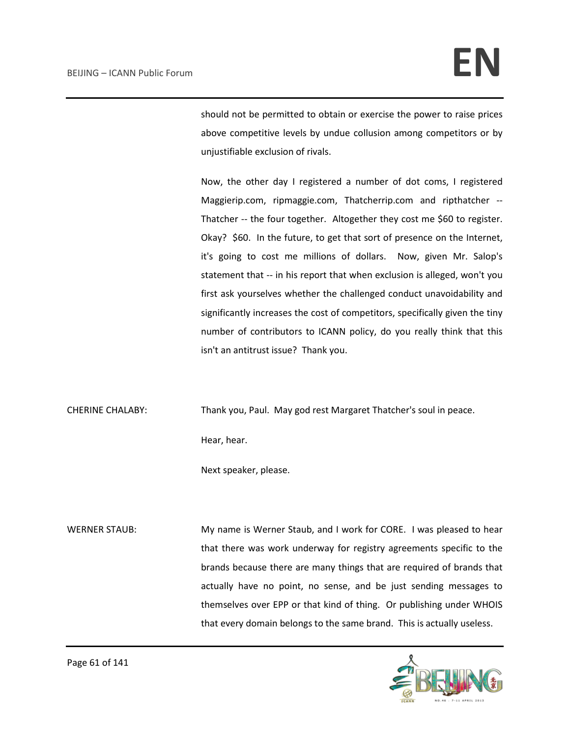should not be permitted to obtain or exercise the power to raise prices above competitive levels by undue collusion among competitors or by unjustifiable exclusion of rivals.

Now, the other day I registered a number of dot coms, I registered Maggierip.com, ripmaggie.com, Thatcherrip.com and ripthatcher -- Thatcher -- the four together. Altogether they cost me $60 to register. Okay? $60. In the future, to get that sort of presence on the Internet, it's going to cost me millions of dollars. Now, given Mr. Salop's statement that -- in his report that when exclusion is alleged, won't you first ask yourselves whether the challenged conduct unavoidability and significantly increases the cost of competitors, specifically given the tiny number of contributors to ICANN policy, do you really think that this isn't an antitrust issue? Thank you.

CHERINE CHALABY: Thank you, Paul. May god rest Margaret Thatcher's soul in peace.

Hear, hear.

Next speaker, please.

WERNER STAUB: My name is Werner Staub, and I work for CORE. I was pleased to hear that there was work underway for registry agreements specific to the brands because there are many things that are required of brands that actually have no point, no sense, and be just sending messages to themselves over EPP or that kind of thing. Or publishing under WHOIS that every domain belongs to the same brand. This is actually useless.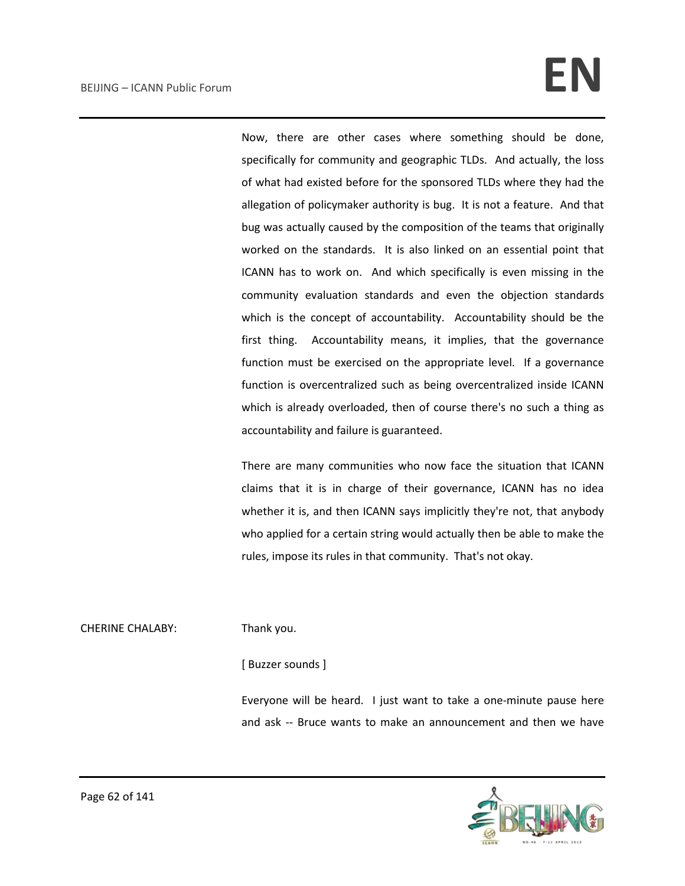Now, there are other cases where something should be done, specifically for community and geographic TLDs. And actually, the loss of what had existed before for the sponsored TLDs where they had the allegation of policymaker authority is bug. It is not a feature. And that bug was actually caused by the composition of the teams that originally worked on the standards. It is also linked on an essential point that ICANN has to work on. And which specifically is even missing in the community evaluation standards and even the objection standards which is the concept of accountability. Accountability should be the first thing. Accountability means, it implies, that the governance function must be exercised on the appropriate level. If a governance function is overcentralized such as being overcentralized inside ICANN which is already overloaded, then of course there's no such a thing as accountability and failure is guaranteed.

There are many communities who now face the situation that ICANN claims that it is in charge of their governance, ICANN has no idea whether it is, and then ICANN says implicitly they're not, that anybody who applied for a certain string would actually then be able to make the rules, impose its rules in that community. That's not okay.

CHERINE CHALABY: Thank you.

[ Buzzer sounds ]

Everyone will be heard. I just want to take a one-minute pause here and ask -- Bruce wants to make an announcement and then we have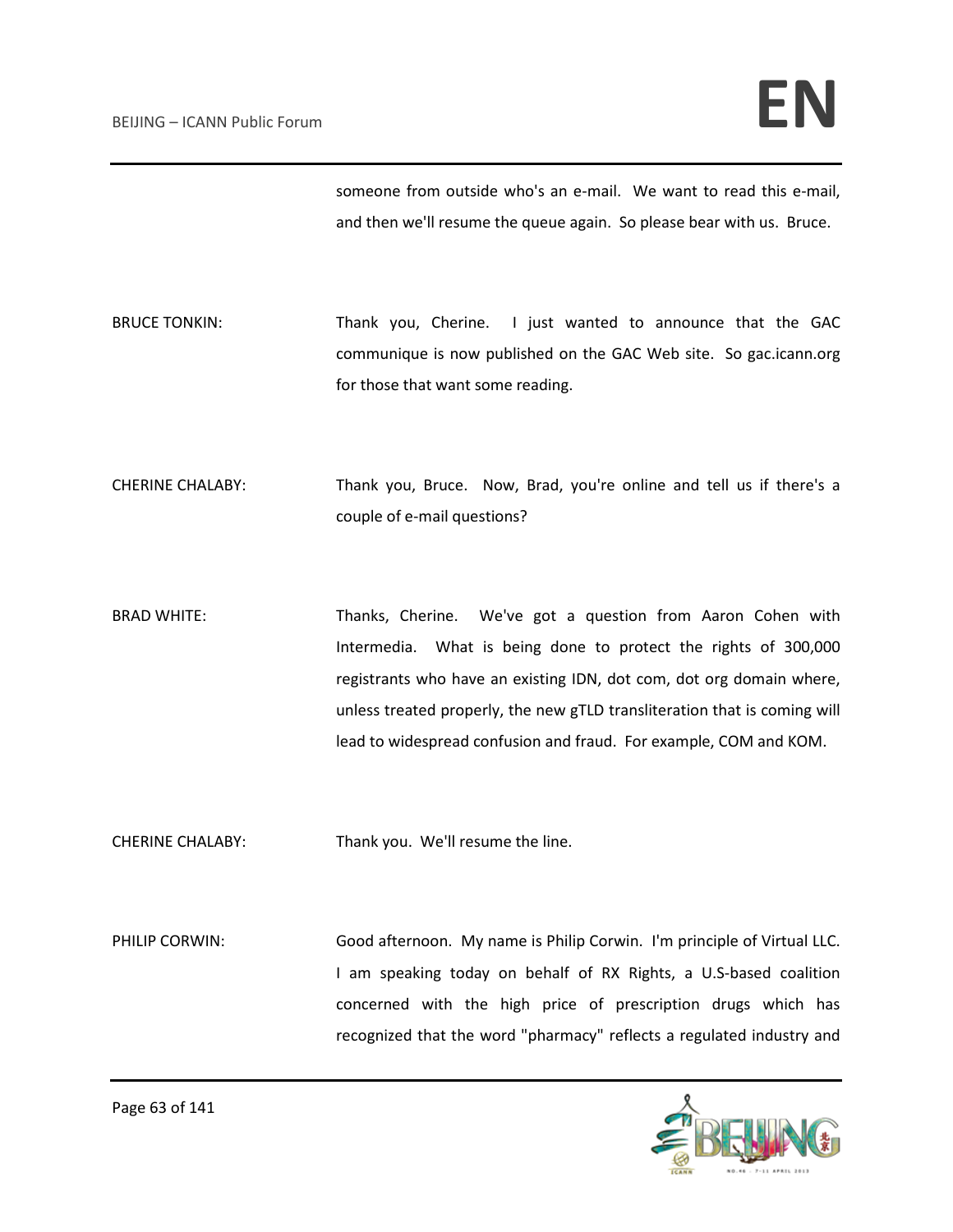someone from outside who's an e-mail. We want to read this e-mail, and then we'll resume the queue again. So please bear with us. Bruce.

BRUCE TONKIN: Thank you, Cherine. I just wanted to announce that the GAC communique is now published on the GAC Web site. So gac.icann.org for those that want some reading.

CHERINE CHALABY: Thank you, Bruce. Now, Brad, you're online and tell us if there's a couple of e-mail questions?

BRAD WHITE: Thanks, Cherine. We've got a question from Aaron Cohen with Intermedia. What is being done to protect the rights of 300,000 registrants who have an existing IDN, dot com, dot org domain where, unless treated properly, the new gTLD transliteration that is coming will lead to widespread confusion and fraud. For example, COM and KOM.

CHERINE CHALABY: Thank you. We'll resume the line.

PHILIP CORWIN: Good afternoon. My name is Philip Corwin. I'm principle of Virtual LLC. I am speaking today on behalf of RX Rights, a U.S-based coalition concerned with the high price of prescription drugs which has recognized that the word "pharmacy" reflects a regulated industry and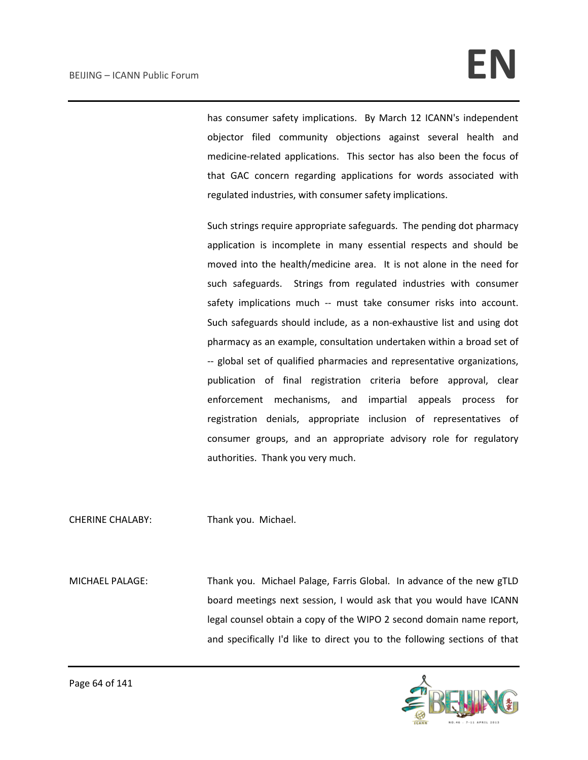has consumer safety implications. By March 12 ICANN's independent objector filed community objections against several health and medicine-related applications. This sector has also been the focus of that GAC concern regarding applications for words associated with regulated industries, with consumer safety implications.

Such strings require appropriate safeguards. The pending dot pharmacy application is incomplete in many essential respects and should be moved into the health/medicine area. It is not alone in the need for such safeguards. Strings from regulated industries with consumer safety implications much -- must take consumer risks into account. Such safeguards should include, as a non-exhaustive list and using dot pharmacy as an example, consultation undertaken within a broad set of -- global set of qualified pharmacies and representative organizations, publication of final registration criteria before approval, clear enforcement mechanisms, and impartial appeals process for registration denials, appropriate inclusion of representatives of consumer groups, and an appropriate advisory role for regulatory authorities. Thank you very much.

CHERINE CHALABY: Thank you. Michael.

MICHAEL PALAGE: Thank you. Michael Palage, Farris Global. In advance of the new gTLD board meetings next session, I would ask that you would have ICANN legal counsel obtain a copy of the WIPO 2 second domain name report, and specifically I'd like to direct you to the following sections of that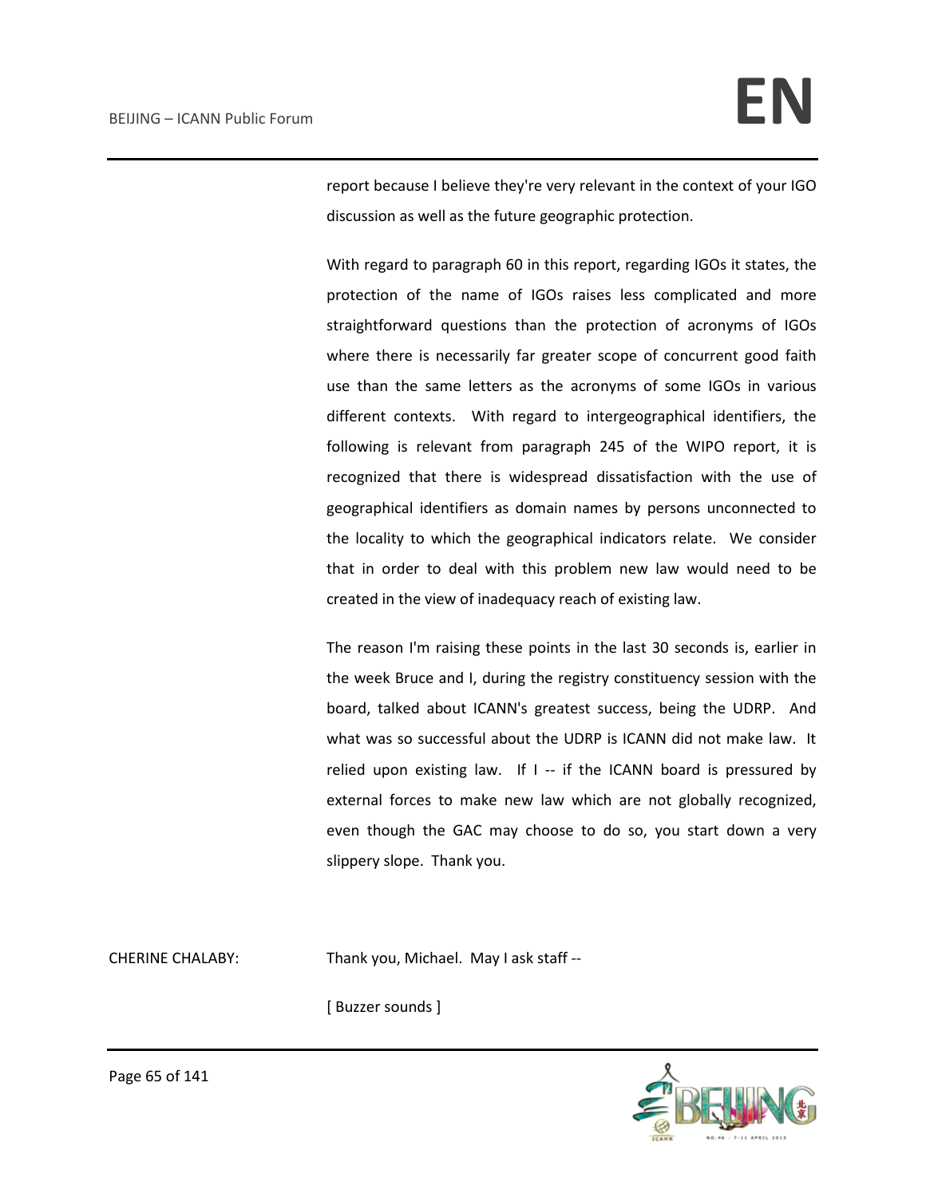report because I believe they're very relevant in the context of your IGO discussion as well as the future geographic protection.

With regard to paragraph 60 in this report, regarding IGOs it states, the protection of the name of IGOs raises less complicated and more straightforward questions than the protection of acronyms of IGOs where there is necessarily far greater scope of concurrent good faith use than the same letters as the acronyms of some IGOs in various different contexts. With regard to intergeographical identifiers, the following is relevant from paragraph 245 of the WIPO report, it is recognized that there is widespread dissatisfaction with the use of geographical identifiers as domain names by persons unconnected to the locality to which the geographical indicators relate. We consider that in order to deal with this problem new law would need to be created in the view of inadequacy reach of existing law.

The reason I'm raising these points in the last 30 seconds is, earlier in the week Bruce and I, during the registry constituency session with the board, talked about ICANN's greatest success, being the UDRP. And what was so successful about the UDRP is ICANN did not make law. It relied upon existing law. If I -- if the ICANN board is pressured by external forces to make new law which are not globally recognized, even though the GAC may choose to do so, you start down a very slippery slope. Thank you.

CHERINE CHALABY: Thank you, Michael. May I ask staff --

[ Buzzer sounds ]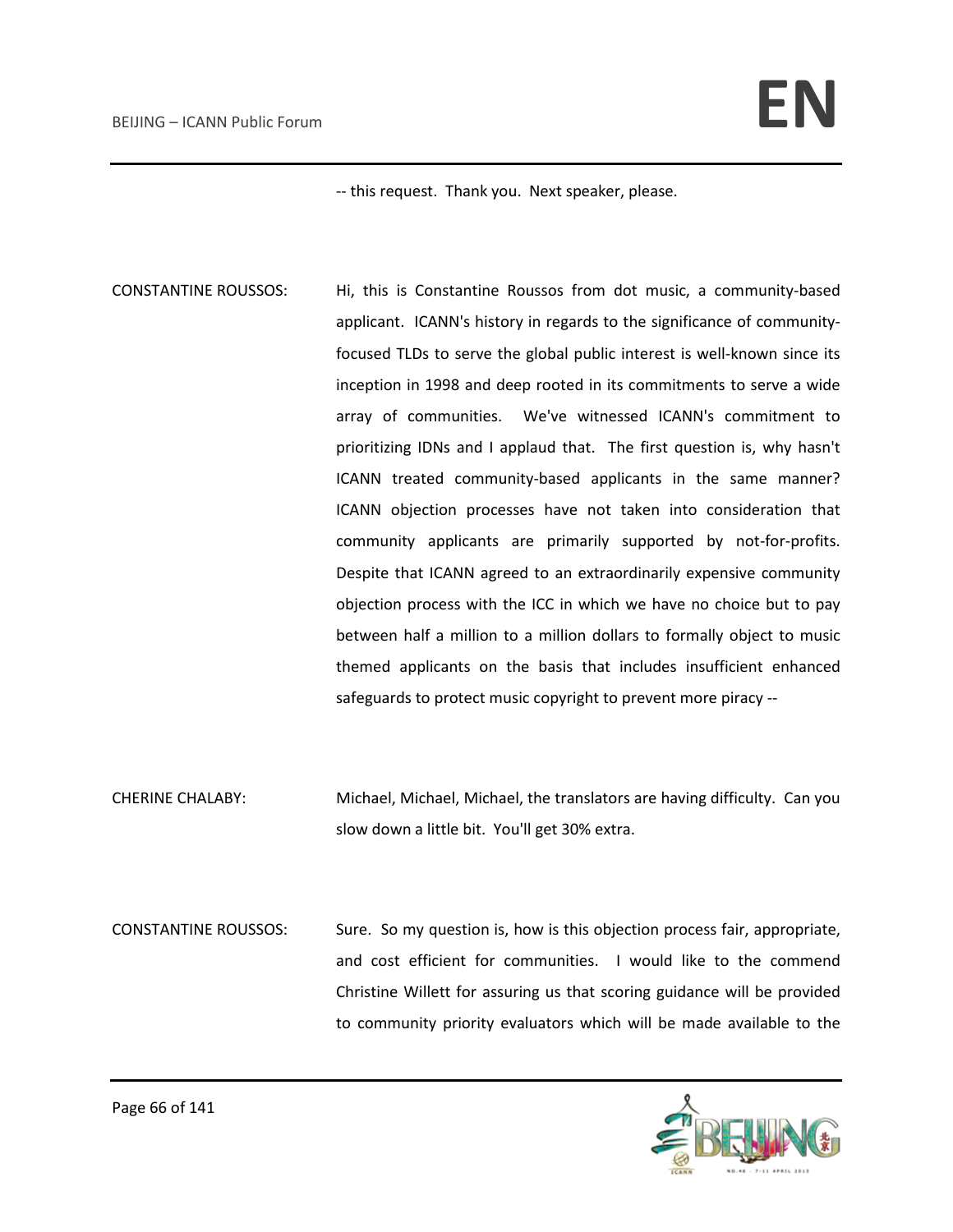-- this request. Thank you. Next speaker, please.

CONSTANTINE ROUSSOS: Hi, this is Constantine Roussos from dot music, a community-based applicant. ICANN's history in regards to the significance of community-focused TLDs to serve the global public interest is well-known since its inception in 1998 and deep rooted in its commitments to serve a wide array of communities. We've witnessed ICANN's commitment to prioritizing IDNs and I applaud that. The first question is, why hasn't ICANN treated community-based applicants in the same manner? ICANN objection processes have not taken into consideration that community applicants are primarily supported by not-for-profits. Despite that ICANN agreed to an extraordinarily expensive community objection process with the ICC in which we have no choice but to pay between half a million to a million dollars to formally object to music themed applicants on the basis that includes insufficient enhanced safeguards to protect music copyright to prevent more piracy --

CHERINE CHALABY: Michael, Michael, Michael, the translators are having difficulty. Can you slow down a little bit. You'll get 30% extra.

CONSTANTINE ROUSSOS: Sure. So my question is, how is this objection process fair, appropriate, and cost efficient for communities. I would like to the commend Christine Willett for assuring us that scoring guidance will be provided to community priority evaluators which will be made available to the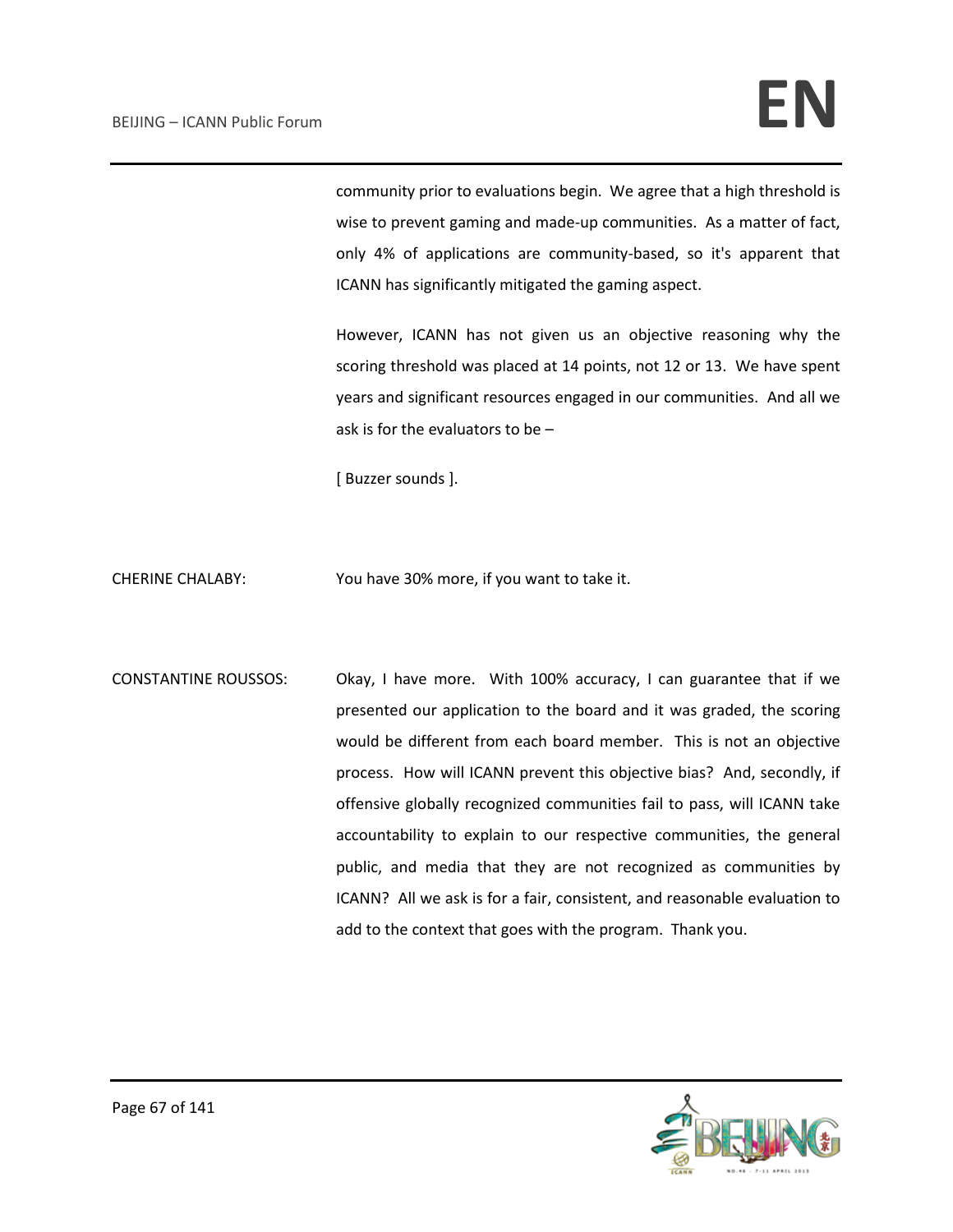community prior to evaluations begin. We agree that a high threshold is wise to prevent gaming and made-up communities. As a matter of fact, only 4% of applications are community-based, so it's apparent that ICANN has significantly mitigated the gaming aspect.

However, ICANN has not given us an objective reasoning why the scoring threshold was placed at 14 points, not 12 or 13. We have spent years and significant resources engaged in our communities. And all we ask is for the evaluators to be –

[ Buzzer sounds ].

CHERINE CHALABY: You have 30% more, if you want to take it.

CONSTANTINE ROUSSOS: Okay, I have more. With 100% accuracy, I can guarantee that if we presented our application to the board and it was graded, the scoring would be different from each board member. This is not an objective process. How will ICANN prevent this objective bias? And, secondly, if offensive globally recognized communities fail to pass, will ICANN take accountability to explain to our respective communities, the general public, and media that they are not recognized as communities by ICANN? All we ask is for a fair, consistent, and reasonable evaluation to add to the context that goes with the program. Thank you.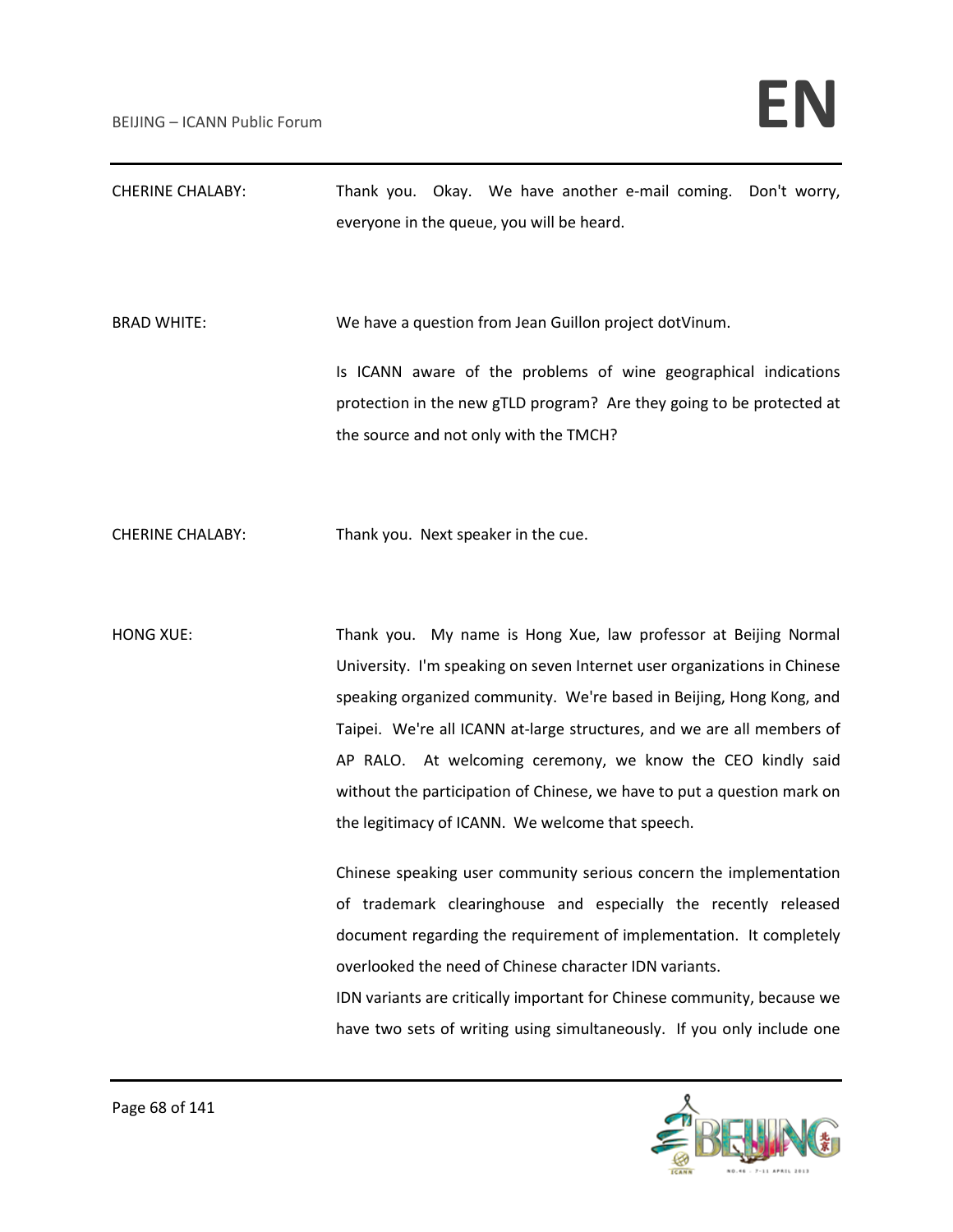CHERINE CHALABY: Thank you. Okay. We have another e-mail coming. Don't worry, everyone in the queue, you will be heard.

BRAD WHITE: We have a question from Jean Guillon project dotVinum.

Is ICANN aware of the problems of wine geographical indications protection in the new gTLD program? Are they going to be protected at the source and not only with the TMCH?

CHERINE CHALABY: Thank you. Next speaker in the cue.

HONG XUE: Thank you. My name is Hong Xue, law professor at Beijing Normal University. I'm speaking on seven Internet user organizations in Chinese speaking organized community. We're based in Beijing, Hong Kong, and Taipei. We're all ICANN at-large structures, and we are all members of AP RALO. At welcoming ceremony, we know the CEO kindly said without the participation of Chinese, we have to put a question mark on the legitimacy of ICANN. We welcome that speech.

Chinese speaking user community serious concern the implementation of trademark clearinghouse and especially the recently released document regarding the requirement of implementation. It completely overlooked the need of Chinese character IDN variants.

IDN variants are critically important for Chinese community, because we have two sets of writing using simultaneously. If you only include one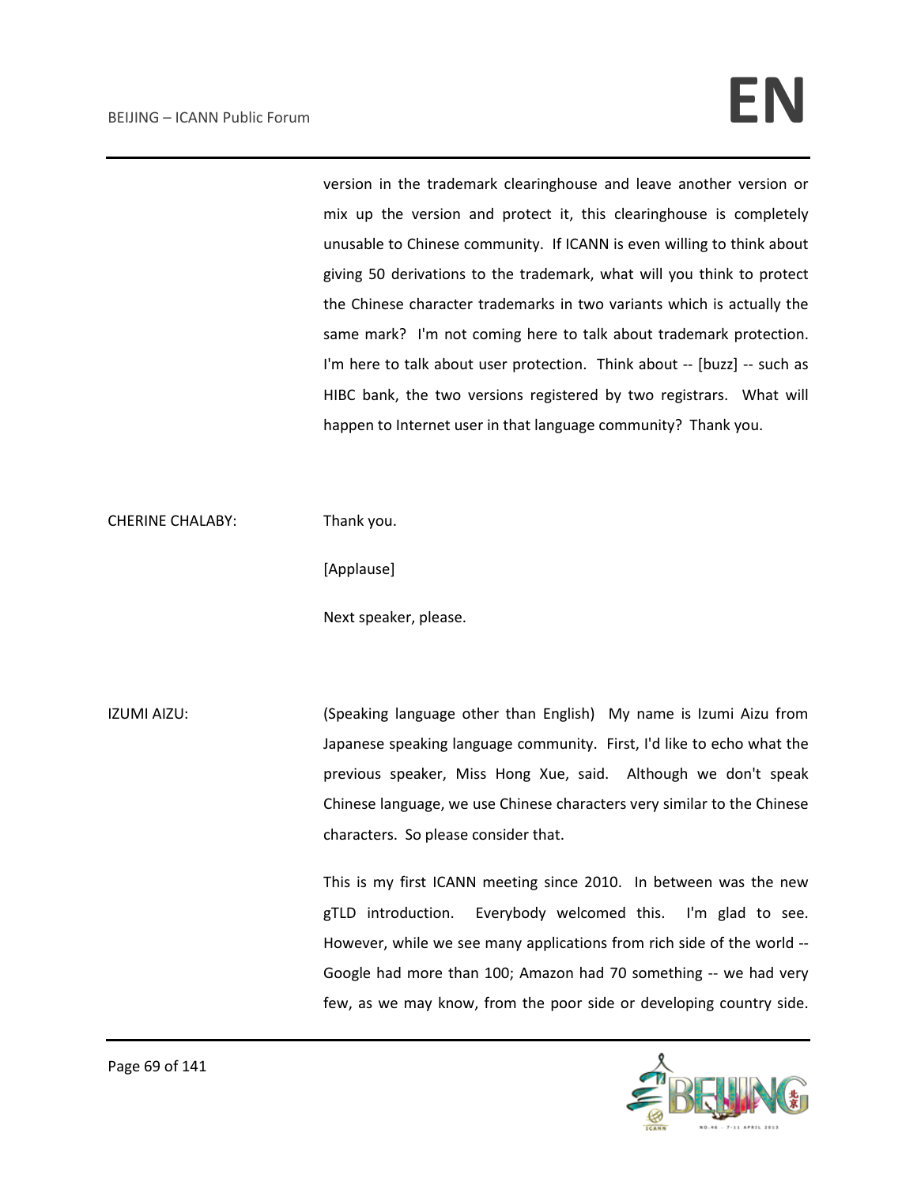version in the trademark clearinghouse and leave another version or mix up the version and protect it, this clearinghouse is completely unusable to Chinese community. If ICANN is even willing to think about giving 50 derivations to the trademark, what will you think to protect the Chinese character trademarks in two variants which is actually the same mark? I'm not coming here to talk about trademark protection. I'm here to talk about user protection. Think about -- [buzz] -- such as HIBC bank, the two versions registered by two registrars. What will happen to Internet user in that language community? Thank you.

CHERINE CHALABY: Thank you.

[Applause]

Next speaker, please.

IZUMI AIZU: (Speaking language other than English) My name is Izumi Aizu from Japanese speaking language community. First, I'd like to echo what the previous speaker, Miss Hong Xue, said. Although we don't speak Chinese language, we use Chinese characters very similar to the Chinese characters. So please consider that.

This is my first ICANN meeting since 2010. In between was the new gTLD introduction. Everybody welcomed this. I'm glad to see. However, while we see many applications from rich side of the world -- Google had more than 100; Amazon had 70 something -- we had very few, as we may know, from the poor side or developing country side.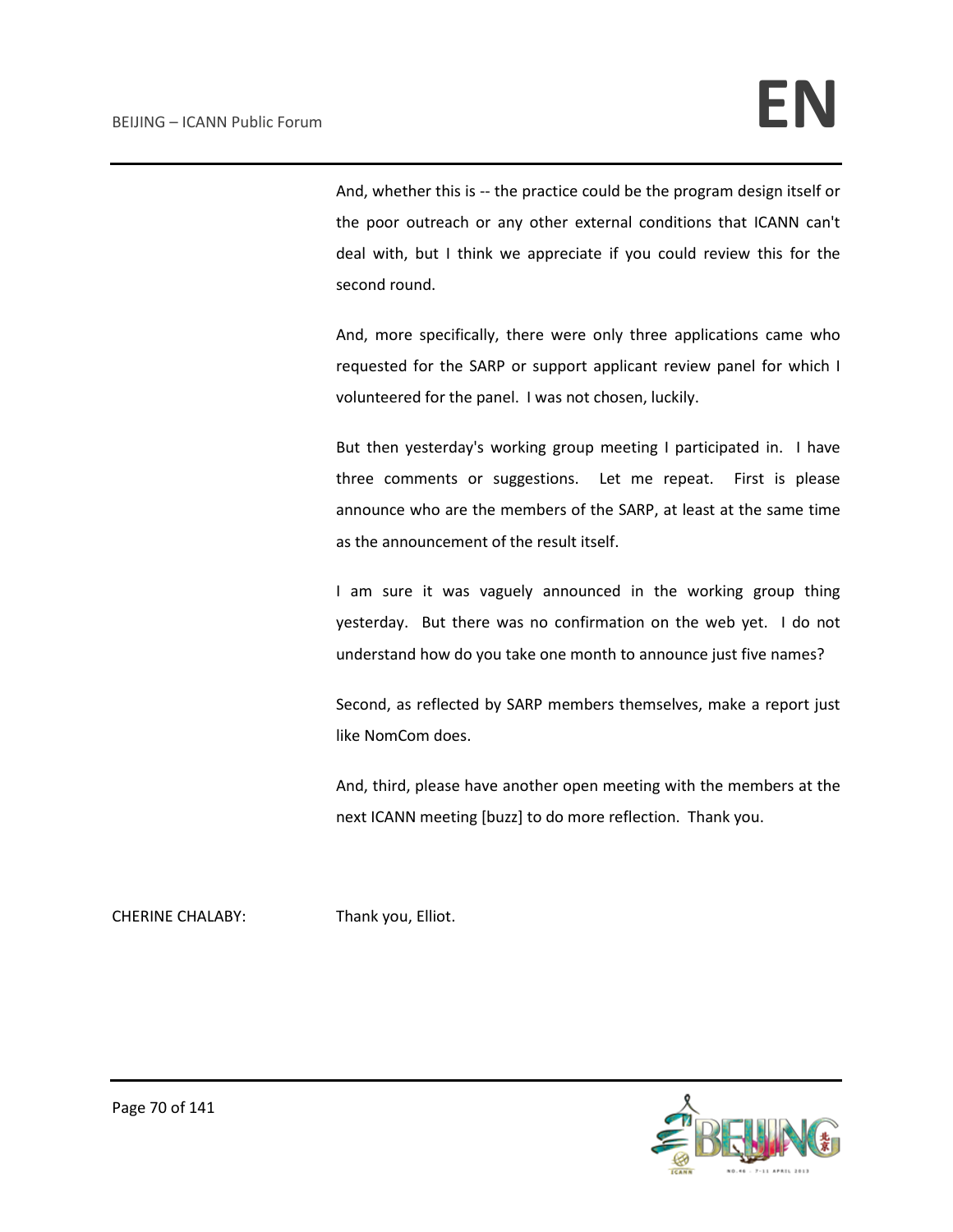And, whether this is -- the practice could be the program design itself or the poor outreach or any other external conditions that ICANN can't deal with, but I think we appreciate if you could review this for the second round.

And, more specifically, there were only three applications came who requested for the SARP or support applicant review panel for which I volunteered for the panel. I was not chosen, luckily.

But then yesterday's working group meeting I participated in. I have three comments or suggestions. Let me repeat. First is please announce who are the members of the SARP, at least at the same time as the announcement of the result itself.

I am sure it was vaguely announced in the working group thing yesterday. But there was no confirmation on the web yet. I do not understand how do you take one month to announce just five names?

Second, as reflected by SARP members themselves, make a report just like NomCom does.

And, third, please have another open meeting with the members at the next ICANN meeting [buzz] to do more reflection. Thank you.

CHERINE CHALABY: Thank you, Elliot.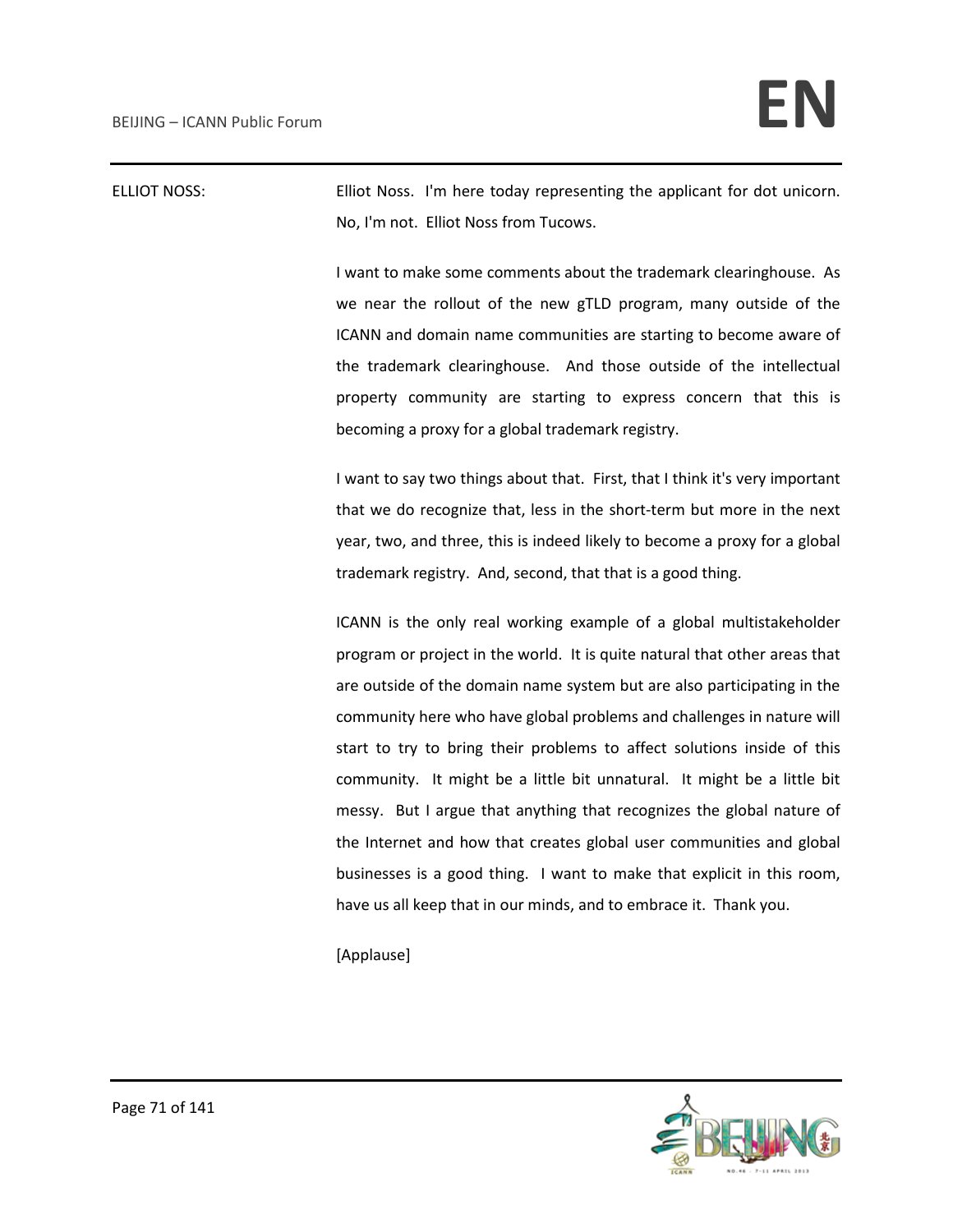ELLIOT NOSS: Elliot Noss. I'm here today representing the applicant for dot unicorn. No, I'm not. Elliot Noss from Tucows.

I want to make some comments about the trademark clearinghouse. As we near the rollout of the new gTLD program, many outside of the ICANN and domain name communities are starting to become aware of the trademark clearinghouse. And those outside of the intellectual property community are starting to express concern that this is becoming a proxy for a global trademark registry.

I want to say two things about that. First, that I think it's very important that we do recognize that, less in the short-term but more in the next year, two, and three, this is indeed likely to become a proxy for a global trademark registry. And, second, that that is a good thing.

ICANN is the only real working example of a global multistakeholder program or project in the world. It is quite natural that other areas that are outside of the domain name system but are also participating in the community here who have global problems and challenges in nature will start to try to bring their problems to affect solutions inside of this community. It might be a little bit unnatural. It might be a little bit messy. But I argue that anything that recognizes the global nature of the Internet and how that creates global user communities and global businesses is a good thing. I want to make that explicit in this room, have us all keep that in our minds, and to embrace it. Thank you.

[Applause]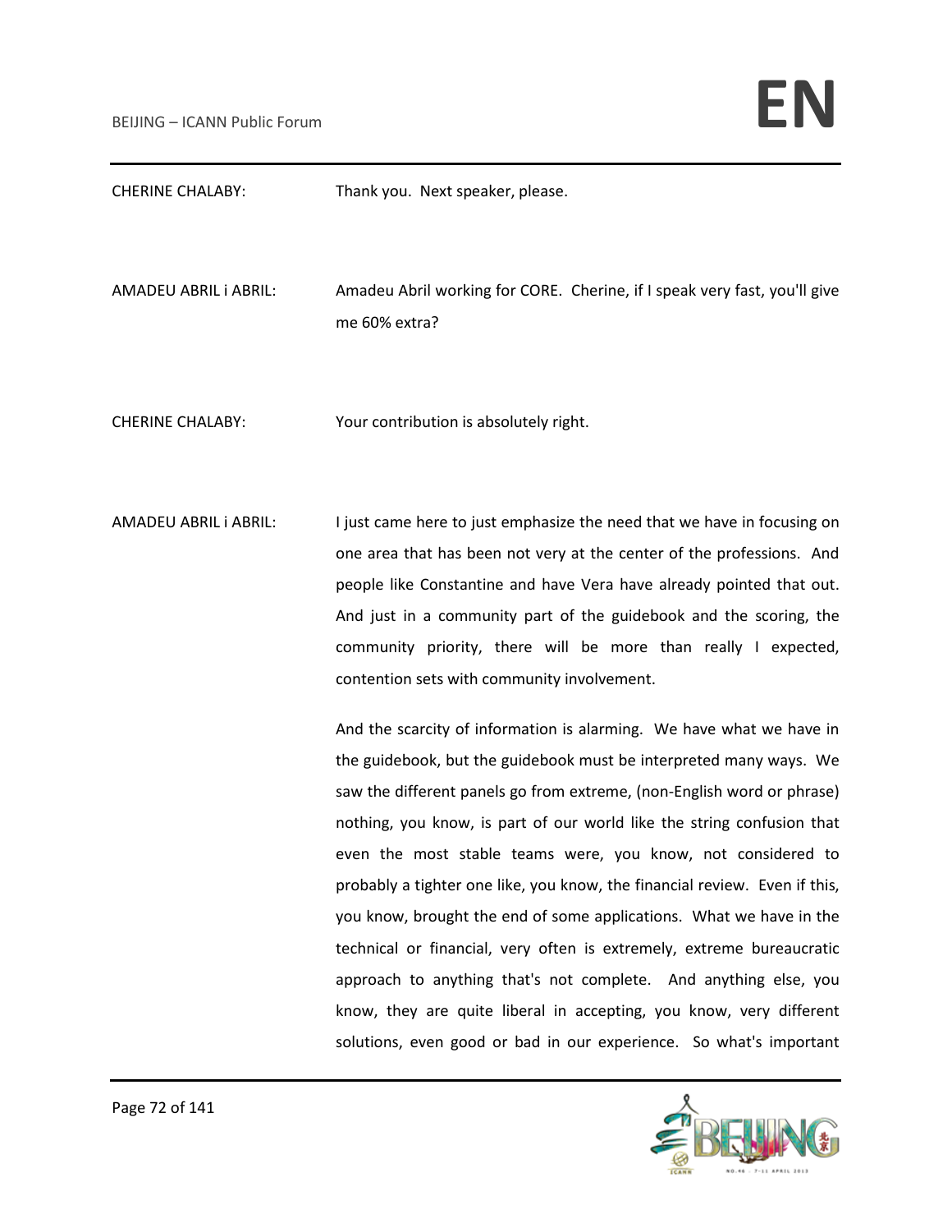CHERINE CHALABY: Thank you. Next speaker, please.

AMADEU ABRIL i ABRIL: Amadeu Abril working for CORE. Cherine, if I speak very fast, you'll give me 60% extra?

CHERINE CHALABY: Your contribution is absolutely right.

AMADEU ABRIL i ABRIL: I just came here to just emphasize the need that we have in focusing on one area that has been not very at the center of the professions. And people like Constantine and have Vera have already pointed that out. And just in a community part of the guidebook and the scoring, the community priority, there will be more than really I expected, contention sets with community involvement.

And the scarcity of information is alarming. We have what we have in the guidebook, but the guidebook must be interpreted many ways. We saw the different panels go from extreme, (non-English word or phrase) nothing, you know, is part of our world like the string confusion that even the most stable teams were, you know, not considered to probably a tighter one like, you know, the financial review. Even if this, you know, brought the end of some applications. What we have in the technical or financial, very often is extremely, extreme bureaucratic approach to anything that's not complete. And anything else, you know, they are quite liberal in accepting, you know, very different solutions, even good or bad in our experience. So what's important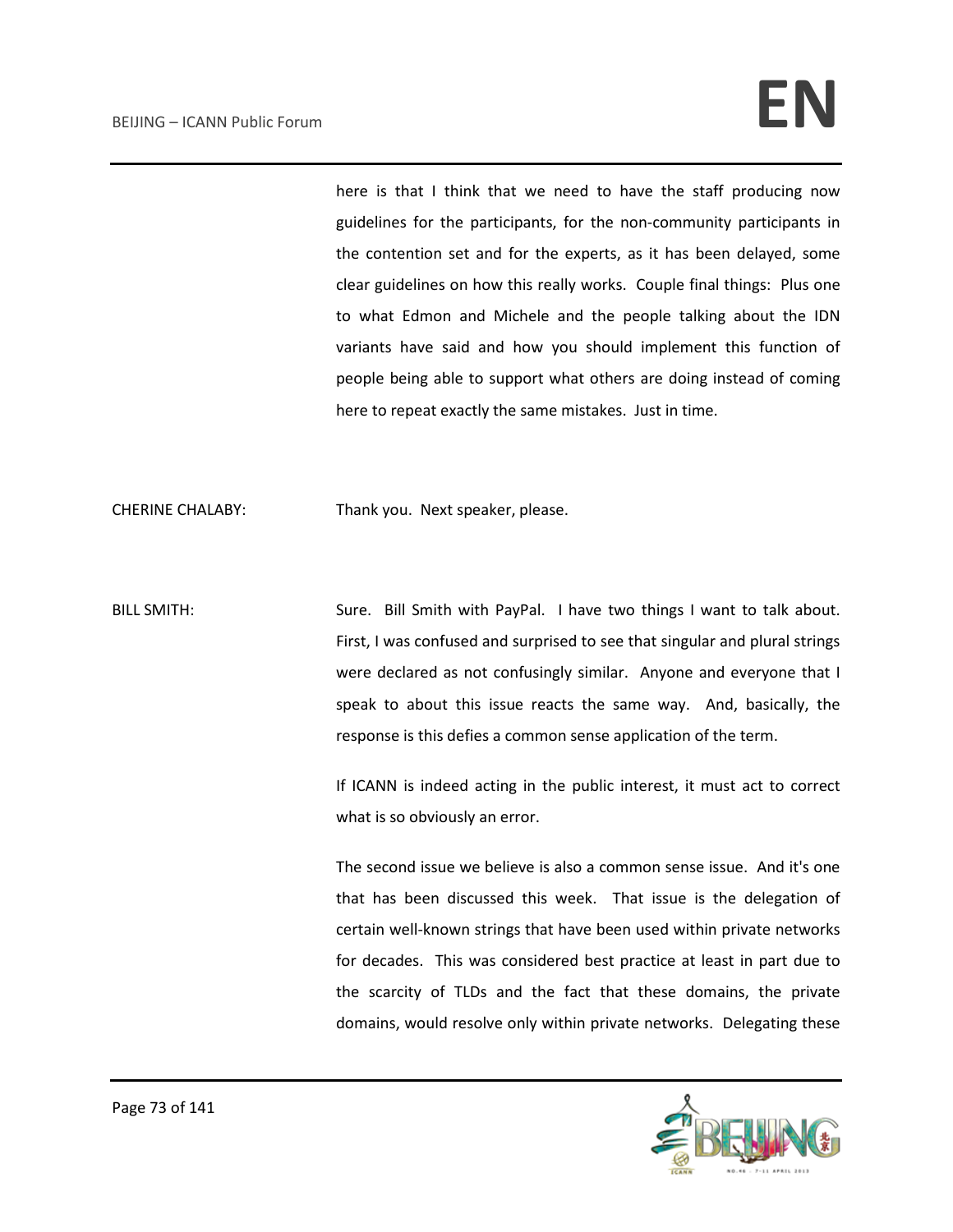here is that I think that we need to have the staff producing now guidelines for the participants, for the non-community participants in the contention set and for the experts, as it has been delayed, some clear guidelines on how this really works. Couple final things: Plus one to what Edmon and Michele and the people talking about the IDN variants have said and how you should implement this function of people being able to support what others are doing instead of coming here to repeat exactly the same mistakes. Just in time.

CHERINE CHALABY: Thank you. Next speaker, please.

BILL SMITH: Sure. Bill Smith with PayPal. I have two things I want to talk about. First, I was confused and surprised to see that singular and plural strings were declared as not confusingly similar. Anyone and everyone that I speak to about this issue reacts the same way. And, basically, the response is this defies a common sense application of the term.

If ICANN is indeed acting in the public interest, it must act to correct what is so obviously an error.

The second issue we believe is also a common sense issue. And it's one that has been discussed this week. That issue is the delegation of certain well-known strings that have been used within private networks for decades. This was considered best practice at least in part due to the scarcity of TLDs and the fact that these domains, the private domains, would resolve only within private networks. Delegating these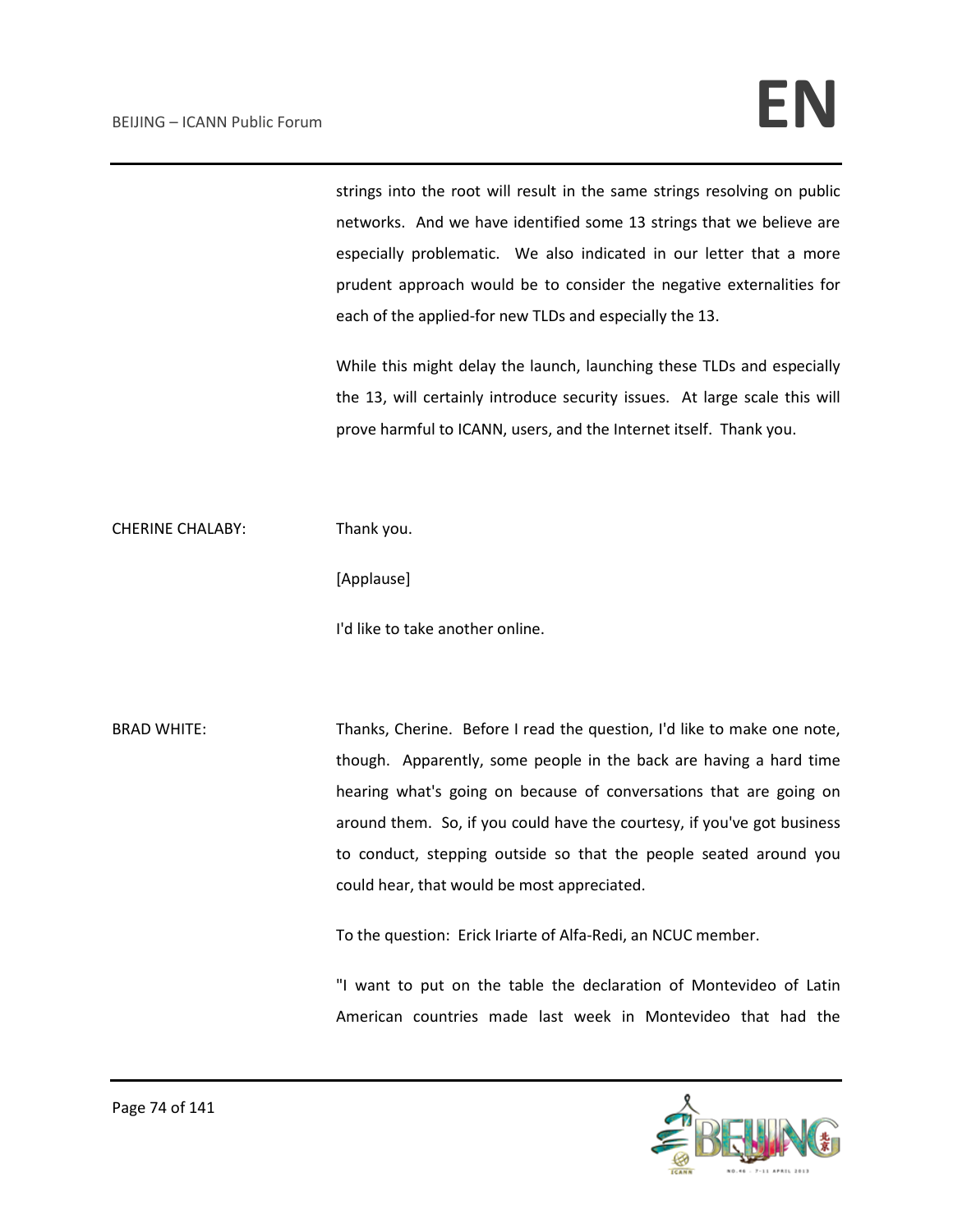strings into the root will result in the same strings resolving on public networks. And we have identified some 13 strings that we believe are especially problematic. We also indicated in our letter that a more prudent approach would be to consider the negative externalities for each of the applied-for new TLDs and especially the 13.

While this might delay the launch, launching these TLDs and especially the 13, will certainly introduce security issues. At large scale this will prove harmful to ICANN, users, and the Internet itself. Thank you.

CHERINE CHALABY: Thank you.

[Applause]

I'd like to take another online.

BRAD WHITE: Thanks, Cherine. Before I read the question, I'd like to make one note, though. Apparently, some people in the back are having a hard time hearing what's going on because of conversations that are going on around them. So, if you could have the courtesy, if you've got business to conduct, stepping outside so that the people seated around you could hear, that would be most appreciated.

To the question: Erick Iriarte of Alfa-Redi, an NCUC member.

"I want to put on the table the declaration of Montevideo of Latin American countries made last week in Montevideo that had the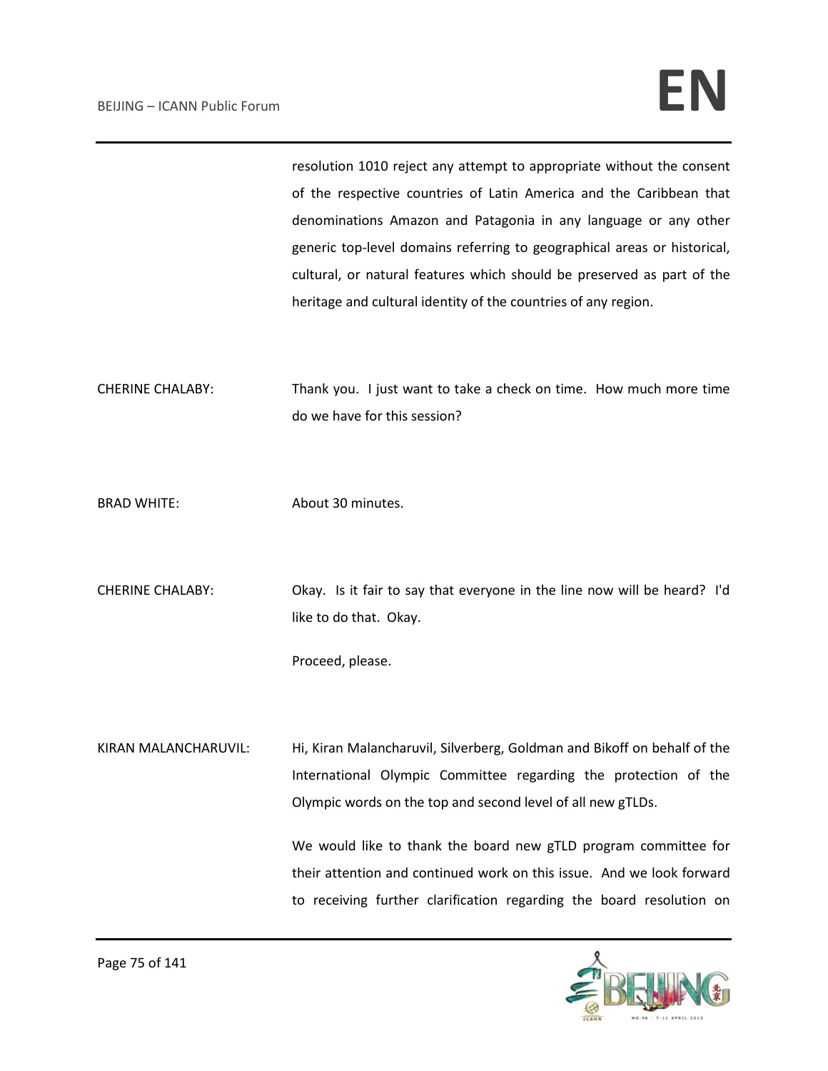resolution 1010 reject any attempt to appropriate without the consent of the respective countries of Latin America and the Caribbean that denominations Amazon and Patagonia in any language or any other generic top-level domains referring to geographical areas or historical, cultural, or natural features which should be preserved as part of the heritage and cultural identity of the countries of any region.

CHERINE CHALABY: Thank you. I just want to take a check on time. How much more time do we have for this session?

BRAD WHITE: About 30 minutes.

CHERINE CHALABY: Okay. Is it fair to say that everyone in the line now will be heard? I'd like to do that. Okay.

Proceed, please.

KIRAN MALANCHARUVIL: Hi, Kiran Malancharuvil, Silverberg, Goldman and Bikoff on behalf of the International Olympic Committee regarding the protection of the Olympic words on the top and second level of all new gTLDs.

We would like to thank the board new gTLD program committee for their attention and continued work on this issue. And we look forward to receiving further clarification regarding the board resolution on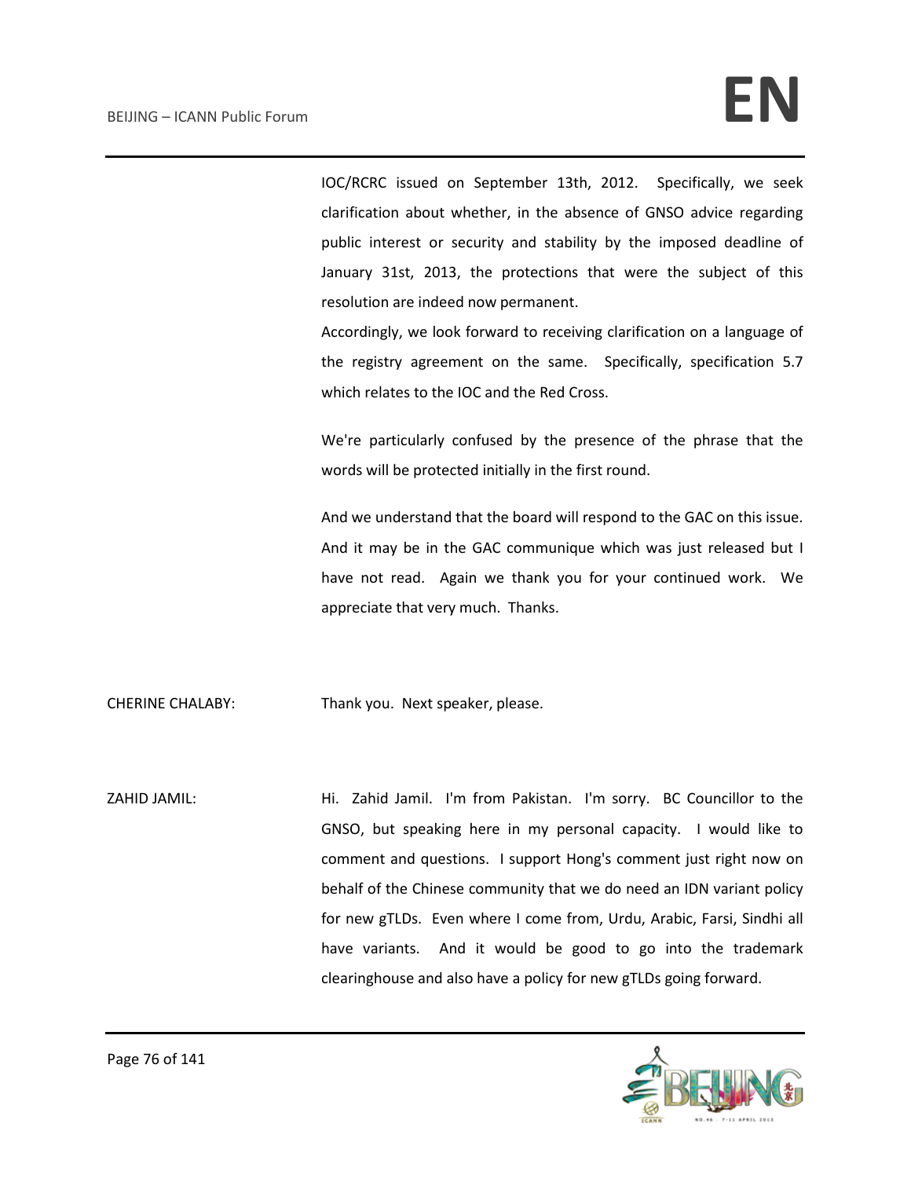IOC/RCRC issued on September 13th, 2012. Specifically, we seek clarification about whether, in the absence of GNSO advice regarding public interest or security and stability by the imposed deadline of January 31st, 2013, the protections that were the subject of this resolution are indeed now permanent.

Accordingly, we look forward to receiving clarification on a language of the registry agreement on the same. Specifically, specification 5.7 which relates to the IOC and the Red Cross.

We're particularly confused by the presence of the phrase that the words will be protected initially in the first round.

And we understand that the board will respond to the GAC on this issue. And it may be in the GAC communique which was just released but I have not read. Again we thank you for your continued work. We appreciate that very much. Thanks.

CHERINE CHALABY: Thank you. Next speaker, please.

ZAHID JAMIL: Hi. Zahid Jamil. I'm from Pakistan. I'm sorry. BC Councillor to the GNSO, but speaking here in my personal capacity. I would like to comment and questions. I support Hong's comment just right now on behalf of the Chinese community that we do need an IDN variant policy for new gTLDs. Even where I come from, Urdu, Arabic, Farsi, Sindhi all have variants. And it would be good to go into the trademark clearinghouse and also have a policy for new gTLDs going forward.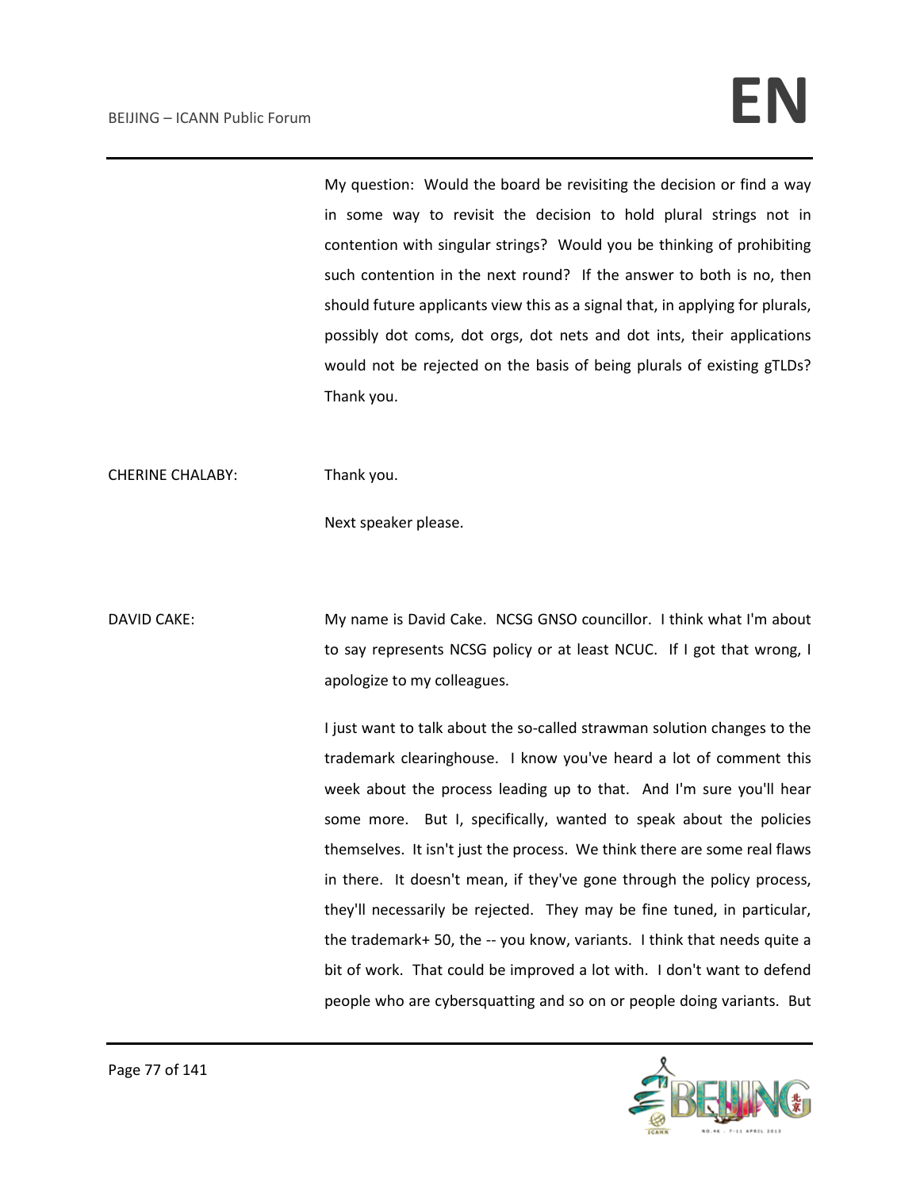My question: Would the board be revisiting the decision or find a way in some way to revisit the decision to hold plural strings not in contention with singular strings? Would you be thinking of prohibiting such contention in the next round? If the answer to both is no, then should future applicants view this as a signal that, in applying for plurals, possibly dot coms, dot orgs, dot nets and dot ints, their applications would not be rejected on the basis of being plurals of existing gTLDs? Thank you.

CHERINE CHALABY: Thank you.

Next speaker please.

DAVID CAKE: My name is David Cake. NCSG GNSO councillor. I think what I'm about to say represents NCSG policy or at least NCUC. If I got that wrong, I apologize to my colleagues.

I just want to talk about the so-called strawman solution changes to the trademark clearinghouse. I know you've heard a lot of comment this week about the process leading up to that. And I'm sure you'll hear some more. But I, specifically, wanted to speak about the policies themselves. It isn't just the process. We think there are some real flaws in there. It doesn't mean, if they've gone through the policy process, they'll necessarily be rejected. They may be fine tuned, in particular, the trademark+ 50, the -- you know, variants. I think that needs quite a bit of work. That could be improved a lot with. I don't want to defend people who are cybersquatting and so on or people doing variants. But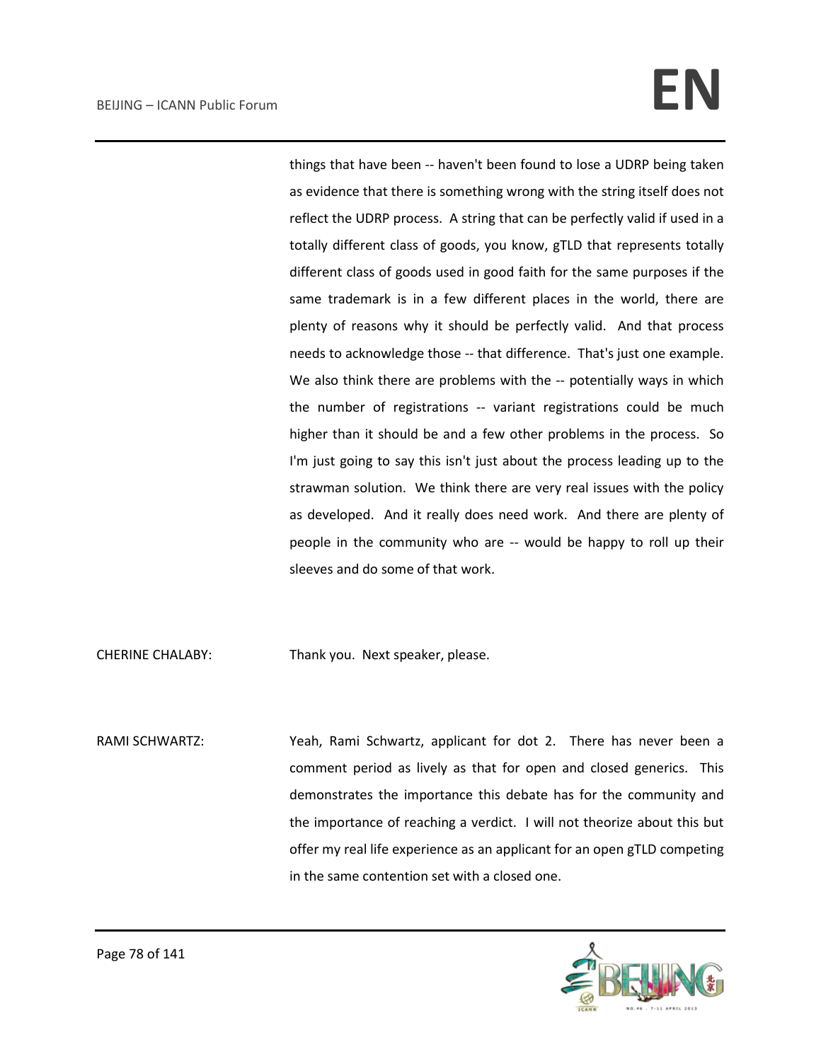things that have been -- haven't been found to lose a UDRP being taken as evidence that there is something wrong with the string itself does not reflect the UDRP process. A string that can be perfectly valid if used in a totally different class of goods, you know, gTLD that represents totally different class of goods used in good faith for the same purposes if the same trademark is in a few different places in the world, there are plenty of reasons why it should be perfectly valid. And that process needs to acknowledge those -- that difference. That's just one example. We also think there are problems with the -- potentially ways in which the number of registrations -- variant registrations could be much higher than it should be and a few other problems in the process. So I'm just going to say this isn't just about the process leading up to the strawman solution. We think there are very real issues with the policy as developed. And it really does need work. And there are plenty of people in the community who are -- would be happy to roll up their sleeves and do some of that work.

CHERINE CHALABY: Thank you. Next speaker, please.

RAMI SCHWARTZ: Yeah, Rami Schwartz, applicant for dot 2. There has never been a comment period as lively as that for open and closed generics. This demonstrates the importance this debate has for the community and the importance of reaching a verdict. I will not theorize about this but offer my real life experience as an applicant for an open gTLD competing in the same contention set with a closed one.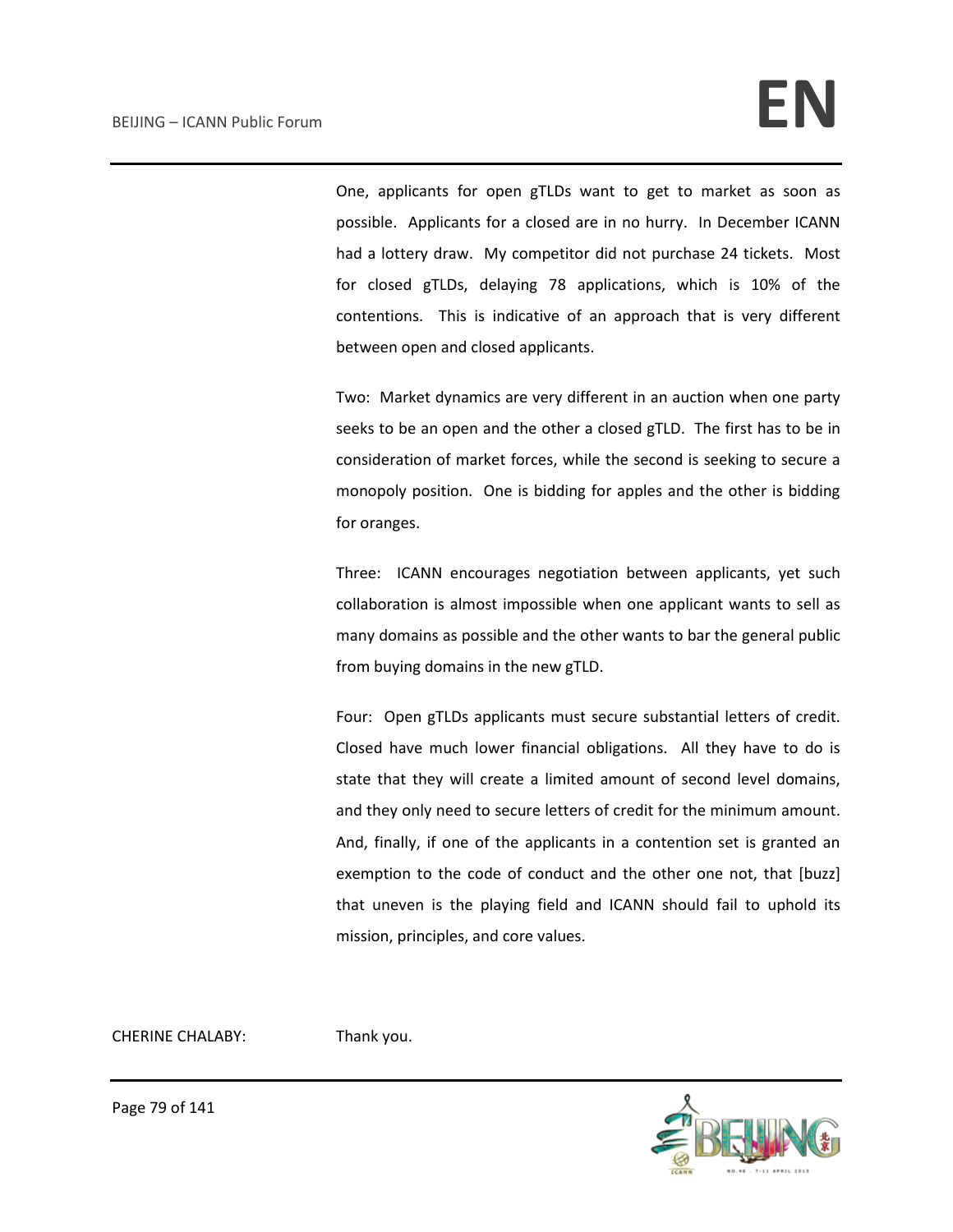One, applicants for open gTLDs want to get to market as soon as possible. Applicants for a closed are in no hurry. In December ICANN had a lottery draw. My competitor did not purchase 24 tickets. Most for closed gTLDs, delaying 78 applications, which is 10% of the contentions. This is indicative of an approach that is very different between open and closed applicants.

Two: Market dynamics are very different in an auction when one party seeks to be an open and the other a closed gTLD. The first has to be in consideration of market forces, while the second is seeking to secure a monopoly position. One is bidding for apples and the other is bidding for oranges.

Three: ICANN encourages negotiation between applicants, yet such collaboration is almost impossible when one applicant wants to sell as many domains as possible and the other wants to bar the general public from buying domains in the new gTLD.

Four: Open gTLDs applicants must secure substantial letters of credit. Closed have much lower financial obligations. All they have to do is state that they will create a limited amount of second level domains, and they only need to secure letters of credit for the minimum amount. And, finally, if one of the applicants in a contention set is granted an exemption to the code of conduct and the other one not, that [buzz] that uneven is the playing field and ICANN should fail to uphold its mission, principles, and core values.

CHERINE CHALABY: Thank you.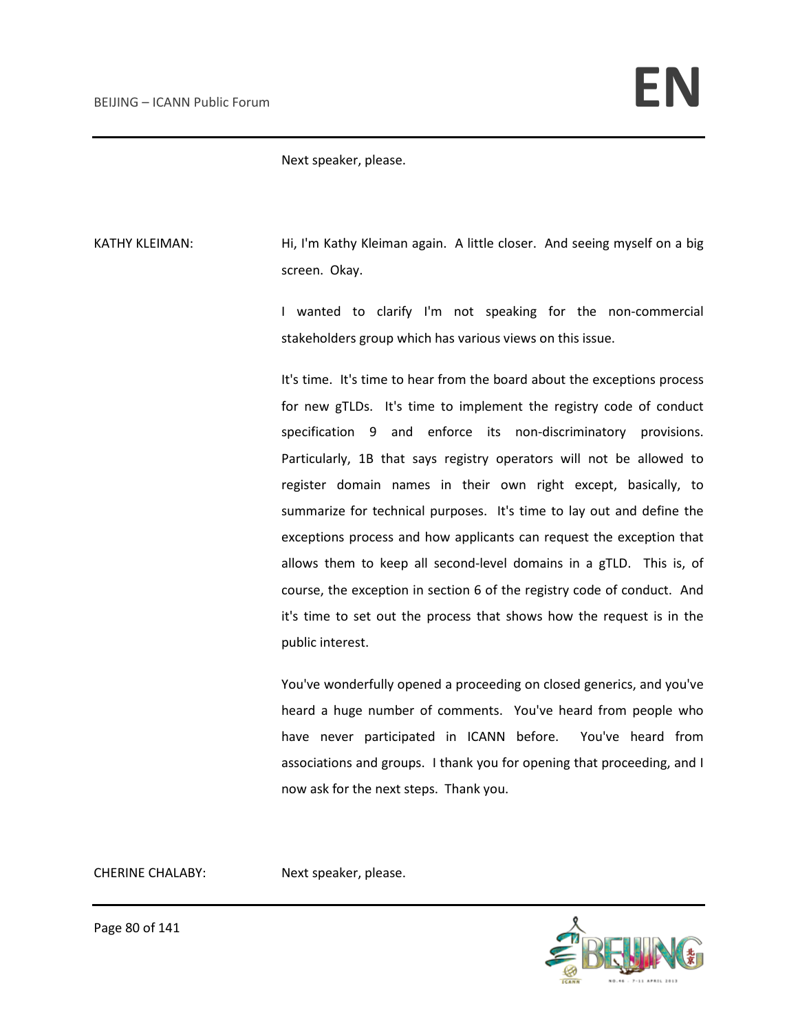Next speaker, please.

KATHY KLEIMAN: Hi, I'm Kathy Kleiman again. A little closer. And seeing myself on a big screen. Okay.

I wanted to clarify I'm not speaking for the non-commercial stakeholders group which has various views on this issue.

It's time. It's time to hear from the board about the exceptions process for new gTLDs. It's time to implement the registry code of conduct specification 9 and enforce its non-discriminatory provisions. Particularly, 1B that says registry operators will not be allowed to register domain names in their own right except, basically, to summarize for technical purposes. It's time to lay out and define the exceptions process and how applicants can request the exception that allows them to keep all second-level domains in a gTLD. This is, of course, the exception in section 6 of the registry code of conduct. And it's time to set out the process that shows how the request is in the public interest.

You've wonderfully opened a proceeding on closed generics, and you've heard a huge number of comments. You've heard from people who have never participated in ICANN before. You've heard from associations and groups. I thank you for opening that proceeding, and I now ask for the next steps. Thank you.

CHERINE CHALABY: Next speaker, please.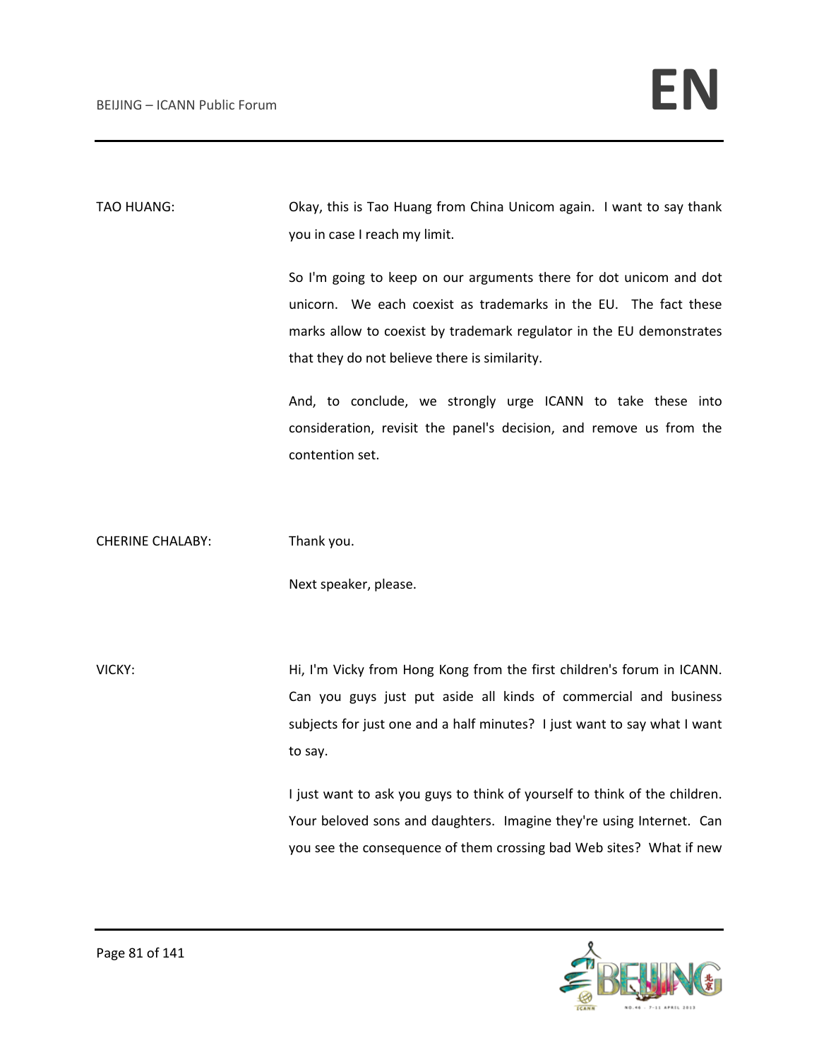TAO HUANG: Okay, this is Tao Huang from China Unicom again. I want to say thank you in case I reach my limit.

So I'm going to keep on our arguments there for dot unicom and dot unicorn. We each coexist as trademarks in the EU. The fact these marks allow to coexist by trademark regulator in the EU demonstrates that they do not believe there is similarity.

And, to conclude, we strongly urge ICANN to take these into consideration, revisit the panel's decision, and remove us from the contention set.

CHERINE CHALABY: Thank you.

Next speaker, please.

VICKY: Hi, I'm Vicky from Hong Kong from the first children's forum in ICANN. Can you guys just put aside all kinds of commercial and business subjects for just one and a half minutes? I just want to say what I want to say.

I just want to ask you guys to think of yourself to think of the children. Your beloved sons and daughters. Imagine they're using Internet. Can you see the consequence of them crossing bad Web sites? What if new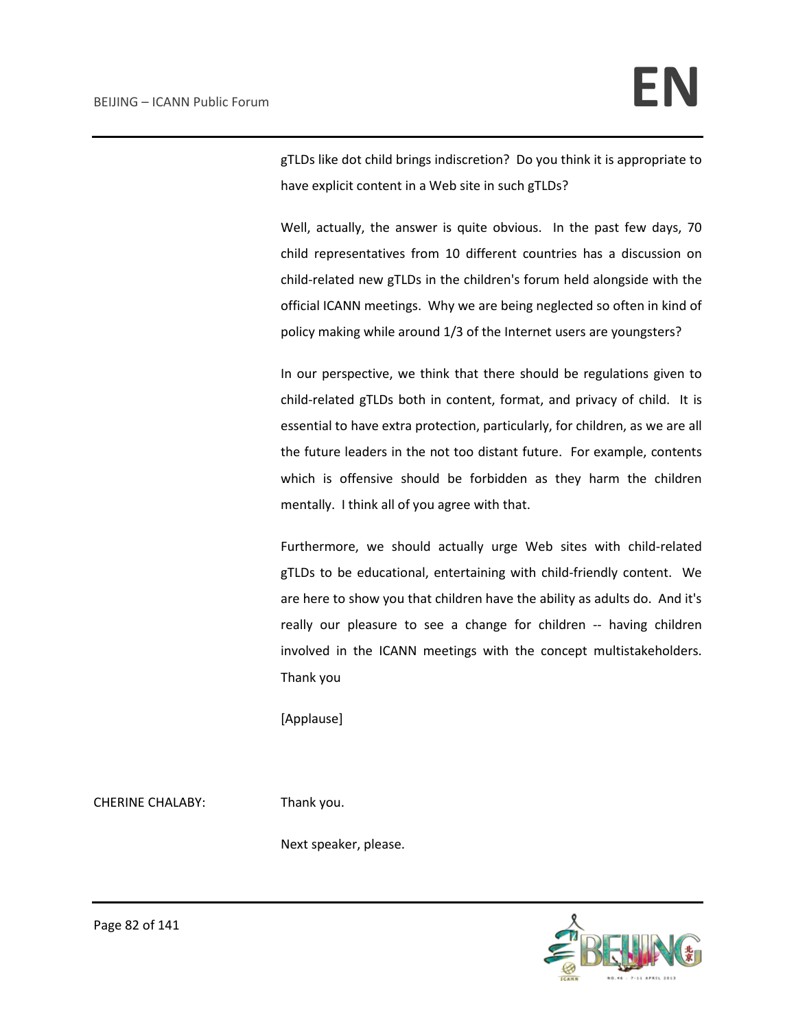gTLDs like dot child brings indiscretion? Do you think it is appropriate to have explicit content in a Web site in such gTLDs?

Well, actually, the answer is quite obvious. In the past few days, 70 child representatives from 10 different countries has a discussion on child-related new gTLDs in the children's forum held alongside with the official ICANN meetings. Why we are being neglected so often in kind of policy making while around 1/3 of the Internet users are youngsters?

In our perspective, we think that there should be regulations given to child-related gTLDs both in content, format, and privacy of child. It is essential to have extra protection, particularly, for children, as we are all the future leaders in the not too distant future. For example, contents which is offensive should be forbidden as they harm the children mentally. I think all of you agree with that.

Furthermore, we should actually urge Web sites with child-related gTLDs to be educational, entertaining with child-friendly content. We are here to show you that children have the ability as adults do. And it's really our pleasure to see a change for children -- having children involved in the ICANN meetings with the concept multistakeholders. Thank you

[Applause]

CHERINE CHALABY: Thank you.

Next speaker, please.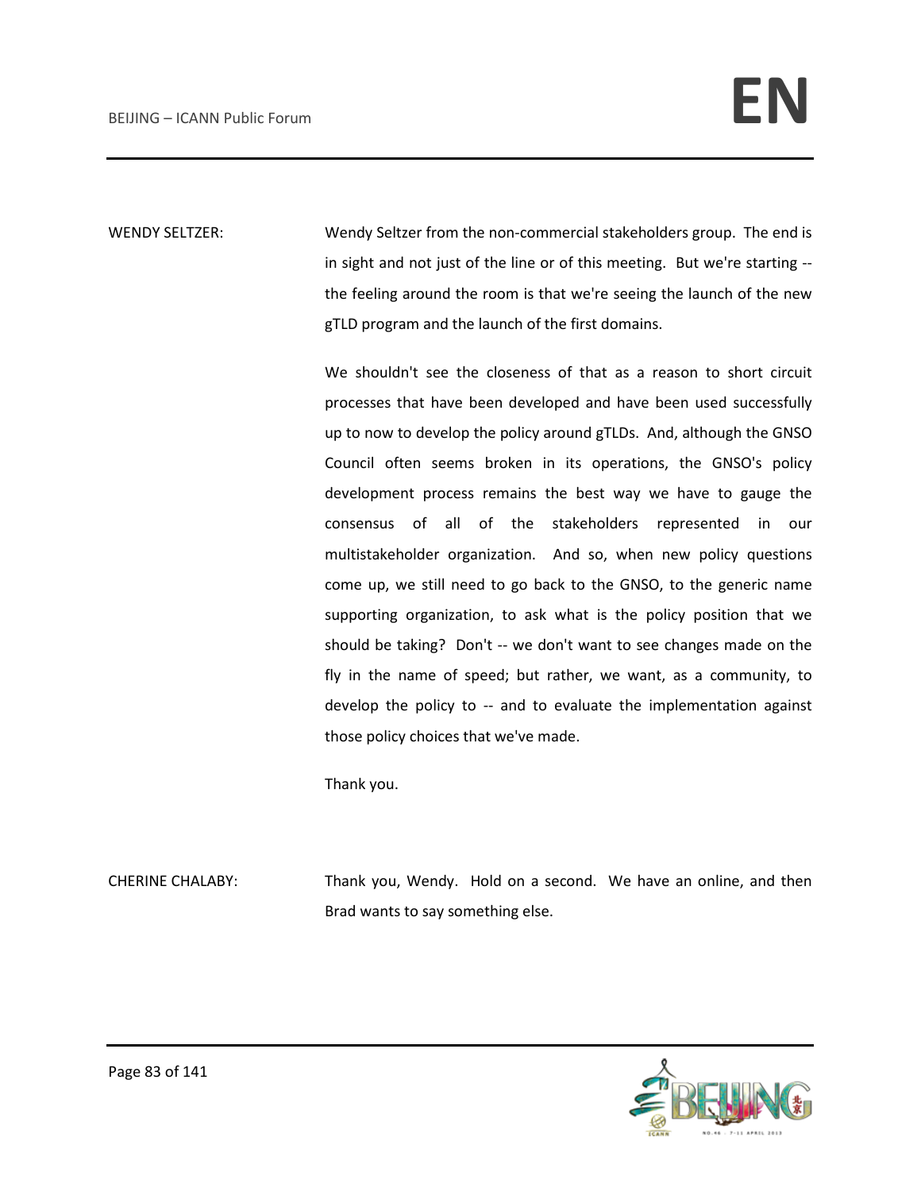WENDY SELTZER: Wendy Seltzer from the non-commercial stakeholders group. The end is in sight and not just of the line or of this meeting. But we're starting -- the feeling around the room is that we're seeing the launch of the new gTLD program and the launch of the first domains.

We shouldn't see the closeness of that as a reason to short circuit processes that have been developed and have been used successfully up to now to develop the policy around gTLDs. And, although the GNSO Council often seems broken in its operations, the GNSO's policy development process remains the best way we have to gauge the consensus of all of the stakeholders represented in our multistakeholder organization. And so, when new policy questions come up, we still need to go back to the GNSO, to the generic name supporting organization, to ask what is the policy position that we should be taking? Don't -- we don't want to see changes made on the fly in the name of speed; but rather, we want, as a community, to develop the policy to -- and to evaluate the implementation against those policy choices that we've made.

Thank you.

CHERINE CHALABY: Thank you, Wendy. Hold on a second. We have an online, and then Brad wants to say something else.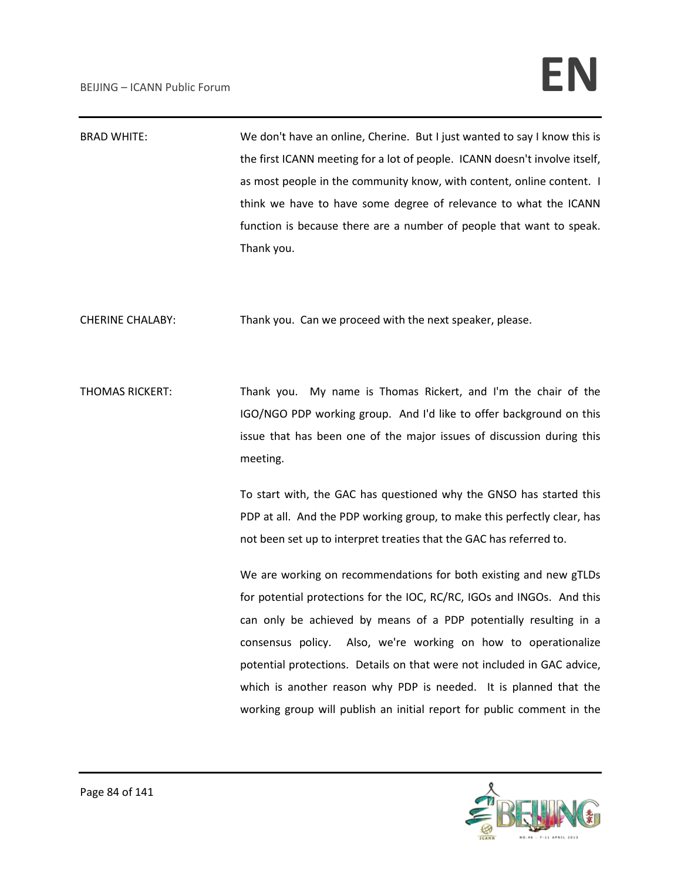BRAD WHITE: We don't have an online, Cherine. But I just wanted to say I know this is the first ICANN meeting for a lot of people. ICANN doesn't involve itself, as most people in the community know, with content, online content. I think we have to have some degree of relevance to what the ICANN function is because there are a number of people that want to speak. Thank you.

CHERINE CHALABY: Thank you. Can we proceed with the next speaker, please.

THOMAS RICKERT: Thank you. My name is Thomas Rickert, and I'm the chair of the IGO/NGO PDP working group. And I'd like to offer background on this issue that has been one of the major issues of discussion during this meeting.

To start with, the GAC has questioned why the GNSO has started this PDP at all. And the PDP working group, to make this perfectly clear, has not been set up to interpret treaties that the GAC has referred to.

We are working on recommendations for both existing and new gTLDs for potential protections for the IOC, RC/RC, IGOs and INGOs. And this can only be achieved by means of a PDP potentially resulting in a consensus policy. Also, we're working on how to operationalize potential protections. Details on that were not included in GAC advice, which is another reason why PDP is needed. It is planned that the working group will publish an initial report for public comment in the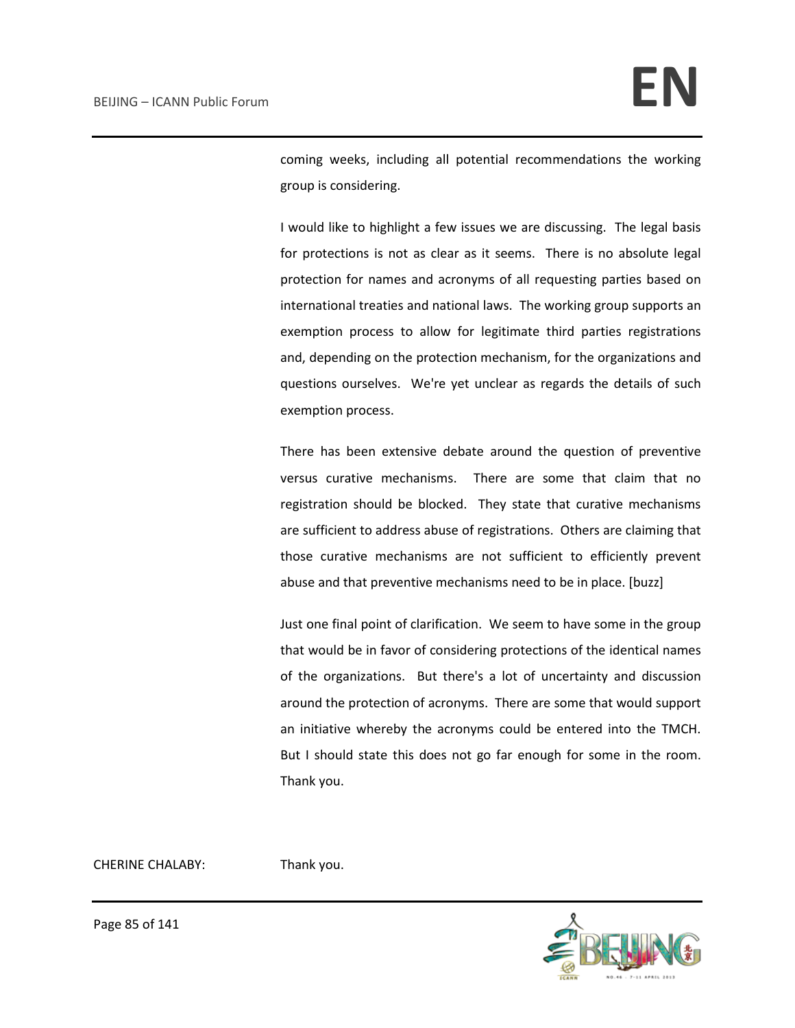coming weeks, including all potential recommendations the working group is considering.

I would like to highlight a few issues we are discussing. The legal basis for protections is not as clear as it seems. There is no absolute legal protection for names and acronyms of all requesting parties based on international treaties and national laws. The working group supports an exemption process to allow for legitimate third parties registrations and, depending on the protection mechanism, for the organizations and questions ourselves. We're yet unclear as regards the details of such exemption process.

There has been extensive debate around the question of preventive versus curative mechanisms. There are some that claim that no registration should be blocked. They state that curative mechanisms are sufficient to address abuse of registrations. Others are claiming that those curative mechanisms are not sufficient to efficiently prevent abuse and that preventive mechanisms need to be in place. [buzz]

Just one final point of clarification. We seem to have some in the group that would be in favor of considering protections of the identical names of the organizations. But there's a lot of uncertainty and discussion around the protection of acronyms. There are some that would support an initiative whereby the acronyms could be entered into the TMCH. But I should state this does not go far enough for some in the room. Thank you.

CHERINE CHALABY: Thank you.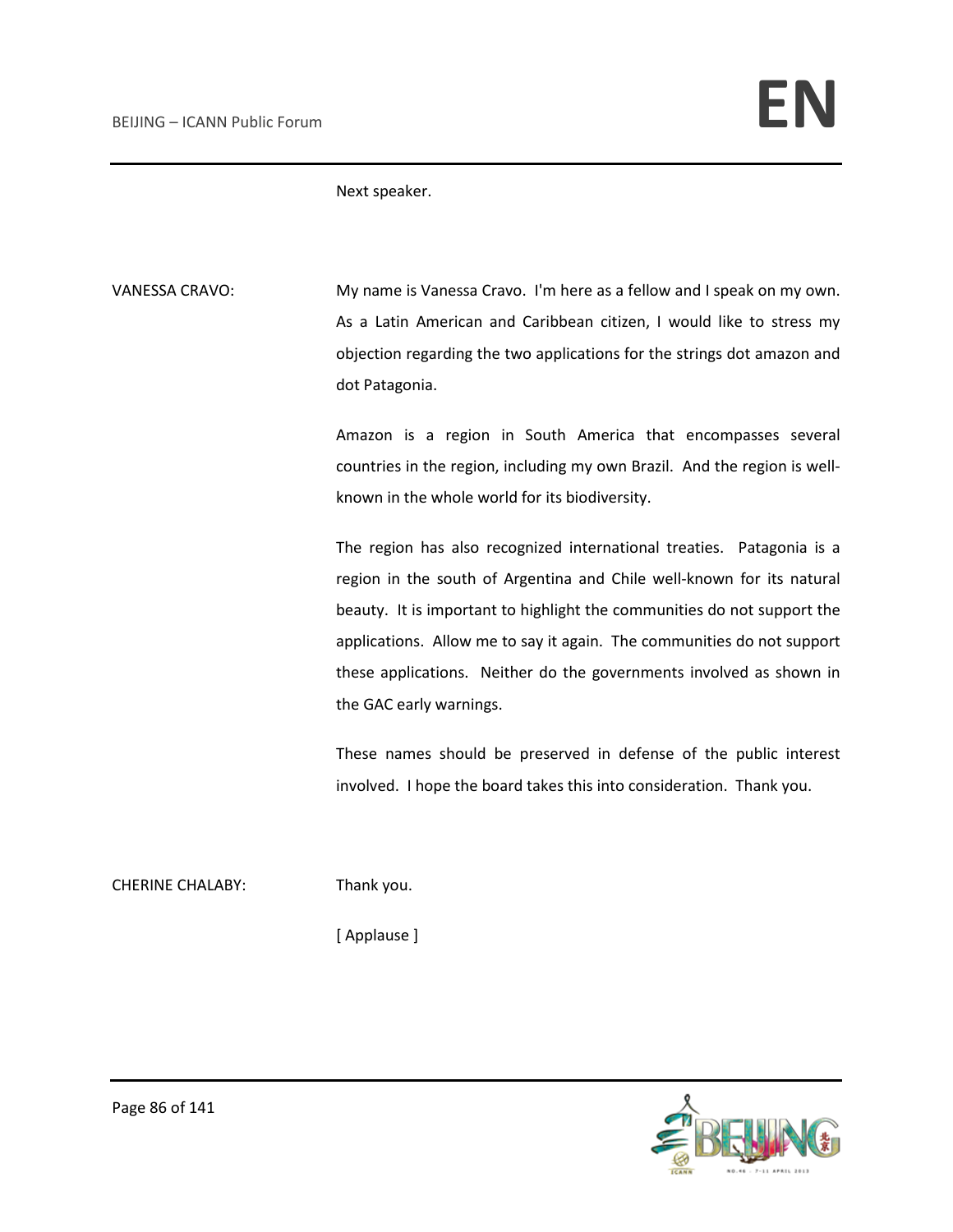Next speaker.

VANESSA CRAVO: My name is Vanessa Cravo. I'm here as a fellow and I speak on my own. As a Latin American and Caribbean citizen, I would like to stress my objection regarding the two applications for the strings dot amazon and dot Patagonia.

Amazon is a region in South America that encompasses several countries in the region, including my own Brazil. And the region is well-known in the whole world for its biodiversity.

The region has also recognized international treaties. Patagonia is a region in the south of Argentina and Chile well-known for its natural beauty. It is important to highlight the communities do not support the applications. Allow me to say it again. The communities do not support these applications. Neither do the governments involved as shown in the GAC early warnings.

These names should be preserved in defense of the public interest involved. I hope the board takes this into consideration. Thank you.

CHERINE CHALABY: Thank you.

[ Applause ]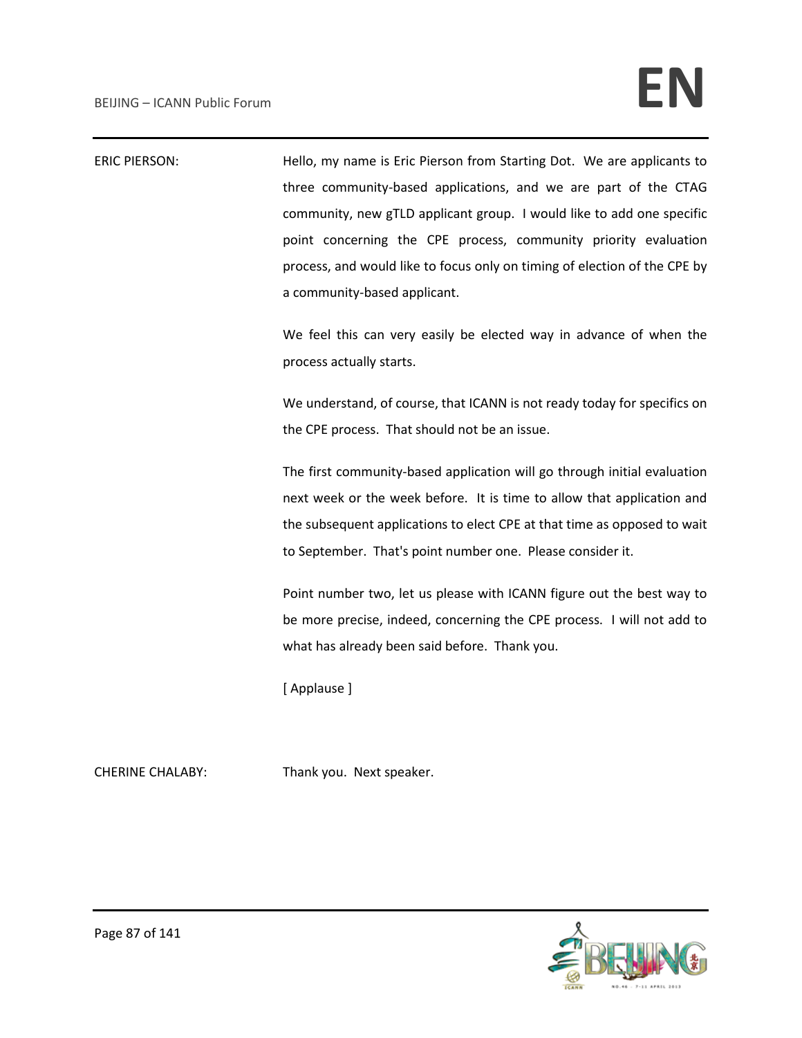ERIC PIERSON: Hello, my name is Eric Pierson from Starting Dot. We are applicants to three community-based applications, and we are part of the CTAG community, new gTLD applicant group. I would like to add one specific point concerning the CPE process, community priority evaluation process, and would like to focus only on timing of election of the CPE by a community-based applicant.

We feel this can very easily be elected way in advance of when the process actually starts.

We understand, of course, that ICANN is not ready today for specifics on the CPE process. That should not be an issue.

The first community-based application will go through initial evaluation next week or the week before. It is time to allow that application and the subsequent applications to elect CPE at that time as opposed to wait to September. That's point number one. Please consider it.

Point number two, let us please with ICANN figure out the best way to be more precise, indeed, concerning the CPE process. I will not add to what has already been said before. Thank you.

[ Applause ]

CHERINE CHALABY: Thank you. Next speaker.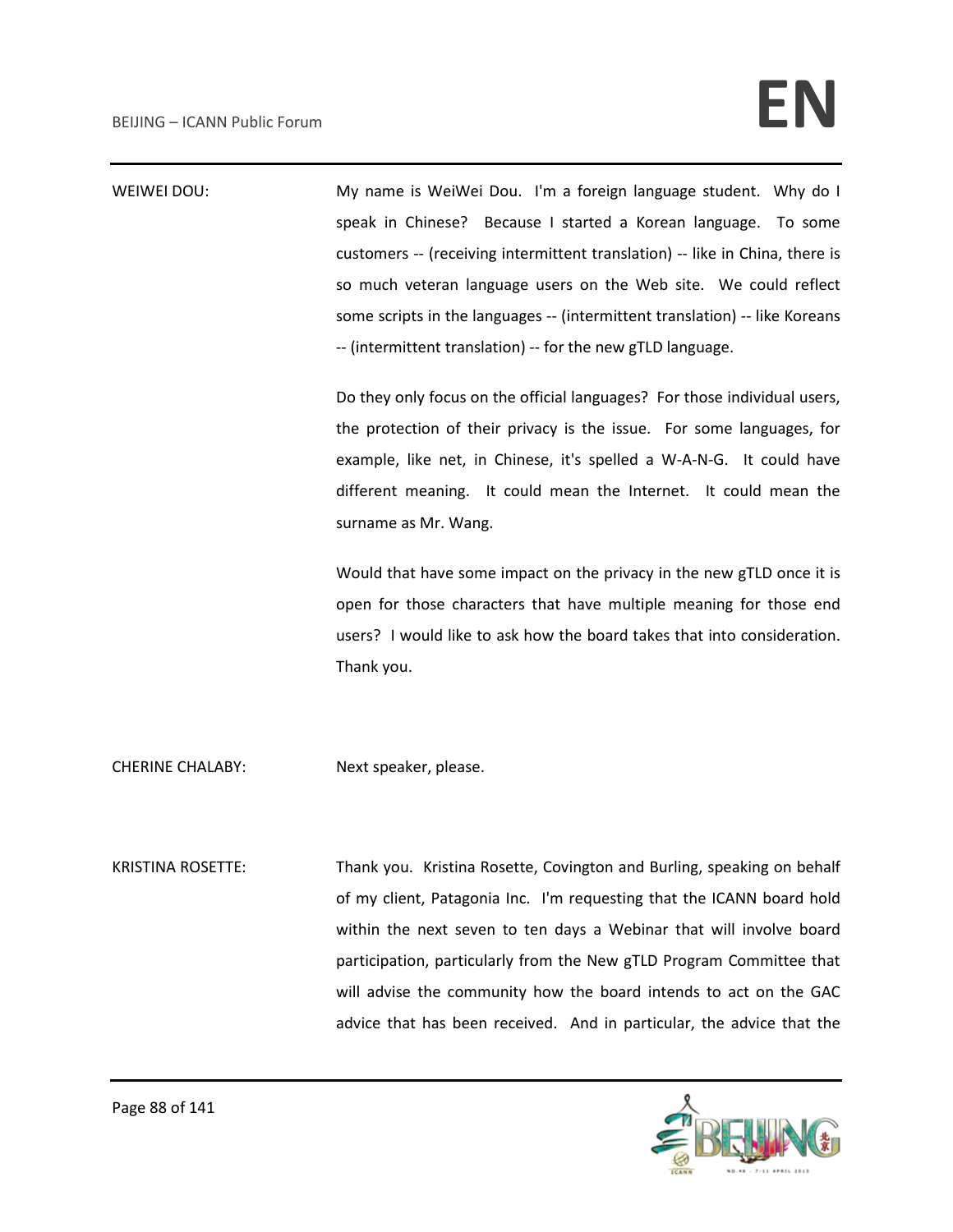WEIWEI DOU: My name is WeiWei Dou. I'm a foreign language student. Why do I speak in Chinese? Because I started a Korean language. To some customers -- (receiving intermittent translation) -- like in China, there is so much veteran language users on the Web site. We could reflect some scripts in the languages -- (intermittent translation) -- like Koreans -- (intermittent translation) -- for the new gTLD language.

Do they only focus on the official languages? For those individual users, the protection of their privacy is the issue. For some languages, for example, like net, in Chinese, it's spelled a W-A-N-G. It could have different meaning. It could mean the Internet. It could mean the surname as Mr. Wang.

Would that have some impact on the privacy in the new gTLD once it is open for those characters that have multiple meaning for those end users? I would like to ask how the board takes that into consideration. Thank you.

CHERINE CHALABY: Next speaker, please.

KRISTINA ROSETTE: Thank you. Kristina Rosette, Covington and Burling, speaking on behalf of my client, Patagonia Inc. I'm requesting that the ICANN board hold within the next seven to ten days a Webinar that will involve board participation, particularly from the New gTLD Program Committee that will advise the community how the board intends to act on the GAC advice that has been received. And in particular, the advice that the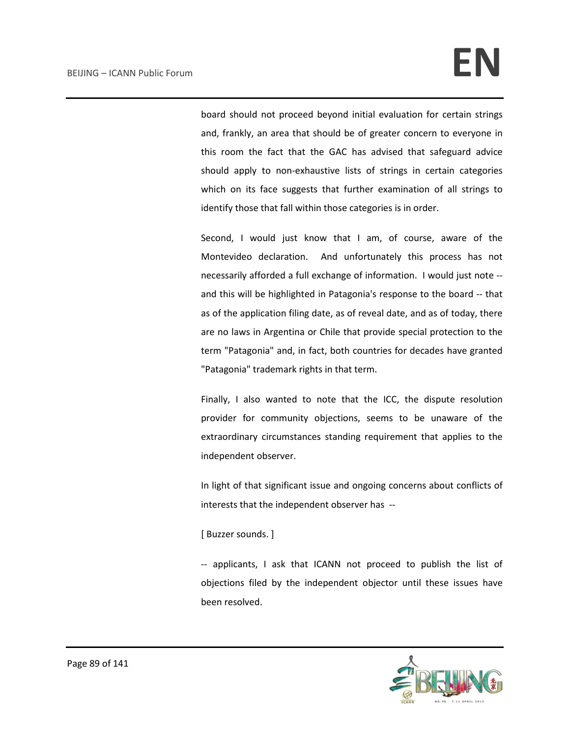board should not proceed beyond initial evaluation for certain strings and, frankly, an area that should be of greater concern to everyone in this room the fact that the GAC has advised that safeguard advice should apply to non-exhaustive lists of strings in certain categories which on its face suggests that further examination of all strings to identify those that fall within those categories is in order.

Second, I would just know that I am, of course, aware of the Montevideo declaration.  And unfortunately this process has not necessarily afforded a full exchange of information.  I would just note -- and this will be highlighted in Patagonia's response to the board -- that as of the application filing date, as of reveal date, and as of today, there are no laws in Argentina or Chile that provide special protection to the term "Patagonia" and, in fact, both countries for decades have granted "Patagonia" trademark rights in that term.

Finally, I also wanted to note that the ICC, the dispute resolution provider for community objections, seems to be unaware of the extraordinary circumstances standing requirement that applies to the independent observer.

In light of that significant issue and ongoing concerns about conflicts of interests that the independent observer has  --

[ Buzzer sounds. ]

-- applicants, I ask that ICANN not proceed to publish the list of objections filed by the independent objector until these issues have been resolved.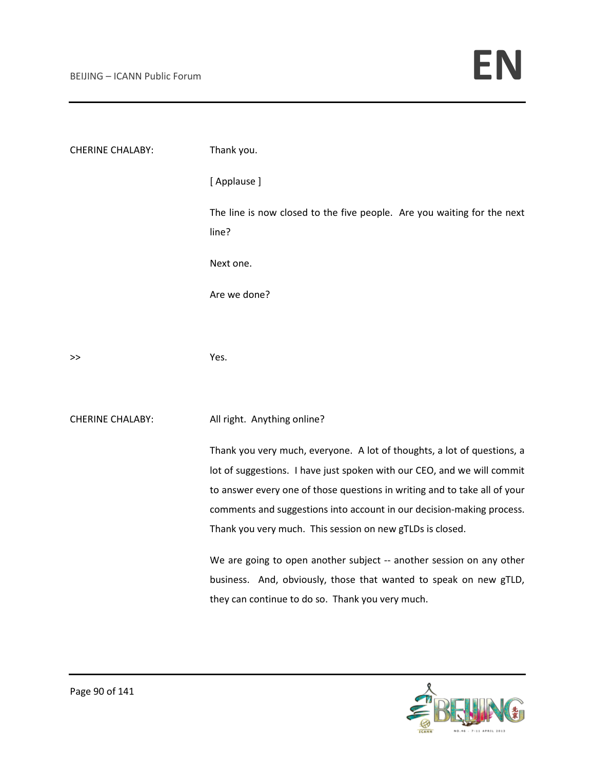CHERINE CHALABY: Thank you.

[ Applause ]

The line is now closed to the five people. Are you waiting for the next line?

Next one.

Are we done?

>> Yes.

CHERINE CHALABY: All right. Anything online?

Thank you very much, everyone. A lot of thoughts, a lot of questions, a lot of suggestions. I have just spoken with our CEO, and we will commit to answer every one of those questions in writing and to take all of your comments and suggestions into account in our decision-making process. Thank you very much. This session on new gTLDs is closed.

We are going to open another subject -- another session on any other business. And, obviously, those that wanted to speak on new gTLD, they can continue to do so. Thank you very much.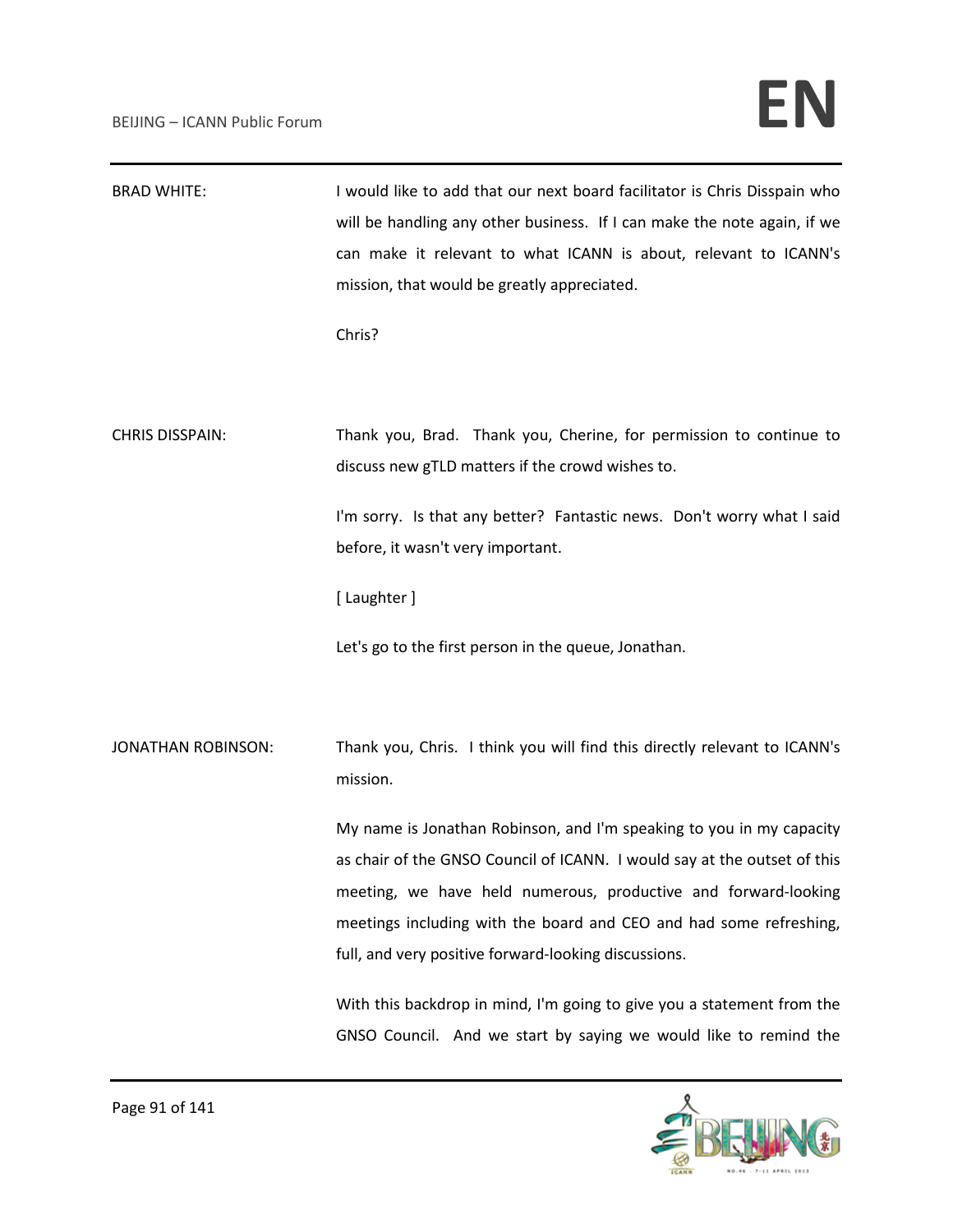BRAD WHITE: I would like to add that our next board facilitator is Chris Disspain who will be handling any other business. If I can make the note again, if we can make it relevant to what ICANN is about, relevant to ICANN's mission, that would be greatly appreciated.

Chris?

CHRIS DISSPAIN: Thank you, Brad. Thank you, Cherine, for permission to continue to discuss new gTLD matters if the crowd wishes to.

I'm sorry. Is that any better? Fantastic news. Don't worry what I said before, it wasn't very important.

[ Laughter ]

Let's go to the first person in the queue, Jonathan.

JONATHAN ROBINSON: Thank you, Chris. I think you will find this directly relevant to ICANN's mission.

My name is Jonathan Robinson, and I'm speaking to you in my capacity as chair of the GNSO Council of ICANN. I would say at the outset of this meeting, we have held numerous, productive and forward-looking meetings including with the board and CEO and had some refreshing, full, and very positive forward-looking discussions.

With this backdrop in mind, I'm going to give you a statement from the GNSO Council. And we start by saying we would like to remind the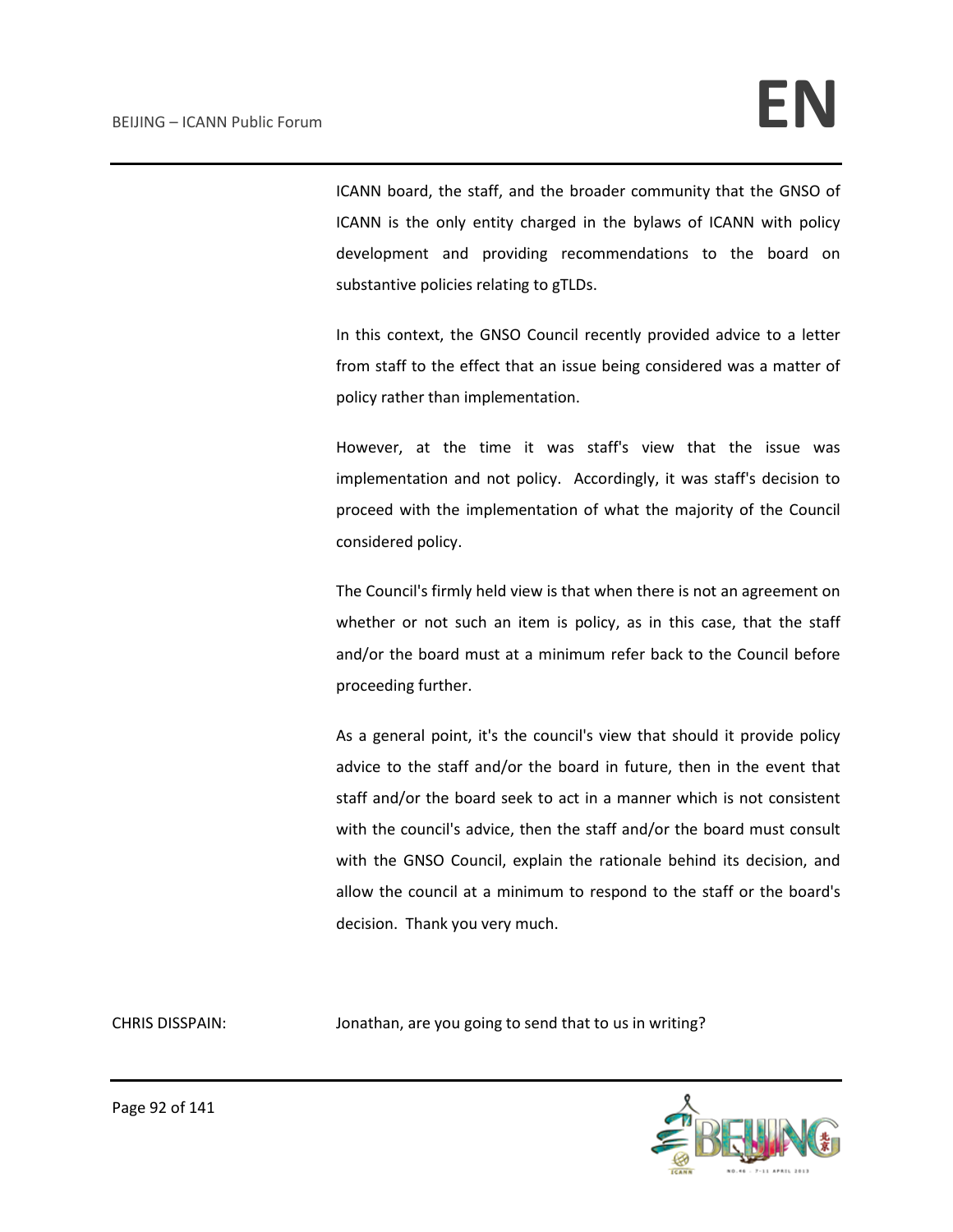ICANN board, the staff, and the broader community that the GNSO of ICANN is the only entity charged in the bylaws of ICANN with policy development and providing recommendations to the board on substantive policies relating to gTLDs.

In this context, the GNSO Council recently provided advice to a letter from staff to the effect that an issue being considered was a matter of policy rather than implementation.

However, at the time it was staff's view that the issue was implementation and not policy. Accordingly, it was staff's decision to proceed with the implementation of what the majority of the Council considered policy.

The Council's firmly held view is that when there is not an agreement on whether or not such an item is policy, as in this case, that the staff and/or the board must at a minimum refer back to the Council before proceeding further.

As a general point, it's the council's view that should it provide policy advice to the staff and/or the board in future, then in the event that staff and/or the board seek to act in a manner which is not consistent with the council's advice, then the staff and/or the board must consult with the GNSO Council, explain the rationale behind its decision, and allow the council at a minimum to respond to the staff or the board's decision. Thank you very much.

CHRIS DISSPAIN: Jonathan, are you going to send that to us in writing?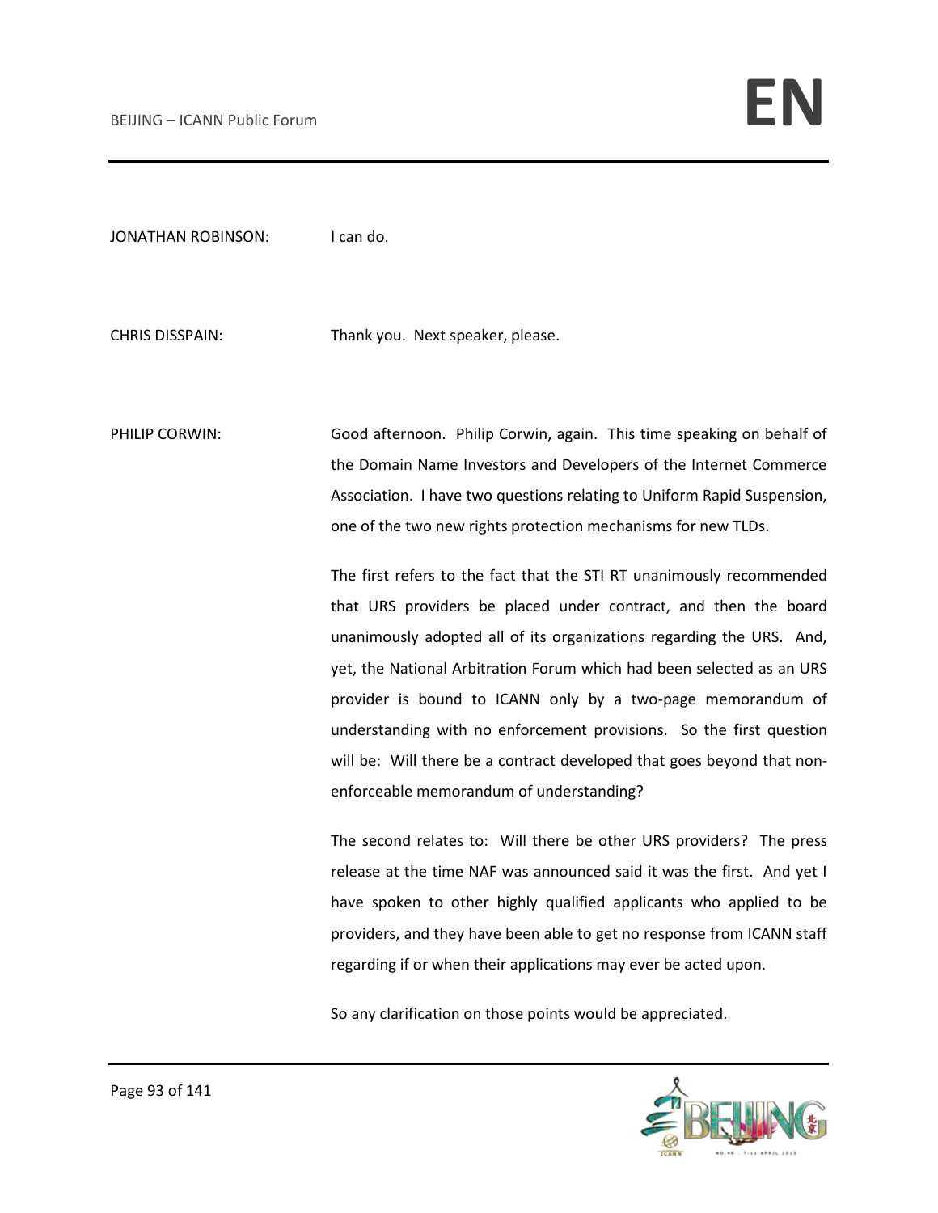JONATHAN ROBINSON: I can do.

CHRIS DISSPAIN: Thank you. Next speaker, please.

PHILIP CORWIN: Good afternoon. Philip Corwin, again. This time speaking on behalf of the Domain Name Investors and Developers of the Internet Commerce Association. I have two questions relating to Uniform Rapid Suspension, one of the two new rights protection mechanisms for new TLDs.

The first refers to the fact that the STI RT unanimously recommended that URS providers be placed under contract, and then the board unanimously adopted all of its organizations regarding the URS. And, yet, the National Arbitration Forum which had been selected as an URS provider is bound to ICANN only by a two-page memorandum of understanding with no enforcement provisions. So the first question will be: Will there be a contract developed that goes beyond that non-enforceable memorandum of understanding?

The second relates to: Will there be other URS providers? The press release at the time NAF was announced said it was the first. And yet I have spoken to other highly qualified applicants who applied to be providers, and they have been able to get no response from ICANN staff regarding if or when their applications may ever be acted upon.

So any clarification on those points would be appreciated.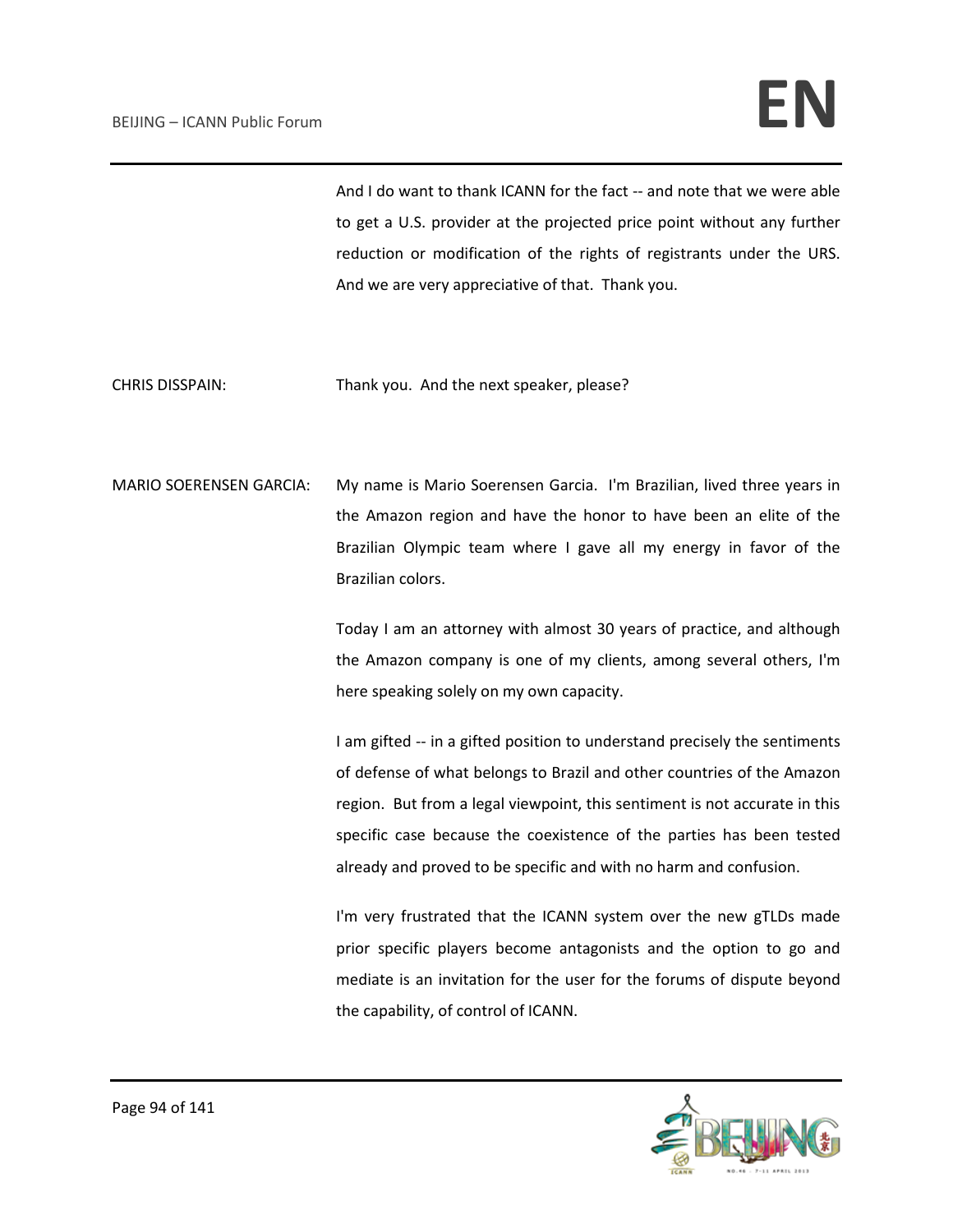And I do want to thank ICANN for the fact -- and note that we were able to get a U.S. provider at the projected price point without any further reduction or modification of the rights of registrants under the URS. And we are very appreciative of that. Thank you.

CHRIS DISSPAIN: Thank you. And the next speaker, please?

MARIO SOERENSEN GARCIA: My name is Mario Soerensen Garcia. I'm Brazilian, lived three years in the Amazon region and have the honor to have been an elite of the Brazilian Olympic team where I gave all my energy in favor of the Brazilian colors.

Today I am an attorney with almost 30 years of practice, and although the Amazon company is one of my clients, among several others, I'm here speaking solely on my own capacity.

I am gifted -- in a gifted position to understand precisely the sentiments of defense of what belongs to Brazil and other countries of the Amazon region. But from a legal viewpoint, this sentiment is not accurate in this specific case because the coexistence of the parties has been tested already and proved to be specific and with no harm and confusion.

I'm very frustrated that the ICANN system over the new gTLDs made prior specific players become antagonists and the option to go and mediate is an invitation for the user for the forums of dispute beyond the capability, of control of ICANN.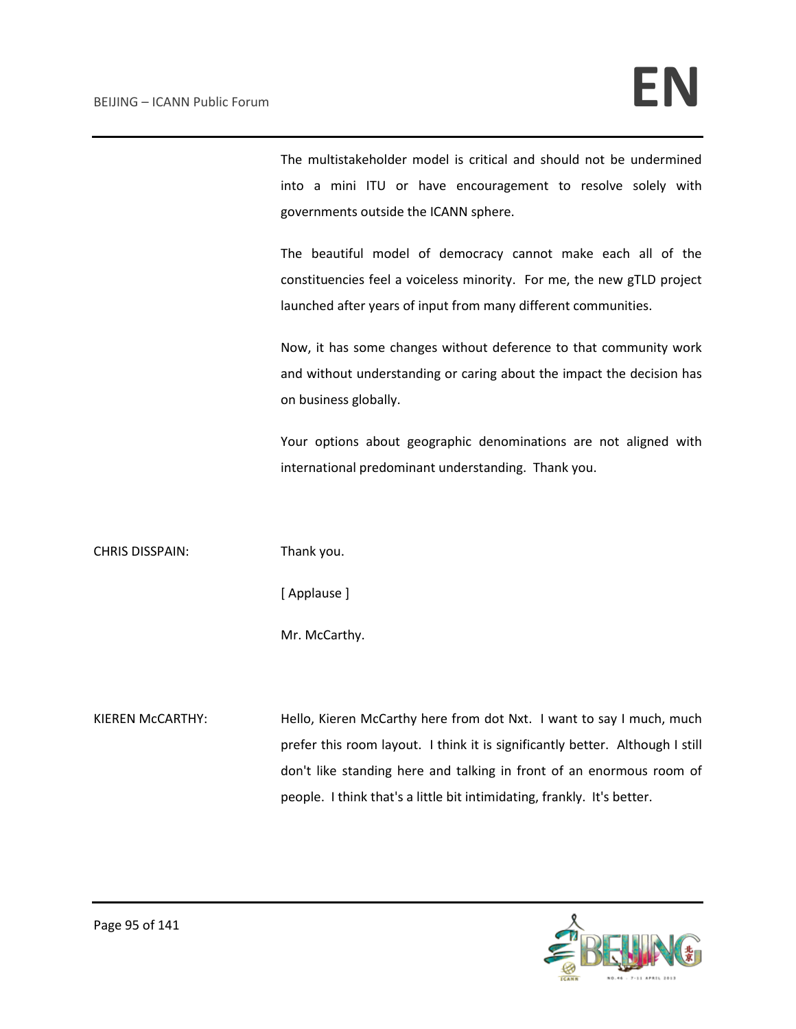The multistakeholder model is critical and should not be undermined into a mini ITU or have encouragement to resolve solely with governments outside the ICANN sphere.

The beautiful model of democracy cannot make each all of the constituencies feel a voiceless minority. For me, the new gTLD project launched after years of input from many different communities.

Now, it has some changes without deference to that community work and without understanding or caring about the impact the decision has on business globally.

Your options about geographic denominations are not aligned with international predominant understanding. Thank you.

CHRIS DISSPAIN: Thank you.

[ Applause ]

Mr. McCarthy.

KIEREN McCARTHY: Hello, Kieren McCarthy here from dot Nxt. I want to say I much, much prefer this room layout. I think it is significantly better. Although I still don't like standing here and talking in front of an enormous room of people. I think that's a little bit intimidating, frankly. It's better.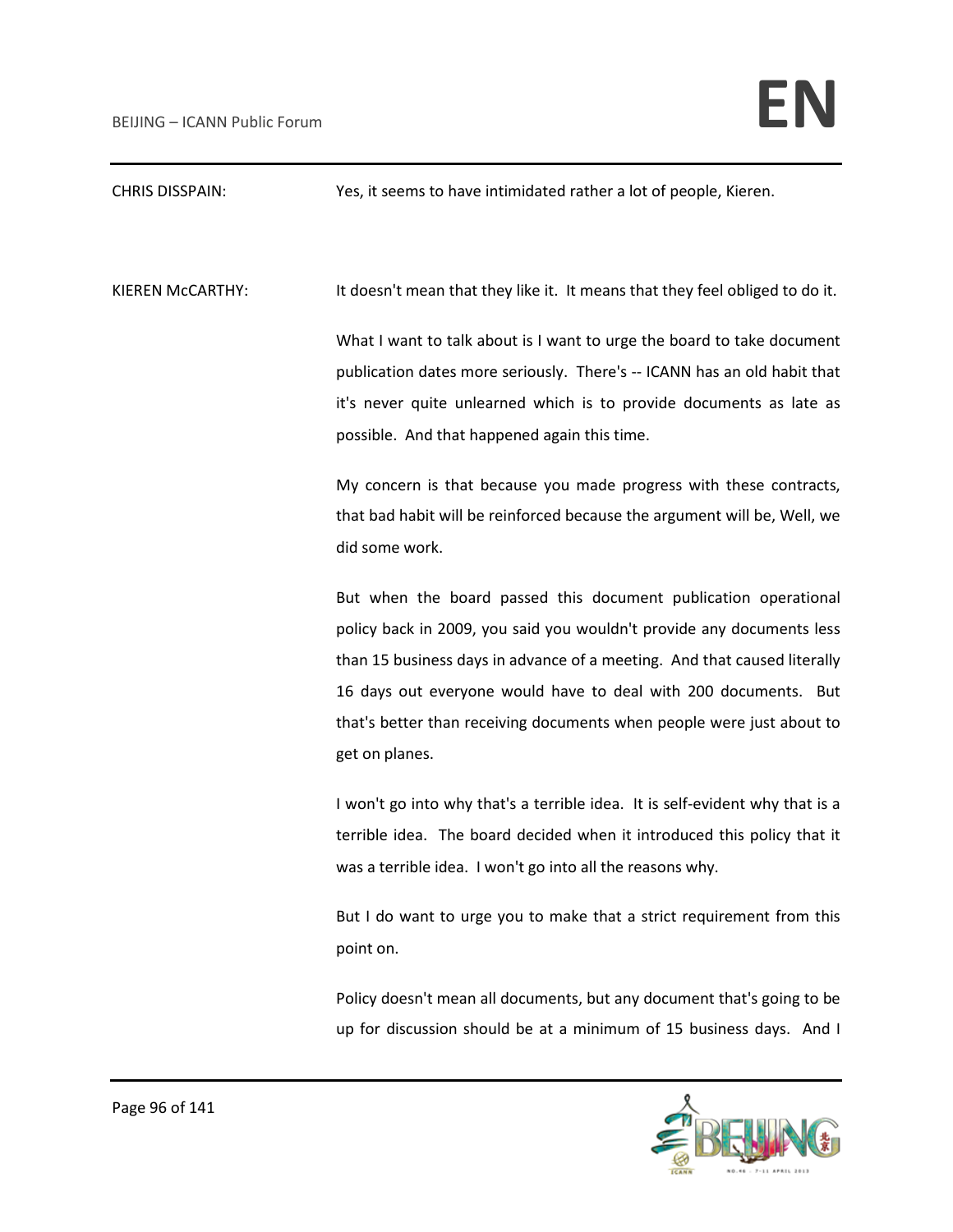CHRIS DISSPAIN: Yes, it seems to have intimidated rather a lot of people, Kieren.

KIEREN McCARTHY: It doesn't mean that they like it. It means that they feel obliged to do it.

What I want to talk about is I want to urge the board to take document publication dates more seriously. There's -- ICANN has an old habit that it's never quite unlearned which is to provide documents as late as possible. And that happened again this time.

My concern is that because you made progress with these contracts, that bad habit will be reinforced because the argument will be, Well, we did some work.

But when the board passed this document publication operational policy back in 2009, you said you wouldn't provide any documents less than 15 business days in advance of a meeting. And that caused literally 16 days out everyone would have to deal with 200 documents. But that's better than receiving documents when people were just about to get on planes.

I won't go into why that's a terrible idea. It is self-evident why that is a terrible idea. The board decided when it introduced this policy that it was a terrible idea. I won't go into all the reasons why.

But I do want to urge you to make that a strict requirement from this point on.

Policy doesn't mean all documents, but any document that's going to be up for discussion should be at a minimum of 15 business days. And I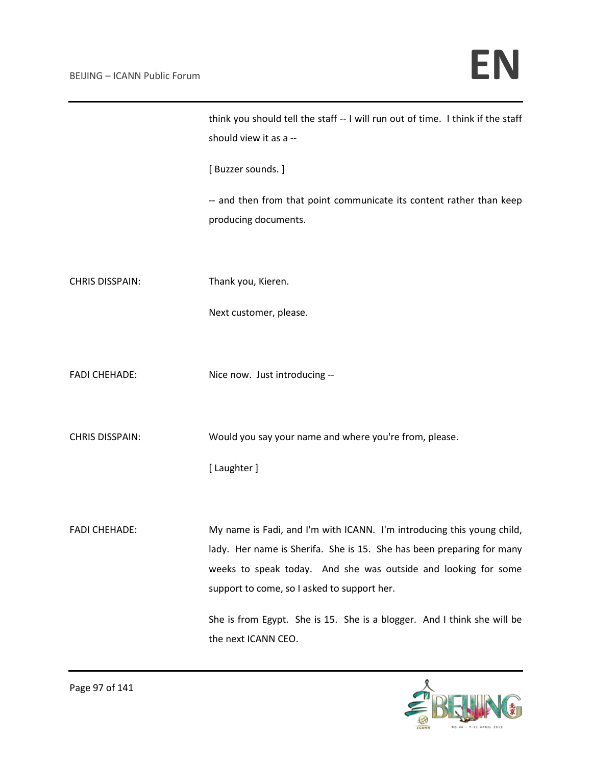think you should tell the staff -- I will run out of time. I think if the staff should view it as a --

[ Buzzer sounds. ]

-- and then from that point communicate its content rather than keep producing documents.

CHRIS DISSPAIN: Thank you, Kieren.

Next customer, please.

FADI CHEHADE: Nice now. Just introducing --

CHRIS DISSPAIN: Would you say your name and where you're from, please.

[ Laughter ]

FADI CHEHADE: My name is Fadi, and I'm with ICANN. I'm introducing this young child, lady. Her name is Sherifa. She is 15. She has been preparing for many weeks to speak today. And she was outside and looking for some support to come, so I asked to support her.

She is from Egypt. She is 15. She is a blogger. And I think she will be the next ICANN CEO.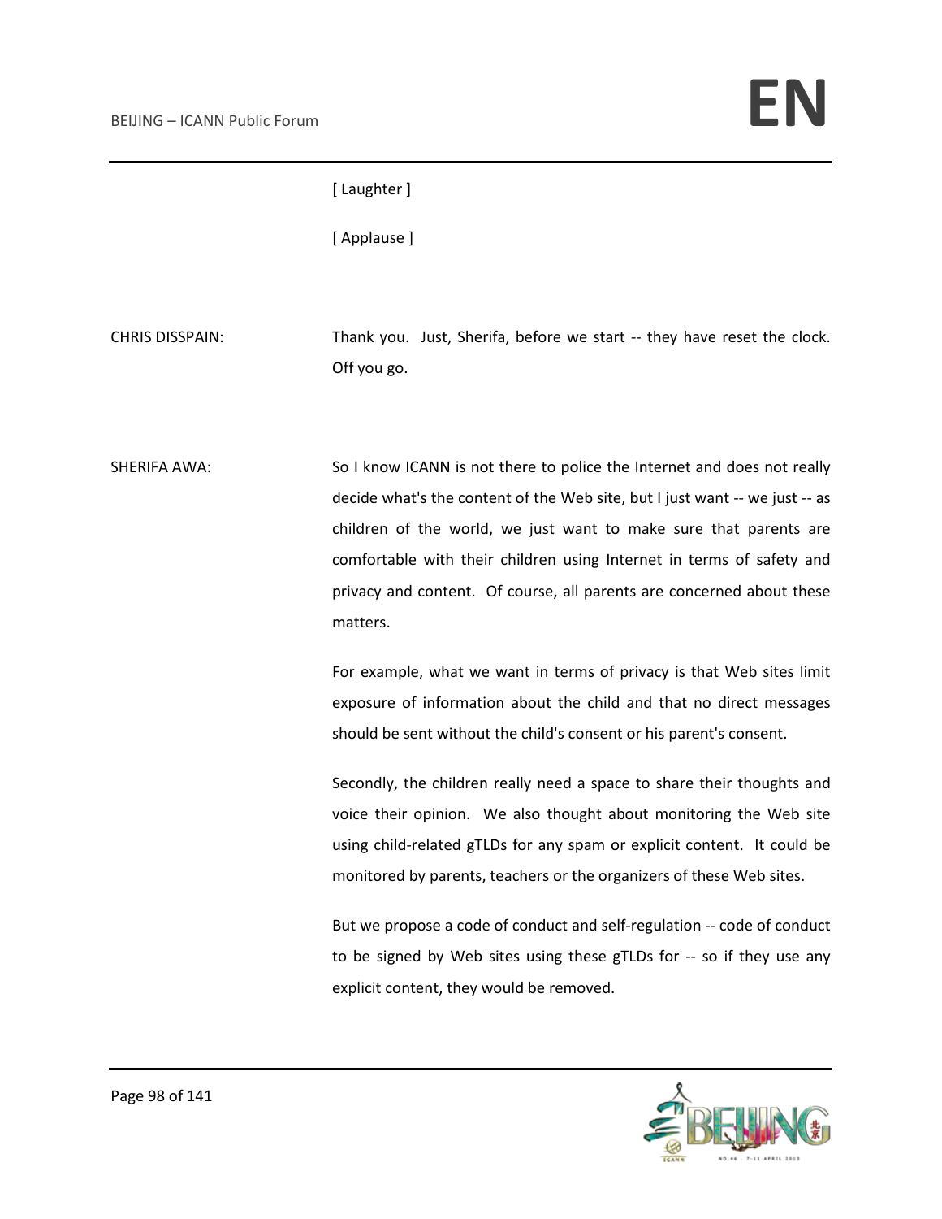[ Laughter ]

[ Applause ]

CHRIS DISSPAIN: Thank you. Just, Sherifa, before we start -- they have reset the clock. Off you go.

SHERIFA AWA: So I know ICANN is not there to police the Internet and does not really decide what's the content of the Web site, but I just want -- we just -- as children of the world, we just want to make sure that parents are comfortable with their children using Internet in terms of safety and privacy and content. Of course, all parents are concerned about these matters.

For example, what we want in terms of privacy is that Web sites limit exposure of information about the child and that no direct messages should be sent without the child's consent or his parent's consent.

Secondly, the children really need a space to share their thoughts and voice their opinion. We also thought about monitoring the Web site using child-related gTLDs for any spam or explicit content. It could be monitored by parents, teachers or the organizers of these Web sites.

But we propose a code of conduct and self-regulation -- code of conduct to be signed by Web sites using these gTLDs for -- so if they use any explicit content, they would be removed.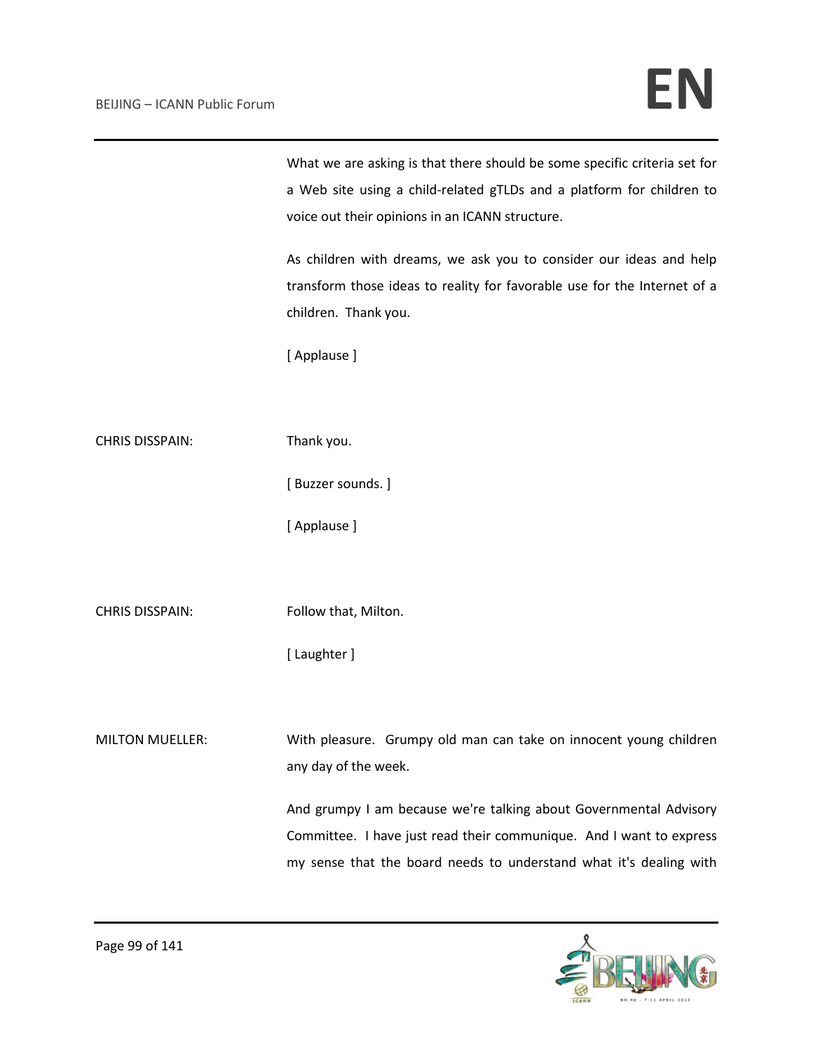What we are asking is that there should be some specific criteria set for a Web site using a child-related gTLDs and a platform for children to voice out their opinions in an ICANN structure.

As children with dreams, we ask you to consider our ideas and help transform those ideas to reality for favorable use for the Internet of a children. Thank you.

[ Applause ]

CHRIS DISSPAIN: Thank you.

[ Buzzer sounds. ]

[ Applause ]

CHRIS DISSPAIN: Follow that, Milton.

[ Laughter ]

MILTON MUELLER: With pleasure. Grumpy old man can take on innocent young children any day of the week.

And grumpy I am because we're talking about Governmental Advisory Committee. I have just read their communique. And I want to express my sense that the board needs to understand what it's dealing with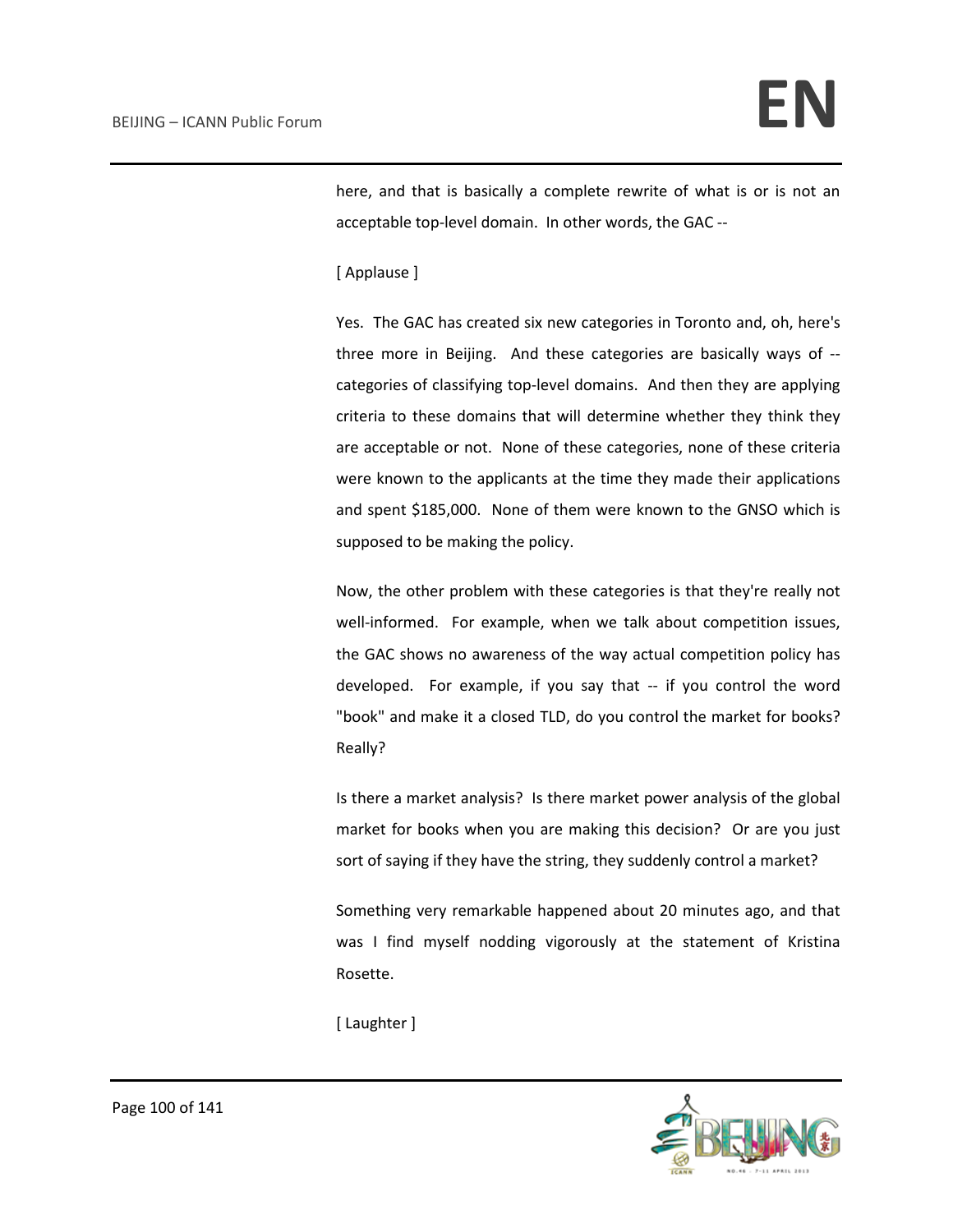here, and that is basically a complete rewrite of what is or is not an acceptable top-level domain. In other words, the GAC --

[ Applause ]

Yes. The GAC has created six new categories in Toronto and, oh, here's three more in Beijing. And these categories are basically ways of -- categories of classifying top-level domains. And then they are applying criteria to these domains that will determine whether they think they are acceptable or not. None of these categories, none of these criteria were known to the applicants at the time they made their applications and spent $185,000. None of them were known to the GNSO which is supposed to be making the policy.

Now, the other problem with these categories is that they're really not well-informed. For example, when we talk about competition issues, the GAC shows no awareness of the way actual competition policy has developed. For example, if you say that -- if you control the word "book" and make it a closed TLD, do you control the market for books? Really?

Is there a market analysis? Is there market power analysis of the global market for books when you are making this decision? Or are you just sort of saying if they have the string, they suddenly control a market?

Something very remarkable happened about 20 minutes ago, and that was I find myself nodding vigorously at the statement of Kristina Rosette.

[ Laughter ]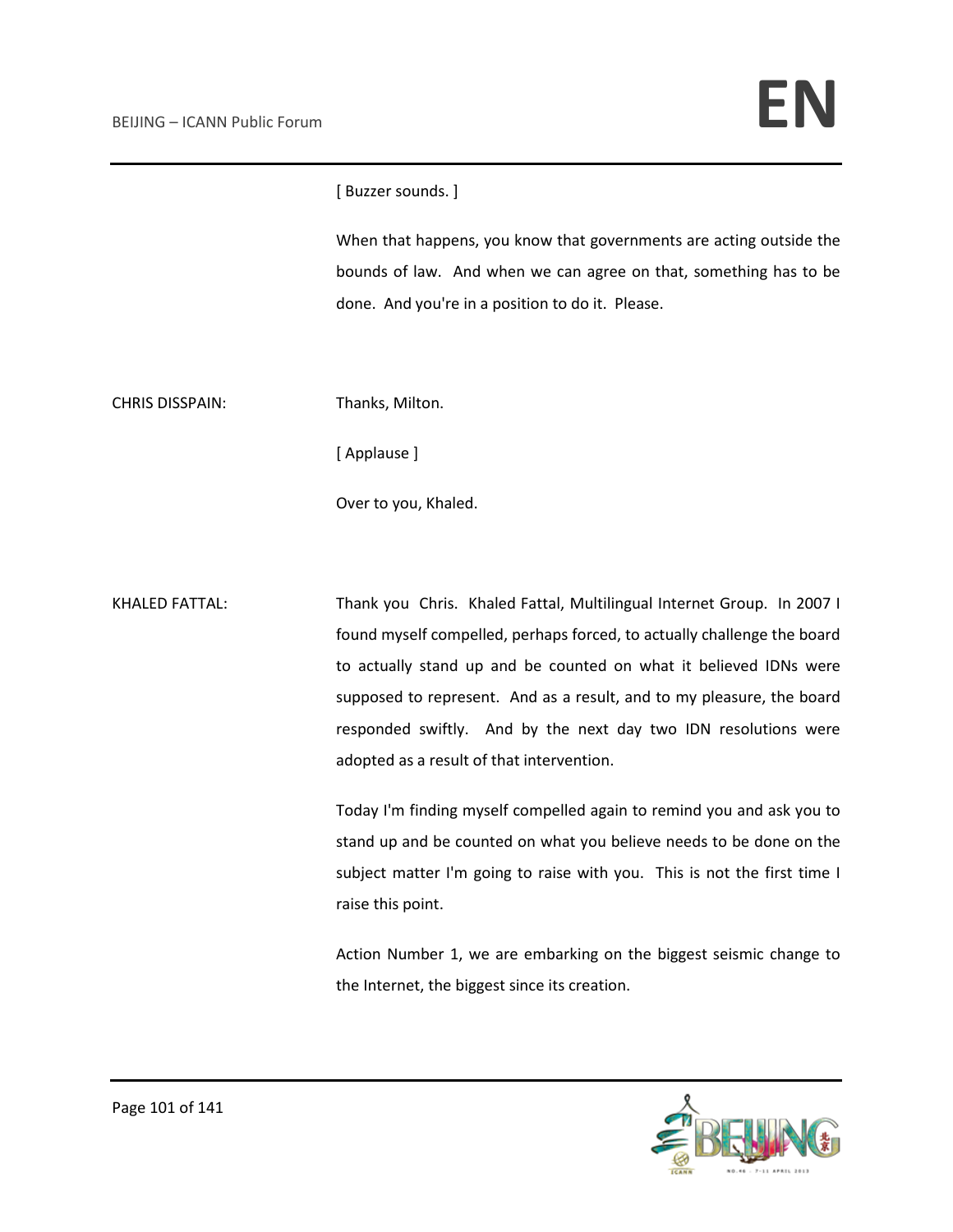[ Buzzer sounds. ]

When that happens, you know that governments are acting outside the bounds of law. And when we can agree on that, something has to be done. And you're in a position to do it. Please.

CHRIS DISSPAIN: Thanks, Milton.

[ Applause ]

Over to you, Khaled.

KHALED FATTAL: Thank you Chris. Khaled Fattal, Multilingual Internet Group. In 2007 I found myself compelled, perhaps forced, to actually challenge the board to actually stand up and be counted on what it believed IDNs were supposed to represent. And as a result, and to my pleasure, the board responded swiftly. And by the next day two IDN resolutions were adopted as a result of that intervention.

Today I'm finding myself compelled again to remind you and ask you to stand up and be counted on what you believe needs to be done on the subject matter I'm going to raise with you. This is not the first time I raise this point.

Action Number 1, we are embarking on the biggest seismic change to the Internet, the biggest since its creation.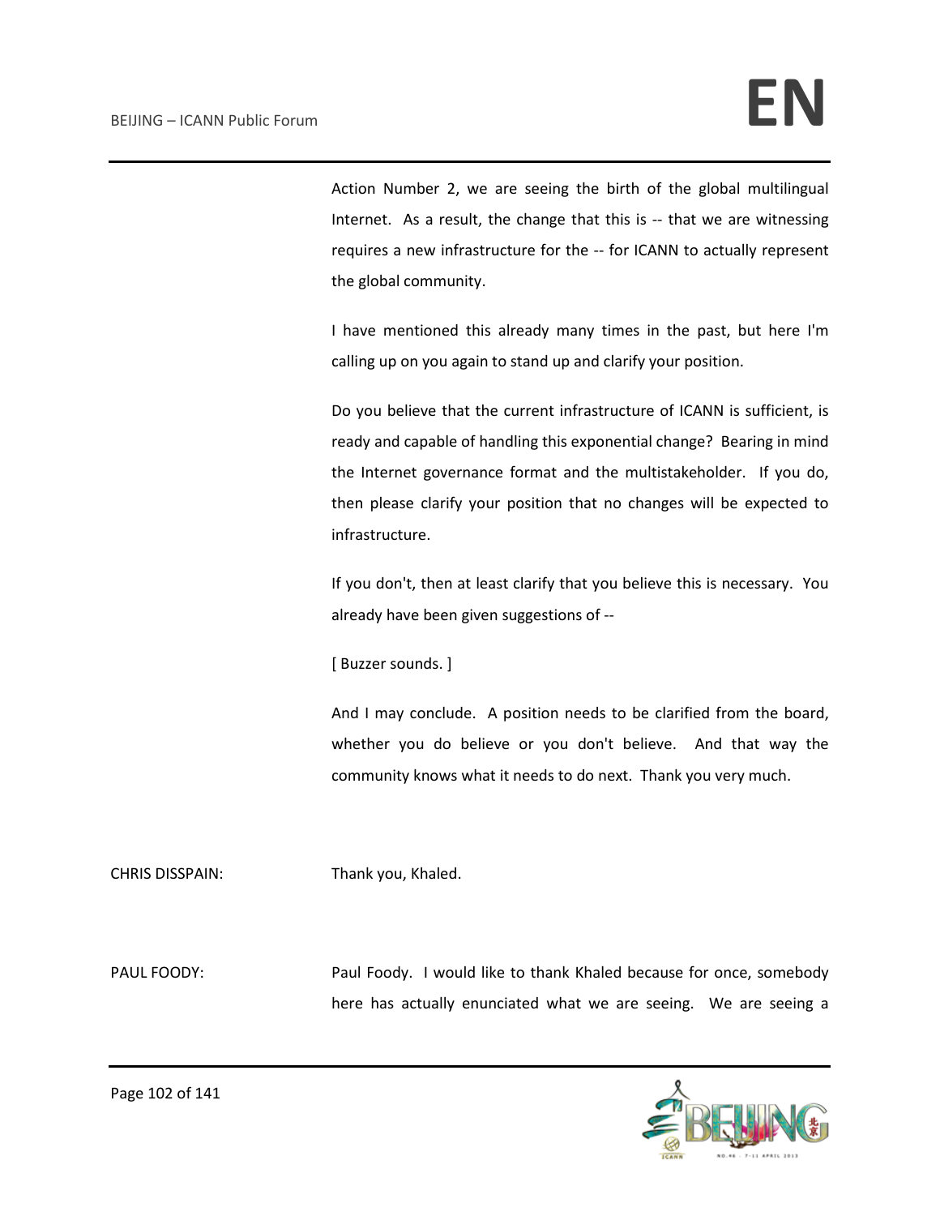Action Number 2, we are seeing the birth of the global multilingual Internet. As a result, the change that this is -- that we are witnessing requires a new infrastructure for the -- for ICANN to actually represent the global community.

I have mentioned this already many times in the past, but here I'm calling up on you again to stand up and clarify your position.

Do you believe that the current infrastructure of ICANN is sufficient, is ready and capable of handling this exponential change? Bearing in mind the Internet governance format and the multistakeholder. If you do, then please clarify your position that no changes will be expected to infrastructure.

If you don't, then at least clarify that you believe this is necessary. You already have been given suggestions of --

[ Buzzer sounds. ]

And I may conclude. A position needs to be clarified from the board, whether you do believe or you don't believe. And that way the community knows what it needs to do next. Thank you very much.

CHRIS DISSPAIN: Thank you, Khaled.

PAUL FOODY: Paul Foody. I would like to thank Khaled because for once, somebody here has actually enunciated what we are seeing. We are seeing a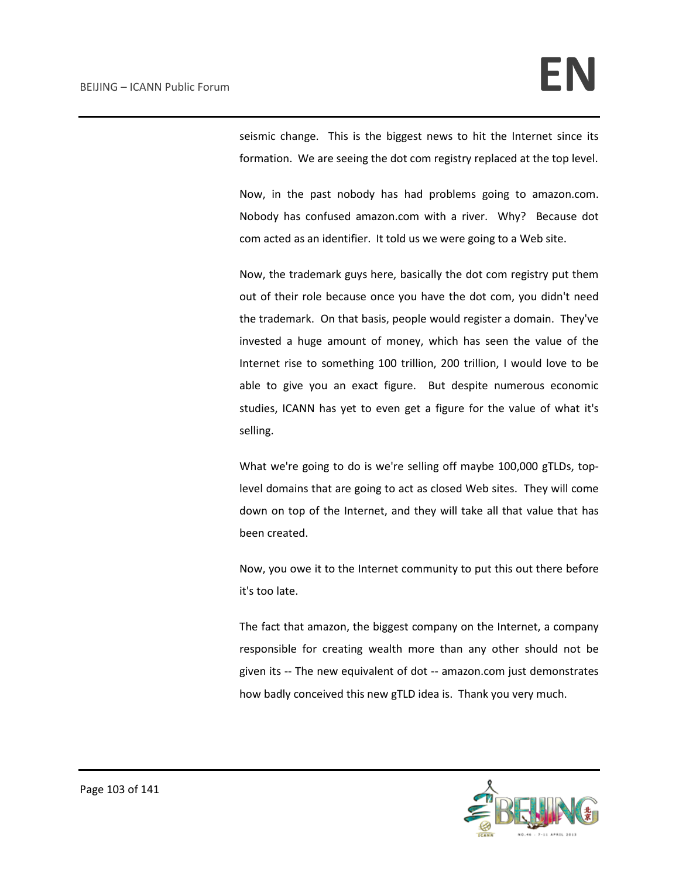seismic change. This is the biggest news to hit the Internet since its formation. We are seeing the dot com registry replaced at the top level.

Now, in the past nobody has had problems going to amazon.com. Nobody has confused amazon.com with a river. Why? Because dot com acted as an identifier. It told us we were going to a Web site.

Now, the trademark guys here, basically the dot com registry put them out of their role because once you have the dot com, you didn't need the trademark. On that basis, people would register a domain. They've invested a huge amount of money, which has seen the value of the Internet rise to something 100 trillion, 200 trillion, I would love to be able to give you an exact figure. But despite numerous economic studies, ICANN has yet to even get a figure for the value of what it's selling.

What we're going to do is we're selling off maybe 100,000 gTLDs, top-level domains that are going to act as closed Web sites. They will come down on top of the Internet, and they will take all that value that has been created.

Now, you owe it to the Internet community to put this out there before it's too late.

The fact that amazon, the biggest company on the Internet, a company responsible for creating wealth more than any other should not be given its -- The new equivalent of dot -- amazon.com just demonstrates how badly conceived this new gTLD idea is. Thank you very much.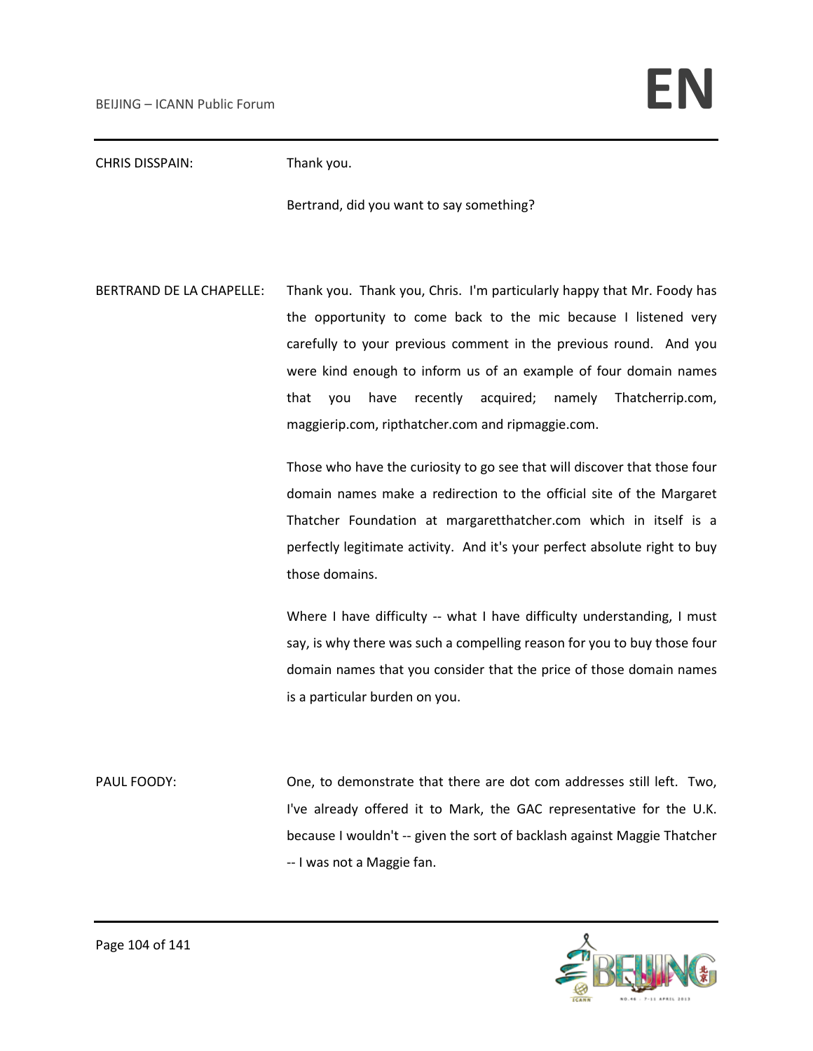CHRIS DISSPAIN: Thank you.

Bertrand, did you want to say something?

BERTRAND DE LA CHAPELLE: Thank you. Thank you, Chris. I'm particularly happy that Mr. Foody has the opportunity to come back to the mic because I listened very carefully to your previous comment in the previous round. And you were kind enough to inform us of an example of four domain names that you have recently acquired; namely Thatcherrip.com, maggierip.com, ripthatcher.com and ripmaggie.com.

Those who have the curiosity to go see that will discover that those four domain names make a redirection to the official site of the Margaret Thatcher Foundation at margaretthatcher.com which in itself is a perfectly legitimate activity. And it's your perfect absolute right to buy those domains.

Where I have difficulty -- what I have difficulty understanding, I must say, is why there was such a compelling reason for you to buy those four domain names that you consider that the price of those domain names is a particular burden on you.

PAUL FOODY: One, to demonstrate that there are dot com addresses still left. Two, I've already offered it to Mark, the GAC representative for the U.K. because I wouldn't -- given the sort of backlash against Maggie Thatcher -- I was not a Maggie fan.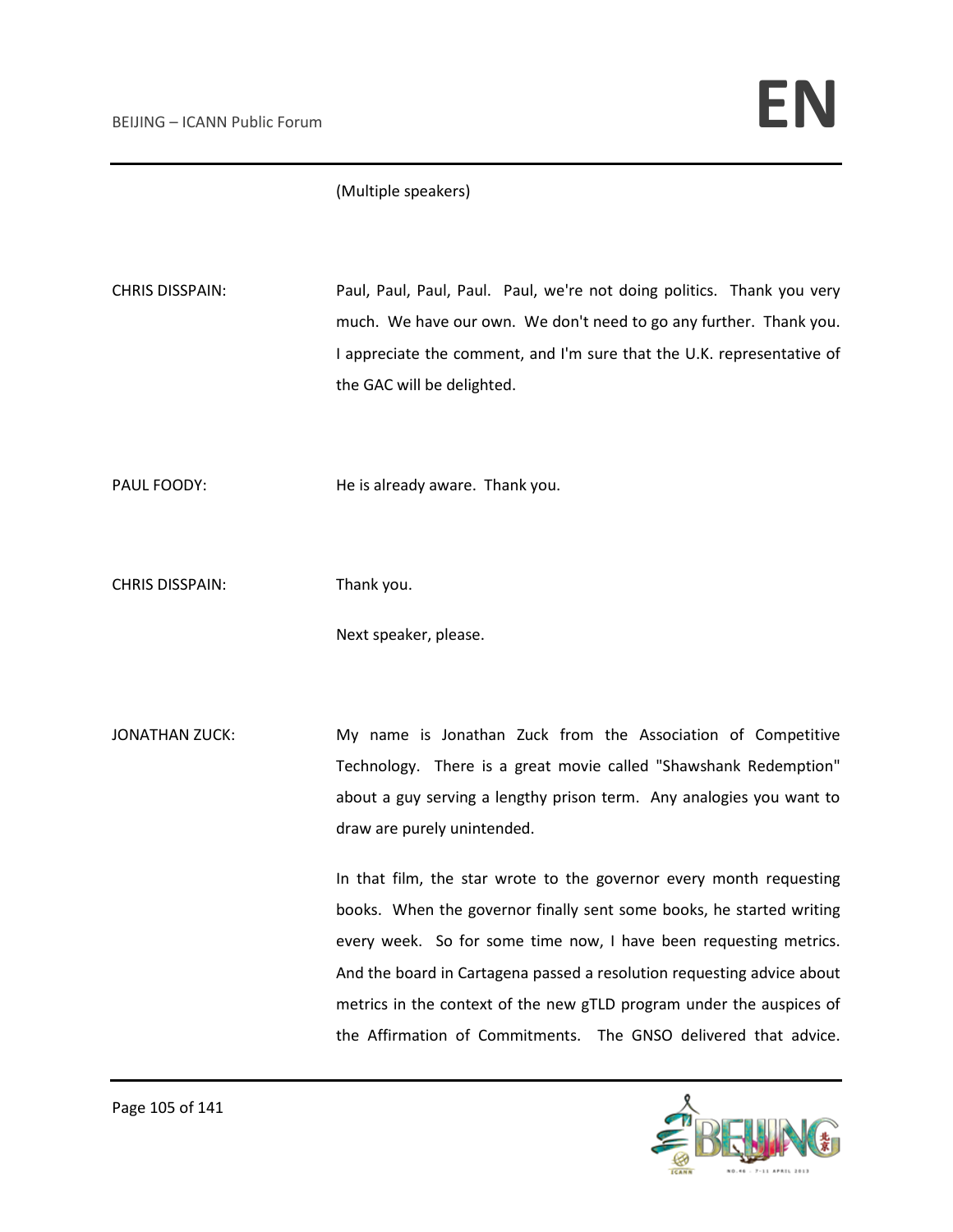(Multiple speakers)

CHRIS DISSPAIN: Paul, Paul, Paul, Paul. Paul, we're not doing politics. Thank you very much. We have our own. We don't need to go any further. Thank you. I appreciate the comment, and I'm sure that the U.K. representative of the GAC will be delighted.

PAUL FOODY: He is already aware. Thank you.

CHRIS DISSPAIN: Thank you.

Next speaker, please.

JONATHAN ZUCK: My name is Jonathan Zuck from the Association of Competitive Technology. There is a great movie called "Shawshank Redemption" about a guy serving a lengthy prison term. Any analogies you want to draw are purely unintended.

In that film, the star wrote to the governor every month requesting books. When the governor finally sent some books, he started writing every week. So for some time now, I have been requesting metrics. And the board in Cartagena passed a resolution requesting advice about metrics in the context of the new gTLD program under the auspices of the Affirmation of Commitments. The GNSO delivered that advice.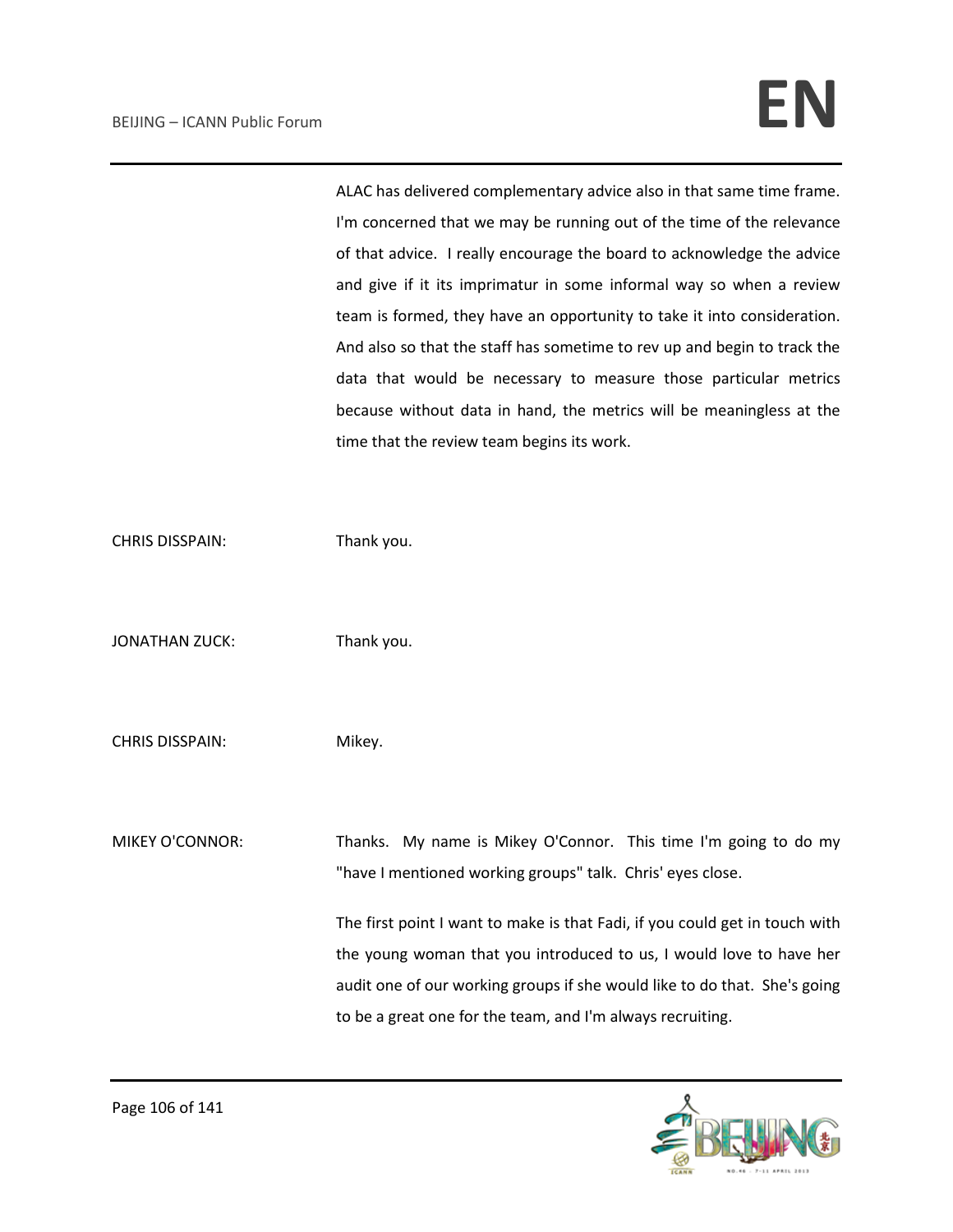ALAC has delivered complementary advice also in that same time frame. I'm concerned that we may be running out of the time of the relevance of that advice. I really encourage the board to acknowledge the advice and give if it its imprimatur in some informal way so when a review team is formed, they have an opportunity to take it into consideration. And also so that the staff has sometime to rev up and begin to track the data that would be necessary to measure those particular metrics because without data in hand, the metrics will be meaningless at the time that the review team begins its work.

CHRIS DISSPAIN: Thank you.

JONATHAN ZUCK: Thank you.

CHRIS DISSPAIN: Mikey.

MIKEY O'CONNOR: Thanks. My name is Mikey O'Connor. This time I'm going to do my "have I mentioned working groups" talk. Chris' eyes close.

The first point I want to make is that Fadi, if you could get in touch with the young woman that you introduced to us, I would love to have her audit one of our working groups if she would like to do that. She's going to be a great one for the team, and I'm always recruiting.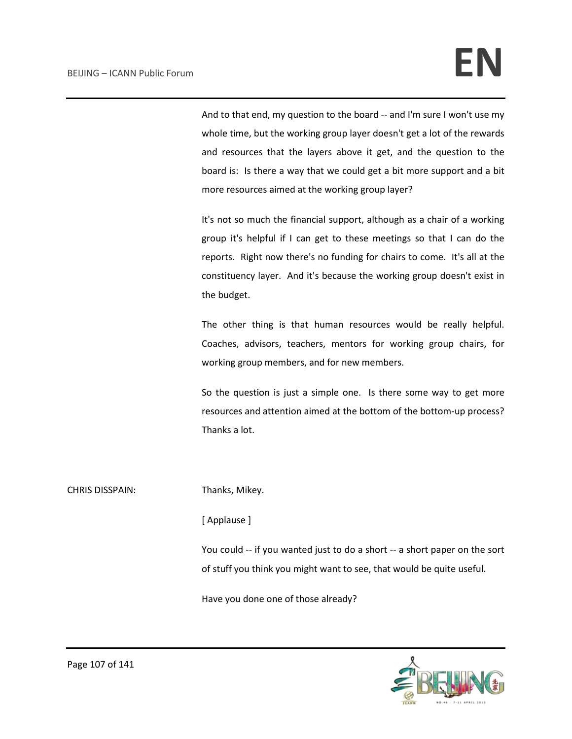And to that end, my question to the board -- and I'm sure I won't use my whole time, but the working group layer doesn't get a lot of the rewards and resources that the layers above it get, and the question to the board is: Is there a way that we could get a bit more support and a bit more resources aimed at the working group layer?

It's not so much the financial support, although as a chair of a working group it's helpful if I can get to these meetings so that I can do the reports. Right now there's no funding for chairs to come. It's all at the constituency layer. And it's because the working group doesn't exist in the budget.

The other thing is that human resources would be really helpful. Coaches, advisors, teachers, mentors for working group chairs, for working group members, and for new members.

So the question is just a simple one. Is there some way to get more resources and attention aimed at the bottom of the bottom-up process? Thanks a lot.

CHRIS DISSPAIN: Thanks, Mikey.

[ Applause ]

You could -- if you wanted just to do a short -- a short paper on the sort of stuff you think you might want to see, that would be quite useful.

Have you done one of those already?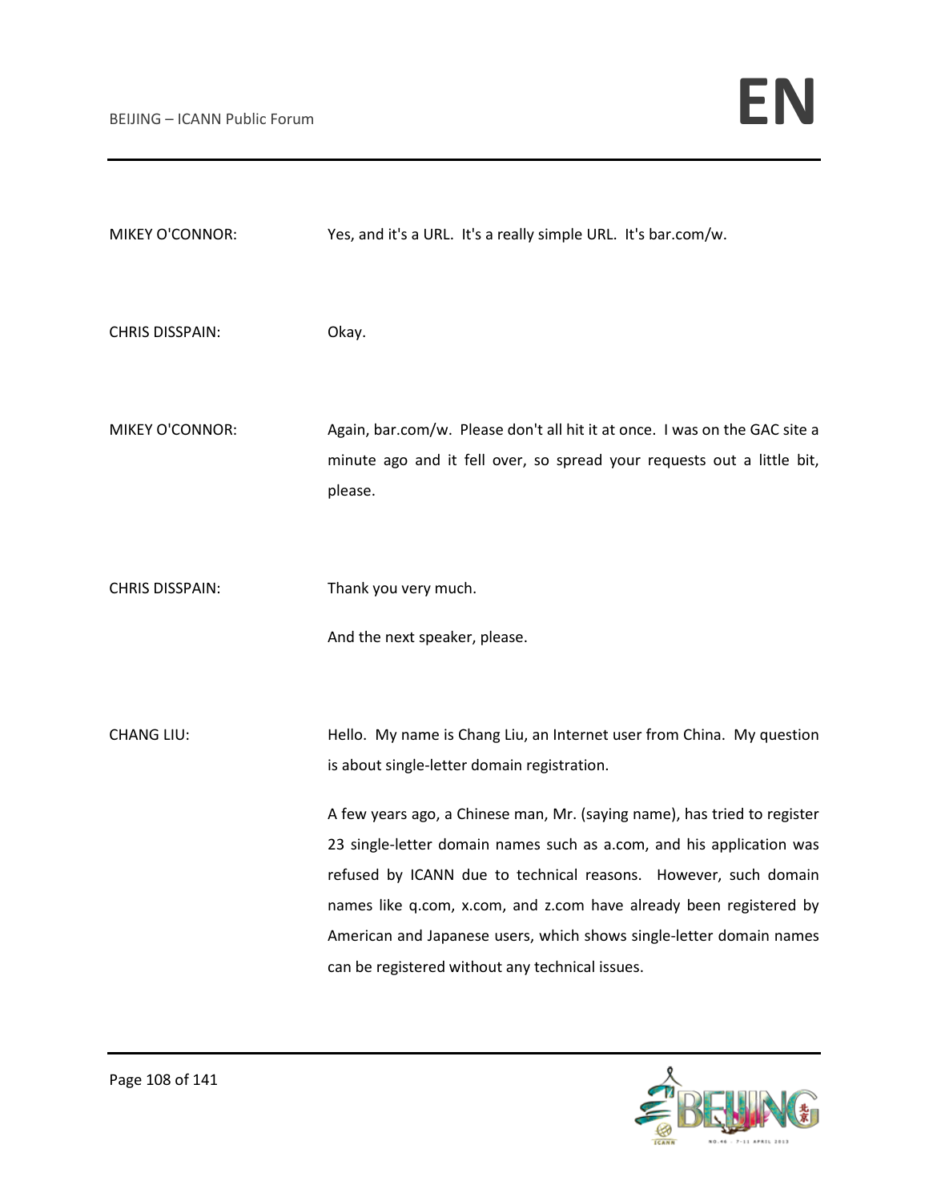MIKEY O'CONNOR: Yes, and it's a URL. It's a really simple URL. It's bar.com/w.

CHRIS DISSPAIN: Okay.

MIKEY O'CONNOR: Again, bar.com/w. Please don't all hit it at once. I was on the GAC site a minute ago and it fell over, so spread your requests out a little bit, please.

CHRIS DISSPAIN: Thank you very much.

And the next speaker, please.

CHANG LIU: Hello. My name is Chang Liu, an Internet user from China. My question is about single-letter domain registration.

A few years ago, a Chinese man, Mr. (saying name), has tried to register 23 single-letter domain names such as a.com, and his application was refused by ICANN due to technical reasons. However, such domain names like q.com, x.com, and z.com have already been registered by American and Japanese users, which shows single-letter domain names can be registered without any technical issues.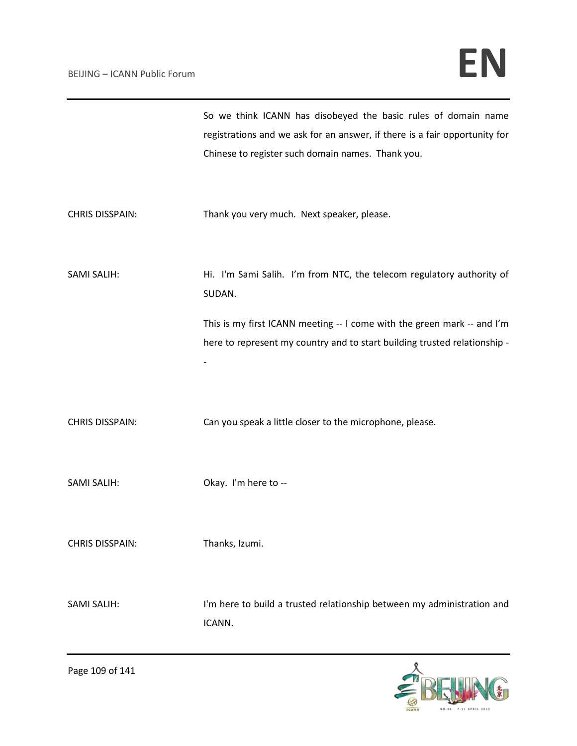So we think ICANN has disobeyed the basic rules of domain name registrations and we ask for an answer, if there is a fair opportunity for Chinese to register such domain names. Thank you.

CHRIS DISSPAIN: Thank you very much. Next speaker, please.

SAMI SALIH: Hi. I'm Sami Salih. I'm from NTC, the telecom regulatory authority of SUDAN.

This is my first ICANN meeting -- I come with the green mark -- and I'm here to represent my country and to start building trusted relationship --

CHRIS DISSPAIN: Can you speak a little closer to the microphone, please.

SAMI SALIH: Okay. I'm here to --

CHRIS DISSPAIN: Thanks, Izumi.

SAMI SALIH: I'm here to build a trusted relationship between my administration and ICANN.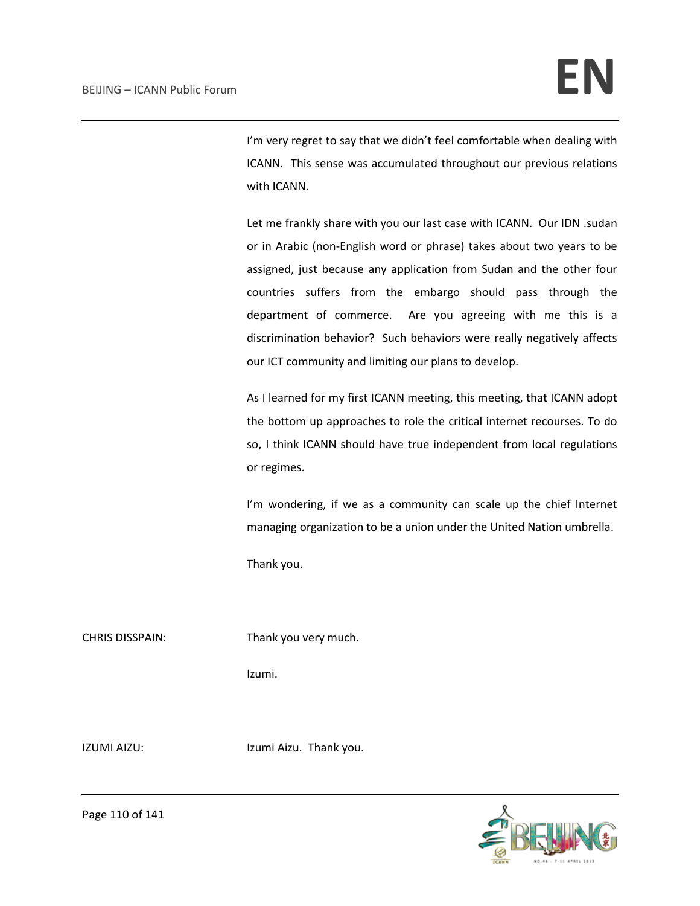I'm very regret to say that we didn't feel comfortable when dealing with ICANN. This sense was accumulated throughout our previous relations with ICANN.

Let me frankly share with you our last case with ICANN. Our IDN .sudan or in Arabic (non-English word or phrase) takes about two years to be assigned, just because any application from Sudan and the other four countries suffers from the embargo should pass through the department of commerce. Are you agreeing with me this is a discrimination behavior? Such behaviors were really negatively affects our ICT community and limiting our plans to develop.

As I learned for my first ICANN meeting, this meeting, that ICANN adopt the bottom up approaches to role the critical internet recourses. To do so, I think ICANN should have true independent from local regulations or regimes.

I'm wondering, if we as a community can scale up the chief Internet managing organization to be a union under the United Nation umbrella.

Thank you.

CHRIS DISSPAIN: Thank you very much.

Izumi.

IZUMI AIZU: Izumi Aizu. Thank you.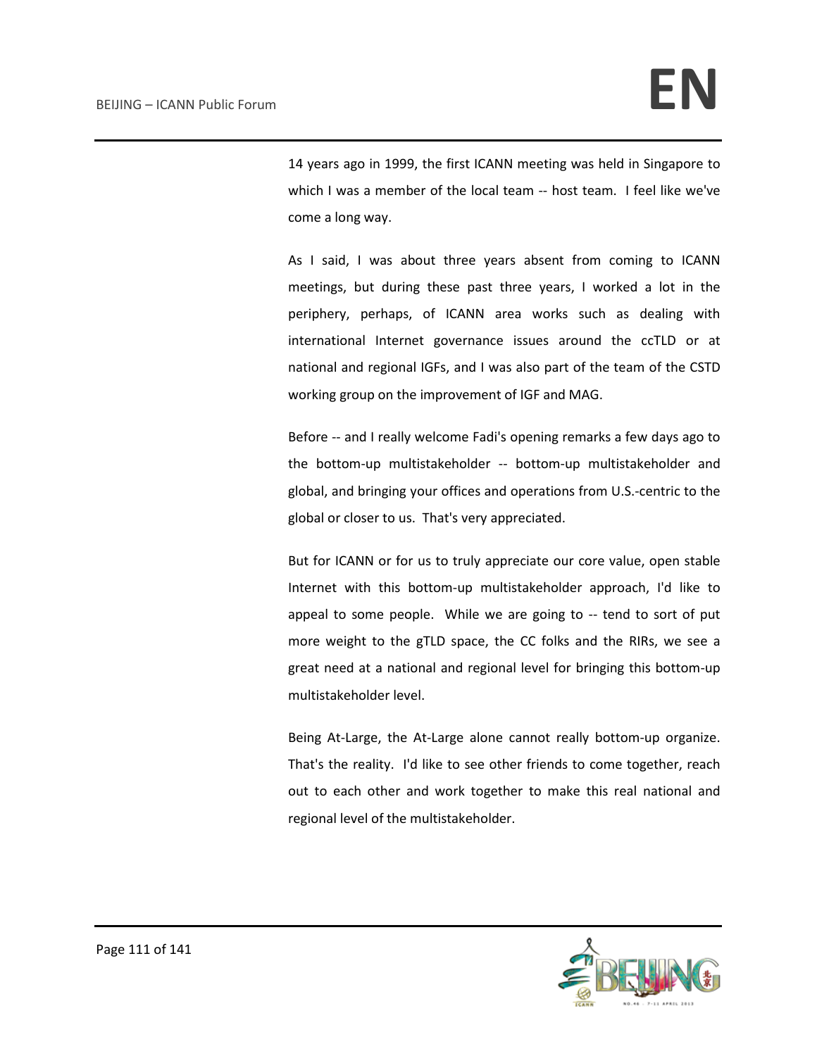14 years ago in 1999, the first ICANN meeting was held in Singapore to which I was a member of the local team -- host team. I feel like we've come a long way.

As I said, I was about three years absent from coming to ICANN meetings, but during these past three years, I worked a lot in the periphery, perhaps, of ICANN area works such as dealing with international Internet governance issues around the ccTLD or at national and regional IGFs, and I was also part of the team of the CSTD working group on the improvement of IGF and MAG.

Before -- and I really welcome Fadi's opening remarks a few days ago to the bottom-up multistakeholder -- bottom-up multistakeholder and global, and bringing your offices and operations from U.S.-centric to the global or closer to us. That's very appreciated.

But for ICANN or for us to truly appreciate our core value, open stable Internet with this bottom-up multistakeholder approach, I'd like to appeal to some people. While we are going to -- tend to sort of put more weight to the gTLD space, the CC folks and the RIRs, we see a great need at a national and regional level for bringing this bottom-up multistakeholder level.

Being At-Large, the At-Large alone cannot really bottom-up organize. That's the reality. I'd like to see other friends to come together, reach out to each other and work together to make this real national and regional level of the multistakeholder.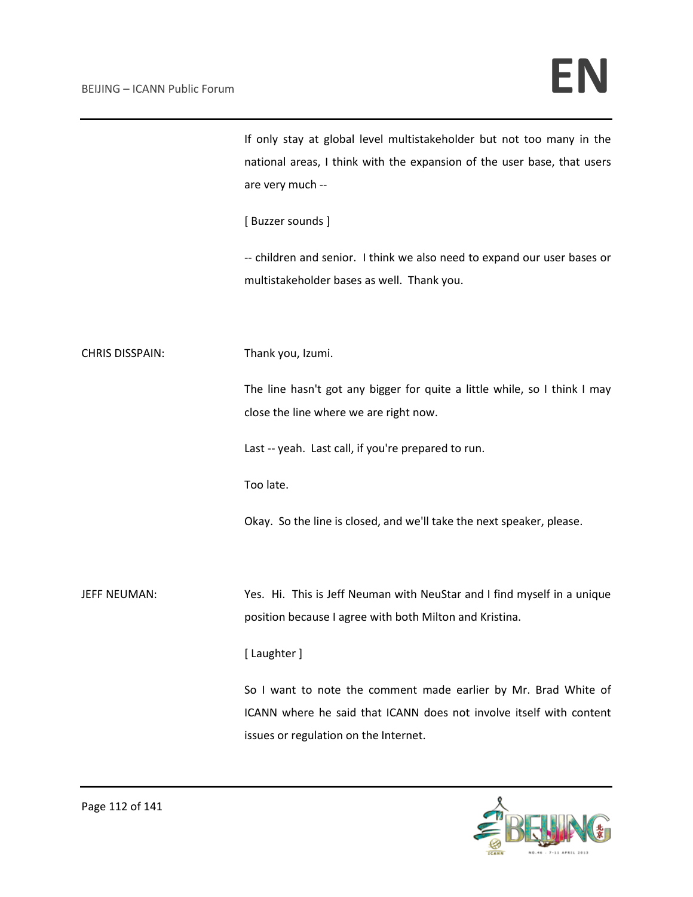If only stay at global level multistakeholder but not too many in the national areas, I think with the expansion of the user base, that users are very much --

[ Buzzer sounds ]

-- children and senior. I think we also need to expand our user bases or multistakeholder bases as well. Thank you.

CHRIS DISSPAIN: Thank you, Izumi.

The line hasn't got any bigger for quite a little while, so I think I may close the line where we are right now.

Last -- yeah. Last call, if you're prepared to run.

Too late.

Okay. So the line is closed, and we'll take the next speaker, please.

JEFF NEUMAN: Yes. Hi. This is Jeff Neuman with NeuStar and I find myself in a unique position because I agree with both Milton and Kristina.

[ Laughter ]

So I want to note the comment made earlier by Mr. Brad White of ICANN where he said that ICANN does not involve itself with content issues or regulation on the Internet.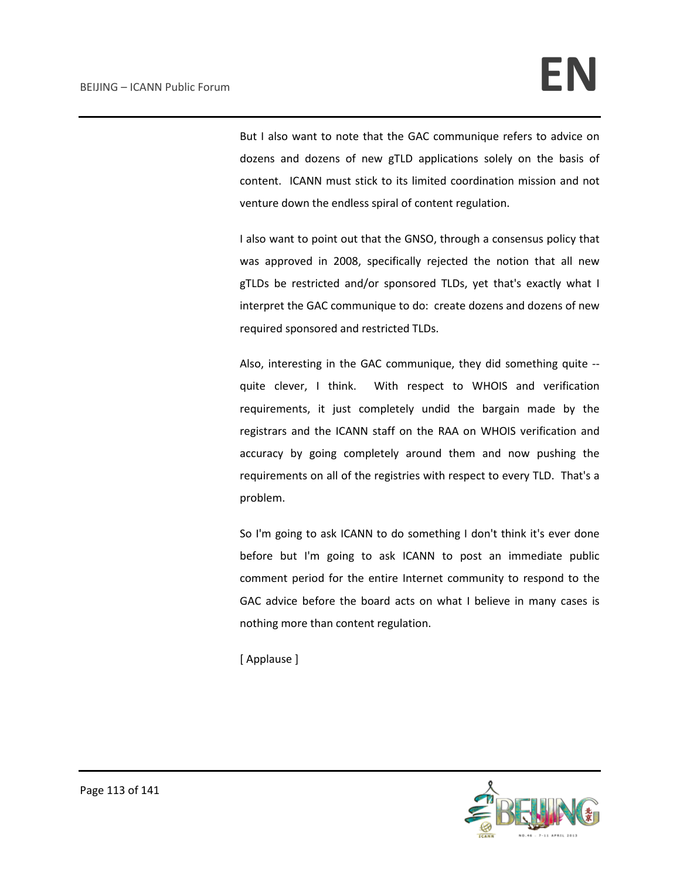But I also want to note that the GAC communique refers to advice on dozens and dozens of new gTLD applications solely on the basis of content. ICANN must stick to its limited coordination mission and not venture down the endless spiral of content regulation.

I also want to point out that the GNSO, through a consensus policy that was approved in 2008, specifically rejected the notion that all new gTLDs be restricted and/or sponsored TLDs, yet that's exactly what I interpret the GAC communique to do: create dozens and dozens of new required sponsored and restricted TLDs.

Also, interesting in the GAC communique, they did something quite -- quite clever, I think. With respect to WHOIS and verification requirements, it just completely undid the bargain made by the registrars and the ICANN staff on the RAA on WHOIS verification and accuracy by going completely around them and now pushing the requirements on all of the registries with respect to every TLD. That's a problem.

So I'm going to ask ICANN to do something I don't think it's ever done before but I'm going to ask ICANN to post an immediate public comment period for the entire Internet community to respond to the GAC advice before the board acts on what I believe in many cases is nothing more than content regulation.

[ Applause ]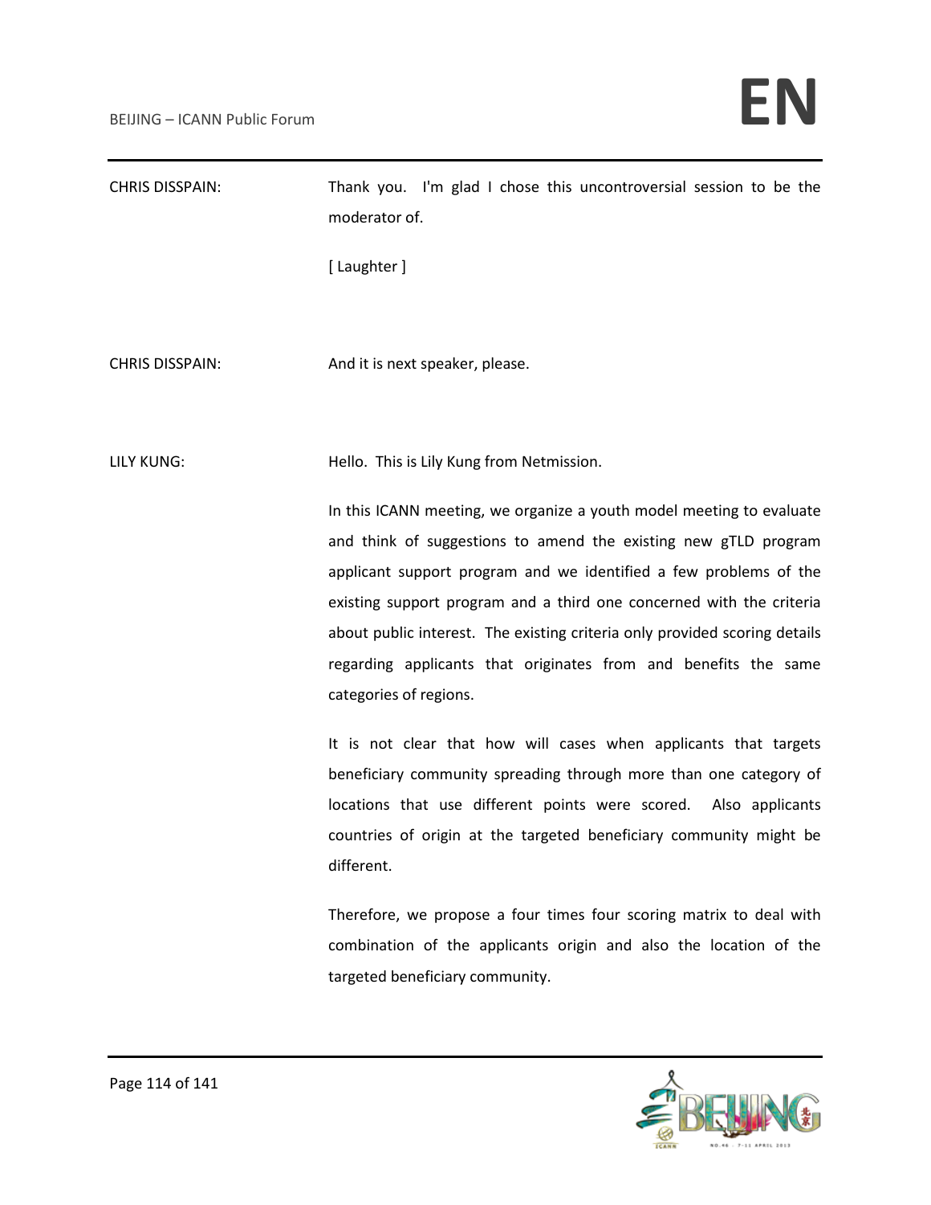CHRIS DISSPAIN: Thank you. I'm glad I chose this uncontroversial session to be the moderator of.

[ Laughter ]

CHRIS DISSPAIN: And it is next speaker, please.

LILY KUNG: Hello. This is Lily Kung from Netmission.

In this ICANN meeting, we organize a youth model meeting to evaluate and think of suggestions to amend the existing new gTLD program applicant support program and we identified a few problems of the existing support program and a third one concerned with the criteria about public interest. The existing criteria only provided scoring details regarding applicants that originates from and benefits the same categories of regions.

It is not clear that how will cases when applicants that targets beneficiary community spreading through more than one category of locations that use different points were scored. Also applicants countries of origin at the targeted beneficiary community might be different.

Therefore, we propose a four times four scoring matrix to deal with combination of the applicants origin and also the location of the targeted beneficiary community.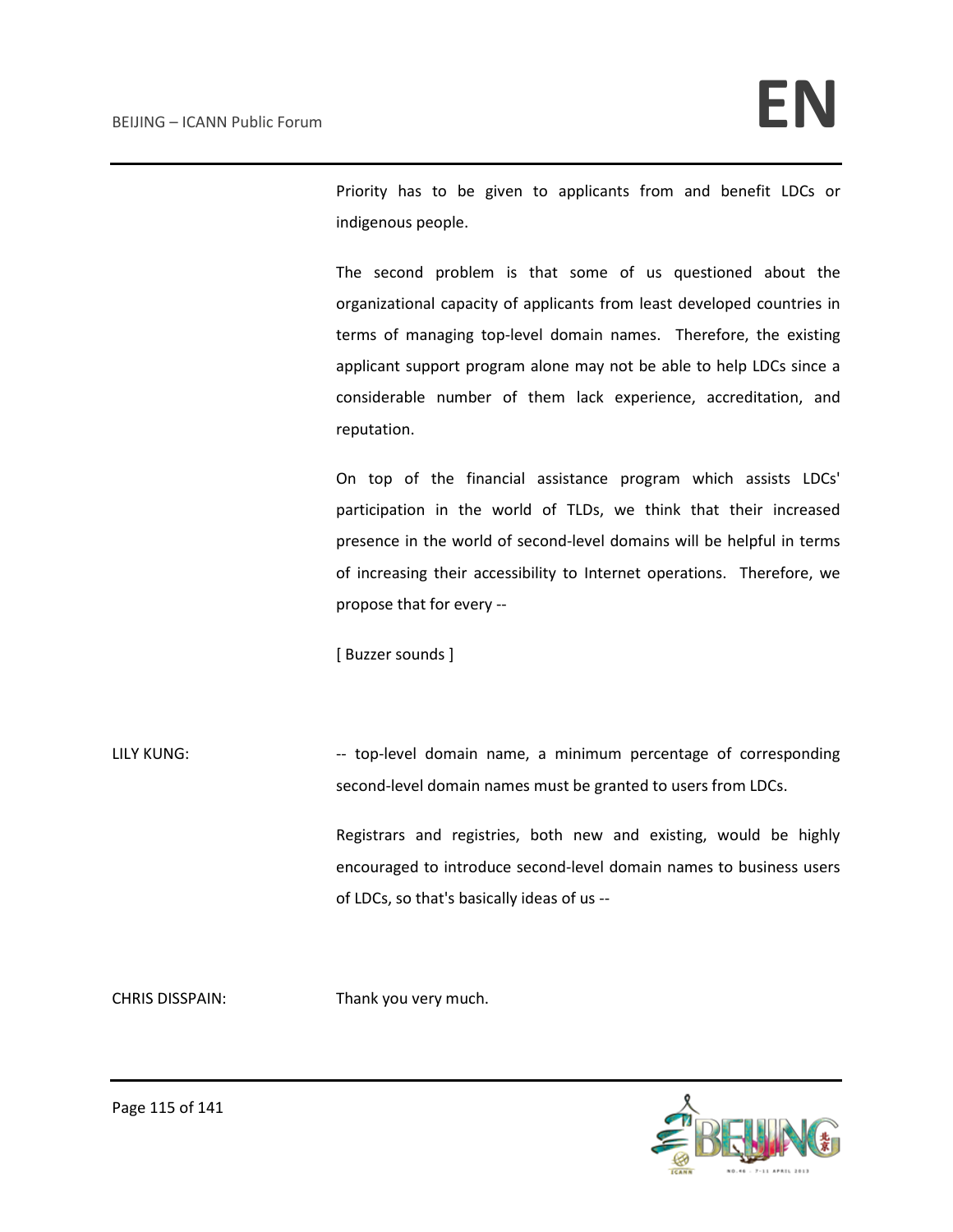Priority has to be given to applicants from and benefit LDCs or indigenous people.

The second problem is that some of us questioned about the organizational capacity of applicants from least developed countries in terms of managing top-level domain names. Therefore, the existing applicant support program alone may not be able to help LDCs since a considerable number of them lack experience, accreditation, and reputation.

On top of the financial assistance program which assists LDCs' participation in the world of TLDs, we think that their increased presence in the world of second-level domains will be helpful in terms of increasing their accessibility to Internet operations. Therefore, we propose that for every --

[ Buzzer sounds ]

LILY KUNG: -- top-level domain name, a minimum percentage of corresponding second-level domain names must be granted to users from LDCs.

Registrars and registries, both new and existing, would be highly encouraged to introduce second-level domain names to business users of LDCs, so that's basically ideas of us --

CHRIS DISSPAIN: Thank you very much.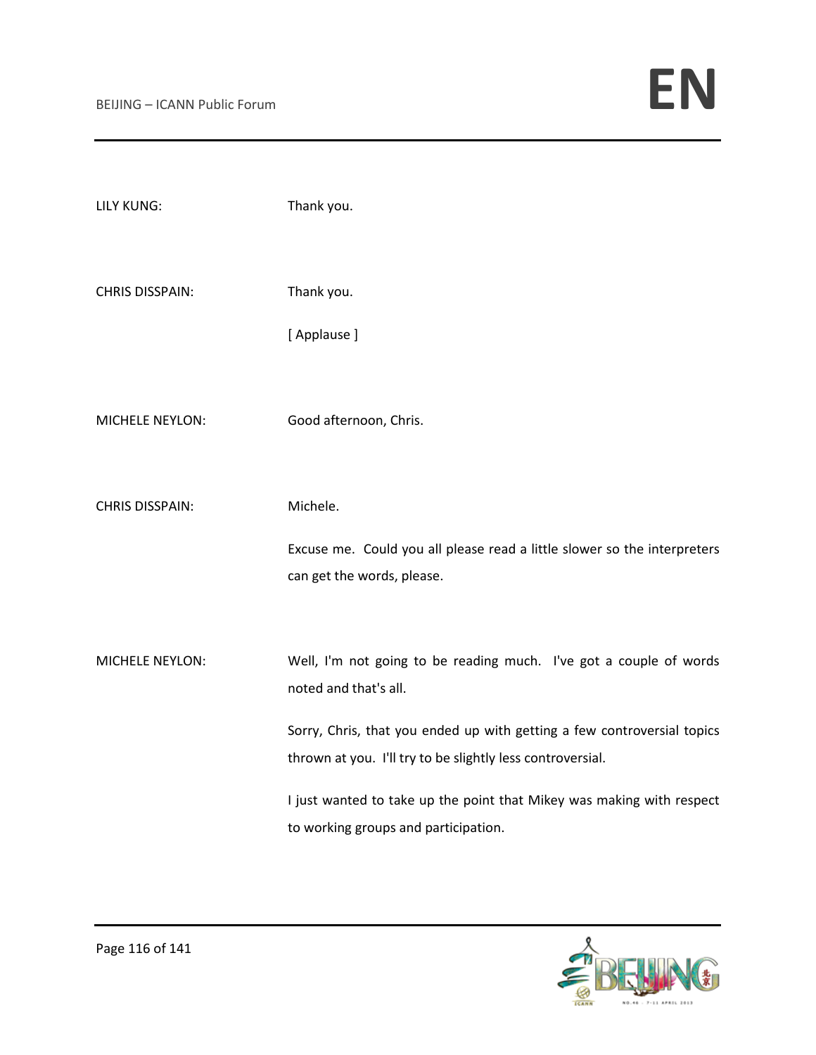LILY KUNG: Thank you.

CHRIS DISSPAIN: Thank you.

[ Applause ]

MICHELE NEYLON: Good afternoon, Chris.

CHRIS DISSPAIN: Michele.

Excuse me. Could you all please read a little slower so the interpreters can get the words, please.

MICHELE NEYLON: Well, I'm not going to be reading much. I've got a couple of words noted and that's all.

Sorry, Chris, that you ended up with getting a few controversial topics thrown at you. I'll try to be slightly less controversial.

I just wanted to take up the point that Mikey was making with respect to working groups and participation.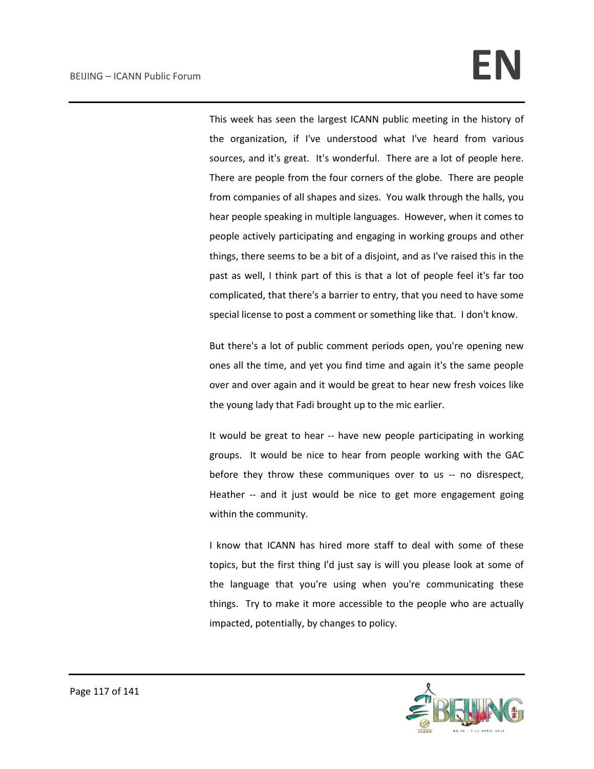This week has seen the largest ICANN public meeting in the history of the organization, if I've understood what I've heard from various sources, and it's great. It's wonderful. There are a lot of people here. There are people from the four corners of the globe. There are people from companies of all shapes and sizes. You walk through the halls, you hear people speaking in multiple languages. However, when it comes to people actively participating and engaging in working groups and other things, there seems to be a bit of a disjoint, and as I've raised this in the past as well, I think part of this is that a lot of people feel it's far too complicated, that there's a barrier to entry, that you need to have some special license to post a comment or something like that. I don't know.

But there's a lot of public comment periods open, you're opening new ones all the time, and yet you find time and again it's the same people over and over again and it would be great to hear new fresh voices like the young lady that Fadi brought up to the mic earlier.

It would be great to hear -- have new people participating in working groups. It would be nice to hear from people working with the GAC before they throw these communiques over to us -- no disrespect, Heather -- and it just would be nice to get more engagement going within the community.

I know that ICANN has hired more staff to deal with some of these topics, but the first thing I'd just say is will you please look at some of the language that you're using when you're communicating these things. Try to make it more accessible to the people who are actually impacted, potentially, by changes to policy.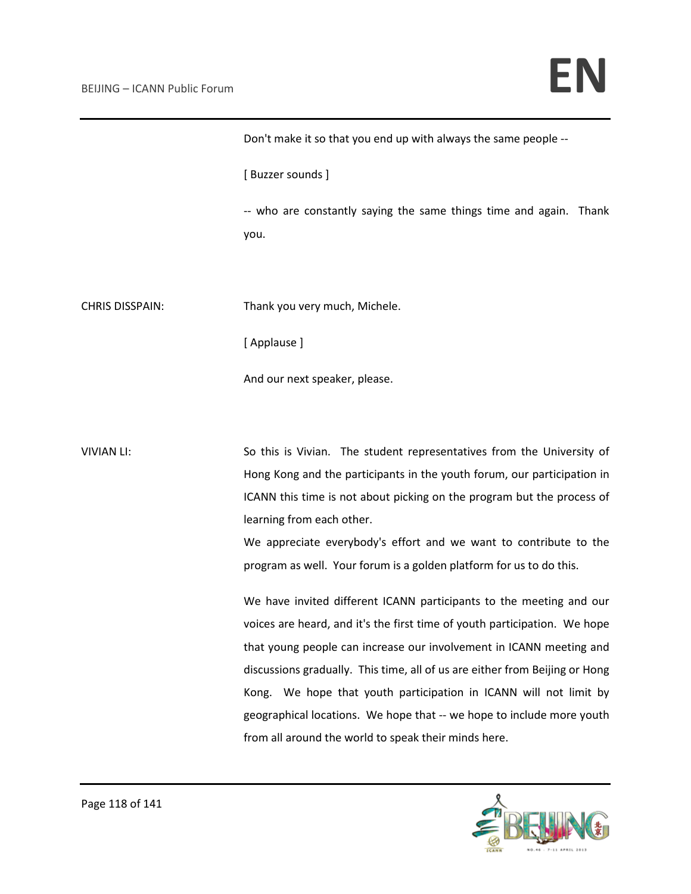Don't make it so that you end up with always the same people --

[ Buzzer sounds ]

-- who are constantly saying the same things time and again. Thank you.

CHRIS DISSPAIN: Thank you very much, Michele.

[ Applause ]

And our next speaker, please.

VIVIAN LI: So this is Vivian. The student representatives from the University of Hong Kong and the participants in the youth forum, our participation in ICANN this time is not about picking on the program but the process of learning from each other.

We appreciate everybody's effort and we want to contribute to the program as well. Your forum is a golden platform for us to do this.

We have invited different ICANN participants to the meeting and our voices are heard, and it's the first time of youth participation. We hope that young people can increase our involvement in ICANN meeting and discussions gradually. This time, all of us are either from Beijing or Hong Kong. We hope that youth participation in ICANN will not limit by geographical locations. We hope that -- we hope to include more youth from all around the world to speak their minds here.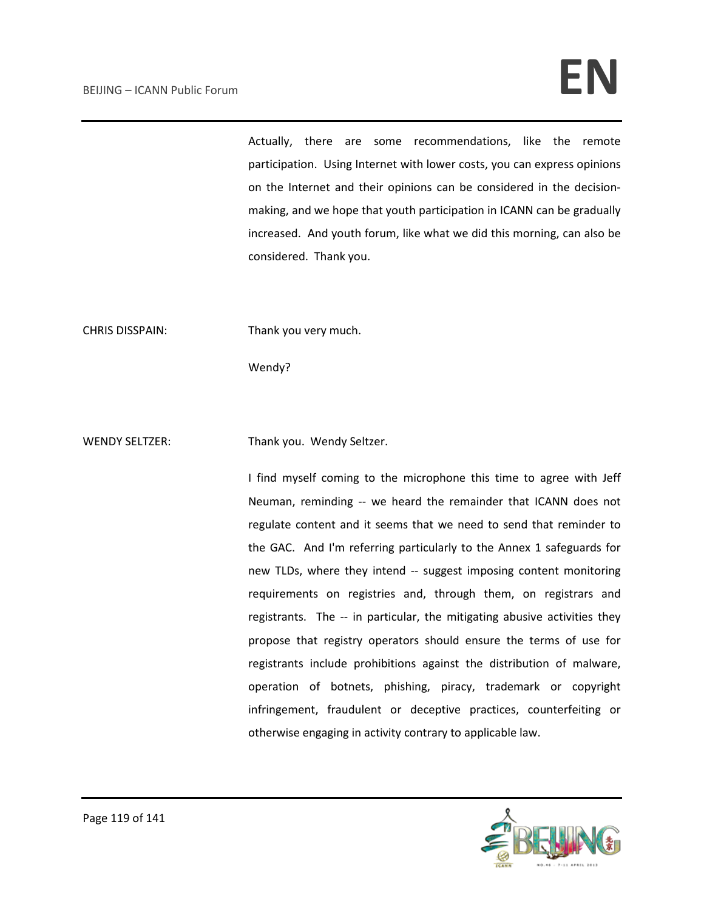Actually, there are some recommendations, like the remote participation. Using Internet with lower costs, you can express opinions on the Internet and their opinions can be considered in the decision-making, and we hope that youth participation in ICANN can be gradually increased. And youth forum, like what we did this morning, can also be considered. Thank you.

CHRIS DISSPAIN: Thank you very much.

Wendy?

WENDY SELTZER: Thank you. Wendy Seltzer.

I find myself coming to the microphone this time to agree with Jeff Neuman, reminding -- we heard the remainder that ICANN does not regulate content and it seems that we need to send that reminder to the GAC. And I'm referring particularly to the Annex 1 safeguards for new TLDs, where they intend -- suggest imposing content monitoring requirements on registries and, through them, on registrars and registrants. The -- in particular, the mitigating abusive activities they propose that registry operators should ensure the terms of use for registrants include prohibitions against the distribution of malware, operation of botnets, phishing, piracy, trademark or copyright infringement, fraudulent or deceptive practices, counterfeiting or otherwise engaging in activity contrary to applicable law.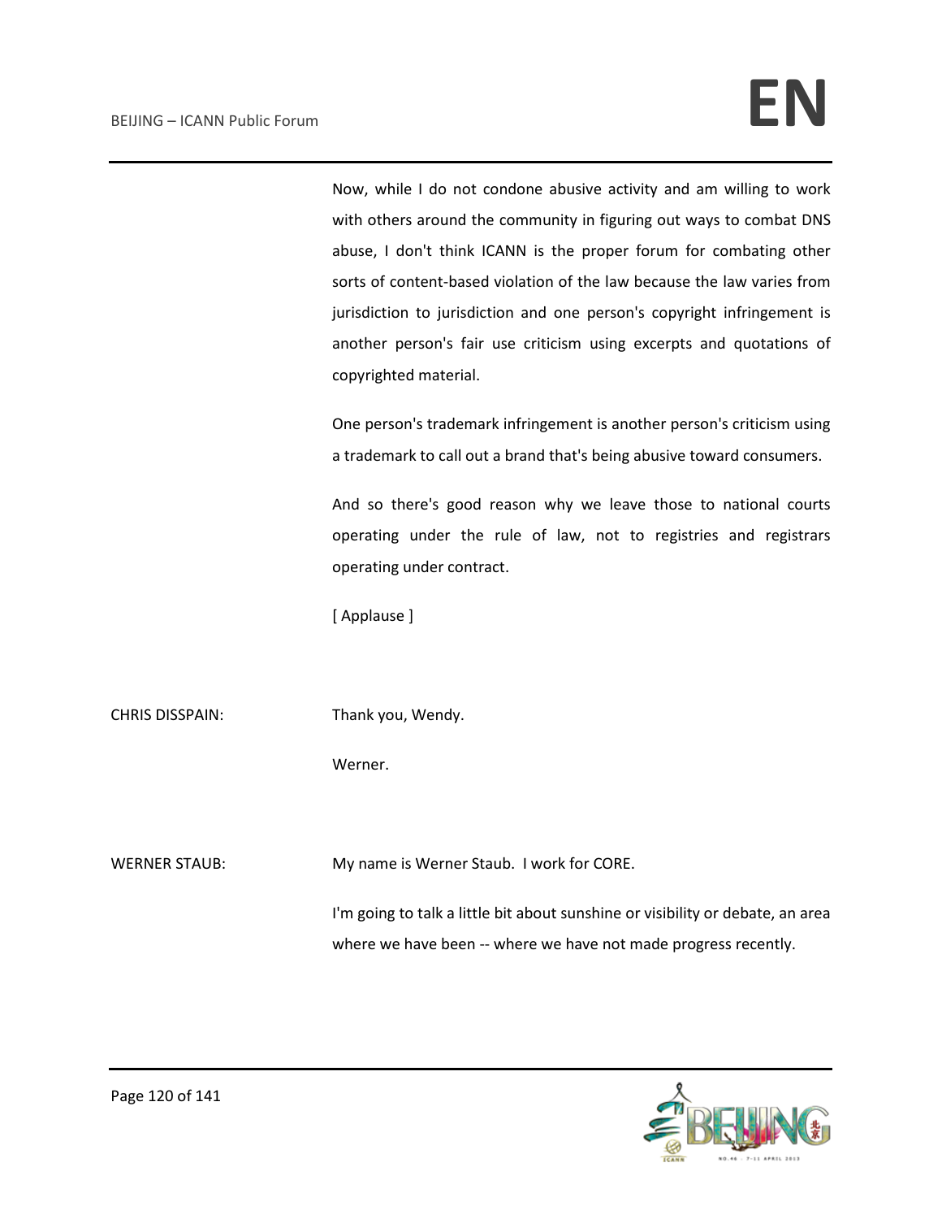Now, while I do not condone abusive activity and am willing to work with others around the community in figuring out ways to combat DNS abuse, I don't think ICANN is the proper forum for combating other sorts of content-based violation of the law because the law varies from jurisdiction to jurisdiction and one person's copyright infringement is another person's fair use criticism using excerpts and quotations of copyrighted material.

One person's trademark infringement is another person's criticism using a trademark to call out a brand that's being abusive toward consumers.

And so there's good reason why we leave those to national courts operating under the rule of law, not to registries and registrars operating under contract.

[ Applause ]

CHRIS DISSPAIN: Thank you, Wendy.

Werner.

WERNER STAUB: My name is Werner Staub. I work for CORE.

I'm going to talk a little bit about sunshine or visibility or debate, an area where we have been -- where we have not made progress recently.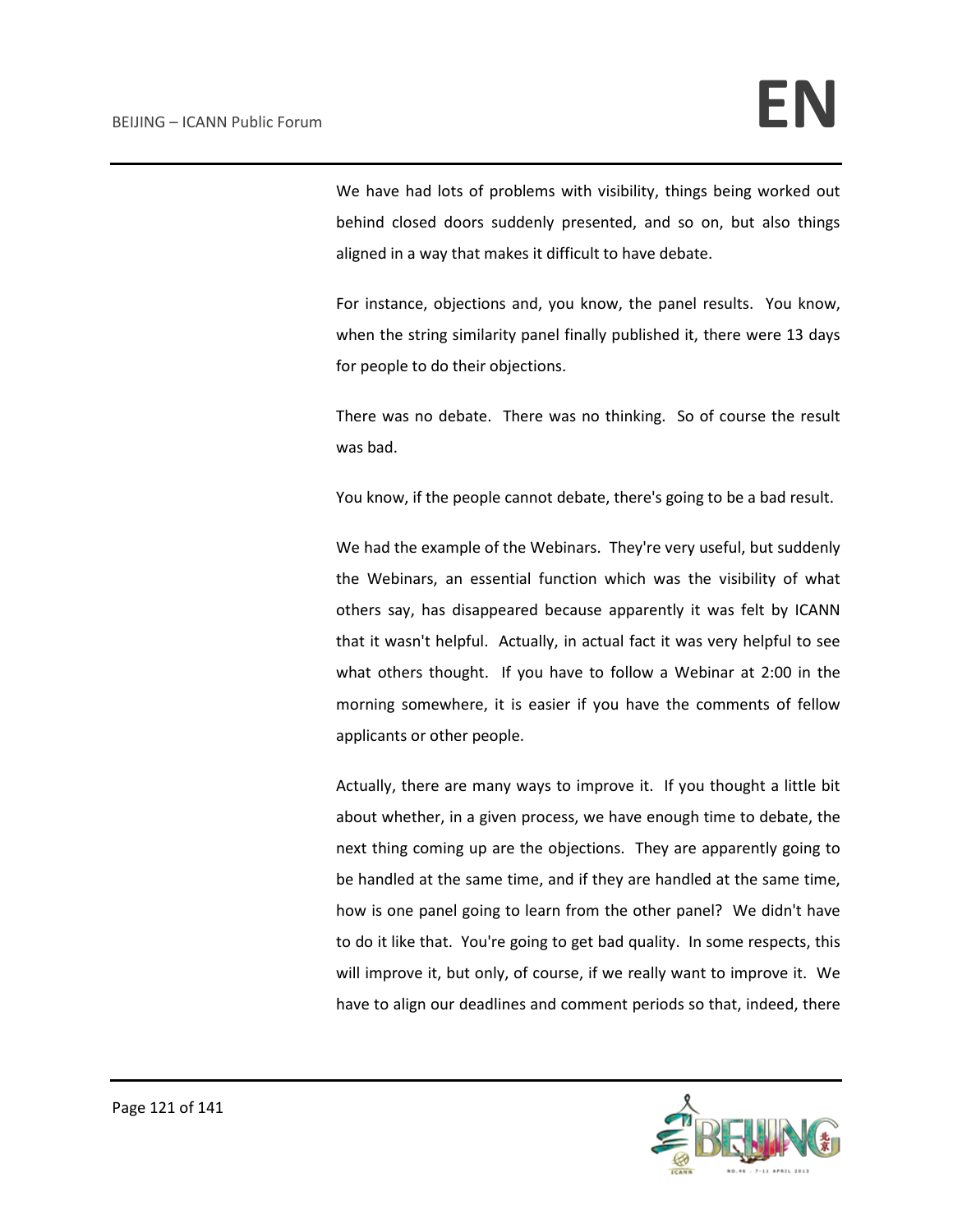We have had lots of problems with visibility, things being worked out behind closed doors suddenly presented, and so on, but also things aligned in a way that makes it difficult to have debate.

For instance, objections and, you know, the panel results. You know, when the string similarity panel finally published it, there were 13 days for people to do their objections.

There was no debate. There was no thinking. So of course the result was bad.

You know, if the people cannot debate, there's going to be a bad result.

We had the example of the Webinars. They're very useful, but suddenly the Webinars, an essential function which was the visibility of what others say, has disappeared because apparently it was felt by ICANN that it wasn't helpful. Actually, in actual fact it was very helpful to see what others thought. If you have to follow a Webinar at 2:00 in the morning somewhere, it is easier if you have the comments of fellow applicants or other people.

Actually, there are many ways to improve it. If you thought a little bit about whether, in a given process, we have enough time to debate, the next thing coming up are the objections. They are apparently going to be handled at the same time, and if they are handled at the same time, how is one panel going to learn from the other panel? We didn't have to do it like that. You're going to get bad quality. In some respects, this will improve it, but only, of course, if we really want to improve it. We have to align our deadlines and comment periods so that, indeed, there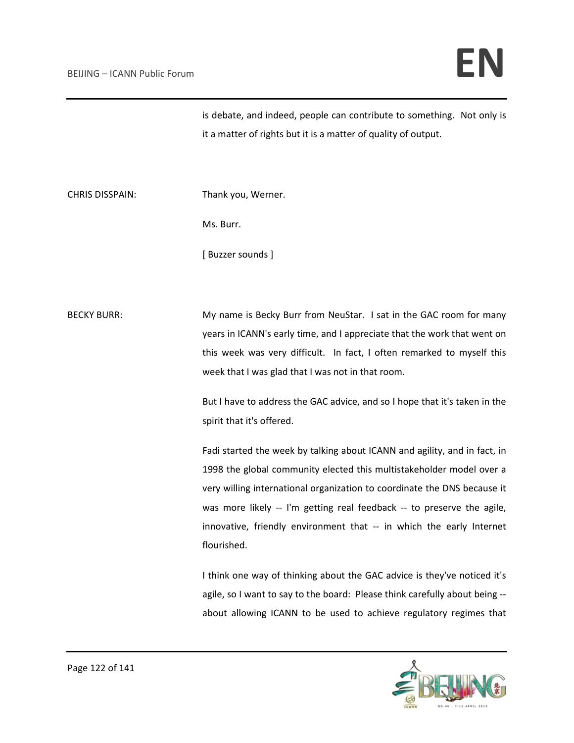is debate, and indeed, people can contribute to something. Not only is it a matter of rights but it is a matter of quality of output.

CHRIS DISSPAIN: Thank you, Werner.

Ms. Burr.

[ Buzzer sounds ]

BECKY BURR: My name is Becky Burr from NeuStar. I sat in the GAC room for many years in ICANN's early time, and I appreciate that the work that went on this week was very difficult. In fact, I often remarked to myself this week that I was glad that I was not in that room.

But I have to address the GAC advice, and so I hope that it's taken in the spirit that it's offered.

Fadi started the week by talking about ICANN and agility, and in fact, in 1998 the global community elected this multistakeholder model over a very willing international organization to coordinate the DNS because it was more likely -- I'm getting real feedback -- to preserve the agile, innovative, friendly environment that -- in which the early Internet flourished.

I think one way of thinking about the GAC advice is they've noticed it's agile, so I want to say to the board: Please think carefully about being -- about allowing ICANN to be used to achieve regulatory regimes that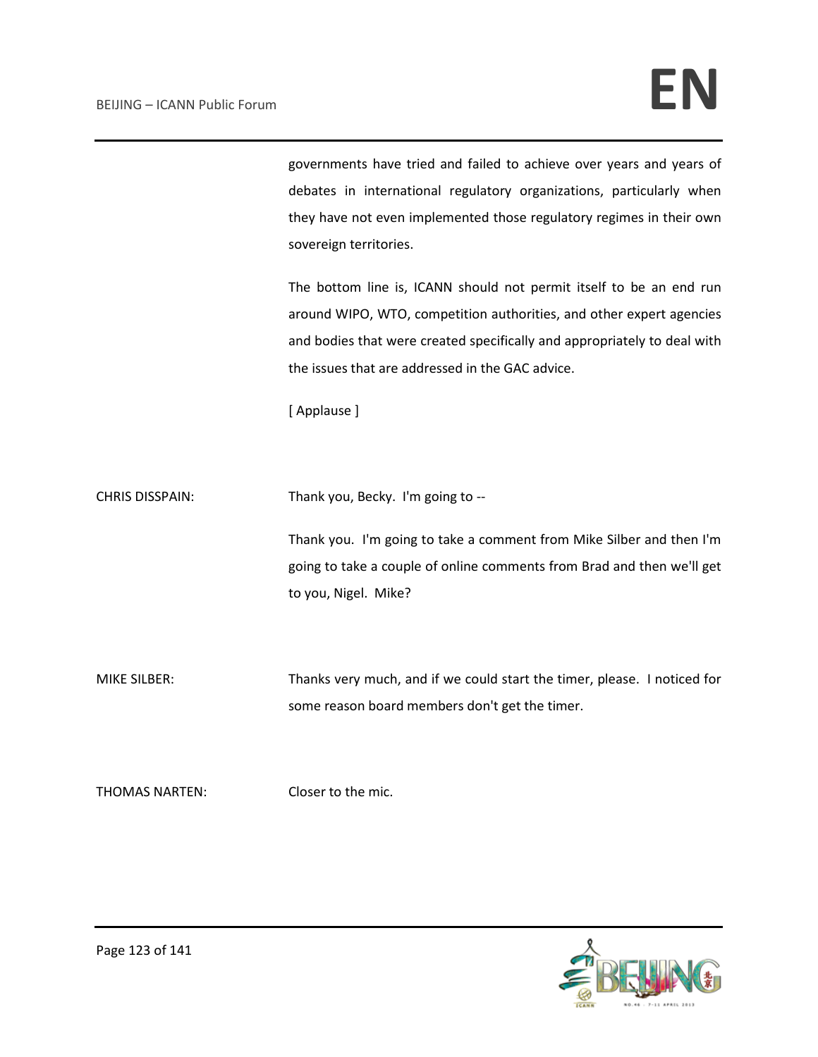governments have tried and failed to achieve over years and years of debates in international regulatory organizations, particularly when they have not even implemented those regulatory regimes in their own sovereign territories.

The bottom line is, ICANN should not permit itself to be an end run around WIPO, WTO, competition authorities, and other expert agencies and bodies that were created specifically and appropriately to deal with the issues that are addressed in the GAC advice.

[ Applause ]

CHRIS DISSPAIN: Thank you, Becky. I'm going to --

Thank you. I'm going to take a comment from Mike Silber and then I'm going to take a couple of online comments from Brad and then we'll get to you, Nigel. Mike?

MIKE SILBER: Thanks very much, and if we could start the timer, please. I noticed for some reason board members don't get the timer.

THOMAS NARTEN: Closer to the mic.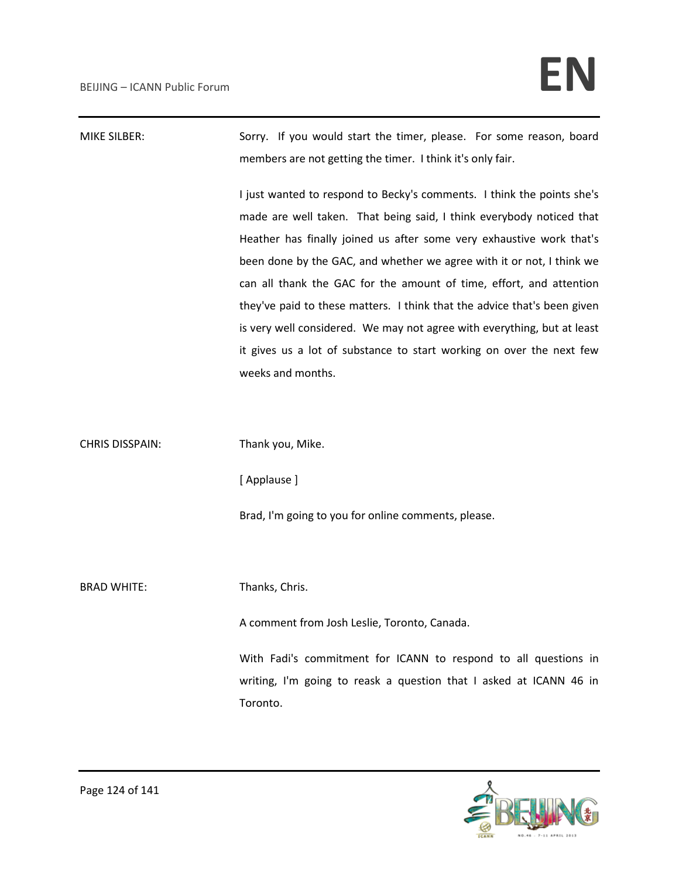MIKE SILBER: Sorry. If you would start the timer, please. For some reason, board members are not getting the timer. I think it's only fair.

I just wanted to respond to Becky's comments. I think the points she's made are well taken. That being said, I think everybody noticed that Heather has finally joined us after some very exhaustive work that's been done by the GAC, and whether we agree with it or not, I think we can all thank the GAC for the amount of time, effort, and attention they've paid to these matters. I think that the advice that's been given is very well considered. We may not agree with everything, but at least it gives us a lot of substance to start working on over the next few weeks and months.

CHRIS DISSPAIN: Thank you, Mike.

[ Applause ]

Brad, I'm going to you for online comments, please.

BRAD WHITE: Thanks, Chris.

A comment from Josh Leslie, Toronto, Canada.

With Fadi's commitment for ICANN to respond to all questions in writing, I'm going to reask a question that I asked at ICANN 46 in Toronto.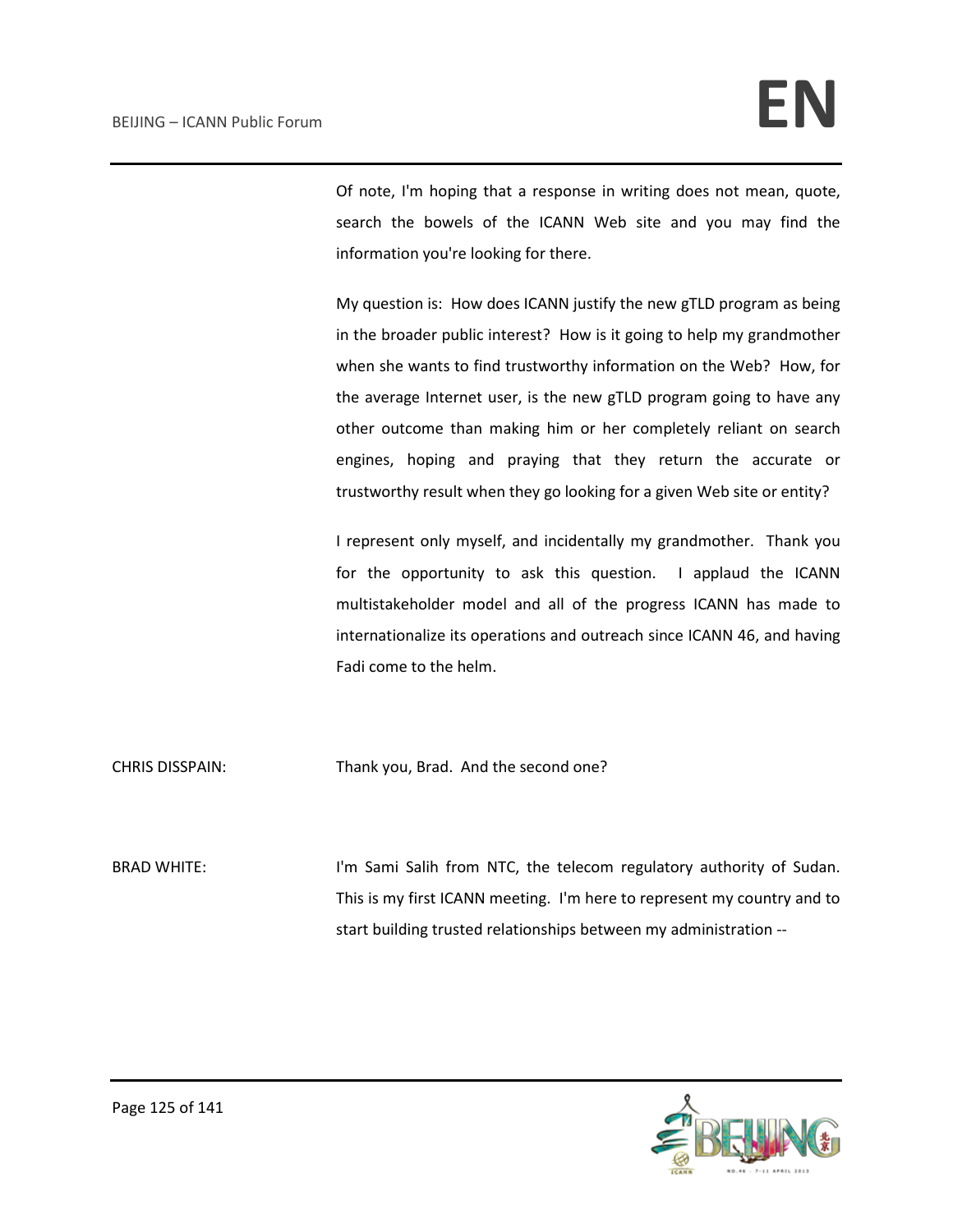Of note, I'm hoping that a response in writing does not mean, quote, search the bowels of the ICANN Web site and you may find the information you're looking for there.

My question is: How does ICANN justify the new gTLD program as being in the broader public interest? How is it going to help my grandmother when she wants to find trustworthy information on the Web? How, for the average Internet user, is the new gTLD program going to have any other outcome than making him or her completely reliant on search engines, hoping and praying that they return the accurate or trustworthy result when they go looking for a given Web site or entity?

I represent only myself, and incidentally my grandmother. Thank you for the opportunity to ask this question. I applaud the ICANN multistakeholder model and all of the progress ICANN has made to internationalize its operations and outreach since ICANN 46, and having Fadi come to the helm.

CHRIS DISSPAIN: Thank you, Brad. And the second one?

BRAD WHITE: I'm Sami Salih from NTC, the telecom regulatory authority of Sudan. This is my first ICANN meeting. I'm here to represent my country and to start building trusted relationships between my administration --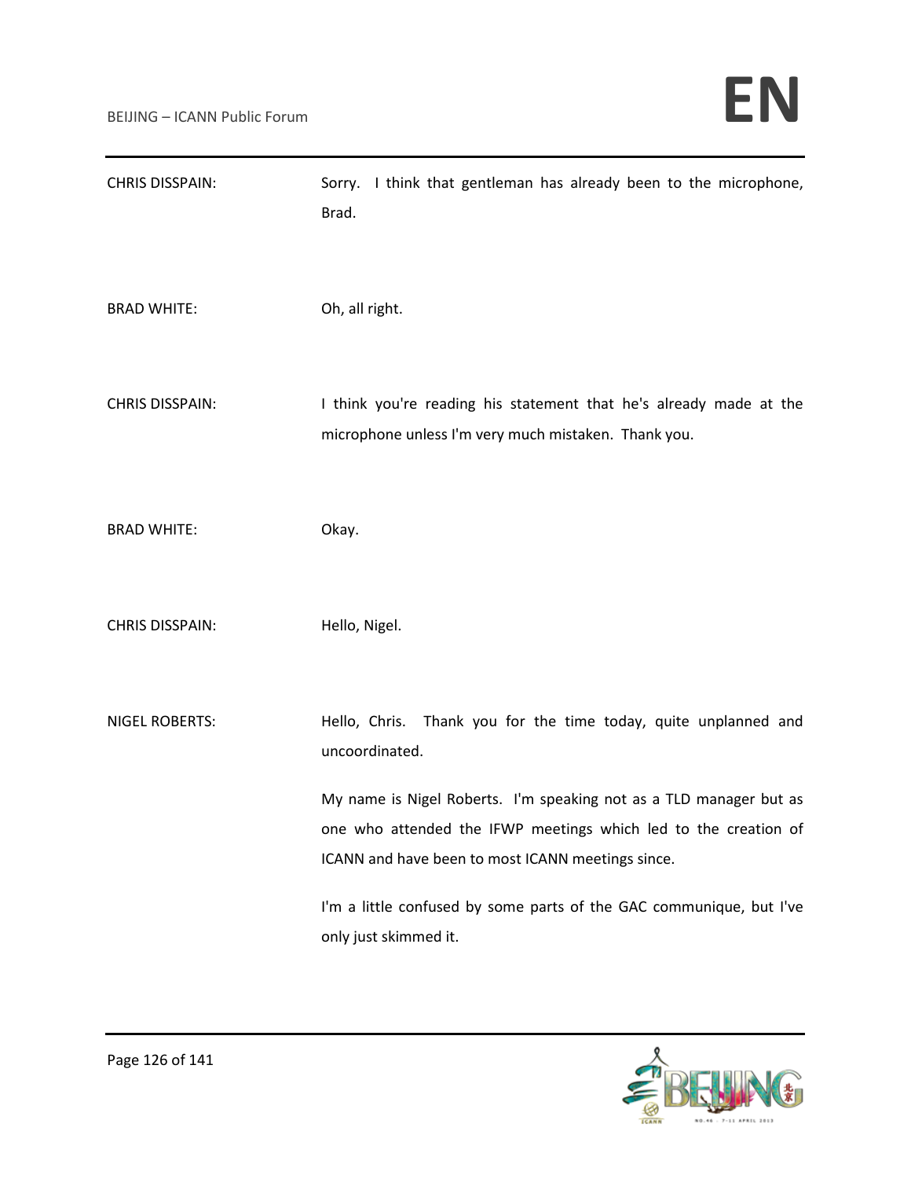CHRIS DISSPAIN: Sorry. I think that gentleman has already been to the microphone, Brad.

BRAD WHITE: Oh, all right.

CHRIS DISSPAIN: I think you're reading his statement that he's already made at the microphone unless I'm very much mistaken. Thank you.

BRAD WHITE: Okay.

CHRIS DISSPAIN: Hello, Nigel.

NIGEL ROBERTS: Hello, Chris. Thank you for the time today, quite unplanned and uncoordinated.

My name is Nigel Roberts. I'm speaking not as a TLD manager but as one who attended the IFWP meetings which led to the creation of ICANN and have been to most ICANN meetings since.

I'm a little confused by some parts of the GAC communique, but I've only just skimmed it.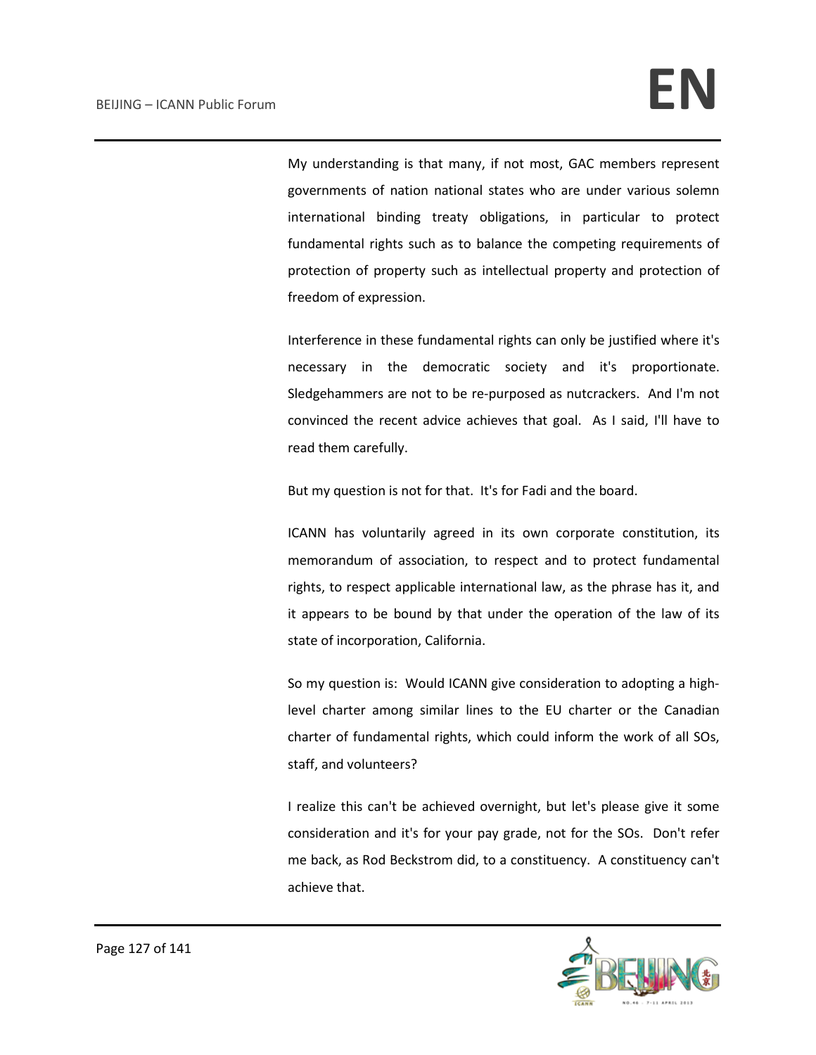My understanding is that many, if not most, GAC members represent governments of nation national states who are under various solemn international binding treaty obligations, in particular to protect fundamental rights such as to balance the competing requirements of protection of property such as intellectual property and protection of freedom of expression.

Interference in these fundamental rights can only be justified where it's necessary in the democratic society and it's proportionate. Sledgehammers are not to be re-purposed as nutcrackers. And I'm not convinced the recent advice achieves that goal. As I said, I'll have to read them carefully.

But my question is not for that. It's for Fadi and the board.

ICANN has voluntarily agreed in its own corporate constitution, its memorandum of association, to respect and to protect fundamental rights, to respect applicable international law, as the phrase has it, and it appears to be bound by that under the operation of the law of its state of incorporation, California.

So my question is: Would ICANN give consideration to adopting a high-level charter among similar lines to the EU charter or the Canadian charter of fundamental rights, which could inform the work of all SOs, staff, and volunteers?

I realize this can't be achieved overnight, but let's please give it some consideration and it's for your pay grade, not for the SOs. Don't refer me back, as Rod Beckstrom did, to a constituency. A constituency can't achieve that.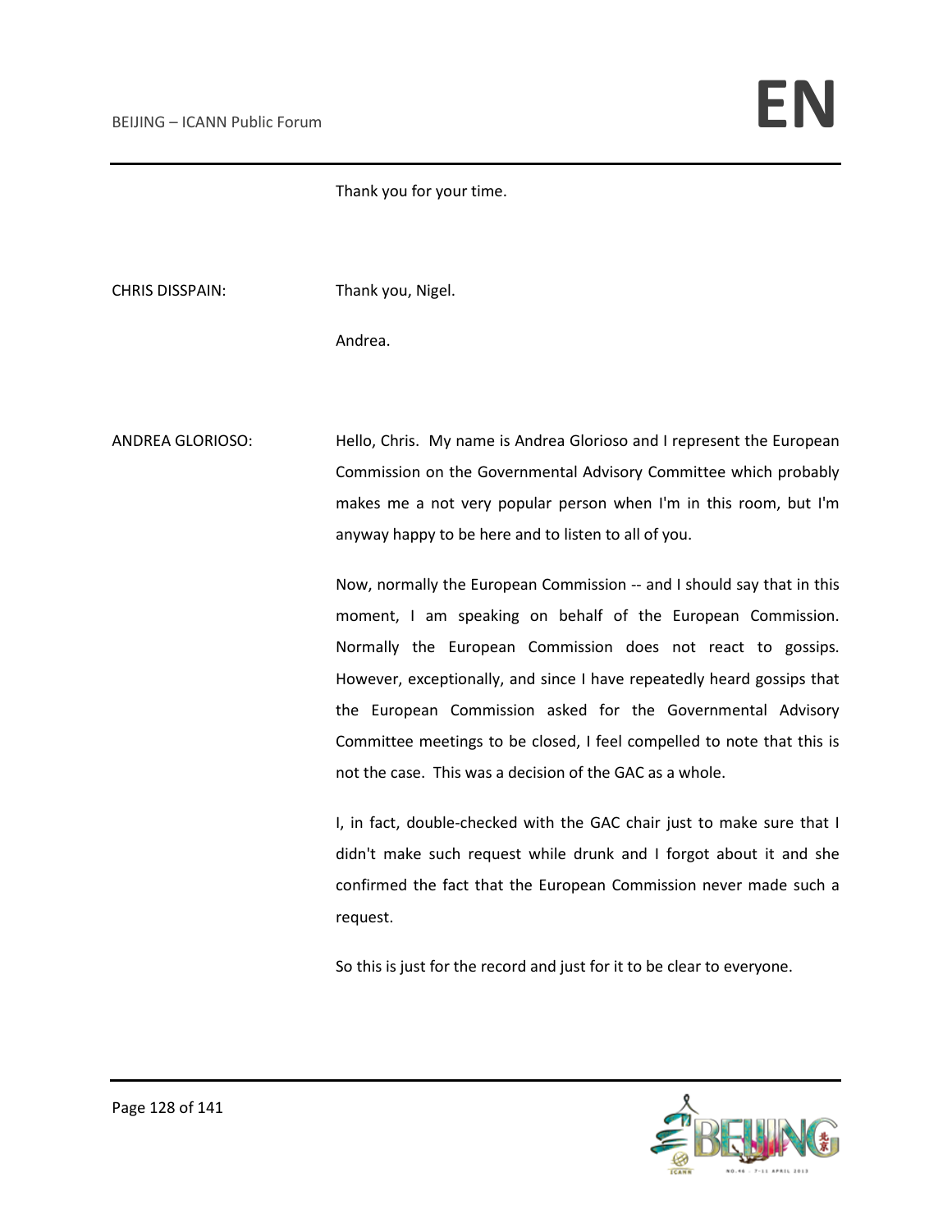Thank you for your time.

CHRIS DISSPAIN: Thank you, Nigel.

Andrea.

ANDREA GLORIOSO: Hello, Chris. My name is Andrea Glorioso and I represent the European Commission on the Governmental Advisory Committee which probably makes me a not very popular person when I'm in this room, but I'm anyway happy to be here and to listen to all of you.

Now, normally the European Commission -- and I should say that in this moment, I am speaking on behalf of the European Commission. Normally the European Commission does not react to gossips. However, exceptionally, and since I have repeatedly heard gossips that the European Commission asked for the Governmental Advisory Committee meetings to be closed, I feel compelled to note that this is not the case. This was a decision of the GAC as a whole.

I, in fact, double-checked with the GAC chair just to make sure that I didn't make such request while drunk and I forgot about it and she confirmed the fact that the European Commission never made such a request.

So this is just for the record and just for it to be clear to everyone.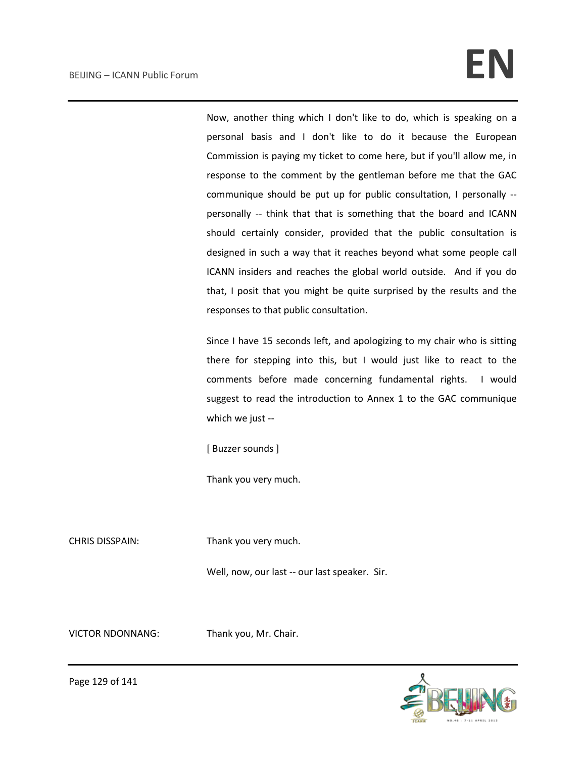Now, another thing which I don't like to do, which is speaking on a personal basis and I don't like to do it because the European Commission is paying my ticket to come here, but if you'll allow me, in response to the comment by the gentleman before me that the GAC communique should be put up for public consultation, I personally -- personally -- think that that is something that the board and ICANN should certainly consider, provided that the public consultation is designed in such a way that it reaches beyond what some people call ICANN insiders and reaches the global world outside. And if you do that, I posit that you might be quite surprised by the results and the responses to that public consultation.

Since I have 15 seconds left, and apologizing to my chair who is sitting there for stepping into this, but I would just like to react to the comments before made concerning fundamental rights. I would suggest to read the introduction to Annex 1 to the GAC communique which we just --

[ Buzzer sounds ]

Thank you very much.

CHRIS DISSPAIN: Thank you very much.

Well, now, our last -- our last speaker. Sir.

VICTOR NDONNANG: Thank you, Mr. Chair.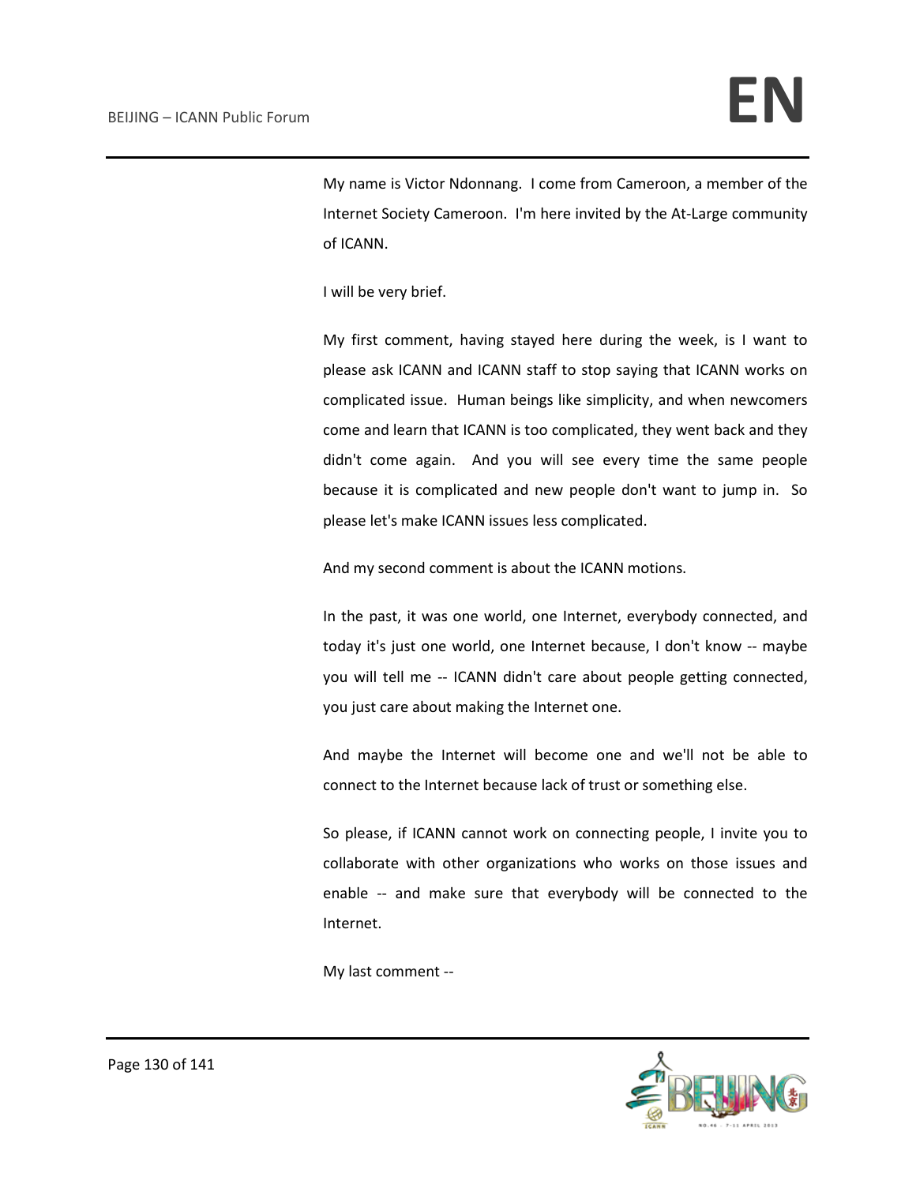My name is Victor Ndonnang. I come from Cameroon, a member of the Internet Society Cameroon. I'm here invited by the At-Large community of ICANN.

I will be very brief.

My first comment, having stayed here during the week, is I want to please ask ICANN and ICANN staff to stop saying that ICANN works on complicated issue. Human beings like simplicity, and when newcomers come and learn that ICANN is too complicated, they went back and they didn't come again. And you will see every time the same people because it is complicated and new people don't want to jump in. So please let's make ICANN issues less complicated.

And my second comment is about the ICANN motions.

In the past, it was one world, one Internet, everybody connected, and today it's just one world, one Internet because, I don't know -- maybe you will tell me -- ICANN didn't care about people getting connected, you just care about making the Internet one.

And maybe the Internet will become one and we'll not be able to connect to the Internet because lack of trust or something else.

So please, if ICANN cannot work on connecting people, I invite you to collaborate with other organizations who works on those issues and enable -- and make sure that everybody will be connected to the Internet.

My last comment --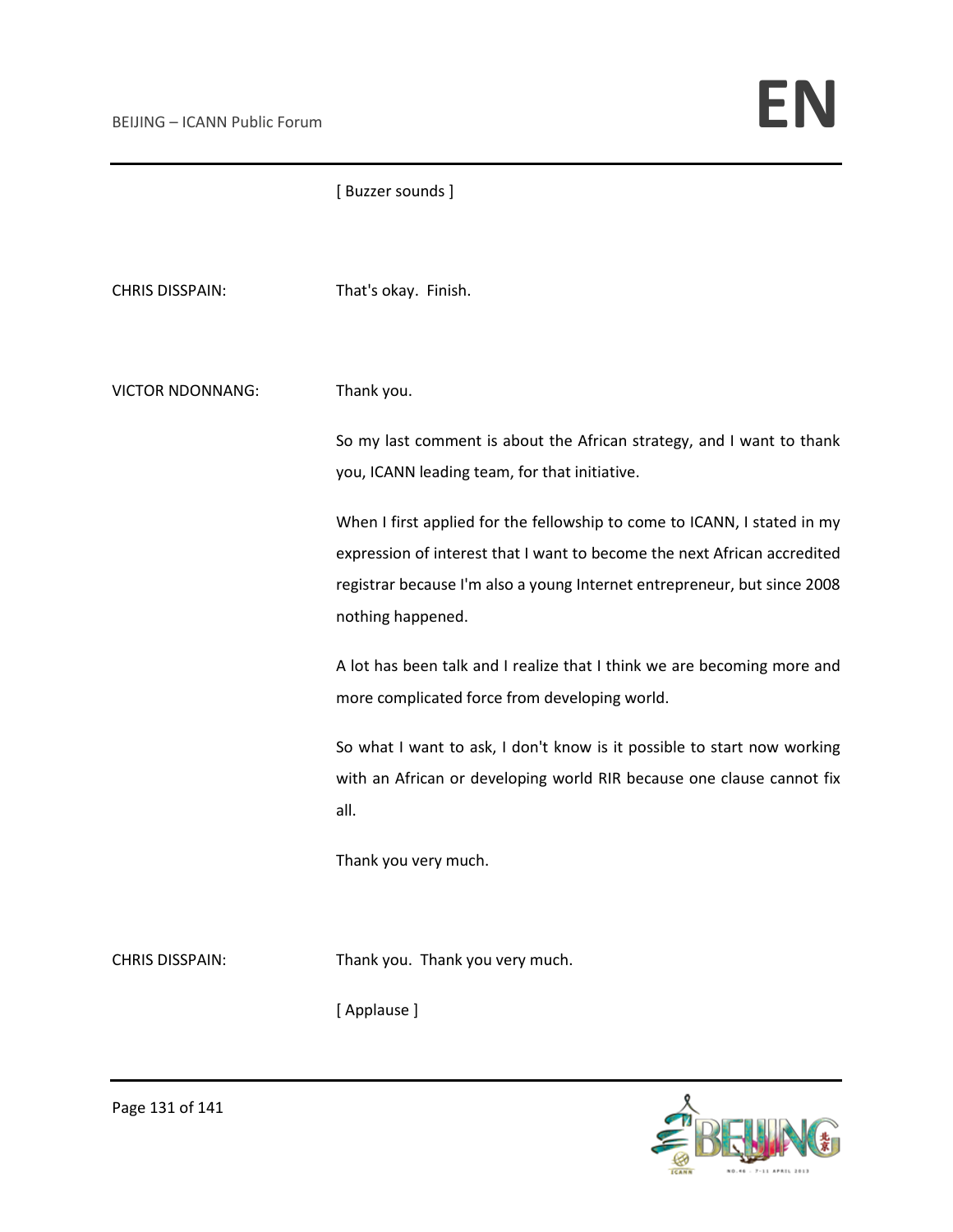[ Buzzer sounds ]

CHRIS DISSPAIN: That's okay. Finish.

VICTOR NDONNANG: Thank you.

So my last comment is about the African strategy, and I want to thank you, ICANN leading team, for that initiative.

When I first applied for the fellowship to come to ICANN, I stated in my expression of interest that I want to become the next African accredited registrar because I'm also a young Internet entrepreneur, but since 2008 nothing happened.

A lot has been talk and I realize that I think we are becoming more and more complicated force from developing world.

So what I want to ask, I don't know is it possible to start now working with an African or developing world RIR because one clause cannot fix all.

Thank you very much.

CHRIS DISSPAIN: Thank you. Thank you very much.

[ Applause ]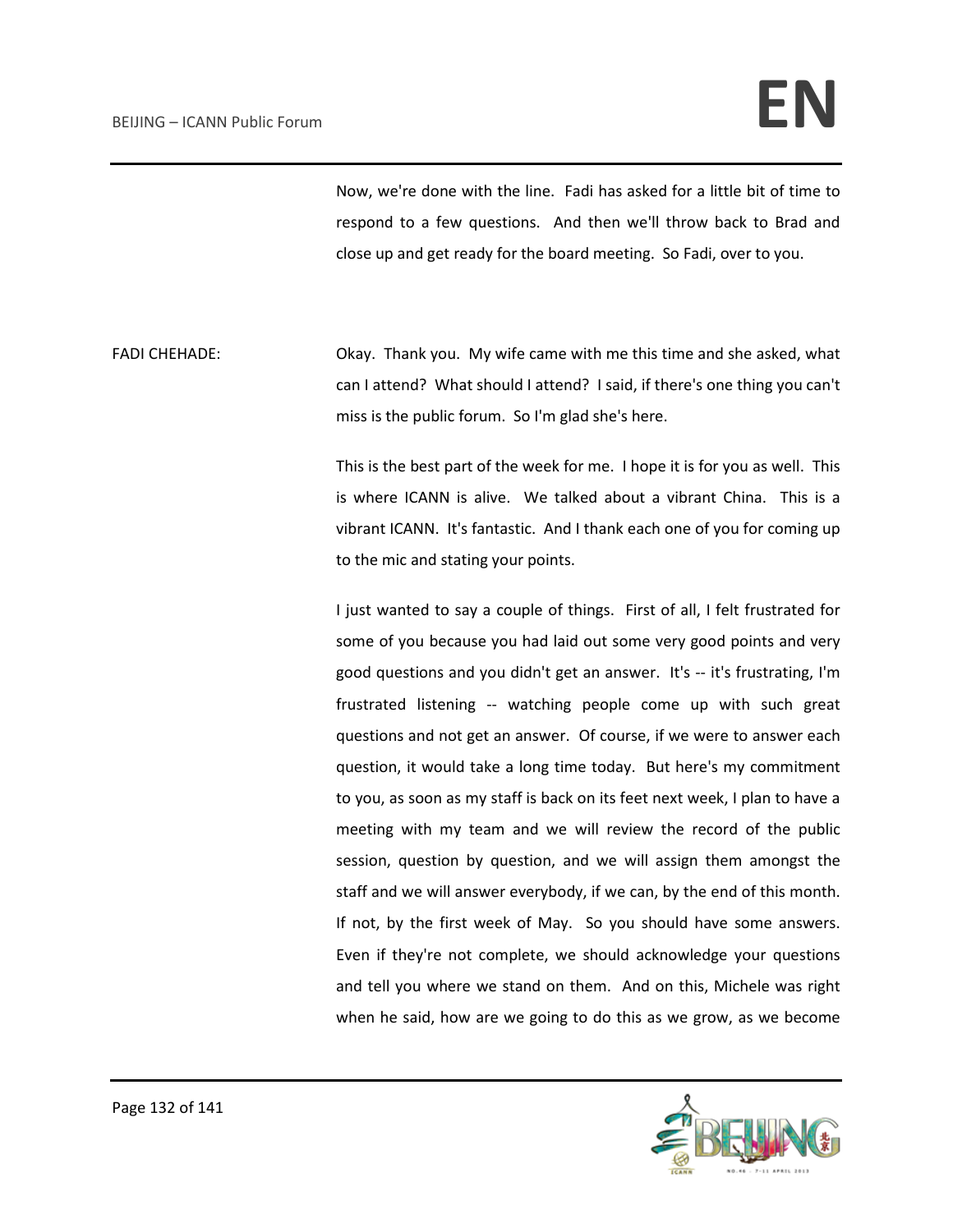Now, we're done with the line. Fadi has asked for a little bit of time to respond to a few questions. And then we'll throw back to Brad and close up and get ready for the board meeting. So Fadi, over to you.

FADI CHEHADE: Okay. Thank you. My wife came with me this time and she asked, what can I attend? What should I attend? I said, if there's one thing you can't miss is the public forum. So I'm glad she's here.

This is the best part of the week for me. I hope it is for you as well. This is where ICANN is alive. We talked about a vibrant China. This is a vibrant ICANN. It's fantastic. And I thank each one of you for coming up to the mic and stating your points.

I just wanted to say a couple of things. First of all, I felt frustrated for some of you because you had laid out some very good points and very good questions and you didn't get an answer. It's -- it's frustrating, I'm frustrated listening -- watching people come up with such great questions and not get an answer. Of course, if we were to answer each question, it would take a long time today. But here's my commitment to you, as soon as my staff is back on its feet next week, I plan to have a meeting with my team and we will review the record of the public session, question by question, and we will assign them amongst the staff and we will answer everybody, if we can, by the end of this month. If not, by the first week of May. So you should have some answers. Even if they're not complete, we should acknowledge your questions and tell you where we stand on them. And on this, Michele was right when he said, how are we going to do this as we grow, as we become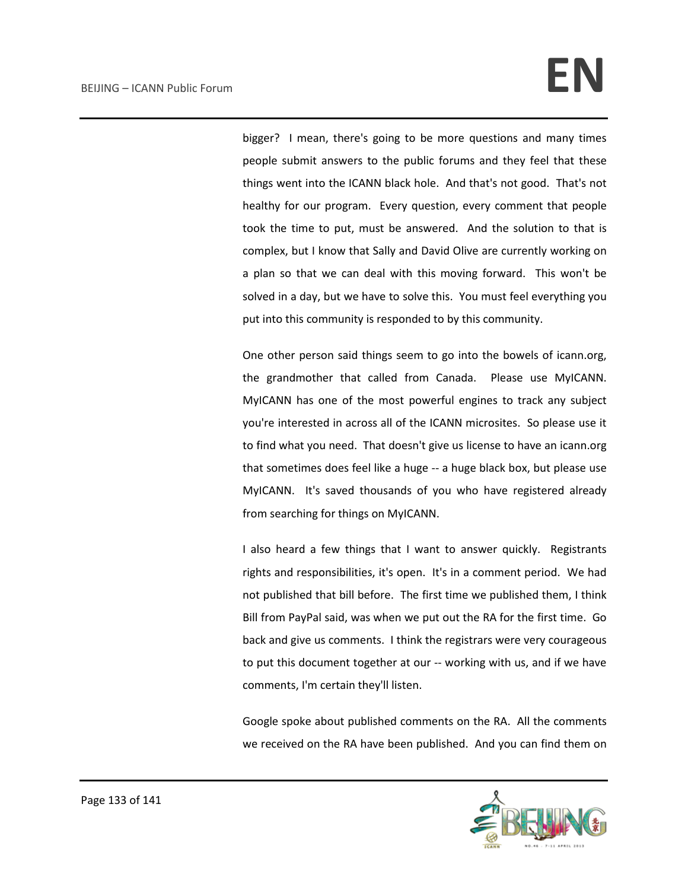bigger? I mean, there's going to be more questions and many times people submit answers to the public forums and they feel that these things went into the ICANN black hole. And that's not good. That's not healthy for our program. Every question, every comment that people took the time to put, must be answered. And the solution to that is complex, but I know that Sally and David Olive are currently working on a plan so that we can deal with this moving forward. This won't be solved in a day, but we have to solve this. You must feel everything you put into this community is responded to by this community.

One other person said things seem to go into the bowels of icann.org, the grandmother that called from Canada. Please use MyICANN. MyICANN has one of the most powerful engines to track any subject you're interested in across all of the ICANN microsites. So please use it to find what you need. That doesn't give us license to have an icann.org that sometimes does feel like a huge -- a huge black box, but please use MyICANN. It's saved thousands of you who have registered already from searching for things on MyICANN.

I also heard a few things that I want to answer quickly. Registrants rights and responsibilities, it's open. It's in a comment period. We had not published that bill before. The first time we published them, I think Bill from PayPal said, was when we put out the RA for the first time. Go back and give us comments. I think the registrars were very courageous to put this document together at our -- working with us, and if we have comments, I'm certain they'll listen.

Google spoke about published comments on the RA. All the comments we received on the RA have been published. And you can find them on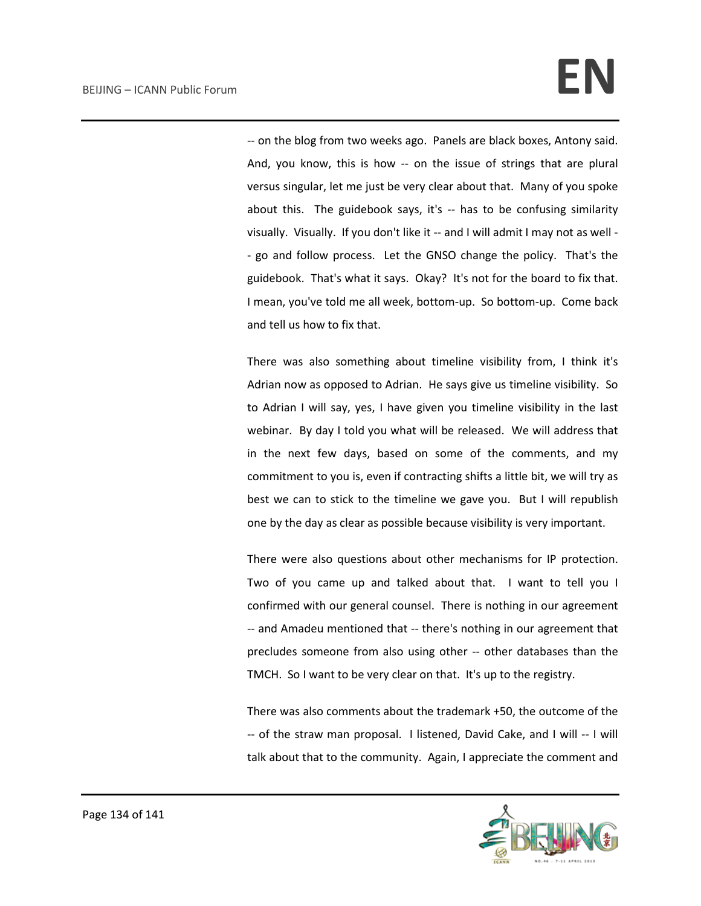-- on the blog from two weeks ago. Panels are black boxes, Antony said. And, you know, this is how -- on the issue of strings that are plural versus singular, let me just be very clear about that. Many of you spoke about this. The guidebook says, it's -- has to be confusing similarity visually. Visually. If you don't like it -- and I will admit I may not as well -- go and follow process. Let the GNSO change the policy. That's the guidebook. That's what it says. Okay? It's not for the board to fix that. I mean, you've told me all week, bottom-up. So bottom-up. Come back and tell us how to fix that.

There was also something about timeline visibility from, I think it's Adrian now as opposed to Adrian. He says give us timeline visibility. So to Adrian I will say, yes, I have given you timeline visibility in the last webinar. By day I told you what will be released. We will address that in the next few days, based on some of the comments, and my commitment to you is, even if contracting shifts a little bit, we will try as best we can to stick to the timeline we gave you. But I will republish one by the day as clear as possible because visibility is very important.

There were also questions about other mechanisms for IP protection. Two of you came up and talked about that. I want to tell you I confirmed with our general counsel. There is nothing in our agreement -- and Amadeu mentioned that -- there's nothing in our agreement that precludes someone from also using other -- other databases than the TMCH. So I want to be very clear on that. It's up to the registry.

There was also comments about the trademark +50, the outcome of the -- of the straw man proposal. I listened, David Cake, and I will -- I will talk about that to the community. Again, I appreciate the comment and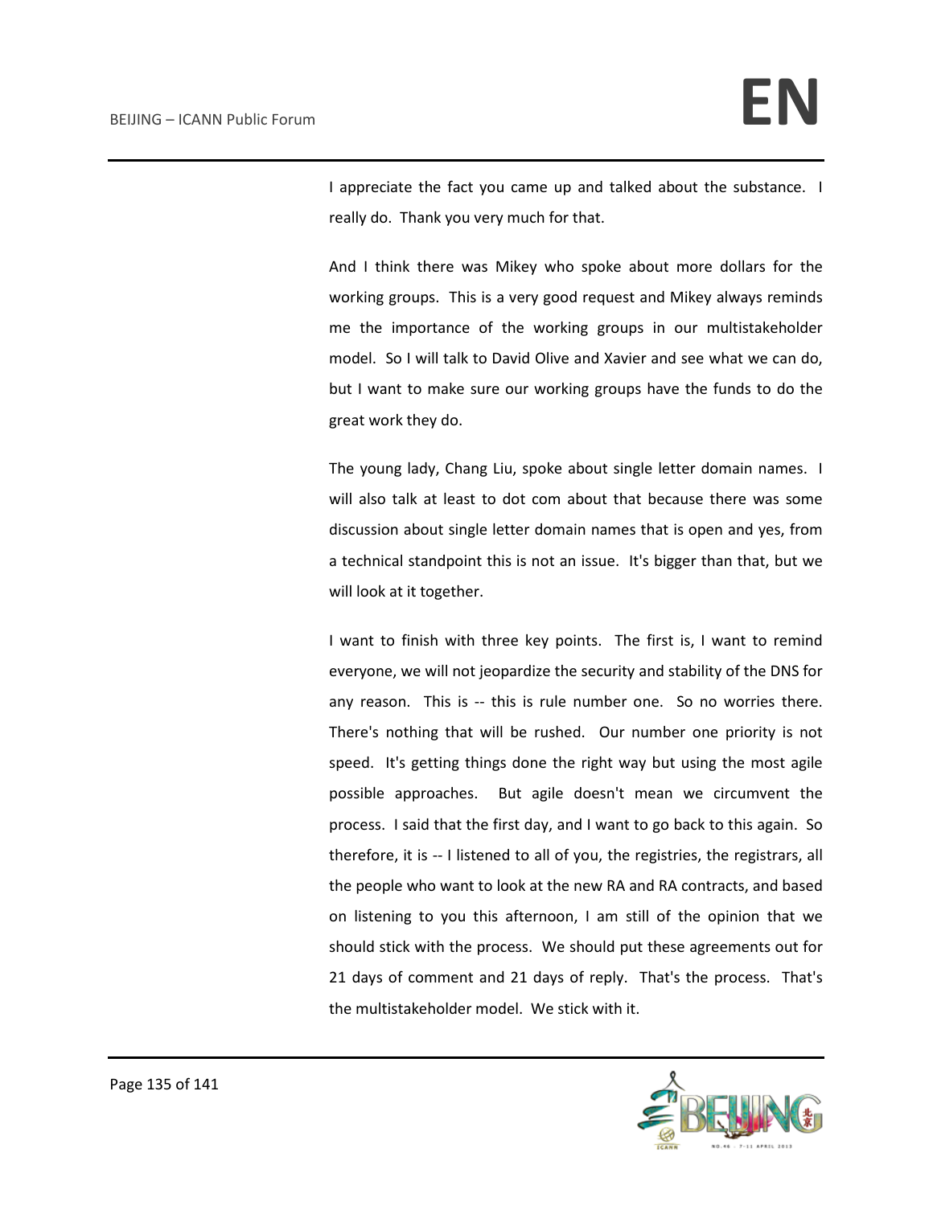I appreciate the fact you came up and talked about the substance. I really do. Thank you very much for that.

And I think there was Mikey who spoke about more dollars for the working groups. This is a very good request and Mikey always reminds me the importance of the working groups in our multistakeholder model. So I will talk to David Olive and Xavier and see what we can do, but I want to make sure our working groups have the funds to do the great work they do.

The young lady, Chang Liu, spoke about single letter domain names. I will also talk at least to dot com about that because there was some discussion about single letter domain names that is open and yes, from a technical standpoint this is not an issue. It's bigger than that, but we will look at it together.

I want to finish with three key points. The first is, I want to remind everyone, we will not jeopardize the security and stability of the DNS for any reason. This is -- this is rule number one. So no worries there. There's nothing that will be rushed. Our number one priority is not speed. It's getting things done the right way but using the most agile possible approaches. But agile doesn't mean we circumvent the process. I said that the first day, and I want to go back to this again. So therefore, it is -- I listened to all of you, the registries, the registrars, all the people who want to look at the new RA and RA contracts, and based on listening to you this afternoon, I am still of the opinion that we should stick with the process. We should put these agreements out for 21 days of comment and 21 days of reply. That's the process. That's the multistakeholder model. We stick with it.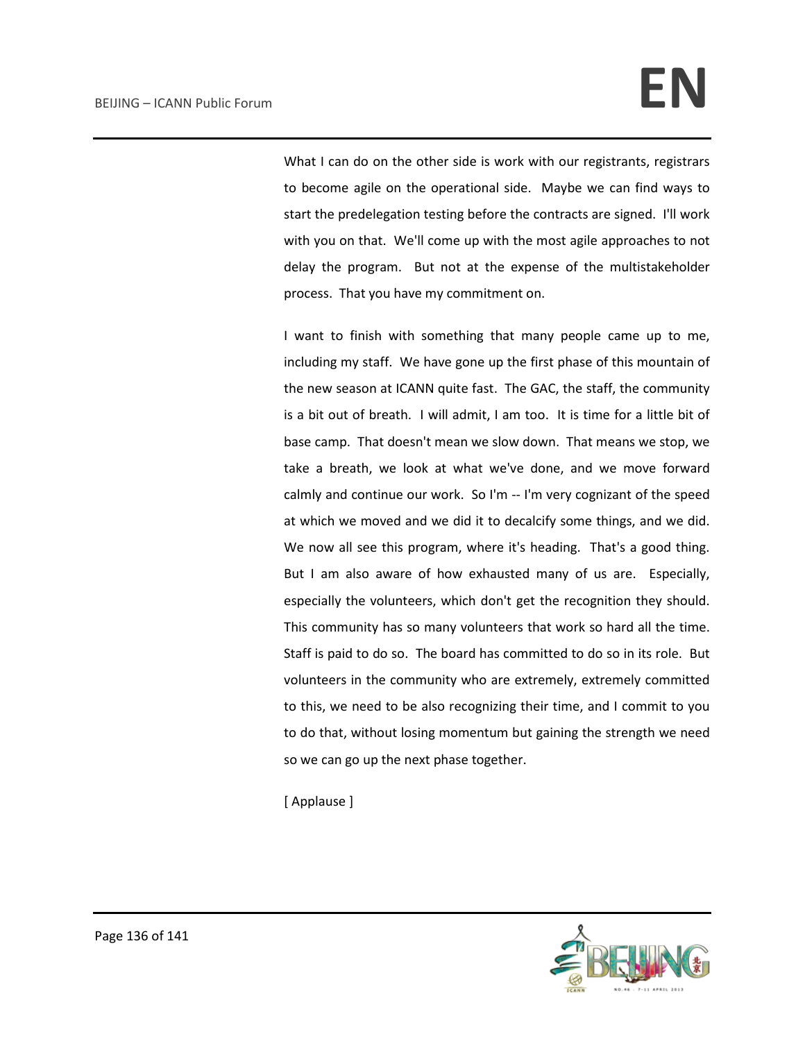What I can do on the other side is work with our registrants, registrars to become agile on the operational side. Maybe we can find ways to start the predelegation testing before the contracts are signed. I'll work with you on that. We'll come up with the most agile approaches to not delay the program. But not at the expense of the multistakeholder process. That you have my commitment on.

I want to finish with something that many people came up to me, including my staff. We have gone up the first phase of this mountain of the new season at ICANN quite fast. The GAC, the staff, the community is a bit out of breath. I will admit, I am too. It is time for a little bit of base camp. That doesn't mean we slow down. That means we stop, we take a breath, we look at what we've done, and we move forward calmly and continue our work. So I'm -- I'm very cognizant of the speed at which we moved and we did it to decalcify some things, and we did. We now all see this program, where it's heading. That's a good thing. But I am also aware of how exhausted many of us are. Especially, especially the volunteers, which don't get the recognition they should. This community has so many volunteers that work so hard all the time. Staff is paid to do so. The board has committed to do so in its role. But volunteers in the community who are extremely, extremely committed to this, we need to be also recognizing their time, and I commit to you to do that, without losing momentum but gaining the strength we need so we can go up the next phase together.

[ Applause ]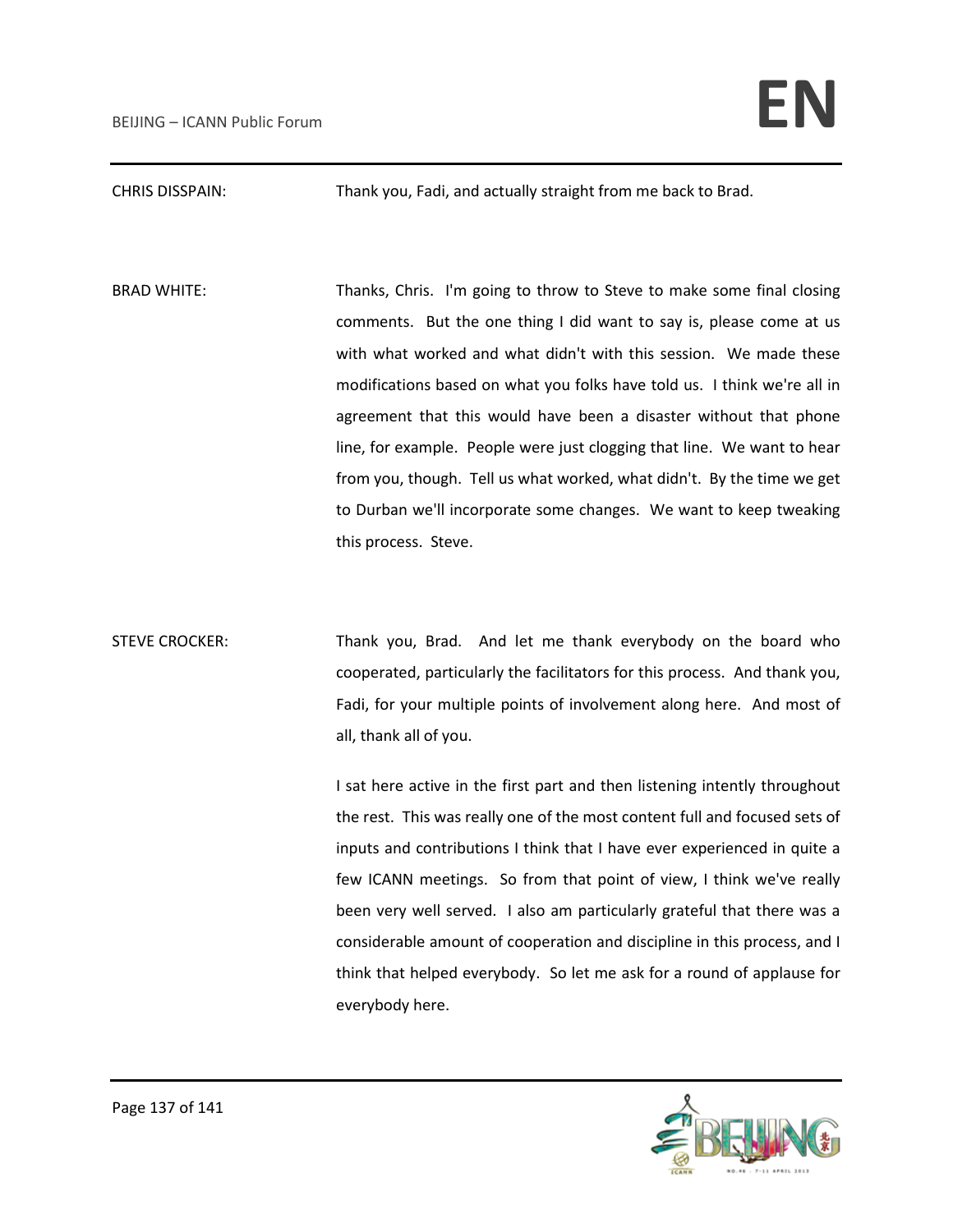CHRIS DISSPAIN: Thank you, Fadi, and actually straight from me back to Brad.

BRAD WHITE: Thanks, Chris. I'm going to throw to Steve to make some final closing comments. But the one thing I did want to say is, please come at us with what worked and what didn't with this session. We made these modifications based on what you folks have told us. I think we're all in agreement that this would have been a disaster without that phone line, for example. People were just clogging that line. We want to hear from you, though. Tell us what worked, what didn't. By the time we get to Durban we'll incorporate some changes. We want to keep tweaking this process. Steve.

STEVE CROCKER: Thank you, Brad. And let me thank everybody on the board who cooperated, particularly the facilitators for this process. And thank you, Fadi, for your multiple points of involvement along here. And most of all, thank all of you.

I sat here active in the first part and then listening intently throughout the rest. This was really one of the most content full and focused sets of inputs and contributions I think that I have ever experienced in quite a few ICANN meetings. So from that point of view, I think we've really been very well served. I also am particularly grateful that there was a considerable amount of cooperation and discipline in this process, and I think that helped everybody. So let me ask for a round of applause for everybody here.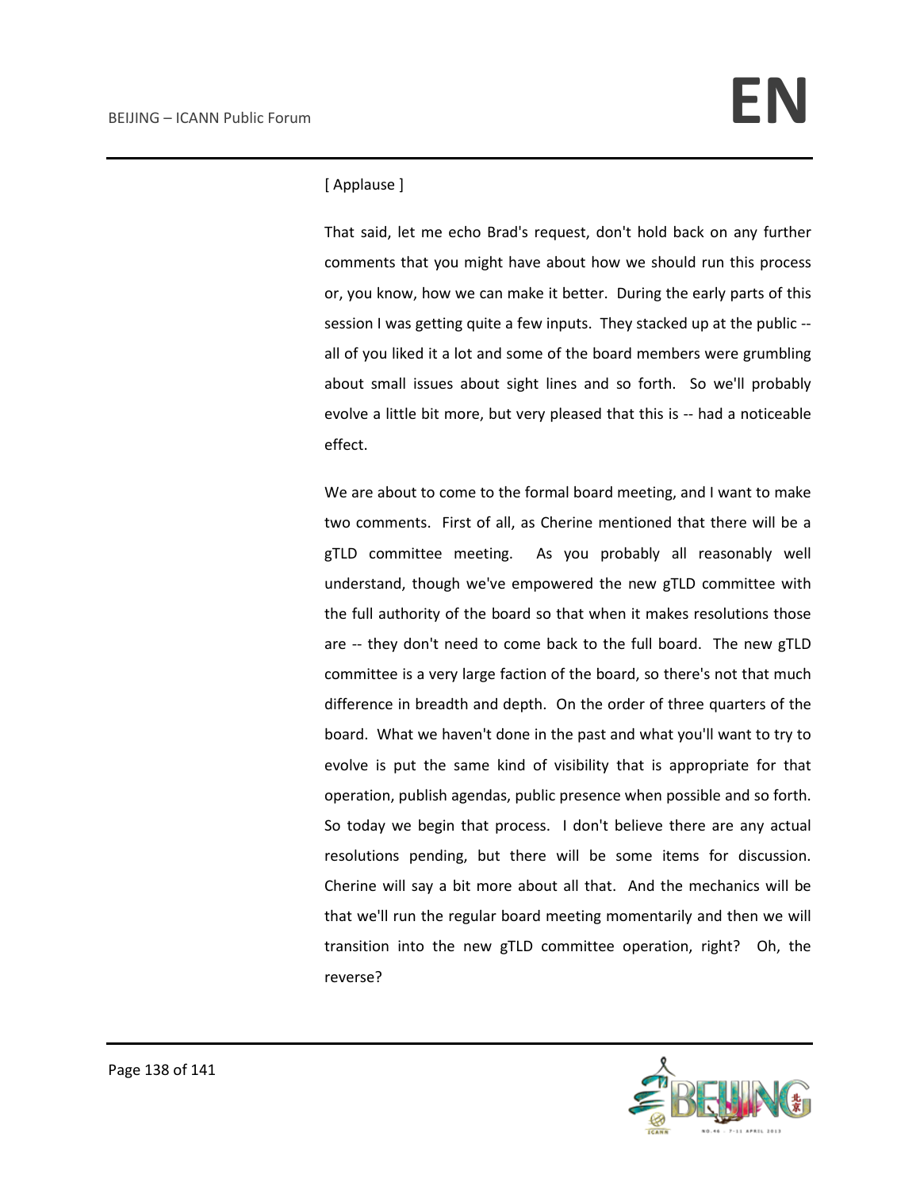[ Applause ]

That said, let me echo Brad's request, don't hold back on any further comments that you might have about how we should run this process or, you know, how we can make it better. During the early parts of this session I was getting quite a few inputs. They stacked up at the public -- all of you liked it a lot and some of the board members were grumbling about small issues about sight lines and so forth. So we'll probably evolve a little bit more, but very pleased that this is -- had a noticeable effect.

We are about to come to the formal board meeting, and I want to make two comments. First of all, as Cherine mentioned that there will be a gTLD committee meeting. As you probably all reasonably well understand, though we've empowered the new gTLD committee with the full authority of the board so that when it makes resolutions those are -- they don't need to come back to the full board. The new gTLD committee is a very large faction of the board, so there's not that much difference in breadth and depth. On the order of three quarters of the board. What we haven't done in the past and what you'll want to try to evolve is put the same kind of visibility that is appropriate for that operation, publish agendas, public presence when possible and so forth. So today we begin that process. I don't believe there are any actual resolutions pending, but there will be some items for discussion. Cherine will say a bit more about all that. And the mechanics will be that we'll run the regular board meeting momentarily and then we will transition into the new gTLD committee operation, right? Oh, the reverse?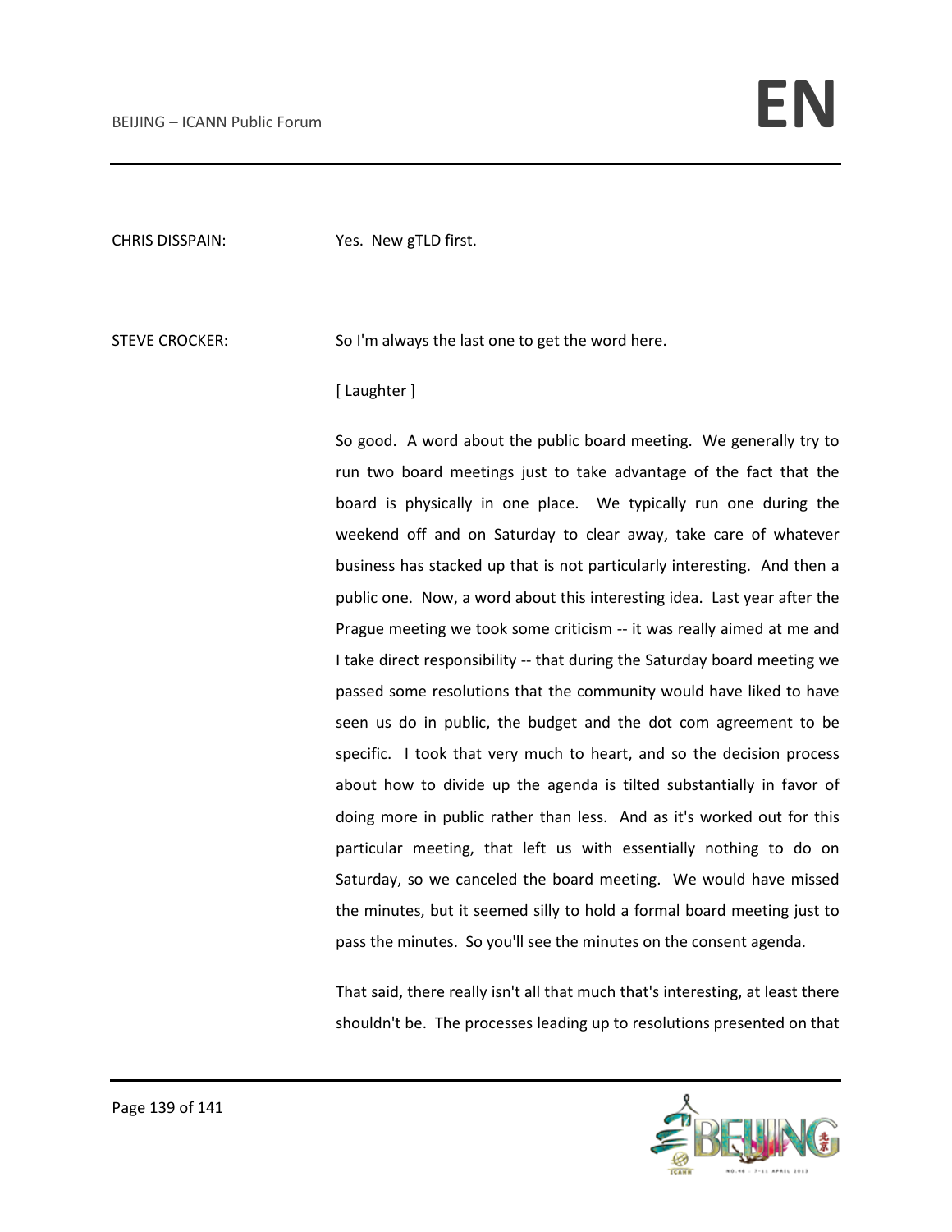CHRIS DISSPAIN: Yes. New gTLD first.

STEVE CROCKER: So I'm always the last one to get the word here.

[ Laughter ]

So good. A word about the public board meeting. We generally try to run two board meetings just to take advantage of the fact that the board is physically in one place. We typically run one during the weekend off and on Saturday to clear away, take care of whatever business has stacked up that is not particularly interesting. And then a public one. Now, a word about this interesting idea. Last year after the Prague meeting we took some criticism -- it was really aimed at me and I take direct responsibility -- that during the Saturday board meeting we passed some resolutions that the community would have liked to have seen us do in public, the budget and the dot com agreement to be specific. I took that very much to heart, and so the decision process about how to divide up the agenda is tilted substantially in favor of doing more in public rather than less. And as it's worked out for this particular meeting, that left us with essentially nothing to do on Saturday, so we canceled the board meeting. We would have missed the minutes, but it seemed silly to hold a formal board meeting just to pass the minutes. So you'll see the minutes on the consent agenda.

That said, there really isn't all that much that's interesting, at least there shouldn't be. The processes leading up to resolutions presented on that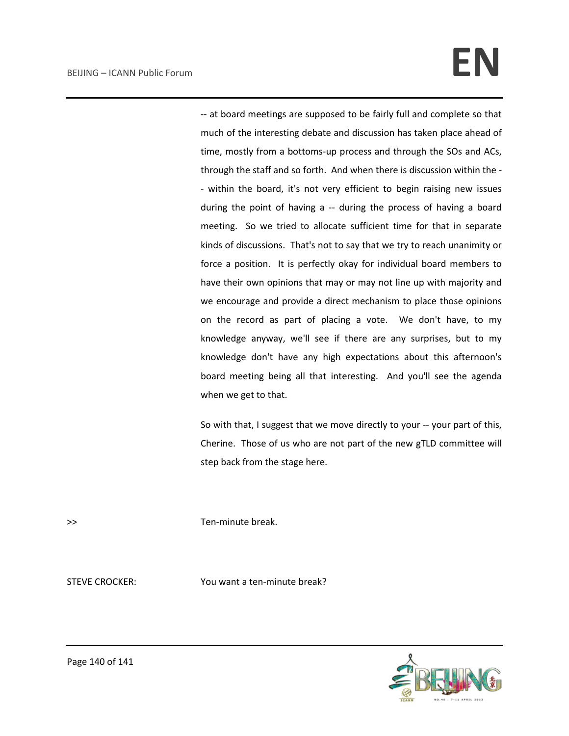-- at board meetings are supposed to be fairly full and complete so that much of the interesting debate and discussion has taken place ahead of time, mostly from a bottoms-up process and through the SOs and ACs, through the staff and so forth. And when there is discussion within the -- within the board, it's not very efficient to begin raising new issues during the point of having a -- during the process of having a board meeting. So we tried to allocate sufficient time for that in separate kinds of discussions. That's not to say that we try to reach unanimity or force a position. It is perfectly okay for individual board members to have their own opinions that may or may not line up with majority and we encourage and provide a direct mechanism to place those opinions on the record as part of placing a vote. We don't have, to my knowledge anyway, we'll see if there are any surprises, but to my knowledge don't have any high expectations about this afternoon's board meeting being all that interesting. And you'll see the agenda when we get to that.

So with that, I suggest that we move directly to your -- your part of this, Cherine. Those of us who are not part of the new gTLD committee will step back from the stage here.

\>> Ten-minute break.

STEVE CROCKER: You want a ten-minute break?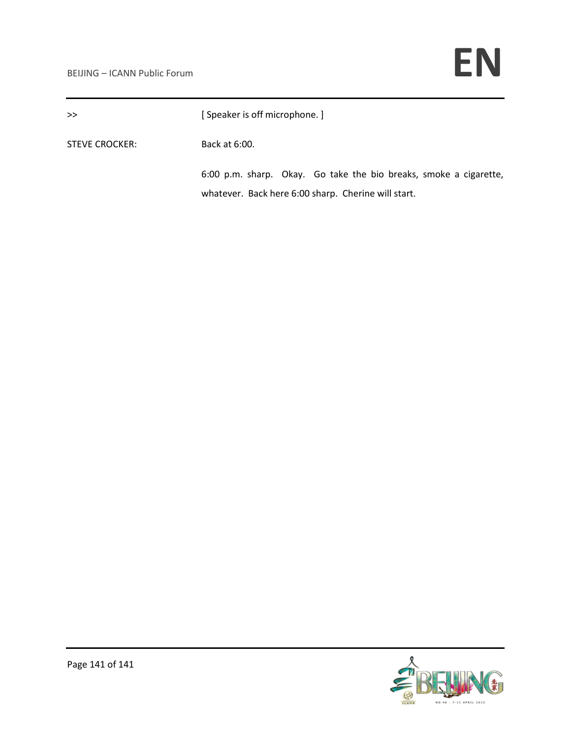>> [ Speaker is off microphone. ]

STEVE CROCKER: Back at 6:00.

6:00 p.m. sharp. Okay. Go take the bio breaks, smoke a cigarette, whatever. Back here 6:00 sharp. Cherine will start.